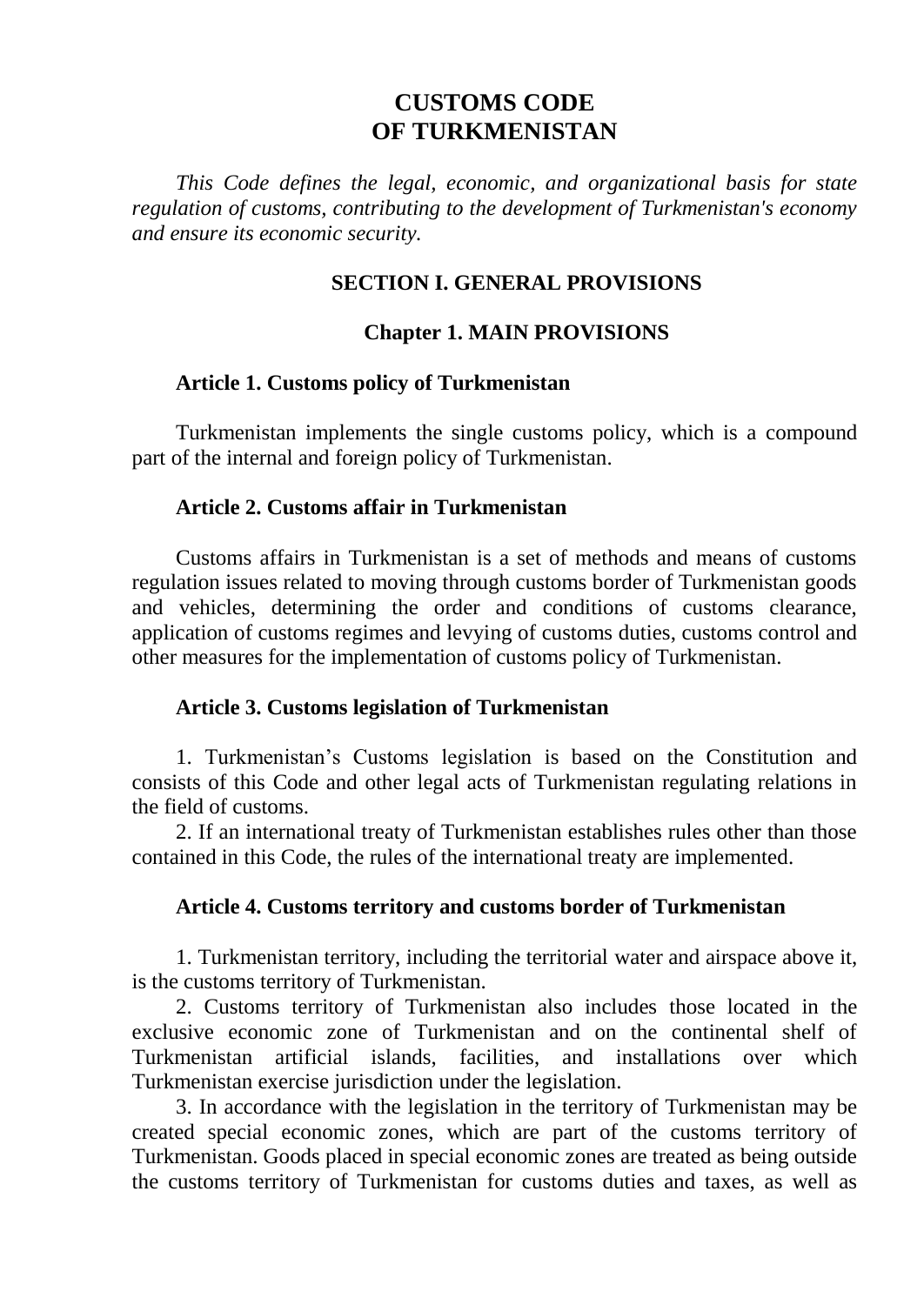# CUSTOMS CODE
# OF TURKMENISTAN

*This Code defines the legal, economic, and organizational basis for state regulation of customs, contributing to the development of Turkmenistan's economy and ensure its economic security.*

## SECTION I. GENERAL PROVISIONS

### Chapter 1. MAIN PROVISIONS

#### Article 1. Customs policy of Turkmenistan

Turkmenistan implements the single customs policy, which is a compound part of the internal and foreign policy of Turkmenistan.

#### Article 2. Customs affair in Turkmenistan

Customs affairs in Turkmenistan is a set of methods and means of customs regulation issues related to moving through customs border of Turkmenistan goods and vehicles, determining the order and conditions of customs clearance, application of customs regimes and levying of customs duties, customs control and other measures for the implementation of customs policy of Turkmenistan.

#### Article 3. Customs legislation of Turkmenistan

1. Turkmenistan's Customs legislation is based on the Constitution and consists of this Code and other legal acts of Turkmenistan regulating relations in the field of customs.

2. If an international treaty of Turkmenistan establishes rules other than those contained in this Code, the rules of the international treaty are implemented.

#### Article 4. Customs territory and customs border of Turkmenistan

1. Turkmenistan territory, including the territorial water and airspace above it, is the customs territory of Turkmenistan.

2. Customs territory of Turkmenistan also includes those located in the exclusive economic zone of Turkmenistan and on the continental shelf of Turkmenistan artificial islands, facilities, and installations over which Turkmenistan exercise jurisdiction under the legislation.

3. In accordance with the legislation in the territory of Turkmenistan may be created special economic zones, which are part of the customs territory of Turkmenistan. Goods placed in special economic zones are treated as being outside the customs territory of Turkmenistan for customs duties and taxes, as well as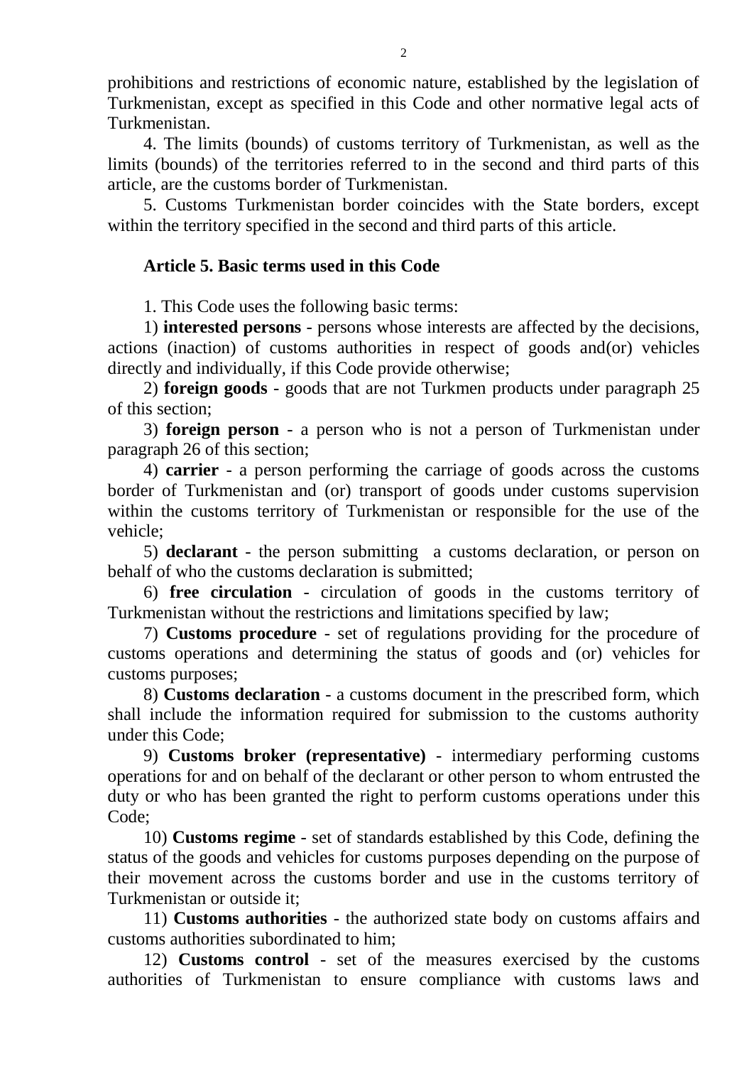prohibitions and restrictions of economic nature, established by the legislation of Turkmenistan, except as specified in this Code and other normative legal acts of Turkmenistan.

4. The limits (bounds) of customs territory of Turkmenistan, as well as the limits (bounds) of the territories referred to in the second and third parts of this article, are the customs border of Turkmenistan.

5. Customs Turkmenistan border coincides with the State borders, except within the territory specified in the second and third parts of this article.

### Article 5. Basic terms used in this Code

1. This Code uses the following basic terms:

1) **interested persons** - persons whose interests are affected by the decisions, actions (inaction) of customs authorities in respect of goods and(or) vehicles directly and individually, if this Code provide otherwise;

2) **foreign goods** - goods that are not Turkmen products under paragraph 25 of this section;

3) **foreign person** - a person who is not a person of Turkmenistan under paragraph 26 of this section;

4) **carrier** - a person performing the carriage of goods across the customs border of Turkmenistan and (or) transport of goods under customs supervision within the customs territory of Turkmenistan or responsible for the use of the vehicle;

5) **declarant** - the person submitting a customs declaration, or person on behalf of who the customs declaration is submitted;

6) **free circulation** - circulation of goods in the customs territory of Turkmenistan without the restrictions and limitations specified by law;

7) **Customs procedure** - set of regulations providing for the procedure of customs operations and determining the status of goods and (or) vehicles for customs purposes;

8) **Customs declaration** - a customs document in the prescribed form, which shall include the information required for submission to the customs authority under this Code;

9) **Customs broker (representative)** - intermediary performing customs operations for and on behalf of the declarant or other person to whom entrusted the duty or who has been granted the right to perform customs operations under this Code;

10) **Customs regime** - set of standards established by this Code, defining the status of the goods and vehicles for customs purposes depending on the purpose of their movement across the customs border and use in the customs territory of Turkmenistan or outside it;

11) **Customs authorities** - the authorized state body on customs affairs and customs authorities subordinated to him;

12) **Customs control** - set of the measures exercised by the customs authorities of Turkmenistan to ensure compliance with customs laws and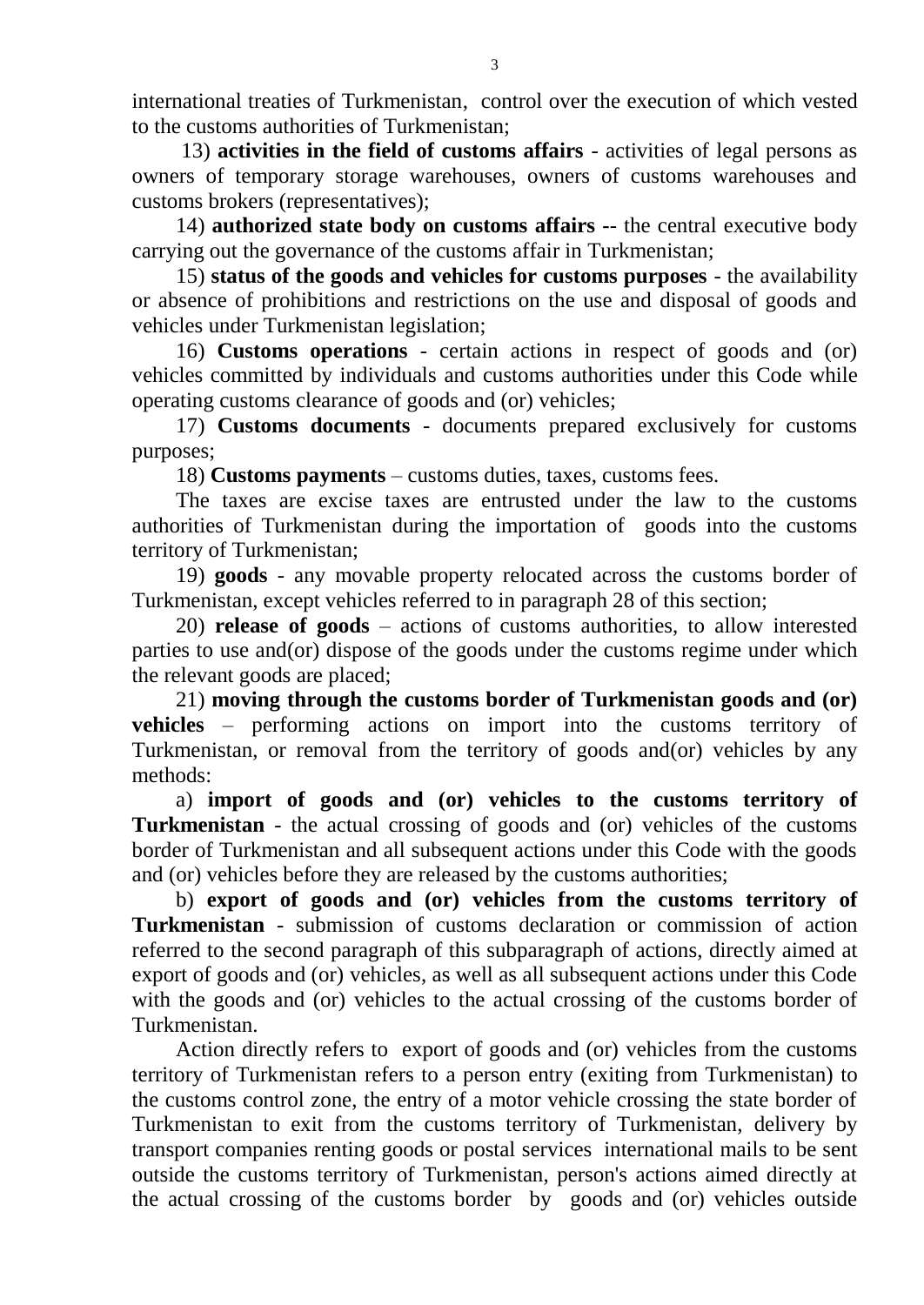international treaties of Turkmenistan, control over the execution of which vested to the customs authorities of Turkmenistan;

13) **activities in the field of customs affairs** - activities of legal persons as owners of temporary storage warehouses, owners of customs warehouses and customs brokers (representatives);

14) **authorized state body on customs affairs** -- the central executive body carrying out the governance of the customs affair in Turkmenistan;

15) **status of the goods and vehicles for customs purposes** - the availability or absence of prohibitions and restrictions on the use and disposal of goods and vehicles under Turkmenistan legislation;

16) **Customs operations** - certain actions in respect of goods and (or) vehicles committed by individuals and customs authorities under this Code while operating customs clearance of goods and (or) vehicles;

17) **Customs documents** - documents prepared exclusively for customs purposes;

18) **Customs payments** – customs duties, taxes, customs fees.

The taxes are excise taxes are entrusted under the law to the customs authorities of Turkmenistan during the importation of goods into the customs territory of Turkmenistan;

19) **goods** - any movable property relocated across the customs border of Turkmenistan, except vehicles referred to in paragraph 28 of this section;

20) **release of goods** – actions of customs authorities, to allow interested parties to use and(or) dispose of the goods under the customs regime under which the relevant goods are placed;

21) **moving through the customs border of Turkmenistan goods and (or) vehicles** – performing actions on import into the customs territory of Turkmenistan, or removal from the territory of goods and(or) vehicles by any methods:

a) **import of goods and (or) vehicles to the customs territory of Turkmenistan** - the actual crossing of goods and (or) vehicles of the customs border of Turkmenistan and all subsequent actions under this Code with the goods and (or) vehicles before they are released by the customs authorities;

b) **export of goods and (or) vehicles from the customs territory of Turkmenistan** - submission of customs declaration or commission of action referred to the second paragraph of this subparagraph of actions, directly aimed at export of goods and (or) vehicles, as well as all subsequent actions under this Code with the goods and (or) vehicles to the actual crossing of the customs border of Turkmenistan.

Action directly refers to export of goods and (or) vehicles from the customs territory of Turkmenistan refers to a person entry (exiting from Turkmenistan) to the customs control zone, the entry of a motor vehicle crossing the state border of Turkmenistan to exit from the customs territory of Turkmenistan, delivery by transport companies renting goods or postal services international mails to be sent outside the customs territory of Turkmenistan, person's actions aimed directly at the actual crossing of the customs border by goods and (or) vehicles outside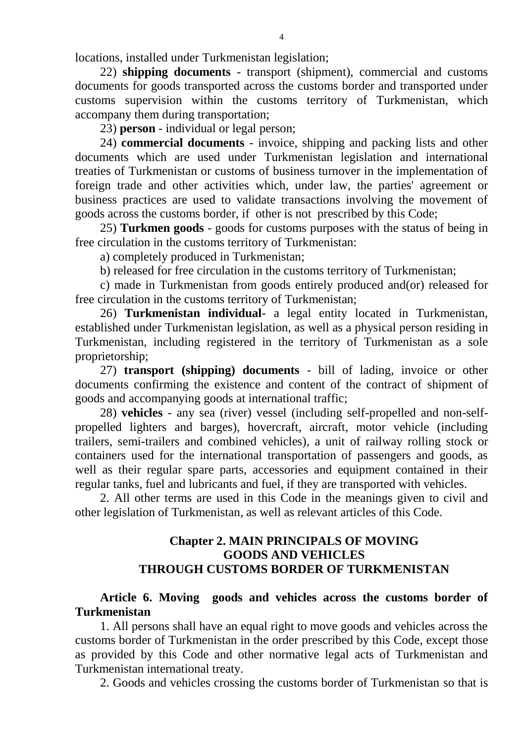locations, installed under Turkmenistan legislation;

22) **shipping documents** - transport (shipment), commercial and customs documents for goods transported across the customs border and transported under customs supervision within the customs territory of Turkmenistan, which accompany them during transportation;

23) **person** - individual or legal person;

24) **commercial documents** - invoice, shipping and packing lists and other documents which are used under Turkmenistan legislation and international treaties of Turkmenistan or customs of business turnover in the implementation of foreign trade and other activities which, under law, the parties' agreement or business practices are used to validate transactions involving the movement of goods across the customs border, if other is not prescribed by this Code;

25) **Turkmen goods** - goods for customs purposes with the status of being in free circulation in the customs territory of Turkmenistan:

a) completely produced in Turkmenistan;

b) released for free circulation in the customs territory of Turkmenistan;

c) made in Turkmenistan from goods entirely produced and(or) released for free circulation in the customs territory of Turkmenistan;

26) **Turkmenistan individual**- a legal entity located in Turkmenistan, established under Turkmenistan legislation, as well as a physical person residing in Turkmenistan, including registered in the territory of Turkmenistan as a sole proprietorship;

27) **transport (shipping) documents** - bill of lading, invoice or other documents confirming the existence and content of the contract of shipment of goods and accompanying goods at international traffic;

28) **vehicles** - any sea (river) vessel (including self-propelled and non-self-propelled lighters and barges), hovercraft, aircraft, motor vehicle (including trailers, semi-trailers and combined vehicles), a unit of railway rolling stock or containers used for the international transportation of passengers and goods, as well as their regular spare parts, accessories and equipment contained in their regular tanks, fuel and lubricants and fuel, if they are transported with vehicles.

2. All other terms are used in this Code in the meanings given to civil and other legislation of Turkmenistan, as well as relevant articles of this Code.

## Chapter 2. MAIN PRINCIPALS OF MOVING GOODS AND VEHICLES THROUGH CUSTOMS BORDER OF TURKMENISTAN

### Article 6. Moving goods and vehicles across the customs border of Turkmenistan

1. All persons shall have an equal right to move goods and vehicles across the customs border of Turkmenistan in the order prescribed by this Code, except those as provided by this Code and other normative legal acts of Turkmenistan and Turkmenistan international treaty.

2. Goods and vehicles crossing the customs border of Turkmenistan so that is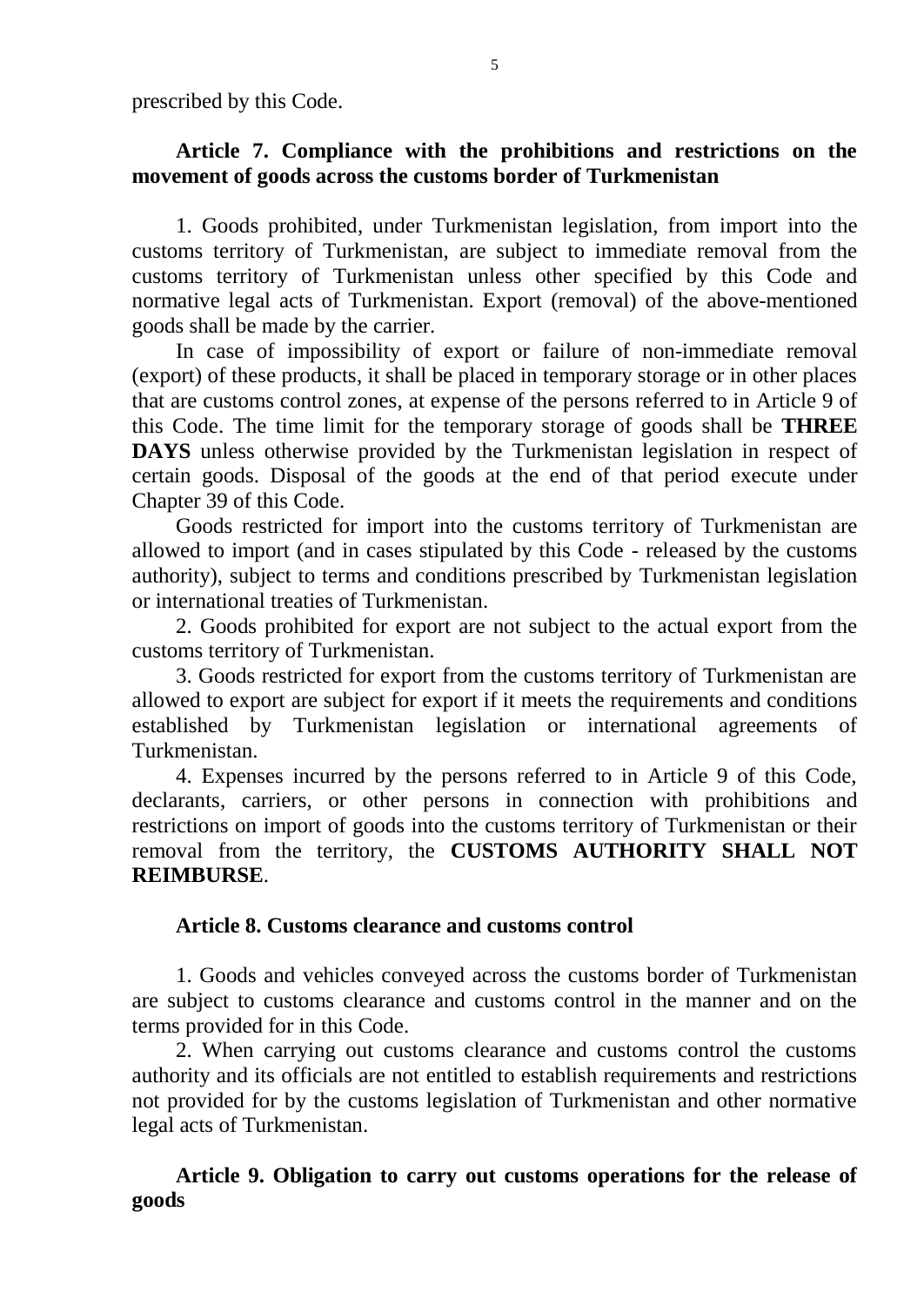prescribed by this Code.

### Article 7. Compliance with the prohibitions and restrictions on the movement of goods across the customs border of Turkmenistan

1. Goods prohibited, under Turkmenistan legislation, from import into the customs territory of Turkmenistan, are subject to immediate removal from the customs territory of Turkmenistan unless other specified by this Code and normative legal acts of Turkmenistan. Export (removal) of the above-mentioned goods shall be made by the carrier.

In case of impossibility of export or failure of non-immediate removal (export) of these products, it shall be placed in temporary storage or in other places that are customs control zones, at expense of the persons referred to in Article 9 of this Code. The time limit for the temporary storage of goods shall be **THREE DAYS** unless otherwise provided by the Turkmenistan legislation in respect of certain goods. Disposal of the goods at the end of that period execute under Chapter 39 of this Code.

Goods restricted for import into the customs territory of Turkmenistan are allowed to import (and in cases stipulated by this Code - released by the customs authority), subject to terms and conditions prescribed by Turkmenistan legislation or international treaties of Turkmenistan.

2. Goods prohibited for export are not subject to the actual export from the customs territory of Turkmenistan.

3. Goods restricted for export from the customs territory of Turkmenistan are allowed to export are subject for export if it meets the requirements and conditions established by Turkmenistan legislation or international agreements of Turkmenistan.

4. Expenses incurred by the persons referred to in Article 9 of this Code, declarants, carriers, or other persons in connection with prohibitions and restrictions on import of goods into the customs territory of Turkmenistan or their removal from the territory, the **CUSTOMS AUTHORITY SHALL NOT REIMBURSE**.

### Article 8. Customs clearance and customs control

1. Goods and vehicles conveyed across the customs border of Turkmenistan are subject to customs clearance and customs control in the manner and on the terms provided for in this Code.

2. When carrying out customs clearance and customs control the customs authority and its officials are not entitled to establish requirements and restrictions not provided for by the customs legislation of Turkmenistan and other normative legal acts of Turkmenistan.

### Article 9. Obligation to carry out customs operations for the release of goods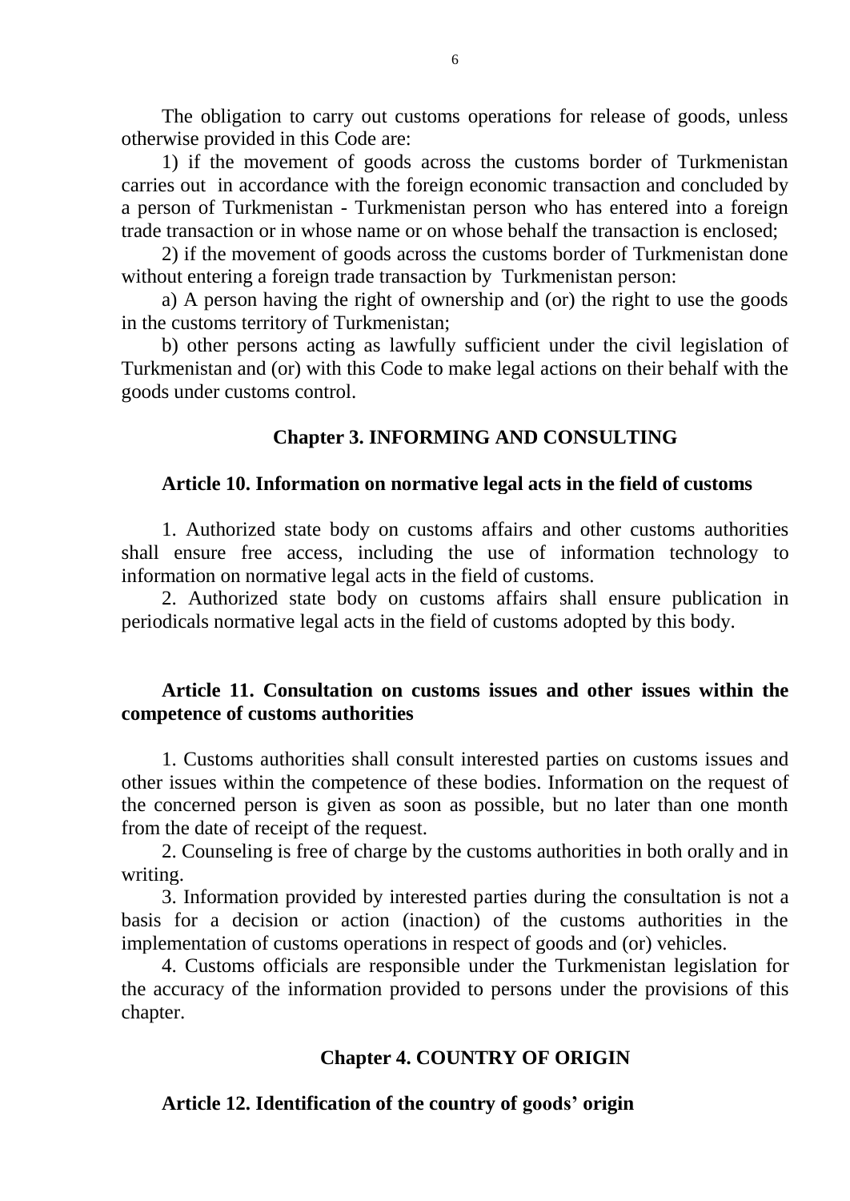The obligation to carry out customs operations for release of goods, unless otherwise provided in this Code are:

1) if the movement of goods across the customs border of Turkmenistan carries out in accordance with the foreign economic transaction and concluded by a person of Turkmenistan - Turkmenistan person who has entered into a foreign trade transaction or in whose name or on whose behalf the transaction is enclosed;

2) if the movement of goods across the customs border of Turkmenistan done without entering a foreign trade transaction by Turkmenistan person:

a) A person having the right of ownership and (or) the right to use the goods in the customs territory of Turkmenistan;

b) other persons acting as lawfully sufficient under the civil legislation of Turkmenistan and (or) with this Code to make legal actions on their behalf with the goods under customs control.

## Chapter 3. INFORMING AND CONSULTING

### Article 10. Information on normative legal acts in the field of customs

1. Authorized state body on customs affairs and other customs authorities shall ensure free access, including the use of information technology to information on normative legal acts in the field of customs.

2. Authorized state body on customs affairs shall ensure publication in periodicals normative legal acts in the field of customs adopted by this body.

### Article 11. Consultation on customs issues and other issues within the competence of customs authorities

1. Customs authorities shall consult interested parties on customs issues and other issues within the competence of these bodies. Information on the request of the concerned person is given as soon as possible, but no later than one month from the date of receipt of the request.

2. Counseling is free of charge by the customs authorities in both orally and in writing.

3. Information provided by interested parties during the consultation is not a basis for a decision or action (inaction) of the customs authorities in the implementation of customs operations in respect of goods and (or) vehicles.

4. Customs officials are responsible under the Turkmenistan legislation for the accuracy of the information provided to persons under the provisions of this chapter.

## Chapter 4. COUNTRY OF ORIGIN

### Article 12. Identification of the country of goods' origin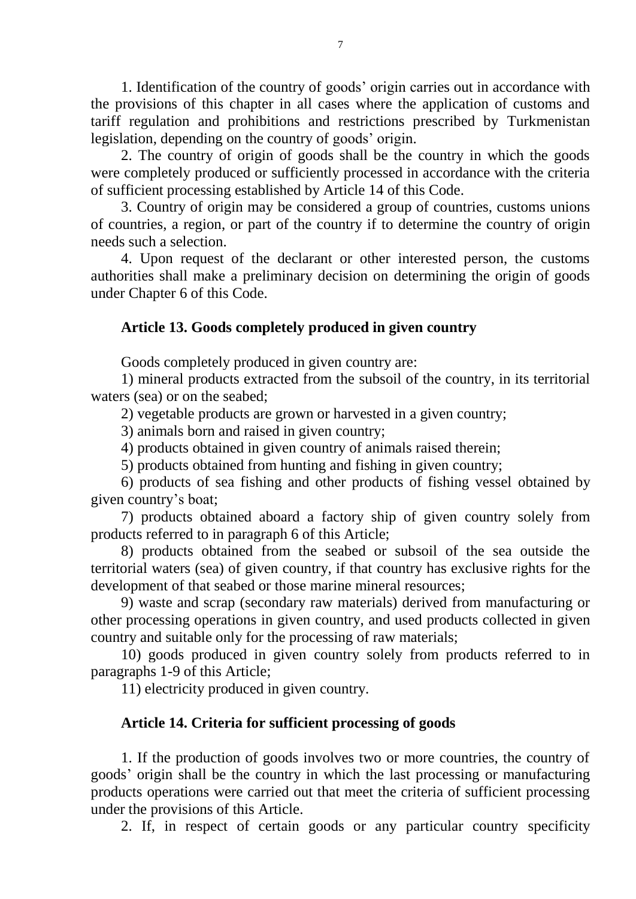1. Identification of the country of goods' origin carries out in accordance with the provisions of this chapter in all cases where the application of customs and tariff regulation and prohibitions and restrictions prescribed by Turkmenistan legislation, depending on the country of goods' origin.

2. The country of origin of goods shall be the country in which the goods were completely produced or sufficiently processed in accordance with the criteria of sufficient processing established by Article 14 of this Code.

3. Country of origin may be considered a group of countries, customs unions of countries, a region, or part of the country if to determine the country of origin needs such a selection.

4. Upon request of the declarant or other interested person, the customs authorities shall make a preliminary decision on determining the origin of goods under Chapter 6 of this Code.

### Article 13. Goods completely produced in given country

Goods completely produced in given country are:

1) mineral products extracted from the subsoil of the country, in its territorial waters (sea) or on the seabed;

2) vegetable products are grown or harvested in a given country;

3) animals born and raised in given country;

4) products obtained in given country of animals raised therein;

5) products obtained from hunting and fishing in given country;

6) products of sea fishing and other products of fishing vessel obtained by given country's boat;

7) products obtained aboard a factory ship of given country solely from products referred to in paragraph 6 of this Article;

8) products obtained from the seabed or subsoil of the sea outside the territorial waters (sea) of given country, if that country has exclusive rights for the development of that seabed or those marine mineral resources;

9) waste and scrap (secondary raw materials) derived from manufacturing or other processing operations in given country, and used products collected in given country and suitable only for the processing of raw materials;

10) goods produced in given country solely from products referred to in paragraphs 1-9 of this Article;

11) electricity produced in given country.

### Article 14. Criteria for sufficient processing of goods

1. If the production of goods involves two or more countries, the country of goods' origin shall be the country in which the last processing or manufacturing products operations were carried out that meet the criteria of sufficient processing under the provisions of this Article.

2. If, in respect of certain goods or any particular country specificity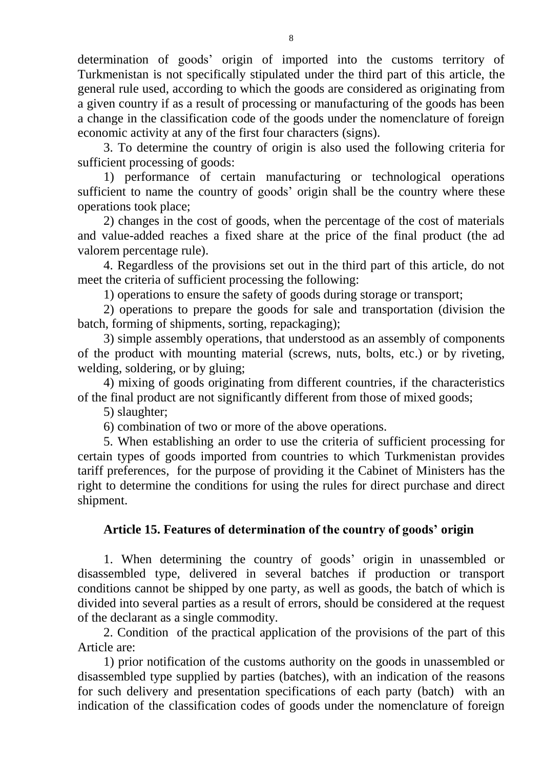determination of goods' origin of imported into the customs territory of Turkmenistan is not specifically stipulated under the third part of this article, the general rule used, according to which the goods are considered as originating from a given country if as a result of processing or manufacturing of the goods has been a change in the classification code of the goods under the nomenclature of foreign economic activity at any of the first four characters (signs).

3. To determine the country of origin is also used the following criteria for sufficient processing of goods:

1) performance of certain manufacturing or technological operations sufficient to name the country of goods' origin shall be the country where these operations took place;

2) changes in the cost of goods, when the percentage of the cost of materials and value-added reaches a fixed share at the price of the final product (the ad valorem percentage rule).

4. Regardless of the provisions set out in the third part of this article, do not meet the criteria of sufficient processing the following:

1) operations to ensure the safety of goods during storage or transport;

2) operations to prepare the goods for sale and transportation (division the batch, forming of shipments, sorting, repackaging);

3) simple assembly operations, that understood as an assembly of components of the product with mounting material (screws, nuts, bolts, etc.) or by riveting, welding, soldering, or by gluing;

4) mixing of goods originating from different countries, if the characteristics of the final product are not significantly different from those of mixed goods;

5) slaughter;

6) combination of two or more of the above operations.

5. When establishing an order to use the criteria of sufficient processing for certain types of goods imported from countries to which Turkmenistan provides tariff preferences, for the purpose of providing it the Cabinet of Ministers has the right to determine the conditions for using the rules for direct purchase and direct shipment.

### Article 15. Features of determination of the country of goods' origin

1. When determining the country of goods' origin in unassembled or disassembled type, delivered in several batches if production or transport conditions cannot be shipped by one party, as well as goods, the batch of which is divided into several parties as a result of errors, should be considered at the request of the declarant as a single commodity.

2. Condition of the practical application of the provisions of the part of this Article are:

1) prior notification of the customs authority on the goods in unassembled or disassembled type supplied by parties (batches), with an indication of the reasons for such delivery and presentation specifications of each party (batch) with an indication of the classification codes of goods under the nomenclature of foreign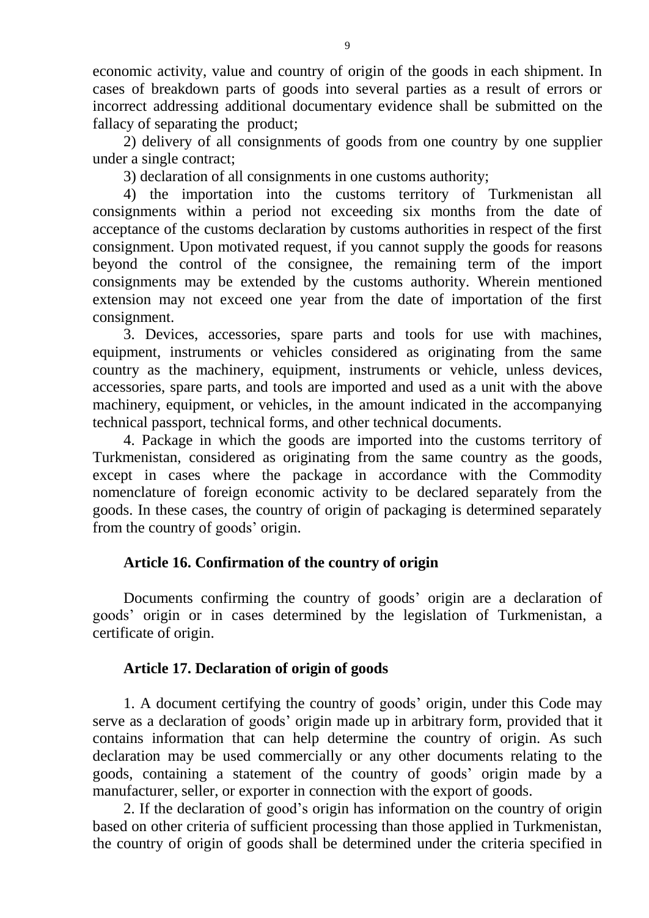economic activity, value and country of origin of the goods in each shipment. In cases of breakdown parts of goods into several parties as a result of errors or incorrect addressing additional documentary evidence shall be submitted on the fallacy of separating the product;

2) delivery of all consignments of goods from one country by one supplier under a single contract;

3) declaration of all consignments in one customs authority;

4) the importation into the customs territory of Turkmenistan all consignments within a period not exceeding six months from the date of acceptance of the customs declaration by customs authorities in respect of the first consignment. Upon motivated request, if you cannot supply the goods for reasons beyond the control of the consignee, the remaining term of the import consignments may be extended by the customs authority. Wherein mentioned extension may not exceed one year from the date of importation of the first consignment.

3. Devices, accessories, spare parts and tools for use with machines, equipment, instruments or vehicles considered as originating from the same country as the machinery, equipment, instruments or vehicle, unless devices, accessories, spare parts, and tools are imported and used as a unit with the above machinery, equipment, or vehicles, in the amount indicated in the accompanying technical passport, technical forms, and other technical documents.

4. Package in which the goods are imported into the customs territory of Turkmenistan, considered as originating from the same country as the goods, except in cases where the package in accordance with the Commodity nomenclature of foreign economic activity to be declared separately from the goods. In these cases, the country of origin of packaging is determined separately from the country of goods' origin.

### Article 16. Confirmation of the country of origin

Documents confirming the country of goods' origin are a declaration of goods' origin or in cases determined by the legislation of Turkmenistan, a certificate of origin.

### Article 17. Declaration of origin of goods

1. A document certifying the country of goods' origin, under this Code may serve as a declaration of goods' origin made up in arbitrary form, provided that it contains information that can help determine the country of origin. As such declaration may be used commercially or any other documents relating to the goods, containing a statement of the country of goods' origin made by a manufacturer, seller, or exporter in connection with the export of goods.

2. If the declaration of good's origin has information on the country of origin based on other criteria of sufficient processing than those applied in Turkmenistan, the country of origin of goods shall be determined under the criteria specified in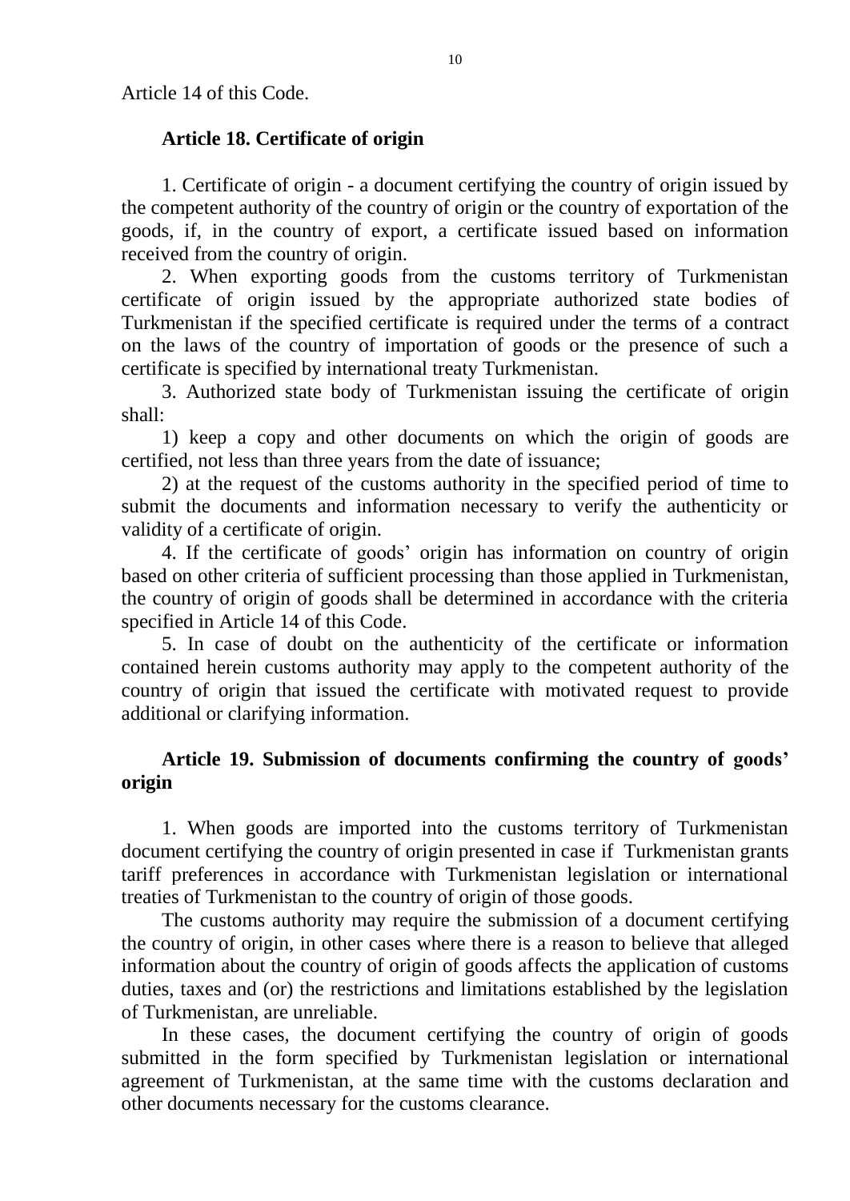Article 14 of this Code.

### Article 18. Certificate of origin

1. Certificate of origin - a document certifying the country of origin issued by the competent authority of the country of origin or the country of exportation of the goods, if, in the country of export, a certificate issued based on information received from the country of origin.

2. When exporting goods from the customs territory of Turkmenistan certificate of origin issued by the appropriate authorized state bodies of Turkmenistan if the specified certificate is required under the terms of a contract on the laws of the country of importation of goods or the presence of such a certificate is specified by international treaty Turkmenistan.

3. Authorized state body of Turkmenistan issuing the certificate of origin shall:

1) keep a copy and other documents on which the origin of goods are certified, not less than three years from the date of issuance;

2) at the request of the customs authority in the specified period of time to submit the documents and information necessary to verify the authenticity or validity of a certificate of origin.

4. If the certificate of goods' origin has information on country of origin based on other criteria of sufficient processing than those applied in Turkmenistan, the country of origin of goods shall be determined in accordance with the criteria specified in Article 14 of this Code.

5. In case of doubt on the authenticity of the certificate or information contained herein customs authority may apply to the competent authority of the country of origin that issued the certificate with motivated request to provide additional or clarifying information.

### Article 19. Submission of documents confirming the country of goods' origin

1. When goods are imported into the customs territory of Turkmenistan document certifying the country of origin presented in case if Turkmenistan grants tariff preferences in accordance with Turkmenistan legislation or international treaties of Turkmenistan to the country of origin of those goods.

The customs authority may require the submission of a document certifying the country of origin, in other cases where there is a reason to believe that alleged information about the country of origin of goods affects the application of customs duties, taxes and (or) the restrictions and limitations established by the legislation of Turkmenistan, are unreliable.

In these cases, the document certifying the country of origin of goods submitted in the form specified by Turkmenistan legislation or international agreement of Turkmenistan, at the same time with the customs declaration and other documents necessary for the customs clearance.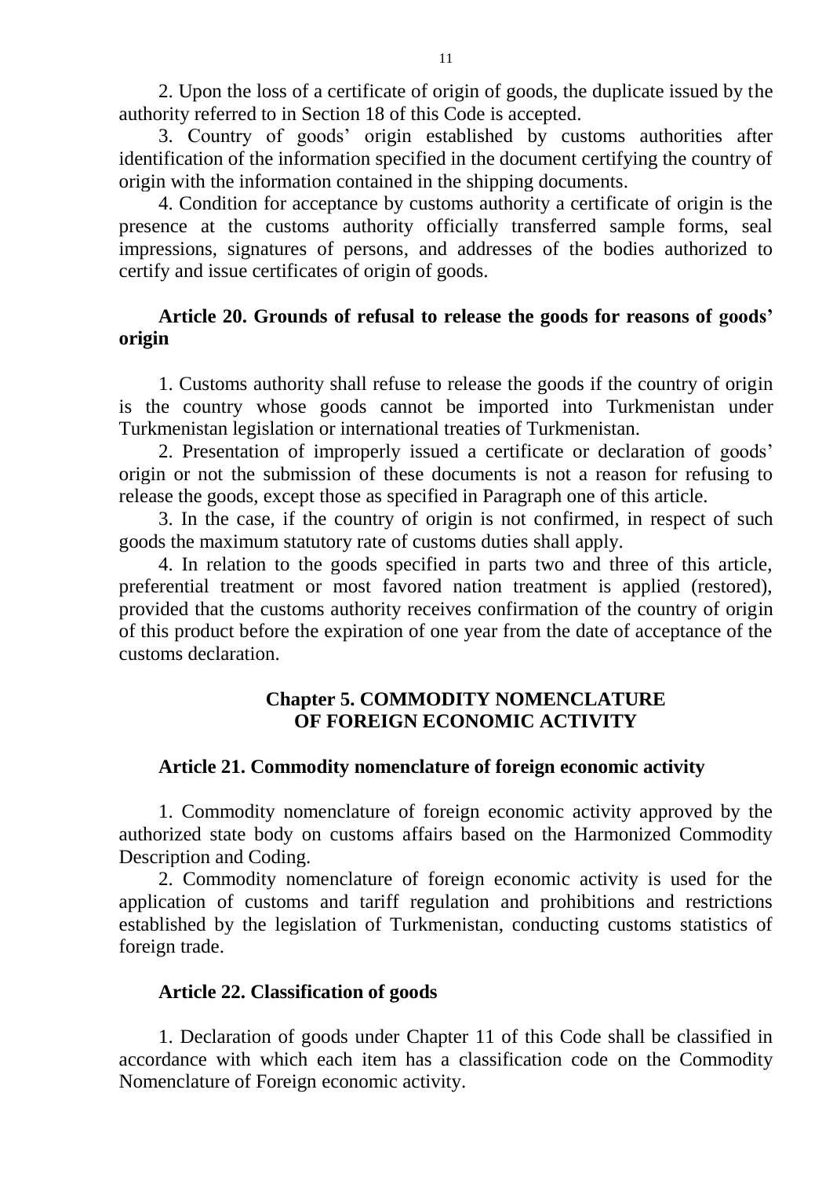2. Upon the loss of a certificate of origin of goods, the duplicate issued by the authority referred to in Section 18 of this Code is accepted.

3. Country of goods' origin established by customs authorities after identification of the information specified in the document certifying the country of origin with the information contained in the shipping documents.

4. Condition for acceptance by customs authority a certificate of origin is the presence at the customs authority officially transferred sample forms, seal impressions, signatures of persons, and addresses of the bodies authorized to certify and issue certificates of origin of goods.

### Article 20. Grounds of refusal to release the goods for reasons of goods' origin

1. Customs authority shall refuse to release the goods if the country of origin is the country whose goods cannot be imported into Turkmenistan under Turkmenistan legislation or international treaties of Turkmenistan.

2. Presentation of improperly issued a certificate or declaration of goods' origin or not the submission of these documents is not a reason for refusing to release the goods, except those as specified in Paragraph one of this article.

3. In the case, if the country of origin is not confirmed, in respect of such goods the maximum statutory rate of customs duties shall apply.

4. In relation to the goods specified in parts two and three of this article, preferential treatment or most favored nation treatment is applied (restored), provided that the customs authority receives confirmation of the country of origin of this product before the expiration of one year from the date of acceptance of the customs declaration.

## Chapter 5. COMMODITY NOMENCLATURE OF FOREIGN ECONOMIC ACTIVITY

### Article 21. Commodity nomenclature of foreign economic activity

1. Commodity nomenclature of foreign economic activity approved by the authorized state body on customs affairs based on the Harmonized Commodity Description and Coding.

2. Commodity nomenclature of foreign economic activity is used for the application of customs and tariff regulation and prohibitions and restrictions established by the legislation of Turkmenistan, conducting customs statistics of foreign trade.

### Article 22. Classification of goods

1. Declaration of goods under Chapter 11 of this Code shall be classified in accordance with which each item has a classification code on the Commodity Nomenclature of Foreign economic activity.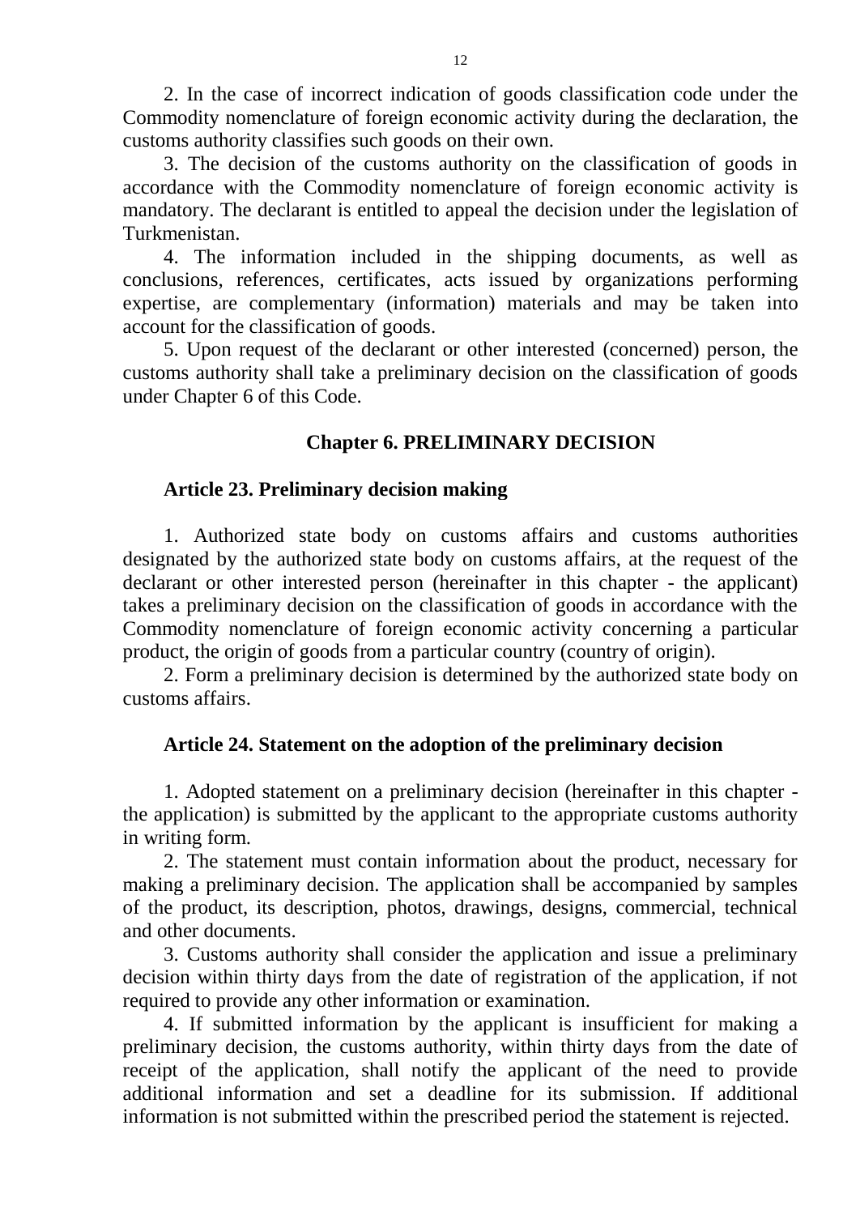2. In the case of incorrect indication of goods classification code under the Commodity nomenclature of foreign economic activity during the declaration, the customs authority classifies such goods on their own.

3. The decision of the customs authority on the classification of goods in accordance with the Commodity nomenclature of foreign economic activity is mandatory. The declarant is entitled to appeal the decision under the legislation of Turkmenistan.

4. The information included in the shipping documents, as well as conclusions, references, certificates, acts issued by organizations performing expertise, are complementary (information) materials and may be taken into account for the classification of goods.

5. Upon request of the declarant or other interested (concerned) person, the customs authority shall take a preliminary decision on the classification of goods under Chapter 6 of this Code.

## Chapter 6. PRELIMINARY DECISION

### Article 23. Preliminary decision making

1. Authorized state body on customs affairs and customs authorities designated by the authorized state body on customs affairs, at the request of the declarant or other interested person (hereinafter in this chapter - the applicant) takes a preliminary decision on the classification of goods in accordance with the Commodity nomenclature of foreign economic activity concerning a particular product, the origin of goods from a particular country (country of origin).

2. Form a preliminary decision is determined by the authorized state body on customs affairs.

### Article 24. Statement on the adoption of the preliminary decision

1. Adopted statement on a preliminary decision (hereinafter in this chapter - the application) is submitted by the applicant to the appropriate customs authority in writing form.

2. The statement must contain information about the product, necessary for making a preliminary decision. The application shall be accompanied by samples of the product, its description, photos, drawings, designs, commercial, technical and other documents.

3. Customs authority shall consider the application and issue a preliminary decision within thirty days from the date of registration of the application, if not required to provide any other information or examination.

4. If submitted information by the applicant is insufficient for making a preliminary decision, the customs authority, within thirty days from the date of receipt of the application, shall notify the applicant of the need to provide additional information and set a deadline for its submission. If additional information is not submitted within the prescribed period the statement is rejected.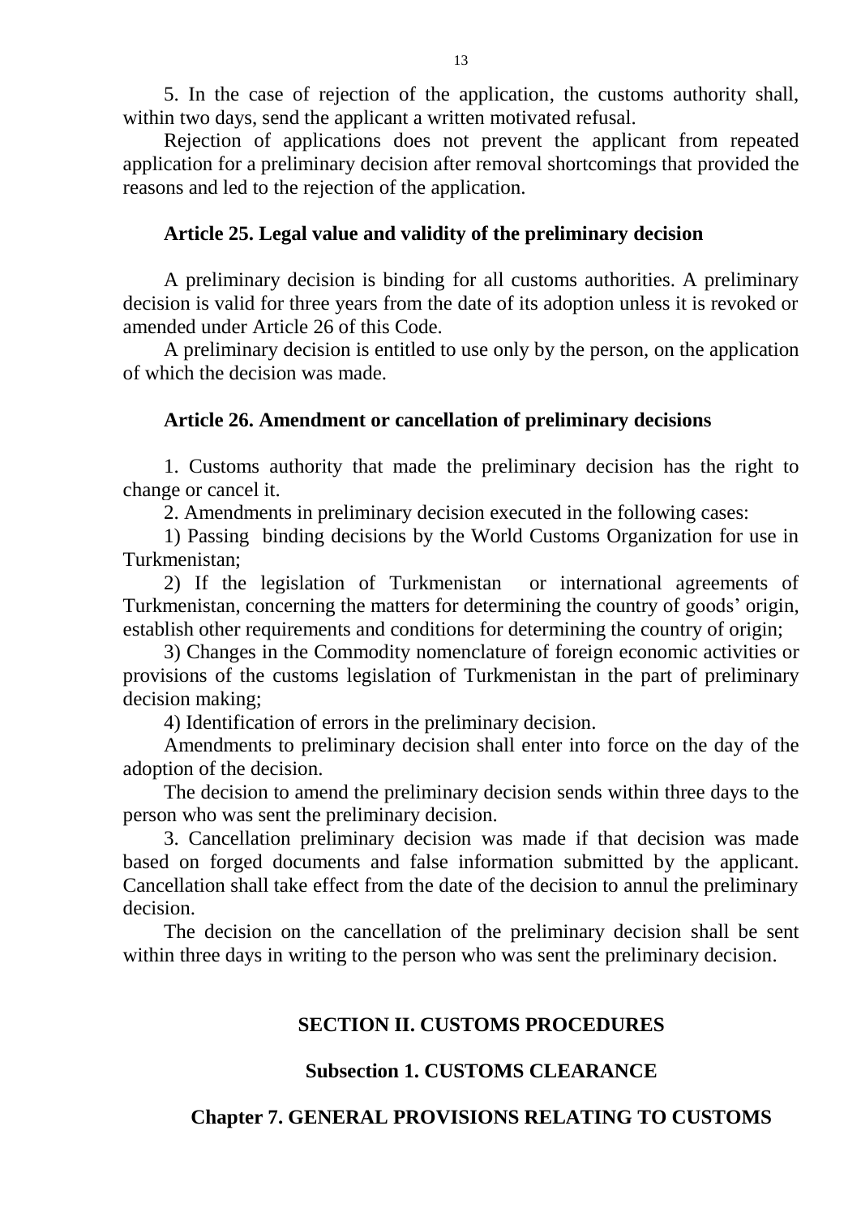5. In the case of rejection of the application, the customs authority shall, within two days, send the applicant a written motivated refusal.

Rejection of applications does not prevent the applicant from repeated application for a preliminary decision after removal shortcomings that provided the reasons and led to the rejection of the application.

### Article 25. Legal value and validity of the preliminary decision

A preliminary decision is binding for all customs authorities. A preliminary decision is valid for three years from the date of its adoption unless it is revoked or amended under Article 26 of this Code.

A preliminary decision is entitled to use only by the person, on the application of which the decision was made.

### Article 26. Amendment or cancellation of preliminary decisions

1. Customs authority that made the preliminary decision has the right to change or cancel it.

2. Amendments in preliminary decision executed in the following cases:

1) Passing binding decisions by the World Customs Organization for use in Turkmenistan;

2) If the legislation of Turkmenistan or international agreements of Turkmenistan, concerning the matters for determining the country of goods' origin, establish other requirements and conditions for determining the country of origin;

3) Changes in the Commodity nomenclature of foreign economic activities or provisions of the customs legislation of Turkmenistan in the part of preliminary decision making;

4) Identification of errors in the preliminary decision.

Amendments to preliminary decision shall enter into force on the day of the adoption of the decision.

The decision to amend the preliminary decision sends within three days to the person who was sent the preliminary decision.

3. Cancellation preliminary decision was made if that decision was made based on forged documents and false information submitted by the applicant. Cancellation shall take effect from the date of the decision to annul the preliminary decision.

The decision on the cancellation of the preliminary decision shall be sent within three days in writing to the person who was sent the preliminary decision.

## SECTION II. CUSTOMS PROCEDURES

## Subsection 1. CUSTOMS CLEARANCE

## Chapter 7. GENERAL PROVISIONS RELATING TO CUSTOMS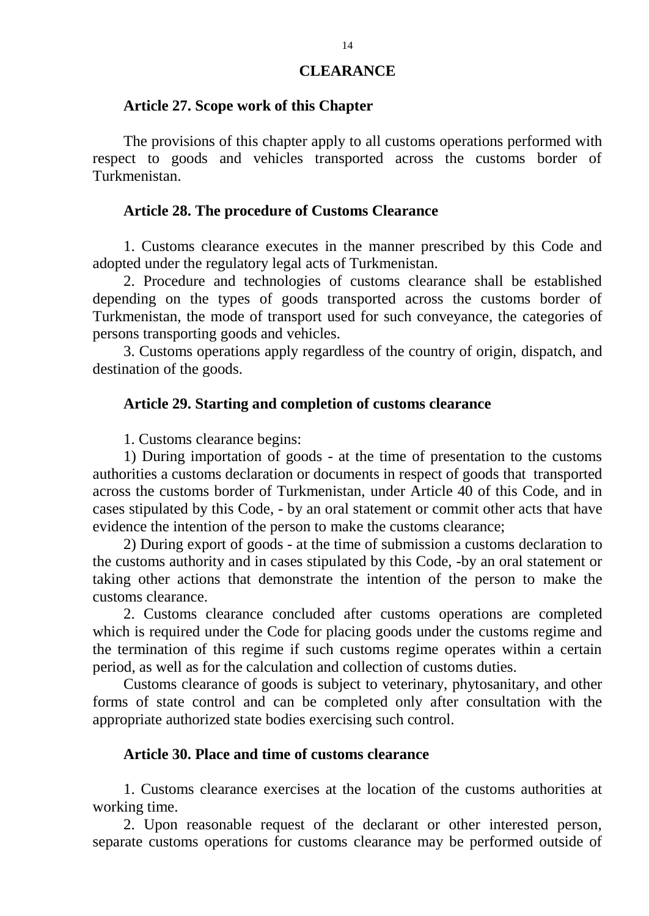## CLEARANCE

### Article 27. Scope work of this Chapter

The provisions of this chapter apply to all customs operations performed with respect to goods and vehicles transported across the customs border of Turkmenistan.

### Article 28. The procedure of Customs Clearance

1. Customs clearance executes in the manner prescribed by this Code and adopted under the regulatory legal acts of Turkmenistan.

2. Procedure and technologies of customs clearance shall be established depending on the types of goods transported across the customs border of Turkmenistan, the mode of transport used for such conveyance, the categories of persons transporting goods and vehicles.

3. Customs operations apply regardless of the country of origin, dispatch, and destination of the goods.

### Article 29. Starting and completion of customs clearance

1. Customs clearance begins:

1) During importation of goods - at the time of presentation to the customs authorities a customs declaration or documents in respect of goods that transported across the customs border of Turkmenistan, under Article 40 of this Code, and in cases stipulated by this Code, - by an oral statement or commit other acts that have evidence the intention of the person to make the customs clearance;

2) During export of goods - at the time of submission a customs declaration to the customs authority and in cases stipulated by this Code, -by an oral statement or taking other actions that demonstrate the intention of the person to make the customs clearance.

2. Customs clearance concluded after customs operations are completed which is required under the Code for placing goods under the customs regime and the termination of this regime if such customs regime operates within a certain period, as well as for the calculation and collection of customs duties.

Customs clearance of goods is subject to veterinary, phytosanitary, and other forms of state control and can be completed only after consultation with the appropriate authorized state bodies exercising such control.

### Article 30. Place and time of customs clearance

1. Customs clearance exercises at the location of the customs authorities at working time.

2. Upon reasonable request of the declarant or other interested person, separate customs operations for customs clearance may be performed outside of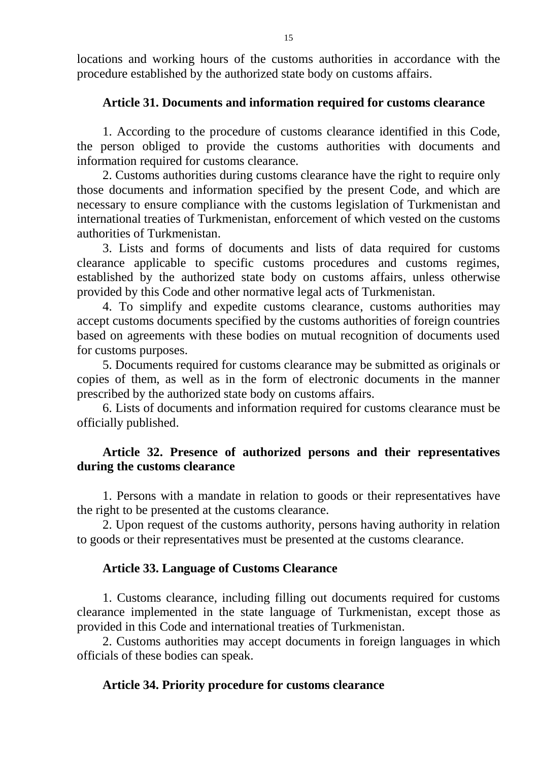locations and working hours of the customs authorities in accordance with the procedure established by the authorized state body on customs affairs.

### Article 31. Documents and information required for customs clearance

1. According to the procedure of customs clearance identified in this Code, the person obliged to provide the customs authorities with documents and information required for customs clearance.

2. Customs authorities during customs clearance have the right to require only those documents and information specified by the present Code, and which are necessary to ensure compliance with the customs legislation of Turkmenistan and international treaties of Turkmenistan, enforcement of which vested on the customs authorities of Turkmenistan.

3. Lists and forms of documents and lists of data required for customs clearance applicable to specific customs procedures and customs regimes, established by the authorized state body on customs affairs, unless otherwise provided by this Code and other normative legal acts of Turkmenistan.

4. To simplify and expedite customs clearance, customs authorities may accept customs documents specified by the customs authorities of foreign countries based on agreements with these bodies on mutual recognition of documents used for customs purposes.

5. Documents required for customs clearance may be submitted as originals or copies of them, as well as in the form of electronic documents in the manner prescribed by the authorized state body on customs affairs.

6. Lists of documents and information required for customs clearance must be officially published.

### Article 32. Presence of authorized persons and their representatives during the customs clearance

1. Persons with a mandate in relation to goods or their representatives have the right to be presented at the customs clearance.

2. Upon request of the customs authority, persons having authority in relation to goods or their representatives must be presented at the customs clearance.

### Article 33. Language of Customs Clearance

1. Customs clearance, including filling out documents required for customs clearance implemented in the state language of Turkmenistan, except those as provided in this Code and international treaties of Turkmenistan.

2. Customs authorities may accept documents in foreign languages in which officials of these bodies can speak.

### Article 34. Priority procedure for customs clearance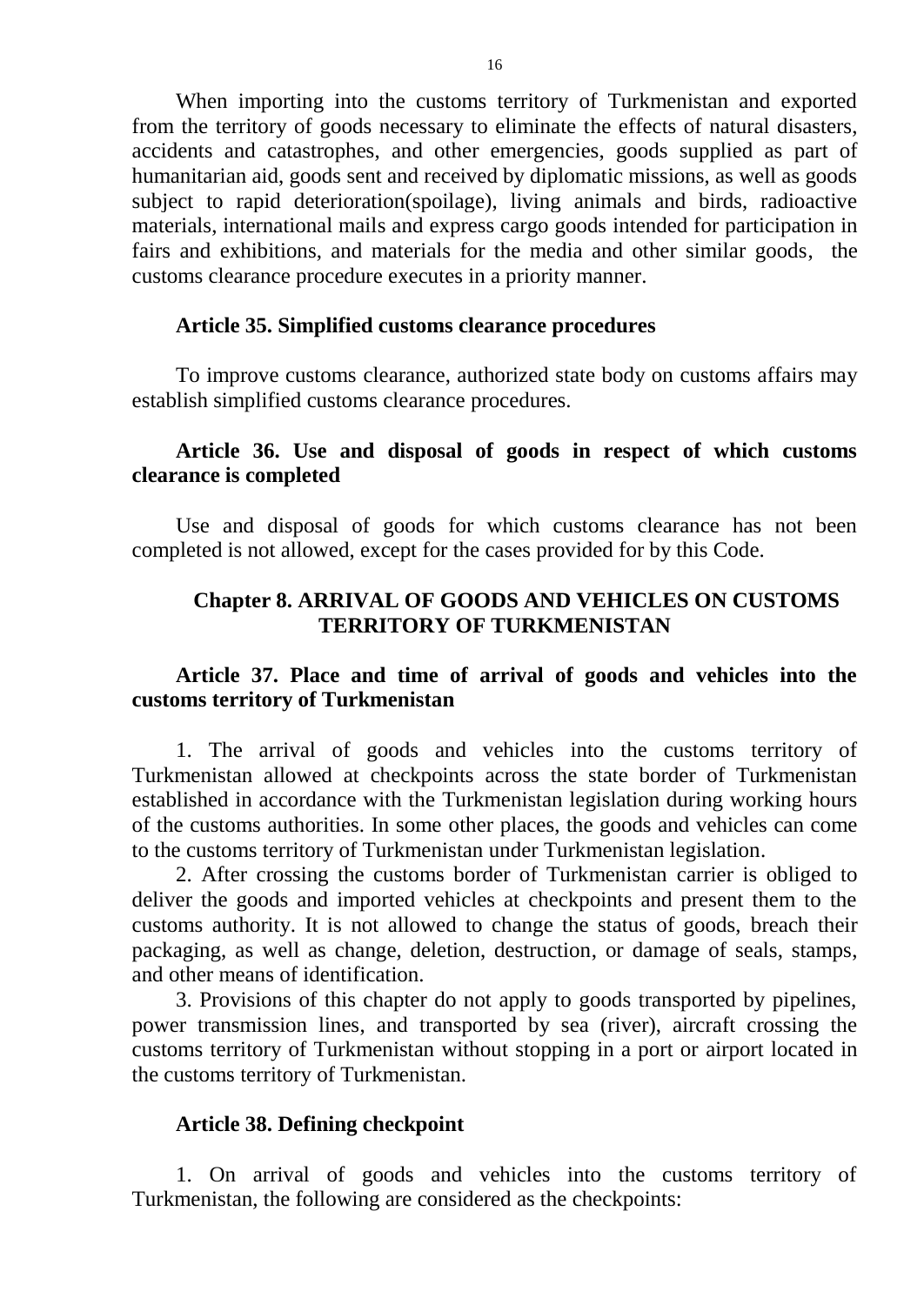When importing into the customs territory of Turkmenistan and exported from the territory of goods necessary to eliminate the effects of natural disasters, accidents and catastrophes, and other emergencies, goods supplied as part of humanitarian aid, goods sent and received by diplomatic missions, as well as goods subject to rapid deterioration(spoilage), living animals and birds, radioactive materials, international mails and express cargo goods intended for participation in fairs and exhibitions, and materials for the media and other similar goods, the customs clearance procedure executes in a priority manner.

### Article 35. Simplified customs clearance procedures

To improve customs clearance, authorized state body on customs affairs may establish simplified customs clearance procedures.

### Article 36. Use and disposal of goods in respect of which customs clearance is completed

Use and disposal of goods for which customs clearance has not been completed is not allowed, except for the cases provided for by this Code.

## Chapter 8. ARRIVAL OF GOODS AND VEHICLES ON CUSTOMS TERRITORY OF TURKMENISTAN

### Article 37. Place and time of arrival of goods and vehicles into the customs territory of Turkmenistan

1. The arrival of goods and vehicles into the customs territory of Turkmenistan allowed at checkpoints across the state border of Turkmenistan established in accordance with the Turkmenistan legislation during working hours of the customs authorities. In some other places, the goods and vehicles can come to the customs territory of Turkmenistan under Turkmenistan legislation.

2. After crossing the customs border of Turkmenistan carrier is obliged to deliver the goods and imported vehicles at checkpoints and present them to the customs authority. It is not allowed to change the status of goods, breach their packaging, as well as change, deletion, destruction, or damage of seals, stamps, and other means of identification.

3. Provisions of this chapter do not apply to goods transported by pipelines, power transmission lines, and transported by sea (river), aircraft crossing the customs territory of Turkmenistan without stopping in a port or airport located in the customs territory of Turkmenistan.

### Article 38. Defining checkpoint

1. On arrival of goods and vehicles into the customs territory of Turkmenistan, the following are considered as the checkpoints: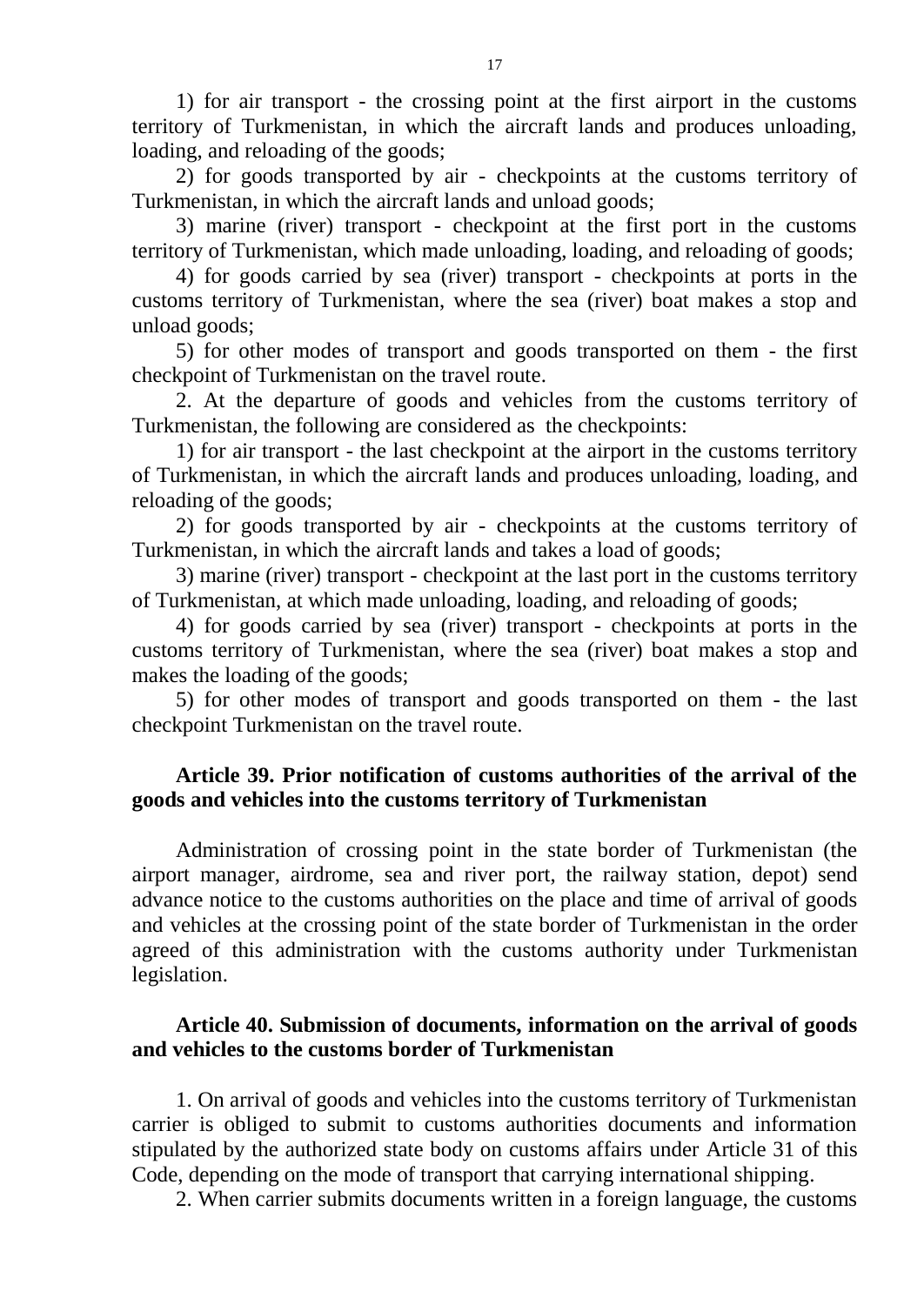1) for air transport - the crossing point at the first airport in the customs territory of Turkmenistan, in which the aircraft lands and produces unloading, loading, and reloading of the goods;

2) for goods transported by air - checkpoints at the customs territory of Turkmenistan, in which the aircraft lands and unload goods;

3) marine (river) transport - checkpoint at the first port in the customs territory of Turkmenistan, which made unloading, loading, and reloading of goods;

4) for goods carried by sea (river) transport - checkpoints at ports in the customs territory of Turkmenistan, where the sea (river) boat makes a stop and unload goods;

5) for other modes of transport and goods transported on them - the first checkpoint of Turkmenistan on the travel route.

2. At the departure of goods and vehicles from the customs territory of Turkmenistan, the following are considered as the checkpoints:

1) for air transport - the last checkpoint at the airport in the customs territory of Turkmenistan, in which the aircraft lands and produces unloading, loading, and reloading of the goods;

2) for goods transported by air - checkpoints at the customs territory of Turkmenistan, in which the aircraft lands and takes a load of goods;

3) marine (river) transport - checkpoint at the last port in the customs territory of Turkmenistan, at which made unloading, loading, and reloading of goods;

4) for goods carried by sea (river) transport - checkpoints at ports in the customs territory of Turkmenistan, where the sea (river) boat makes a stop and makes the loading of the goods;

5) for other modes of transport and goods transported on them - the last checkpoint Turkmenistan on the travel route.

### Article 39. Prior notification of customs authorities of the arrival of the goods and vehicles into the customs territory of Turkmenistan

Administration of crossing point in the state border of Turkmenistan (the airport manager, airdrome, sea and river port, the railway station, depot) send advance notice to the customs authorities on the place and time of arrival of goods and vehicles at the crossing point of the state border of Turkmenistan in the order agreed of this administration with the customs authority under Turkmenistan legislation.

### Article 40. Submission of documents, information on the arrival of goods and vehicles to the customs border of Turkmenistan

1. On arrival of goods and vehicles into the customs territory of Turkmenistan carrier is obliged to submit to customs authorities documents and information stipulated by the authorized state body on customs affairs under Article 31 of this Code, depending on the mode of transport that carrying international shipping.

2. When carrier submits documents written in a foreign language, the customs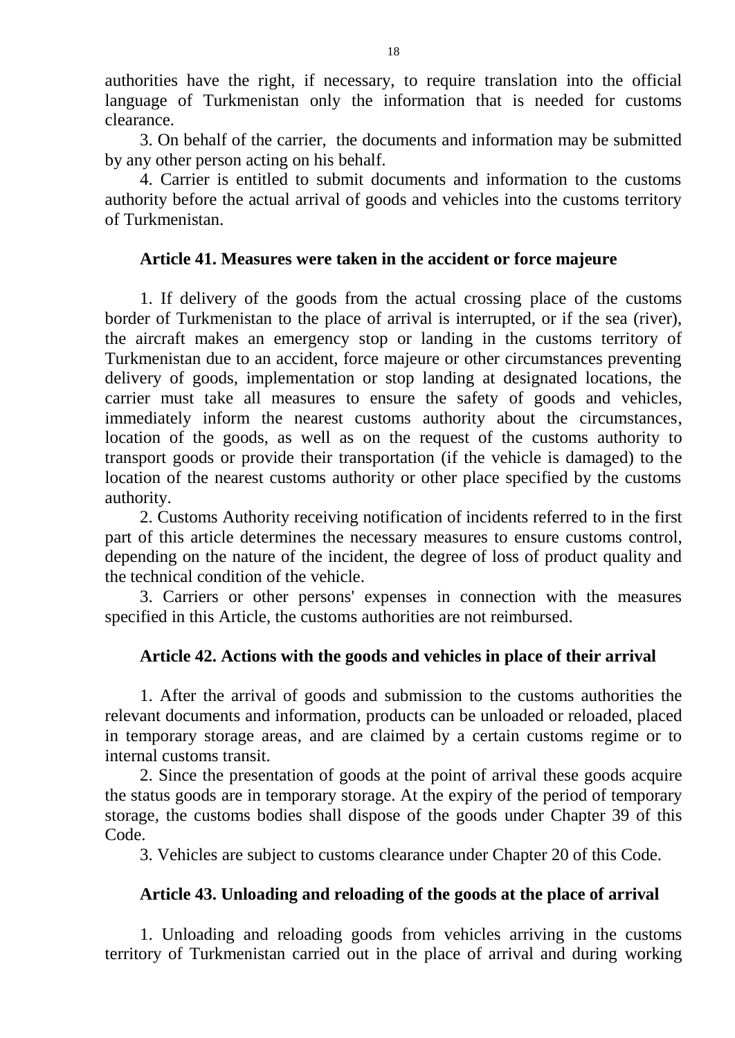authorities have the right, if necessary, to require translation into the official language of Turkmenistan only the information that is needed for customs clearance.

3. On behalf of the carrier, the documents and information may be submitted by any other person acting on his behalf.

4. Carrier is entitled to submit documents and information to the customs authority before the actual arrival of goods and vehicles into the customs territory of Turkmenistan.

### Article 41. Measures were taken in the accident or force majeure

1. If delivery of the goods from the actual crossing place of the customs border of Turkmenistan to the place of arrival is interrupted, or if the sea (river), the aircraft makes an emergency stop or landing in the customs territory of Turkmenistan due to an accident, force majeure or other circumstances preventing delivery of goods, implementation or stop landing at designated locations, the carrier must take all measures to ensure the safety of goods and vehicles, immediately inform the nearest customs authority about the circumstances, location of the goods, as well as on the request of the customs authority to transport goods or provide their transportation (if the vehicle is damaged) to the location of the nearest customs authority or other place specified by the customs authority.

2. Customs Authority receiving notification of incidents referred to in the first part of this article determines the necessary measures to ensure customs control, depending on the nature of the incident, the degree of loss of product quality and the technical condition of the vehicle.

3. Carriers or other persons' expenses in connection with the measures specified in this Article, the customs authorities are not reimbursed.

### Article 42. Actions with the goods and vehicles in place of their arrival

1. After the arrival of goods and submission to the customs authorities the relevant documents and information, products can be unloaded or reloaded, placed in temporary storage areas, and are claimed by a certain customs regime or to internal customs transit.

2. Since the presentation of goods at the point of arrival these goods acquire the status goods are in temporary storage. At the expiry of the period of temporary storage, the customs bodies shall dispose of the goods under Chapter 39 of this Code.

3. Vehicles are subject to customs clearance under Chapter 20 of this Code.

### Article 43. Unloading and reloading of the goods at the place of arrival

1. Unloading and reloading goods from vehicles arriving in the customs territory of Turkmenistan carried out in the place of arrival and during working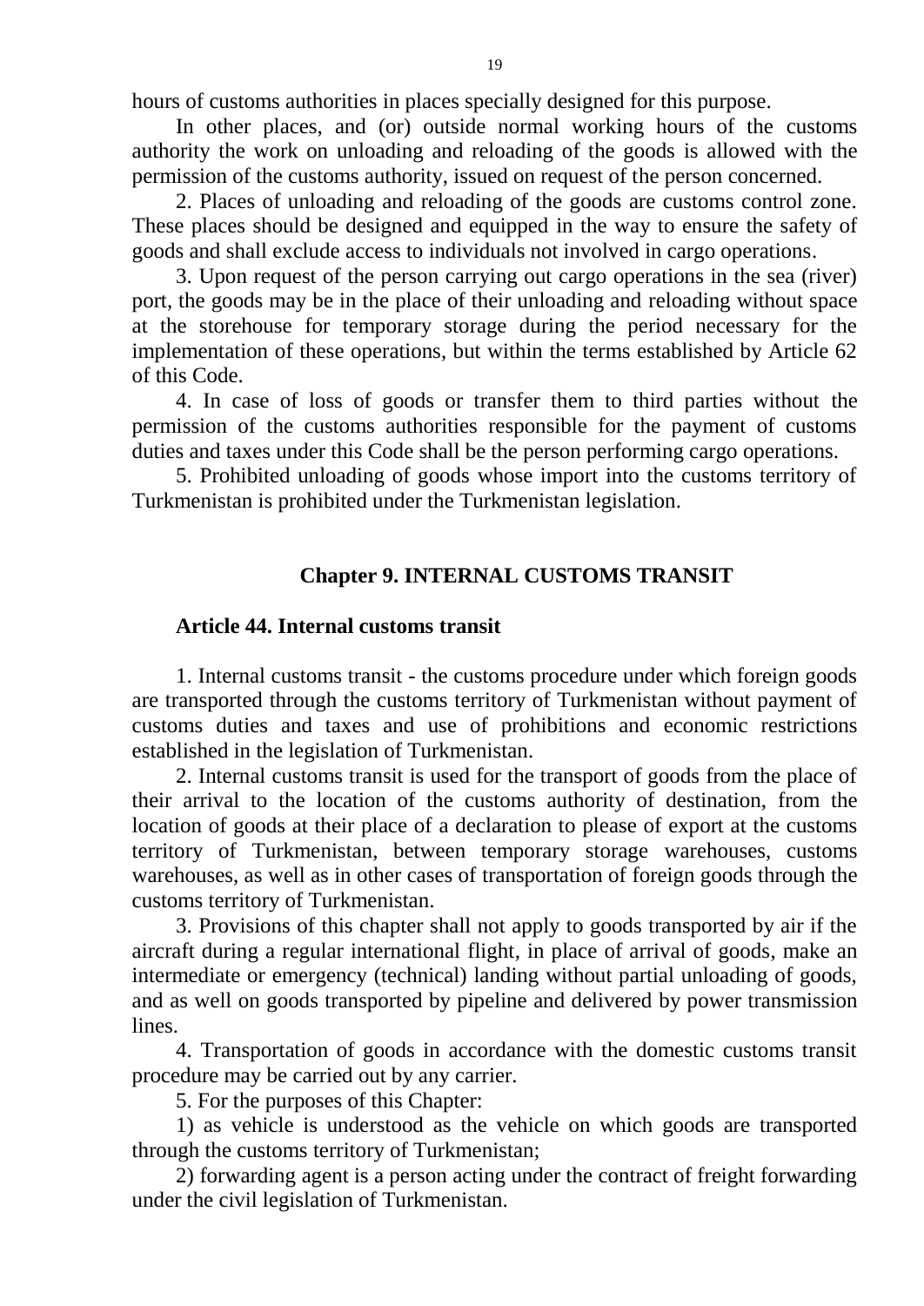hours of customs authorities in places specially designed for this purpose.

In other places, and (or) outside normal working hours of the customs authority the work on unloading and reloading of the goods is allowed with the permission of the customs authority, issued on request of the person concerned.

2. Places of unloading and reloading of the goods are customs control zone. These places should be designed and equipped in the way to ensure the safety of goods and shall exclude access to individuals not involved in cargo operations.

3. Upon request of the person carrying out cargo operations in the sea (river) port, the goods may be in the place of their unloading and reloading without space at the storehouse for temporary storage during the period necessary for the implementation of these operations, but within the terms established by Article 62 of this Code.

4. In case of loss of goods or transfer them to third parties without the permission of the customs authorities responsible for the payment of customs duties and taxes under this Code shall be the person performing cargo operations.

5. Prohibited unloading of goods whose import into the customs territory of Turkmenistan is prohibited under the Turkmenistan legislation.

## Chapter 9. INTERNAL CUSTOMS TRANSIT

### Article 44. Internal customs transit

1. Internal customs transit - the customs procedure under which foreign goods are transported through the customs territory of Turkmenistan without payment of customs duties and taxes and use of prohibitions and economic restrictions established in the legislation of Turkmenistan.

2. Internal customs transit is used for the transport of goods from the place of their arrival to the location of the customs authority of destination, from the location of goods at their place of a declaration to please of export at the customs territory of Turkmenistan, between temporary storage warehouses, customs warehouses, as well as in other cases of transportation of foreign goods through the customs territory of Turkmenistan.

3. Provisions of this chapter shall not apply to goods transported by air if the aircraft during a regular international flight, in place of arrival of goods, make an intermediate or emergency (technical) landing without partial unloading of goods, and as well on goods transported by pipeline and delivered by power transmission lines.

4. Transportation of goods in accordance with the domestic customs transit procedure may be carried out by any carrier.

5. For the purposes of this Chapter:

1) as vehicle is understood as the vehicle on which goods are transported through the customs territory of Turkmenistan;

2) forwarding agent is a person acting under the contract of freight forwarding under the civil legislation of Turkmenistan.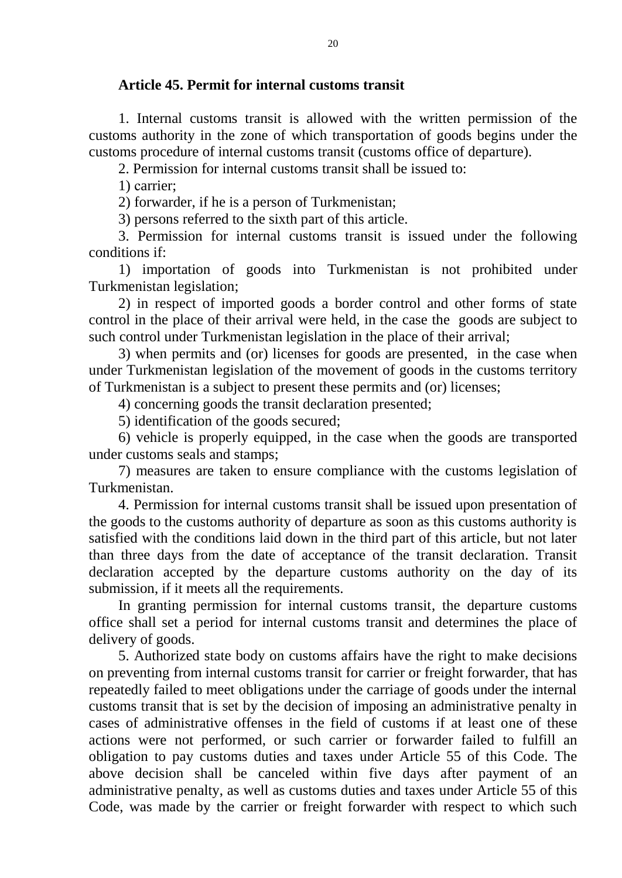**Article 45. Permit for internal customs transit**

1. Internal customs transit is allowed with the written permission of the customs authority in the zone of which transportation of goods begins under the customs procedure of internal customs transit (customs office of departure).

2. Permission for internal customs transit shall be issued to:

1) carrier;

2) forwarder, if he is a person of Turkmenistan;

3) persons referred to the sixth part of this article.

3. Permission for internal customs transit is issued under the following conditions if:

1) importation of goods into Turkmenistan is not prohibited under Turkmenistan legislation;

2) in respect of imported goods a border control and other forms of state control in the place of their arrival were held, in the case the goods are subject to such control under Turkmenistan legislation in the place of their arrival;

3) when permits and (or) licenses for goods are presented, in the case when under Turkmenistan legislation of the movement of goods in the customs territory of Turkmenistan is a subject to present these permits and (or) licenses;

4) concerning goods the transit declaration presented;

5) identification of the goods secured;

6) vehicle is properly equipped, in the case when the goods are transported under customs seals and stamps;

7) measures are taken to ensure compliance with the customs legislation of Turkmenistan.

4. Permission for internal customs transit shall be issued upon presentation of the goods to the customs authority of departure as soon as this customs authority is satisfied with the conditions laid down in the third part of this article, but not later than three days from the date of acceptance of the transit declaration. Transit declaration accepted by the departure customs authority on the day of its submission, if it meets all the requirements.

In granting permission for internal customs transit, the departure customs office shall set a period for internal customs transit and determines the place of delivery of goods.

5. Authorized state body on customs affairs have the right to make decisions on preventing from internal customs transit for carrier or freight forwarder, that has repeatedly failed to meet obligations under the carriage of goods under the internal customs transit that is set by the decision of imposing an administrative penalty in cases of administrative offenses in the field of customs if at least one of these actions were not performed, or such carrier or forwarder failed to fulfill an obligation to pay customs duties and taxes under Article 55 of this Code. The above decision shall be canceled within five days after payment of an administrative penalty, as well as customs duties and taxes under Article 55 of this Code, was made by the carrier or freight forwarder with respect to which such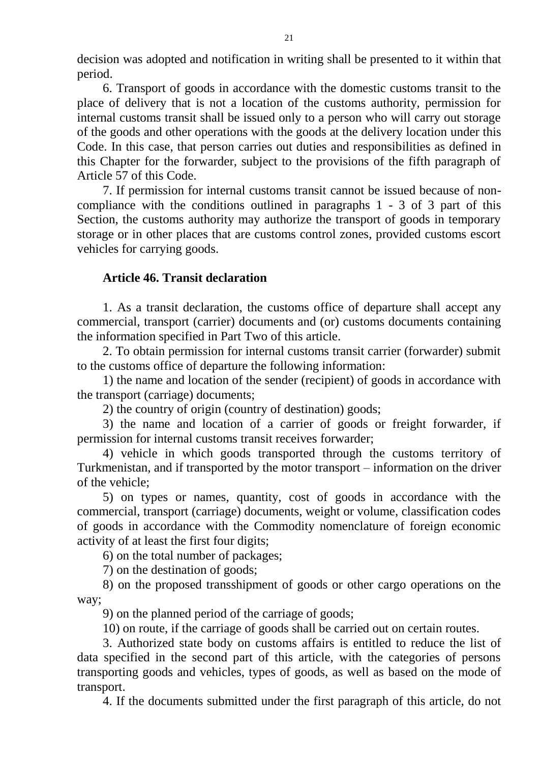decision was adopted and notification in writing shall be presented to it within that period.

6. Transport of goods in accordance with the domestic customs transit to the place of delivery that is not a location of the customs authority, permission for internal customs transit shall be issued only to a person who will carry out storage of the goods and other operations with the goods at the delivery location under this Code. In this case, that person carries out duties and responsibilities as defined in this Chapter for the forwarder, subject to the provisions of the fifth paragraph of Article 57 of this Code.

7. If permission for internal customs transit cannot be issued because of non-compliance with the conditions outlined in paragraphs 1 - 3 of 3 part of this Section, the customs authority may authorize the transport of goods in temporary storage or in other places that are customs control zones, provided customs escort vehicles for carrying goods.

### Article 46. Transit declaration

1. As a transit declaration, the customs office of departure shall accept any commercial, transport (carrier) documents and (or) customs documents containing the information specified in Part Two of this article.

2. To obtain permission for internal customs transit carrier (forwarder) submit to the customs office of departure the following information:

1) the name and location of the sender (recipient) of goods in accordance with the transport (carriage) documents;

2) the country of origin (country of destination) goods;

3) the name and location of a carrier of goods or freight forwarder, if permission for internal customs transit receives forwarder;

4) vehicle in which goods transported through the customs territory of Turkmenistan, and if transported by the motor transport – information on the driver of the vehicle;

5) on types or names, quantity, cost of goods in accordance with the commercial, transport (carriage) documents, weight or volume, classification codes of goods in accordance with the Commodity nomenclature of foreign economic activity of at least the first four digits;

6) on the total number of packages;

7) on the destination of goods;

8) on the proposed transshipment of goods or other cargo operations on the way;

9) on the planned period of the carriage of goods;

10) on route, if the carriage of goods shall be carried out on certain routes.

3. Authorized state body on customs affairs is entitled to reduce the list of data specified in the second part of this article, with the categories of persons transporting goods and vehicles, types of goods, as well as based on the mode of transport.

4. If the documents submitted under the first paragraph of this article, do not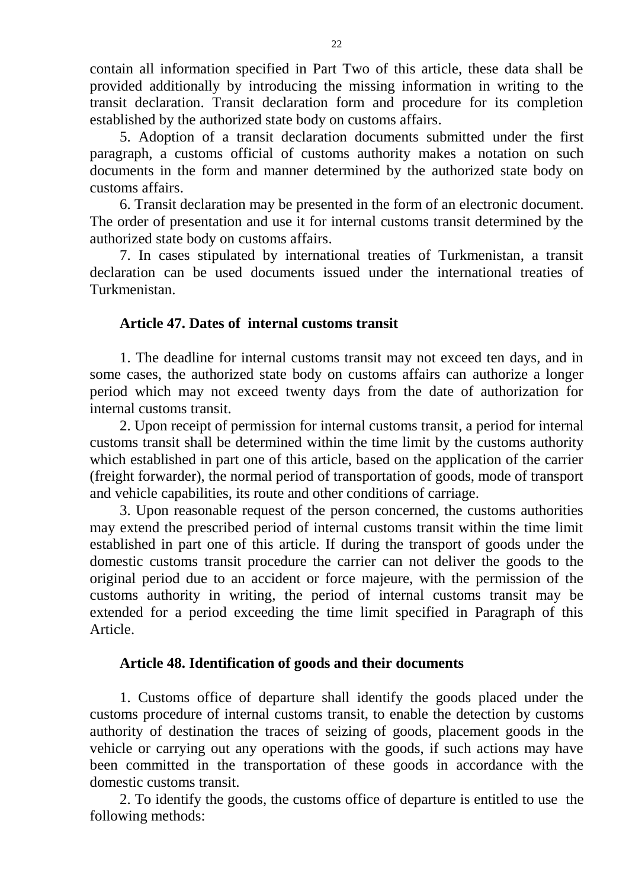contain all information specified in Part Two of this article, these data shall be provided additionally by introducing the missing information in writing to the transit declaration. Transit declaration form and procedure for its completion established by the authorized state body on customs affairs.

5. Adoption of a transit declaration documents submitted under the first paragraph, a customs official of customs authority makes a notation on such documents in the form and manner determined by the authorized state body on customs affairs.

6. Transit declaration may be presented in the form of an electronic document. The order of presentation and use it for internal customs transit determined by the authorized state body on customs affairs.

7. In cases stipulated by international treaties of Turkmenistan, a transit declaration can be used documents issued under the international treaties of Turkmenistan.

### Article 47. Dates of internal customs transit

1. The deadline for internal customs transit may not exceed ten days, and in some cases, the authorized state body on customs affairs can authorize a longer period which may not exceed twenty days from the date of authorization for internal customs transit.

2. Upon receipt of permission for internal customs transit, a period for internal customs transit shall be determined within the time limit by the customs authority which established in part one of this article, based on the application of the carrier (freight forwarder), the normal period of transportation of goods, mode of transport and vehicle capabilities, its route and other conditions of carriage.

3. Upon reasonable request of the person concerned, the customs authorities may extend the prescribed period of internal customs transit within the time limit established in part one of this article. If during the transport of goods under the domestic customs transit procedure the carrier can not deliver the goods to the original period due to an accident or force majeure, with the permission of the customs authority in writing, the period of internal customs transit may be extended for a period exceeding the time limit specified in Paragraph of this Article.

### Article 48. Identification of goods and their documents

1. Customs office of departure shall identify the goods placed under the customs procedure of internal customs transit, to enable the detection by customs authority of destination the traces of seizing of goods, placement goods in the vehicle or carrying out any operations with the goods, if such actions may have been committed in the transportation of these goods in accordance with the domestic customs transit.

2. To identify the goods, the customs office of departure is entitled to use the following methods: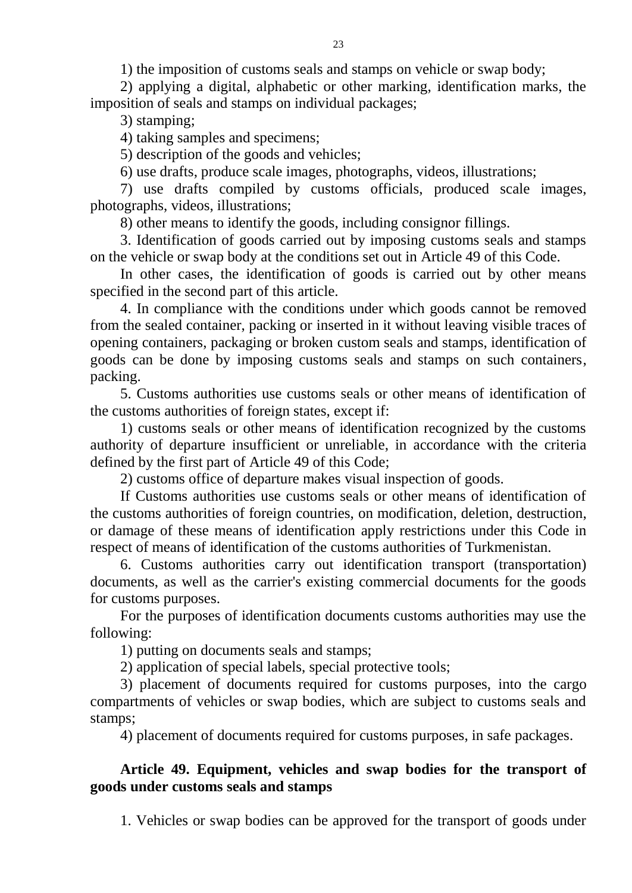1) the imposition of customs seals and stamps on vehicle or swap body;

2) applying a digital, alphabetic or other marking, identification marks, the imposition of seals and stamps on individual packages;

3) stamping;

4) taking samples and specimens;

5) description of the goods and vehicles;

6) use drafts, produce scale images, photographs, videos, illustrations;

7) use drafts compiled by customs officials, produced scale images, photographs, videos, illustrations;

8) other means to identify the goods, including consignor fillings.

3. Identification of goods carried out by imposing customs seals and stamps on the vehicle or swap body at the conditions set out in Article 49 of this Code.

In other cases, the identification of goods is carried out by other means specified in the second part of this article.

4. In compliance with the conditions under which goods cannot be removed from the sealed container, packing or inserted in it without leaving visible traces of opening containers, packaging or broken custom seals and stamps, identification of goods can be done by imposing customs seals and stamps on such containers, packing.

5. Customs authorities use customs seals or other means of identification of the customs authorities of foreign states, except if:

1) customs seals or other means of identification recognized by the customs authority of departure insufficient or unreliable, in accordance with the criteria defined by the first part of Article 49 of this Code;

2) customs office of departure makes visual inspection of goods.

If Customs authorities use customs seals or other means of identification of the customs authorities of foreign countries, on modification, deletion, destruction, or damage of these means of identification apply restrictions under this Code in respect of means of identification of the customs authorities of Turkmenistan.

6. Customs authorities carry out identification transport (transportation) documents, as well as the carrier's existing commercial documents for the goods for customs purposes.

For the purposes of identification documents customs authorities may use the following:

1) putting on documents seals and stamps;

2) application of special labels, special protective tools;

3) placement of documents required for customs purposes, into the cargo compartments of vehicles or swap bodies, which are subject to customs seals and stamps;

4) placement of documents required for customs purposes, in safe packages.

### Article 49. Equipment, vehicles and swap bodies for the transport of goods under customs seals and stamps

1. Vehicles or swap bodies can be approved for the transport of goods under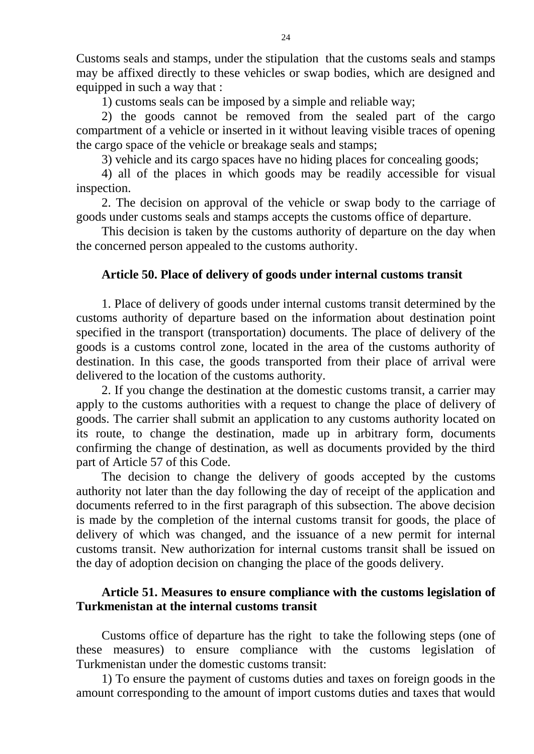Customs seals and stamps, under the stipulation that the customs seals and stamps may be affixed directly to these vehicles or swap bodies, which are designed and equipped in such a way that :

1) customs seals can be imposed by a simple and reliable way;

2) the goods cannot be removed from the sealed part of the cargo compartment of a vehicle or inserted in it without leaving visible traces of opening the cargo space of the vehicle or breakage seals and stamps;

3) vehicle and its cargo spaces have no hiding places for concealing goods;

4) all of the places in which goods may be readily accessible for visual inspection.

2. The decision on approval of the vehicle or swap body to the carriage of goods under customs seals and stamps accepts the customs office of departure.

This decision is taken by the customs authority of departure on the day when the concerned person appealed to the customs authority.

### Article 50. Place of delivery of goods under internal customs transit

1. Place of delivery of goods under internal customs transit determined by the customs authority of departure based on the information about destination point specified in the transport (transportation) documents. The place of delivery of the goods is a customs control zone, located in the area of the customs authority of destination. In this case, the goods transported from their place of arrival were delivered to the location of the customs authority.

2. If you change the destination at the domestic customs transit, a carrier may apply to the customs authorities with a request to change the place of delivery of goods. The carrier shall submit an application to any customs authority located on its route, to change the destination, made up in arbitrary form, documents confirming the change of destination, as well as documents provided by the third part of Article 57 of this Code.

The decision to change the delivery of goods accepted by the customs authority not later than the day following the day of receipt of the application and documents referred to in the first paragraph of this subsection. The above decision is made by the completion of the internal customs transit for goods, the place of delivery of which was changed, and the issuance of a new permit for internal customs transit. New authorization for internal customs transit shall be issued on the day of adoption decision on changing the place of the goods delivery.

### Article 51. Measures to ensure compliance with the customs legislation of Turkmenistan at the internal customs transit

Customs office of departure has the right to take the following steps (one of these measures) to ensure compliance with the customs legislation of Turkmenistan under the domestic customs transit:

1) To ensure the payment of customs duties and taxes on foreign goods in the amount corresponding to the amount of import customs duties and taxes that would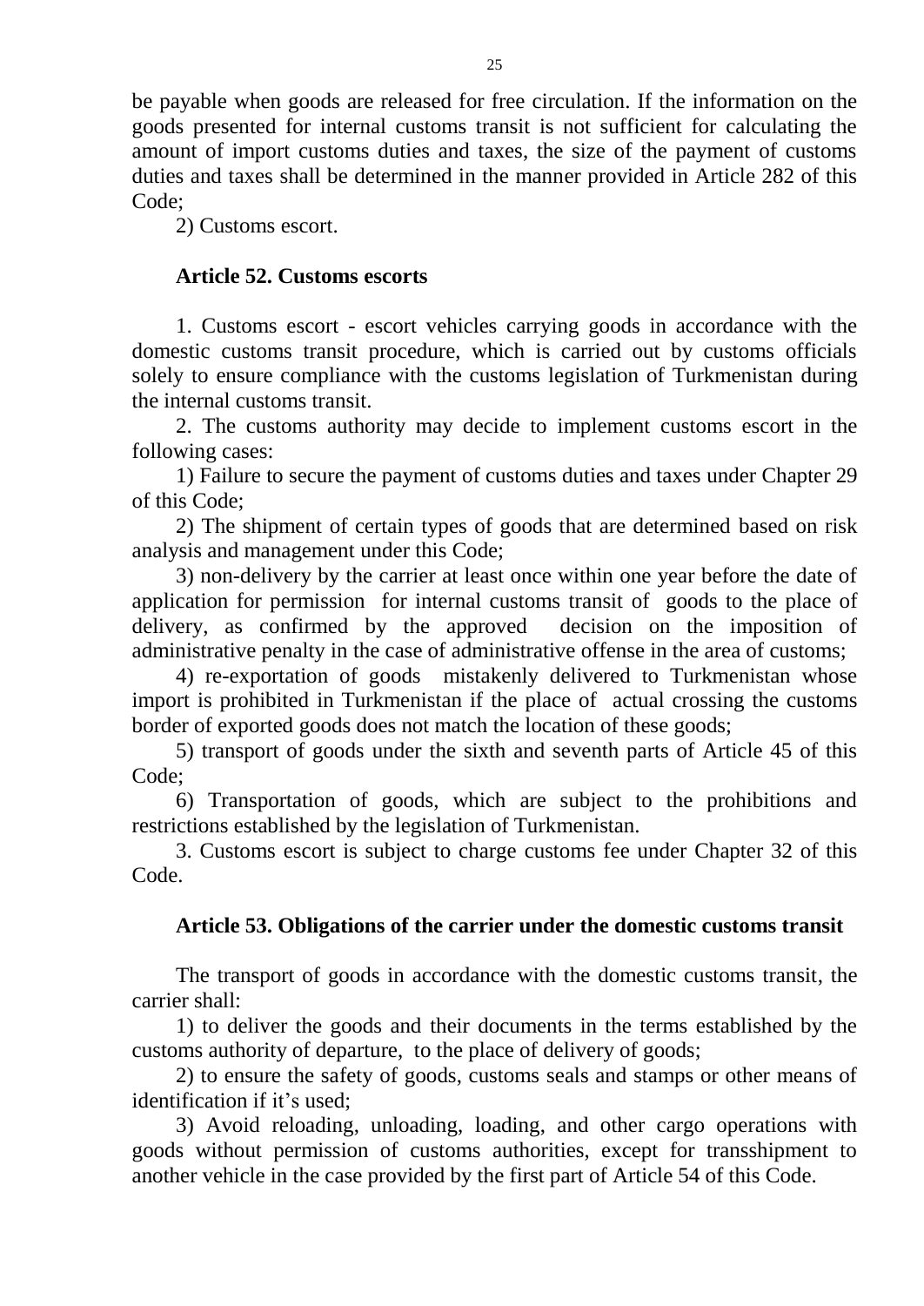be payable when goods are released for free circulation. If the information on the goods presented for internal customs transit is not sufficient for calculating the amount of import customs duties and taxes, the size of the payment of customs duties and taxes shall be determined in the manner provided in Article 282 of this Code;

2) Customs escort.

### Article 52. Customs escorts

1. Customs escort - escort vehicles carrying goods in accordance with the domestic customs transit procedure, which is carried out by customs officials solely to ensure compliance with the customs legislation of Turkmenistan during the internal customs transit.

2. The customs authority may decide to implement customs escort in the following cases:

1) Failure to secure the payment of customs duties and taxes under Chapter 29 of this Code;

2) The shipment of certain types of goods that are determined based on risk analysis and management under this Code;

3) non-delivery by the carrier at least once within one year before the date of application for permission for internal customs transit of goods to the place of delivery, as confirmed by the approved decision on the imposition of administrative penalty in the case of administrative offense in the area of customs;

4) re-exportation of goods mistakenly delivered to Turkmenistan whose import is prohibited in Turkmenistan if the place of actual crossing the customs border of exported goods does not match the location of these goods;

5) transport of goods under the sixth and seventh parts of Article 45 of this Code;

6) Transportation of goods, which are subject to the prohibitions and restrictions established by the legislation of Turkmenistan.

3. Customs escort is subject to charge customs fee under Chapter 32 of this Code.

### Article 53. Obligations of the carrier under the domestic customs transit

The transport of goods in accordance with the domestic customs transit, the carrier shall:

1) to deliver the goods and their documents in the terms established by the customs authority of departure, to the place of delivery of goods;

2) to ensure the safety of goods, customs seals and stamps or other means of identification if it's used;

3) Avoid reloading, unloading, loading, and other cargo operations with goods without permission of customs authorities, except for transshipment to another vehicle in the case provided by the first part of Article 54 of this Code.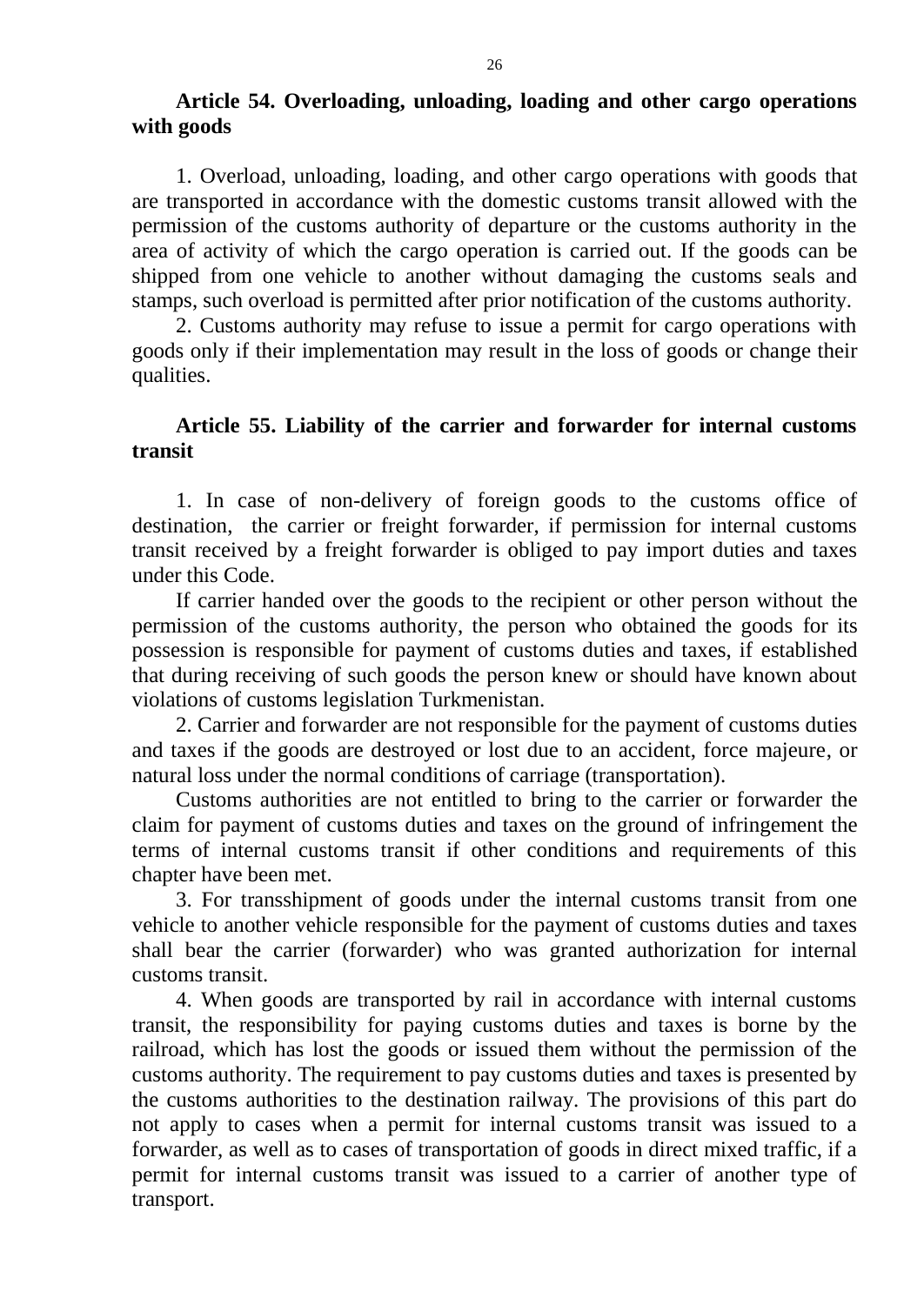### Article 54. Overloading, unloading, loading and other cargo operations with goods

1. Overload, unloading, loading, and other cargo operations with goods that are transported in accordance with the domestic customs transit allowed with the permission of the customs authority of departure or the customs authority in the area of activity of which the cargo operation is carried out. If the goods can be shipped from one vehicle to another without damaging the customs seals and stamps, such overload is permitted after prior notification of the customs authority.

2. Customs authority may refuse to issue a permit for cargo operations with goods only if their implementation may result in the loss of goods or change their qualities.

### Article 55. Liability of the carrier and forwarder for internal customs transit

1. In case of non-delivery of foreign goods to the customs office of destination, the carrier or freight forwarder, if permission for internal customs transit received by a freight forwarder is obliged to pay import duties and taxes under this Code.

If carrier handed over the goods to the recipient or other person without the permission of the customs authority, the person who obtained the goods for its possession is responsible for payment of customs duties and taxes, if established that during receiving of such goods the person knew or should have known about violations of customs legislation Turkmenistan.

2. Carrier and forwarder are not responsible for the payment of customs duties and taxes if the goods are destroyed or lost due to an accident, force majeure, or natural loss under the normal conditions of carriage (transportation).

Customs authorities are not entitled to bring to the carrier or forwarder the claim for payment of customs duties and taxes on the ground of infringement the terms of internal customs transit if other conditions and requirements of this chapter have been met.

3. For transshipment of goods under the internal customs transit from one vehicle to another vehicle responsible for the payment of customs duties and taxes shall bear the carrier (forwarder) who was granted authorization for internal customs transit.

4. When goods are transported by rail in accordance with internal customs transit, the responsibility for paying customs duties and taxes is borne by the railroad, which has lost the goods or issued them without the permission of the customs authority. The requirement to pay customs duties and taxes is presented by the customs authorities to the destination railway. The provisions of this part do not apply to cases when a permit for internal customs transit was issued to a forwarder, as well as to cases of transportation of goods in direct mixed traffic, if a permit for internal customs transit was issued to a carrier of another type of transport.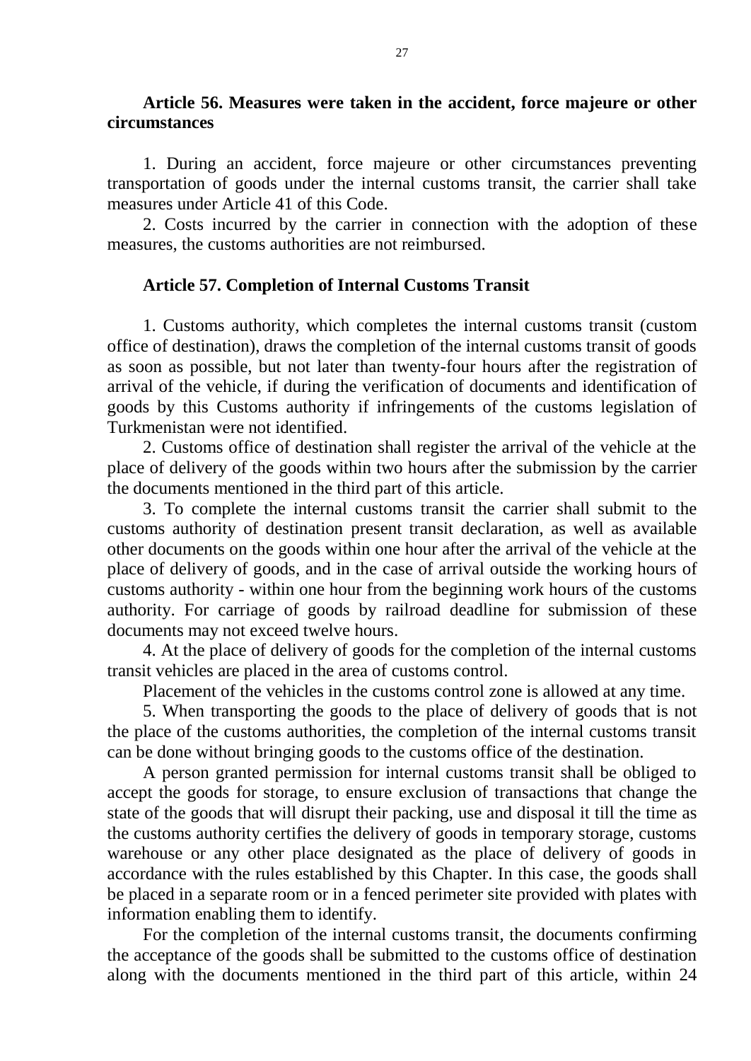### Article 56. Measures were taken in the accident, force majeure or other circumstances

1. During an accident, force majeure or other circumstances preventing transportation of goods under the internal customs transit, the carrier shall take measures under Article 41 of this Code.

2. Costs incurred by the carrier in connection with the adoption of these measures, the customs authorities are not reimbursed.

### Article 57. Completion of Internal Customs Transit

1. Customs authority, which completes the internal customs transit (custom office of destination), draws the completion of the internal customs transit of goods as soon as possible, but not later than twenty-four hours after the registration of arrival of the vehicle, if during the verification of documents and identification of goods by this Customs authority if infringements of the customs legislation of Turkmenistan were not identified.

2. Customs office of destination shall register the arrival of the vehicle at the place of delivery of the goods within two hours after the submission by the carrier the documents mentioned in the third part of this article.

3. To complete the internal customs transit the carrier shall submit to the customs authority of destination present transit declaration, as well as available other documents on the goods within one hour after the arrival of the vehicle at the place of delivery of goods, and in the case of arrival outside the working hours of customs authority - within one hour from the beginning work hours of the customs authority. For carriage of goods by railroad deadline for submission of these documents may not exceed twelve hours.

4. At the place of delivery of goods for the completion of the internal customs transit vehicles are placed in the area of customs control.

Placement of the vehicles in the customs control zone is allowed at any time.

5. When transporting the goods to the place of delivery of goods that is not the place of the customs authorities, the completion of the internal customs transit can be done without bringing goods to the customs office of the destination.

A person granted permission for internal customs transit shall be obliged to accept the goods for storage, to ensure exclusion of transactions that change the state of the goods that will disrupt their packing, use and disposal it till the time as the customs authority certifies the delivery of goods in temporary storage, customs warehouse or any other place designated as the place of delivery of goods in accordance with the rules established by this Chapter. In this case, the goods shall be placed in a separate room or in a fenced perimeter site provided with plates with information enabling them to identify.

For the completion of the internal customs transit, the documents confirming the acceptance of the goods shall be submitted to the customs office of destination along with the documents mentioned in the third part of this article, within 24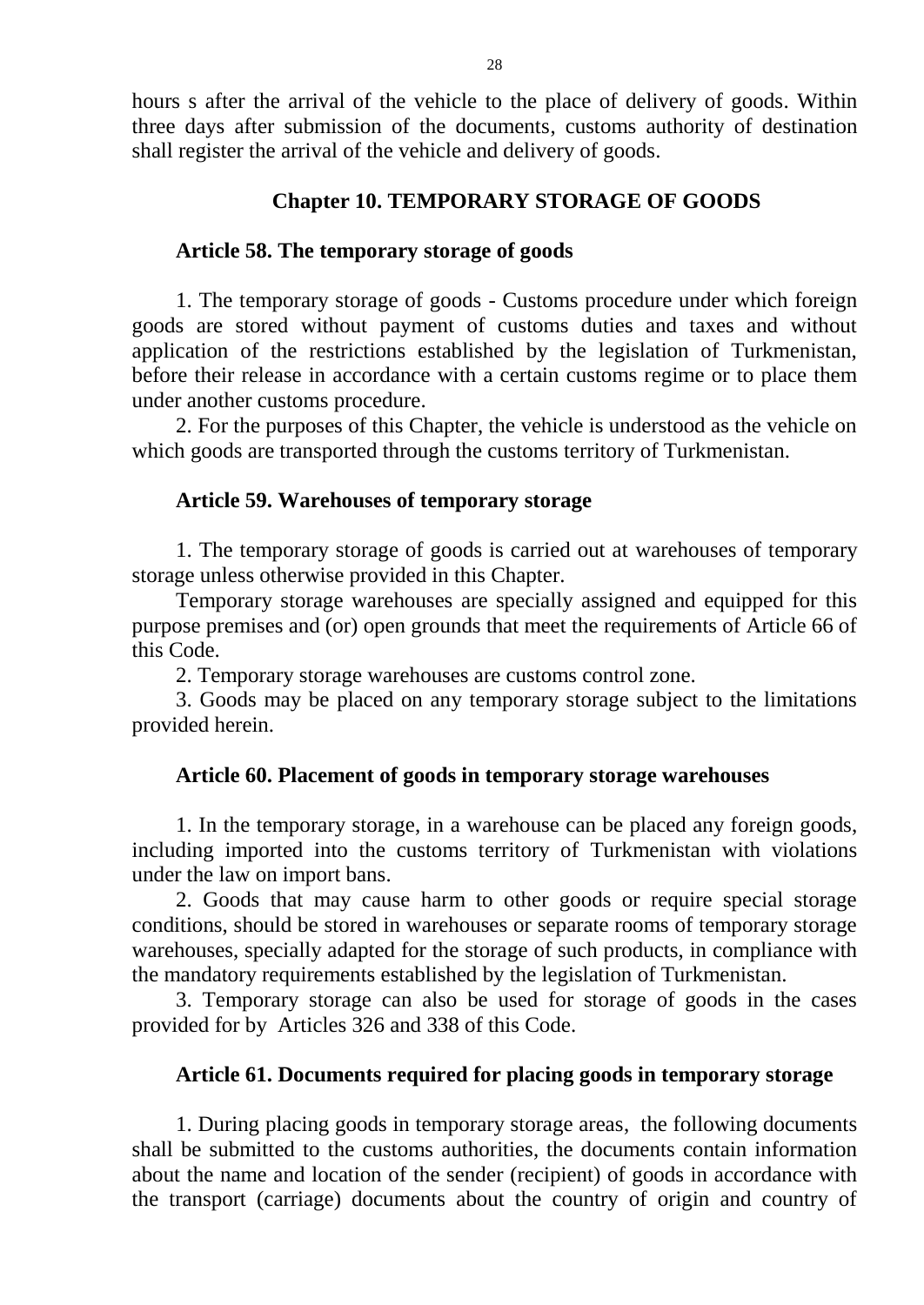hours s after the arrival of the vehicle to the place of delivery of goods. Within three days after submission of the documents, customs authority of destination shall register the arrival of the vehicle and delivery of goods.

## Chapter 10. TEMPORARY STORAGE OF GOODS

### Article 58. The temporary storage of goods

1. The temporary storage of goods - Customs procedure under which foreign goods are stored without payment of customs duties and taxes and without application of the restrictions established by the legislation of Turkmenistan, before their release in accordance with a certain customs regime or to place them under another customs procedure.

2. For the purposes of this Chapter, the vehicle is understood as the vehicle on which goods are transported through the customs territory of Turkmenistan.

### Article 59. Warehouses of temporary storage

1. The temporary storage of goods is carried out at warehouses of temporary storage unless otherwise provided in this Chapter.

Temporary storage warehouses are specially assigned and equipped for this purpose premises and (or) open grounds that meet the requirements of Article 66 of this Code.

2. Temporary storage warehouses are customs control zone.

3. Goods may be placed on any temporary storage subject to the limitations provided herein.

### Article 60. Placement of goods in temporary storage warehouses

1. In the temporary storage, in a warehouse can be placed any foreign goods, including imported into the customs territory of Turkmenistan with violations under the law on import bans.

2. Goods that may cause harm to other goods or require special storage conditions, should be stored in warehouses or separate rooms of temporary storage warehouses, specially adapted for the storage of such products, in compliance with the mandatory requirements established by the legislation of Turkmenistan.

3. Temporary storage can also be used for storage of goods in the cases provided for by Articles 326 and 338 of this Code.

### Article 61. Documents required for placing goods in temporary storage

1. During placing goods in temporary storage areas, the following documents shall be submitted to the customs authorities, the documents contain information about the name and location of the sender (recipient) of goods in accordance with the transport (carriage) documents about the country of origin and country of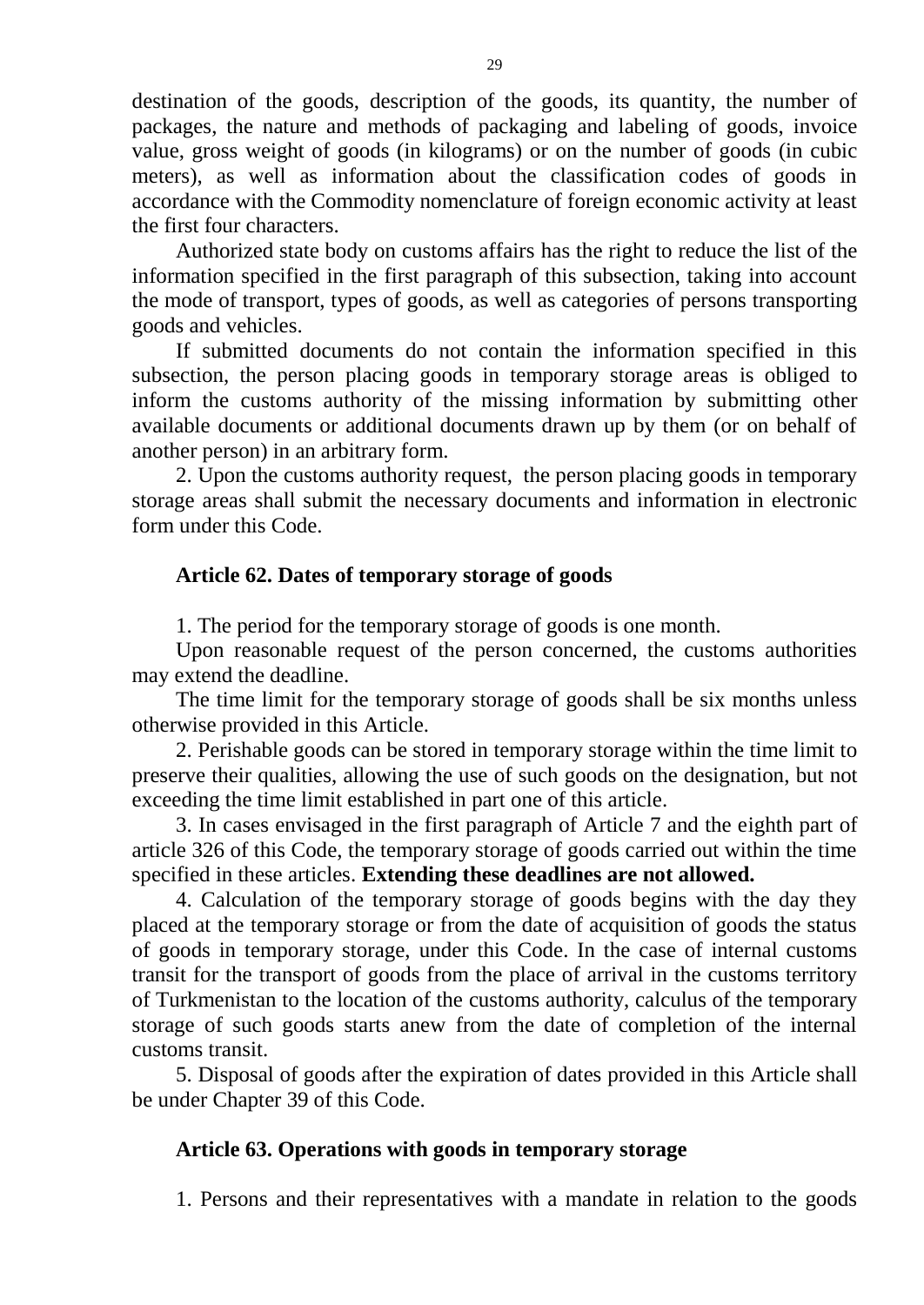destination of the goods, description of the goods, its quantity, the number of packages, the nature and methods of packaging and labeling of goods, invoice value, gross weight of goods (in kilograms) or on the number of goods (in cubic meters), as well as information about the classification codes of goods in accordance with the Commodity nomenclature of foreign economic activity at least the first four characters.

Authorized state body on customs affairs has the right to reduce the list of the information specified in the first paragraph of this subsection, taking into account the mode of transport, types of goods, as well as categories of persons transporting goods and vehicles.

If submitted documents do not contain the information specified in this subsection, the person placing goods in temporary storage areas is obliged to inform the customs authority of the missing information by submitting other available documents or additional documents drawn up by them (or on behalf of another person) in an arbitrary form.

2. Upon the customs authority request, the person placing goods in temporary storage areas shall submit the necessary documents and information in electronic form under this Code.

### Article 62. Dates of temporary storage of goods

1. The period for the temporary storage of goods is one month.

Upon reasonable request of the person concerned, the customs authorities may extend the deadline.

The time limit for the temporary storage of goods shall be six months unless otherwise provided in this Article.

2. Perishable goods can be stored in temporary storage within the time limit to preserve their qualities, allowing the use of such goods on the designation, but not exceeding the time limit established in part one of this article.

3. In cases envisaged in the first paragraph of Article 7 and the eighth part of article 326 of this Code, the temporary storage of goods carried out within the time specified in these articles. **Extending these deadlines are not allowed.**

4. Calculation of the temporary storage of goods begins with the day they placed at the temporary storage or from the date of acquisition of goods the status of goods in temporary storage, under this Code. In the case of internal customs transit for the transport of goods from the place of arrival in the customs territory of Turkmenistan to the location of the customs authority, calculus of the temporary storage of such goods starts anew from the date of completion of the internal customs transit.

5. Disposal of goods after the expiration of dates provided in this Article shall be under Chapter 39 of this Code.

### Article 63. Operations with goods in temporary storage

1. Persons and their representatives with a mandate in relation to the goods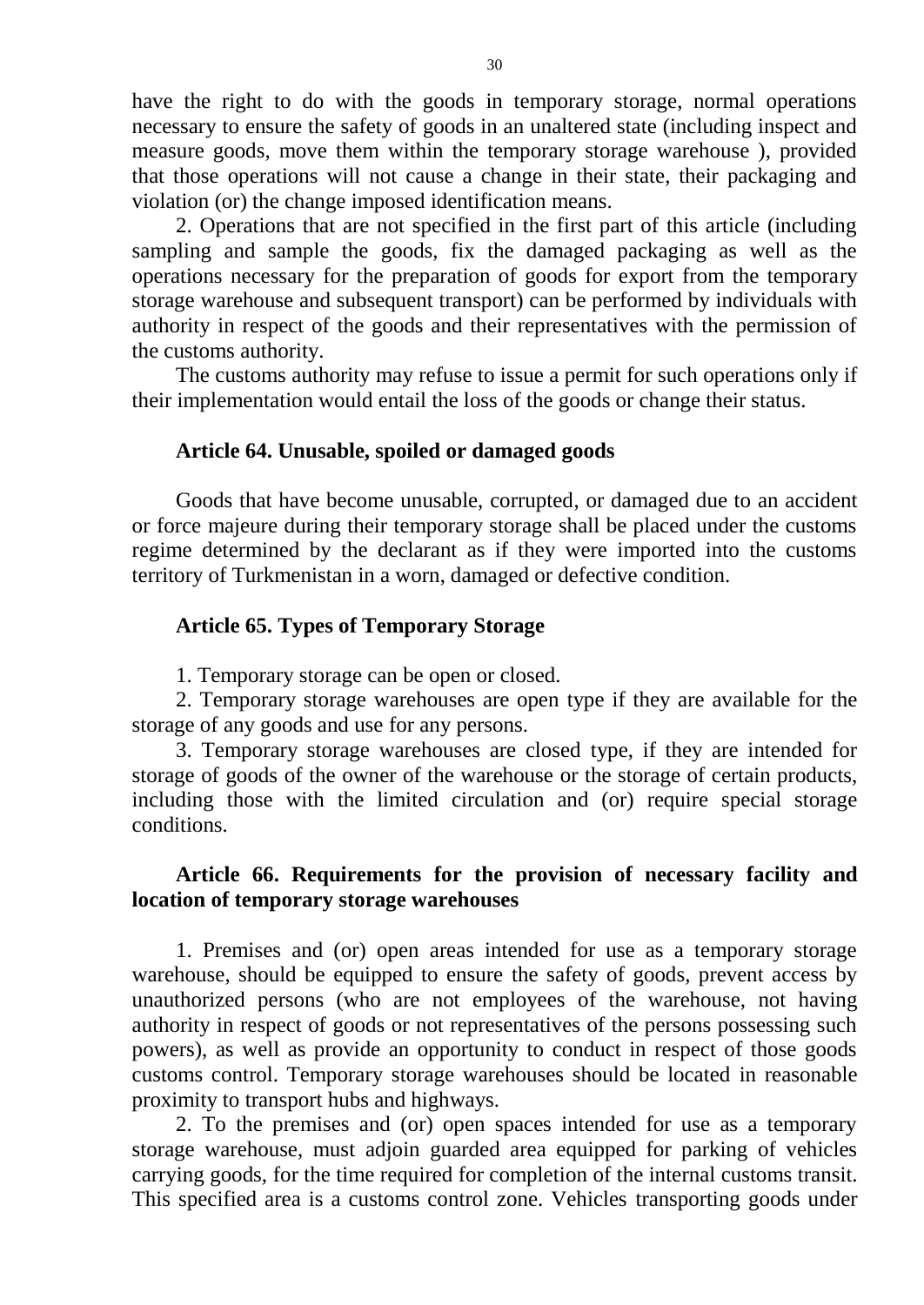have the right to do with the goods in temporary storage, normal operations necessary to ensure the safety of goods in an unaltered state (including inspect and measure goods, move them within the temporary storage warehouse ), provided that those operations will not cause a change in their state, their packaging and violation (or) the change imposed identification means.

2. Operations that are not specified in the first part of this article (including sampling and sample the goods, fix the damaged packaging as well as the operations necessary for the preparation of goods for export from the temporary storage warehouse and subsequent transport) can be performed by individuals with authority in respect of the goods and their representatives with the permission of the customs authority.

The customs authority may refuse to issue a permit for such operations only if their implementation would entail the loss of the goods or change their status.

### Article 64. Unusable, spoiled or damaged goods

Goods that have become unusable, corrupted, or damaged due to an accident or force majeure during their temporary storage shall be placed under the customs regime determined by the declarant as if they were imported into the customs territory of Turkmenistan in a worn, damaged or defective condition.

### Article 65. Types of Temporary Storage

1. Temporary storage can be open or closed.
2. Temporary storage warehouses are open type if they are available for the storage of any goods and use for any persons.
3. Temporary storage warehouses are closed type, if they are intended for storage of goods of the owner of the warehouse or the storage of certain products, including those with the limited circulation and (or) require special storage conditions.

### Article 66. Requirements for the provision of necessary facility and location of temporary storage warehouses

1. Premises and (or) open areas intended for use as a temporary storage warehouse, should be equipped to ensure the safety of goods, prevent access by unauthorized persons (who are not employees of the warehouse, not having authority in respect of goods or not representatives of the persons possessing such powers), as well as provide an opportunity to conduct in respect of those goods customs control. Temporary storage warehouses should be located in reasonable proximity to transport hubs and highways.

2. To the premises and (or) open spaces intended for use as a temporary storage warehouse, must adjoin guarded area equipped for parking of vehicles carrying goods, for the time required for completion of the internal customs transit. This specified area is a customs control zone. Vehicles transporting goods under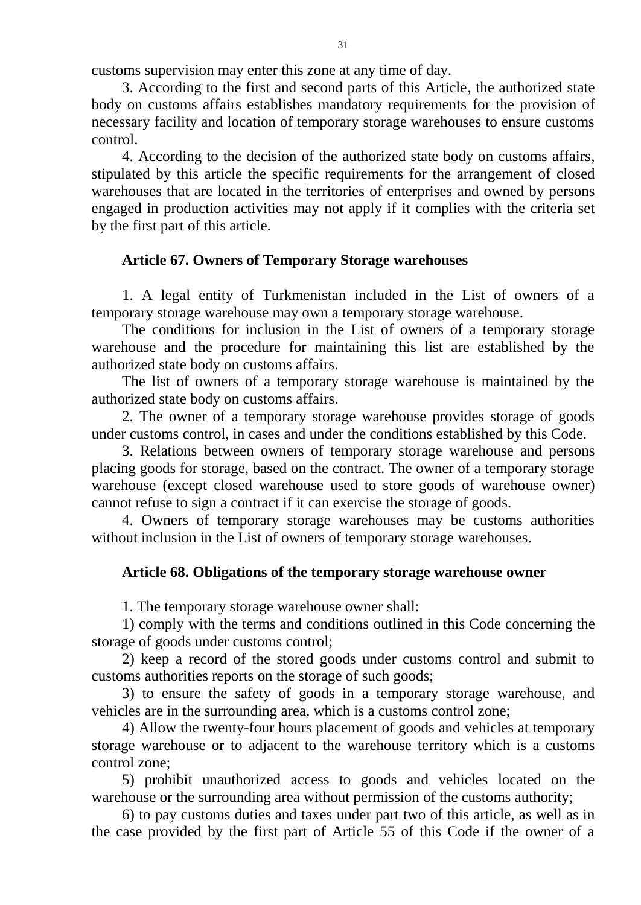customs supervision may enter this zone at any time of day.

3. According to the first and second parts of this Article, the authorized state body on customs affairs establishes mandatory requirements for the provision of necessary facility and location of temporary storage warehouses to ensure customs control.

4. According to the decision of the authorized state body on customs affairs, stipulated by this article the specific requirements for the arrangement of closed warehouses that are located in the territories of enterprises and owned by persons engaged in production activities may not apply if it complies with the criteria set by the first part of this article.

### Article 67. Owners of Temporary Storage warehouses

1. A legal entity of Turkmenistan included in the List of owners of a temporary storage warehouse may own a temporary storage warehouse.

The conditions for inclusion in the List of owners of a temporary storage warehouse and the procedure for maintaining this list are established by the authorized state body on customs affairs.

The list of owners of a temporary storage warehouse is maintained by the authorized state body on customs affairs.

2. The owner of a temporary storage warehouse provides storage of goods under customs control, in cases and under the conditions established by this Code.

3. Relations between owners of temporary storage warehouse and persons placing goods for storage, based on the contract. The owner of a temporary storage warehouse (except closed warehouse used to store goods of warehouse owner) cannot refuse to sign a contract if it can exercise the storage of goods.

4. Owners of temporary storage warehouses may be customs authorities without inclusion in the List of owners of temporary storage warehouses.

### Article 68. Obligations of the temporary storage warehouse owner

1. The temporary storage warehouse owner shall:

1) comply with the terms and conditions outlined in this Code concerning the storage of goods under customs control;

2) keep a record of the stored goods under customs control and submit to customs authorities reports on the storage of such goods;

3) to ensure the safety of goods in a temporary storage warehouse, and vehicles are in the surrounding area, which is a customs control zone;

4) Allow the twenty-four hours placement of goods and vehicles at temporary storage warehouse or to adjacent to the warehouse territory which is a customs control zone;

5) prohibit unauthorized access to goods and vehicles located on the warehouse or the surrounding area without permission of the customs authority;

6) to pay customs duties and taxes under part two of this article, as well as in the case provided by the first part of Article 55 of this Code if the owner of a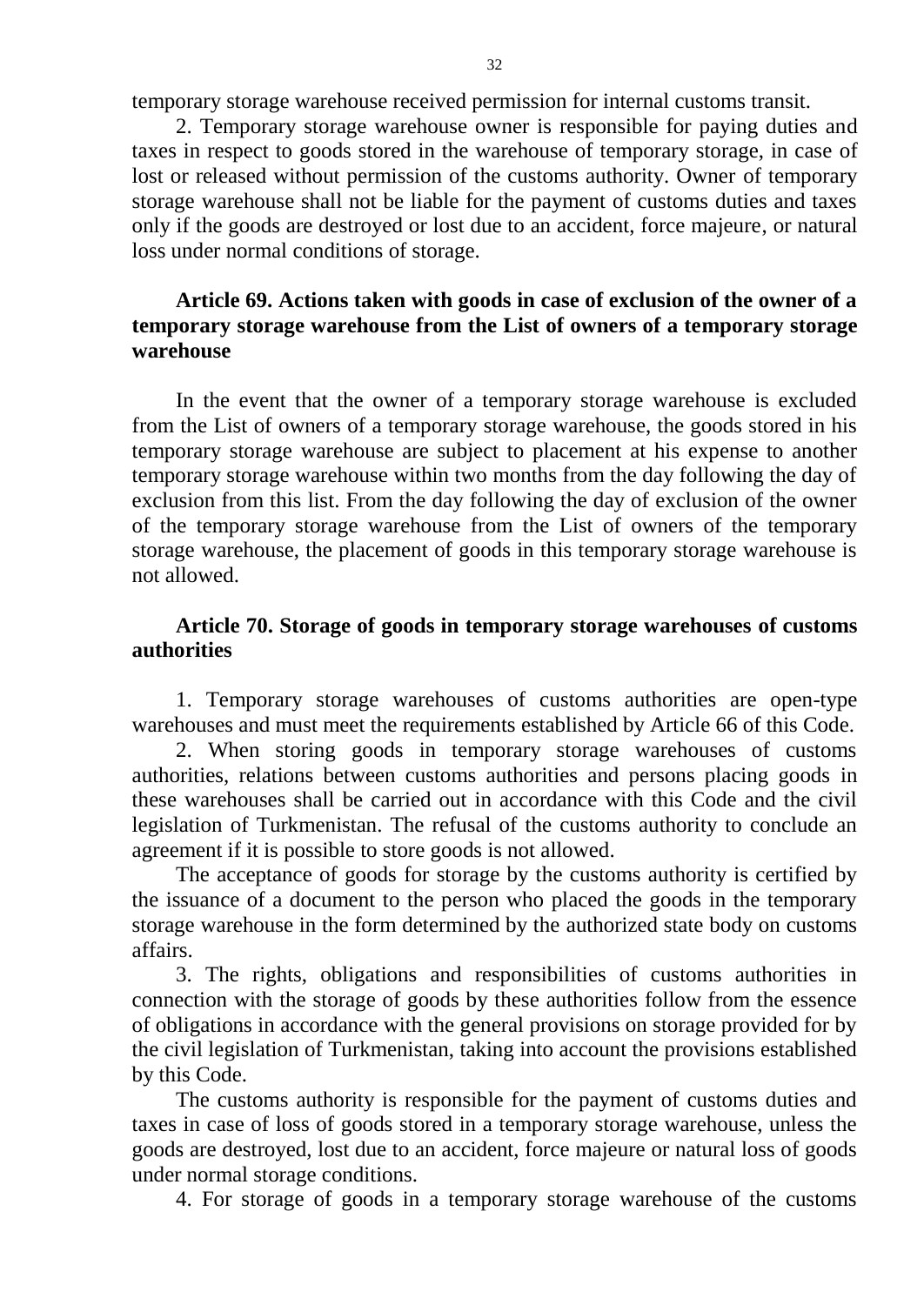temporary storage warehouse received permission for internal customs transit.

2. Temporary storage warehouse owner is responsible for paying duties and taxes in respect to goods stored in the warehouse of temporary storage, in case of lost or released without permission of the customs authority. Owner of temporary storage warehouse shall not be liable for the payment of customs duties and taxes only if the goods are destroyed or lost due to an accident, force majeure, or natural loss under normal conditions of storage.

### Article 69. Actions taken with goods in case of exclusion of the owner of a temporary storage warehouse from the List of owners of a temporary storage warehouse

In the event that the owner of a temporary storage warehouse is excluded from the List of owners of a temporary storage warehouse, the goods stored in his temporary storage warehouse are subject to placement at his expense to another temporary storage warehouse within two months from the day following the day of exclusion from this list. From the day following the day of exclusion of the owner of the temporary storage warehouse from the List of owners of the temporary storage warehouse, the placement of goods in this temporary storage warehouse is not allowed.

### Article 70. Storage of goods in temporary storage warehouses of customs authorities

1. Temporary storage warehouses of customs authorities are open-type warehouses and must meet the requirements established by Article 66 of this Code.

2. When storing goods in temporary storage warehouses of customs authorities, relations between customs authorities and persons placing goods in these warehouses shall be carried out in accordance with this Code and the civil legislation of Turkmenistan. The refusal of the customs authority to conclude an agreement if it is possible to store goods is not allowed.

The acceptance of goods for storage by the customs authority is certified by the issuance of a document to the person who placed the goods in the temporary storage warehouse in the form determined by the authorized state body on customs affairs.

3. The rights, obligations and responsibilities of customs authorities in connection with the storage of goods by these authorities follow from the essence of obligations in accordance with the general provisions on storage provided for by the civil legislation of Turkmenistan, taking into account the provisions established by this Code.

The customs authority is responsible for the payment of customs duties and taxes in case of loss of goods stored in a temporary storage warehouse, unless the goods are destroyed, lost due to an accident, force majeure or natural loss of goods under normal storage conditions.

4. For storage of goods in a temporary storage warehouse of the customs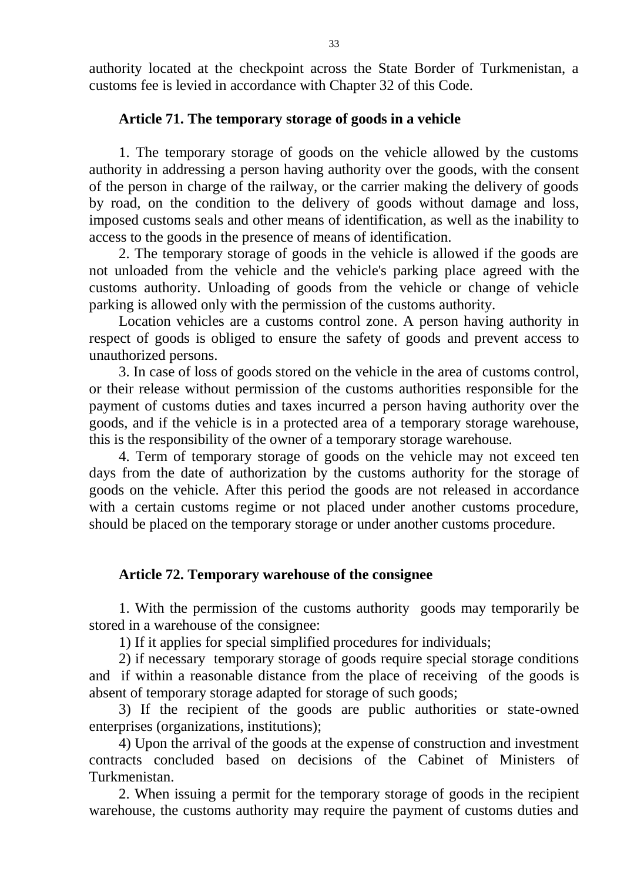authority located at the checkpoint across the State Border of Turkmenistan, a customs fee is levied in accordance with Chapter 32 of this Code.

### Article 71. The temporary storage of goods in a vehicle

1. The temporary storage of goods on the vehicle allowed by the customs authority in addressing a person having authority over the goods, with the consent of the person in charge of the railway, or the carrier making the delivery of goods by road, on the condition to the delivery of goods without damage and loss, imposed customs seals and other means of identification, as well as the inability to access to the goods in the presence of means of identification.

2. The temporary storage of goods in the vehicle is allowed if the goods are not unloaded from the vehicle and the vehicle's parking place agreed with the customs authority. Unloading of goods from the vehicle or change of vehicle parking is allowed only with the permission of the customs authority.

Location vehicles are a customs control zone. A person having authority in respect of goods is obliged to ensure the safety of goods and prevent access to unauthorized persons.

3. In case of loss of goods stored on the vehicle in the area of customs control, or their release without permission of the customs authorities responsible for the payment of customs duties and taxes incurred a person having authority over the goods, and if the vehicle is in a protected area of a temporary storage warehouse, this is the responsibility of the owner of a temporary storage warehouse.

4. Term of temporary storage of goods on the vehicle may not exceed ten days from the date of authorization by the customs authority for the storage of goods on the vehicle. After this period the goods are not released in accordance with a certain customs regime or not placed under another customs procedure, should be placed on the temporary storage or under another customs procedure.

### Article 72. Temporary warehouse of the consignee

1. With the permission of the customs authority goods may temporarily be stored in a warehouse of the consignee:

1) If it applies for special simplified procedures for individuals;

2) if necessary temporary storage of goods require special storage conditions and if within a reasonable distance from the place of receiving of the goods is absent of temporary storage adapted for storage of such goods;

3) If the recipient of the goods are public authorities or state-owned enterprises (organizations, institutions);

4) Upon the arrival of the goods at the expense of construction and investment contracts concluded based on decisions of the Cabinet of Ministers of Turkmenistan.

2. When issuing a permit for the temporary storage of goods in the recipient warehouse, the customs authority may require the payment of customs duties and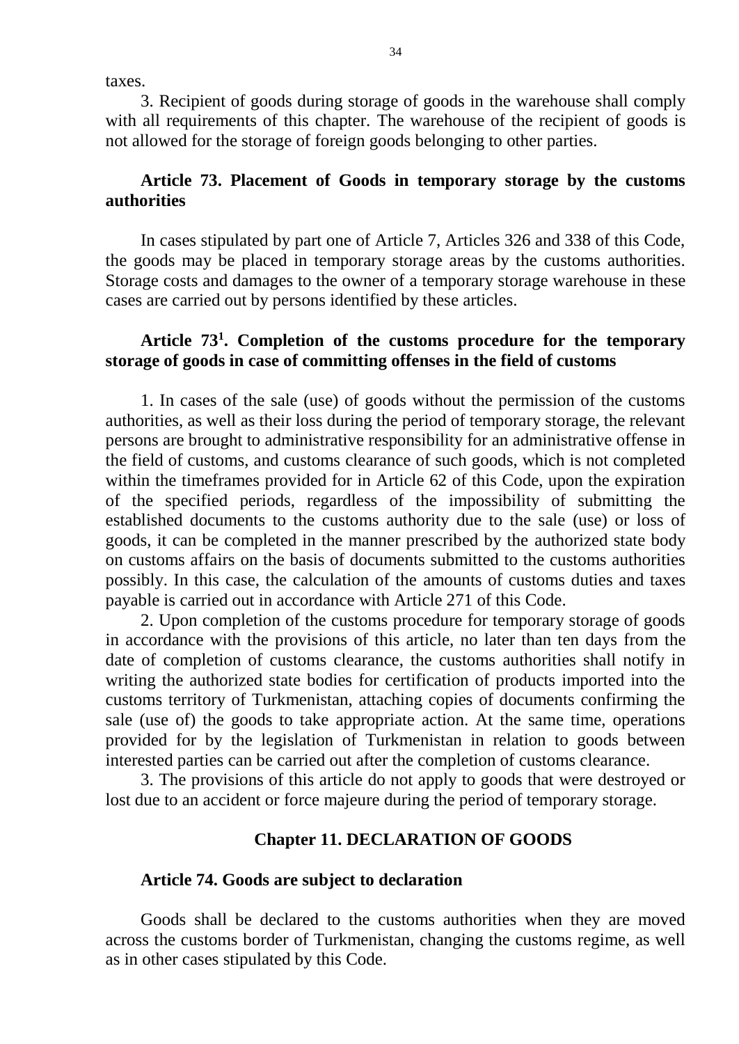taxes.

3. Recipient of goods during storage of goods in the warehouse shall comply with all requirements of this chapter. The warehouse of the recipient of goods is not allowed for the storage of foreign goods belonging to other parties.

### Article 73. Placement of Goods in temporary storage by the customs authorities

In cases stipulated by part one of Article 7, Articles 326 and 338 of this Code, the goods may be placed in temporary storage areas by the customs authorities. Storage costs and damages to the owner of a temporary storage warehouse in these cases are carried out by persons identified by these articles.

### Article 73[1]. Completion of the customs procedure for the temporary storage of goods in case of committing offenses in the field of customs

1. In cases of the sale (use) of goods without the permission of the customs authorities, as well as their loss during the period of temporary storage, the relevant persons are brought to administrative responsibility for an administrative offense in the field of customs, and customs clearance of such goods, which is not completed within the timeframes provided for in Article 62 of this Code, upon the expiration of the specified periods, regardless of the impossibility of submitting the established documents to the customs authority due to the sale (use) or loss of goods, it can be completed in the manner prescribed by the authorized state body on customs affairs on the basis of documents submitted to the customs authorities possibly. In this case, the calculation of the amounts of customs duties and taxes payable is carried out in accordance with Article 271 of this Code.

2. Upon completion of the customs procedure for temporary storage of goods in accordance with the provisions of this article, no later than ten days from the date of completion of customs clearance, the customs authorities shall notify in writing the authorized state bodies for certification of products imported into the customs territory of Turkmenistan, attaching copies of documents confirming the sale (use of) the goods to take appropriate action. At the same time, operations provided for by the legislation of Turkmenistan in relation to goods between interested parties can be carried out after the completion of customs clearance.

3. The provisions of this article do not apply to goods that were destroyed or lost due to an accident or force majeure during the period of temporary storage.

## Chapter 11. DECLARATION OF GOODS

### Article 74. Goods are subject to declaration

Goods shall be declared to the customs authorities when they are moved across the customs border of Turkmenistan, changing the customs regime, as well as in other cases stipulated by this Code.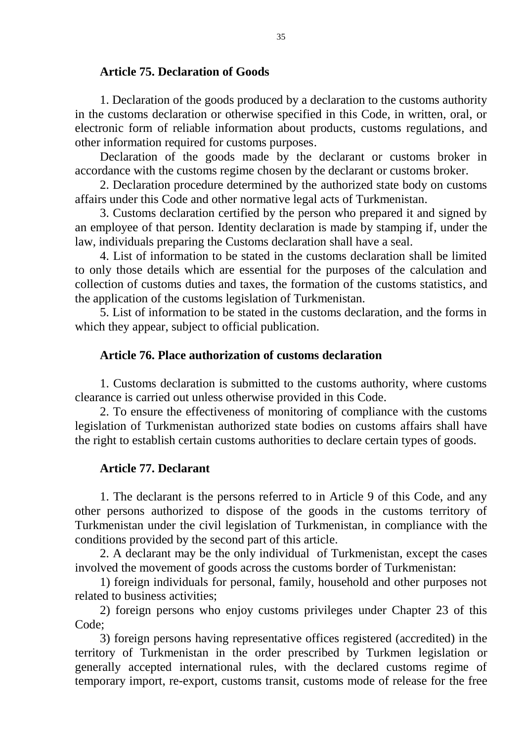### Article 75. Declaration of Goods

1. Declaration of the goods produced by a declaration to the customs authority in the customs declaration or otherwise specified in this Code, in written, oral, or electronic form of reliable information about products, customs regulations, and other information required for customs purposes.

Declaration of the goods made by the declarant or customs broker in accordance with the customs regime chosen by the declarant or customs broker.

2. Declaration procedure determined by the authorized state body on customs affairs under this Code and other normative legal acts of Turkmenistan.

3. Customs declaration certified by the person who prepared it and signed by an employee of that person. Identity declaration is made by stamping if, under the law, individuals preparing the Customs declaration shall have a seal.

4. List of information to be stated in the customs declaration shall be limited to only those details which are essential for the purposes of the calculation and collection of customs duties and taxes, the formation of the customs statistics, and the application of the customs legislation of Turkmenistan.

5. List of information to be stated in the customs declaration, and the forms in which they appear, subject to official publication.

### Article 76. Place authorization of customs declaration

1. Customs declaration is submitted to the customs authority, where customs clearance is carried out unless otherwise provided in this Code.

2. To ensure the effectiveness of monitoring of compliance with the customs legislation of Turkmenistan authorized state bodies on customs affairs shall have the right to establish certain customs authorities to declare certain types of goods.

### Article 77. Declarant

1. The declarant is the persons referred to in Article 9 of this Code, and any other persons authorized to dispose of the goods in the customs territory of Turkmenistan under the civil legislation of Turkmenistan, in compliance with the conditions provided by the second part of this article.

2. A declarant may be the only individual of Turkmenistan, except the cases involved the movement of goods across the customs border of Turkmenistan:

1) foreign individuals for personal, family, household and other purposes not related to business activities;

2) foreign persons who enjoy customs privileges under Chapter 23 of this Code;

3) foreign persons having representative offices registered (accredited) in the territory of Turkmenistan in the order prescribed by Turkmen legislation or generally accepted international rules, with the declared customs regime of temporary import, re-export, customs transit, customs mode of release for the free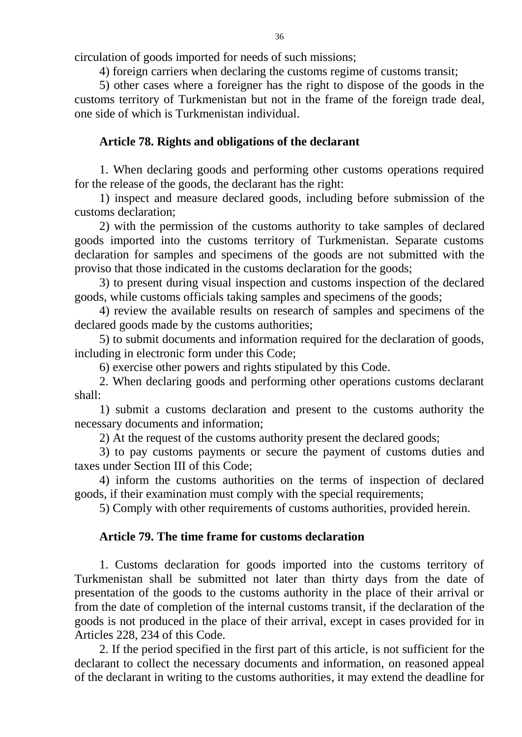circulation of goods imported for needs of such missions;

4) foreign carriers when declaring the customs regime of customs transit;

5) other cases where a foreigner has the right to dispose of the goods in the customs territory of Turkmenistan but not in the frame of the foreign trade deal, one side of which is Turkmenistan individual.

### Article 78. Rights and obligations of the declarant

1. When declaring goods and performing other customs operations required for the release of the goods, the declarant has the right:

1) inspect and measure declared goods, including before submission of the customs declaration;

2) with the permission of the customs authority to take samples of declared goods imported into the customs territory of Turkmenistan. Separate customs declaration for samples and specimens of the goods are not submitted with the proviso that those indicated in the customs declaration for the goods;

3) to present during visual inspection and customs inspection of the declared goods, while customs officials taking samples and specimens of the goods;

4) review the available results on research of samples and specimens of the declared goods made by the customs authorities;

5) to submit documents and information required for the declaration of goods, including in electronic form under this Code;

6) exercise other powers and rights stipulated by this Code.

2. When declaring goods and performing other operations customs declarant shall:

1) submit a customs declaration and present to the customs authority the necessary documents and information;

2) At the request of the customs authority present the declared goods;

3) to pay customs payments or secure the payment of customs duties and taxes under Section III of this Code;

4) inform the customs authorities on the terms of inspection of declared goods, if their examination must comply with the special requirements;

5) Comply with other requirements of customs authorities, provided herein.

### Article 79. The time frame for customs declaration

1. Customs declaration for goods imported into the customs territory of Turkmenistan shall be submitted not later than thirty days from the date of presentation of the goods to the customs authority in the place of their arrival or from the date of completion of the internal customs transit, if the declaration of the goods is not produced in the place of their arrival, except in cases provided for in Articles 228, 234 of this Code.

2. If the period specified in the first part of this article, is not sufficient for the declarant to collect the necessary documents and information, on reasoned appeal of the declarant in writing to the customs authorities, it may extend the deadline for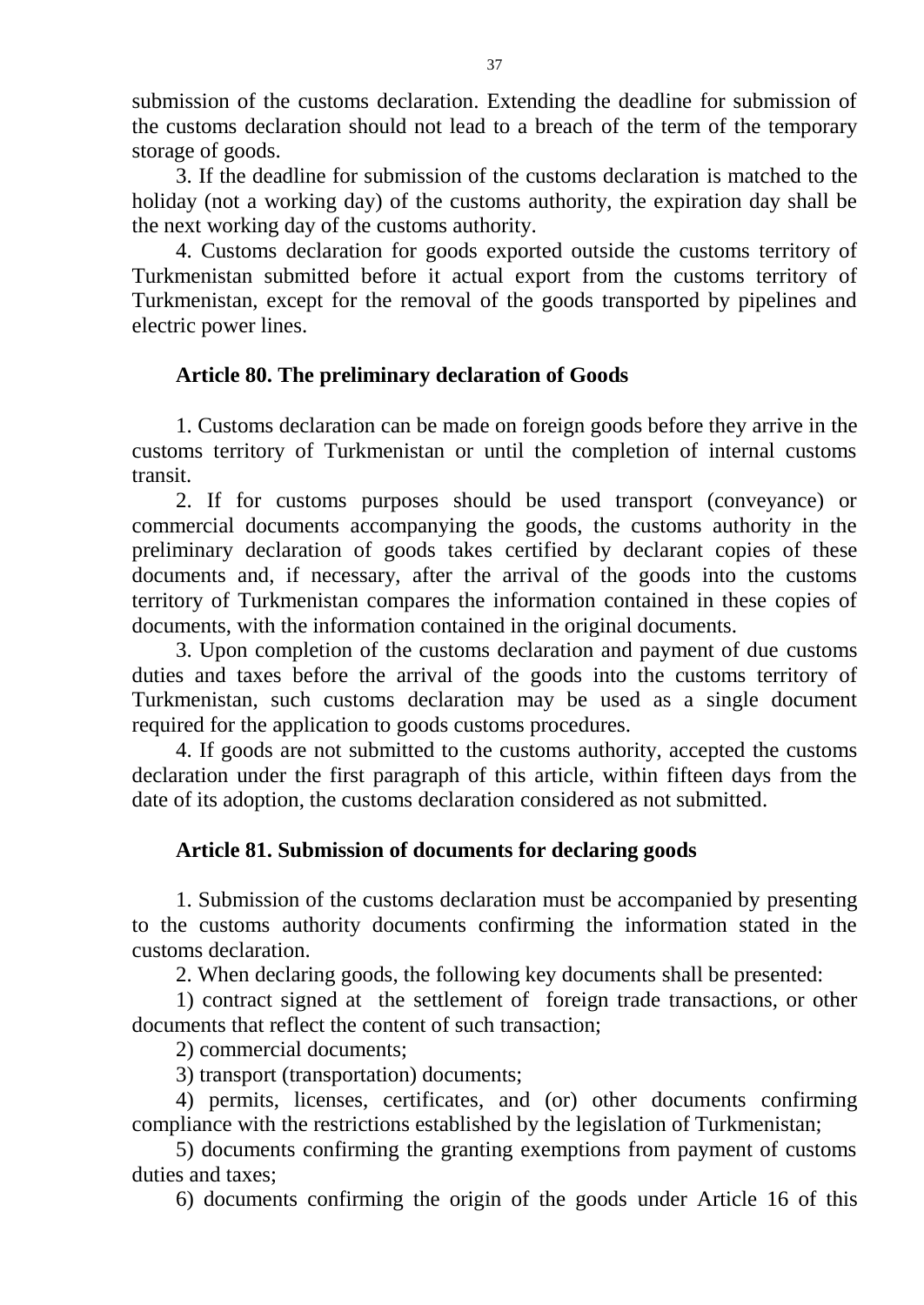submission of the customs declaration. Extending the deadline for submission of the customs declaration should not lead to a breach of the term of the temporary storage of goods.

3. If the deadline for submission of the customs declaration is matched to the holiday (not a working day) of the customs authority, the expiration day shall be the next working day of the customs authority.

4. Customs declaration for goods exported outside the customs territory of Turkmenistan submitted before it actual export from the customs territory of Turkmenistan, except for the removal of the goods transported by pipelines and electric power lines.

**Article 80. The preliminary declaration of Goods**

1. Customs declaration can be made on foreign goods before they arrive in the customs territory of Turkmenistan or until the completion of internal customs transit.

2. If for customs purposes should be used transport (conveyance) or commercial documents accompanying the goods, the customs authority in the preliminary declaration of goods takes certified by declarant copies of these documents and, if necessary, after the arrival of the goods into the customs territory of Turkmenistan compares the information contained in these copies of documents, with the information contained in the original documents.

3. Upon completion of the customs declaration and payment of due customs duties and taxes before the arrival of the goods into the customs territory of Turkmenistan, such customs declaration may be used as a single document required for the application to goods customs procedures.

4. If goods are not submitted to the customs authority, accepted the customs declaration under the first paragraph of this article, within fifteen days from the date of its adoption, the customs declaration considered as not submitted.

**Article 81. Submission of documents for declaring goods**

1. Submission of the customs declaration must be accompanied by presenting to the customs authority documents confirming the information stated in the customs declaration.

2. When declaring goods, the following key documents shall be presented:

1) contract signed at the settlement of foreign trade transactions, or other documents that reflect the content of such transaction;

2) commercial documents;

3) transport (transportation) documents;

4) permits, licenses, certificates, and (or) other documents confirming compliance with the restrictions established by the legislation of Turkmenistan;

5) documents confirming the granting exemptions from payment of customs duties and taxes;

6) documents confirming the origin of the goods under Article 16 of this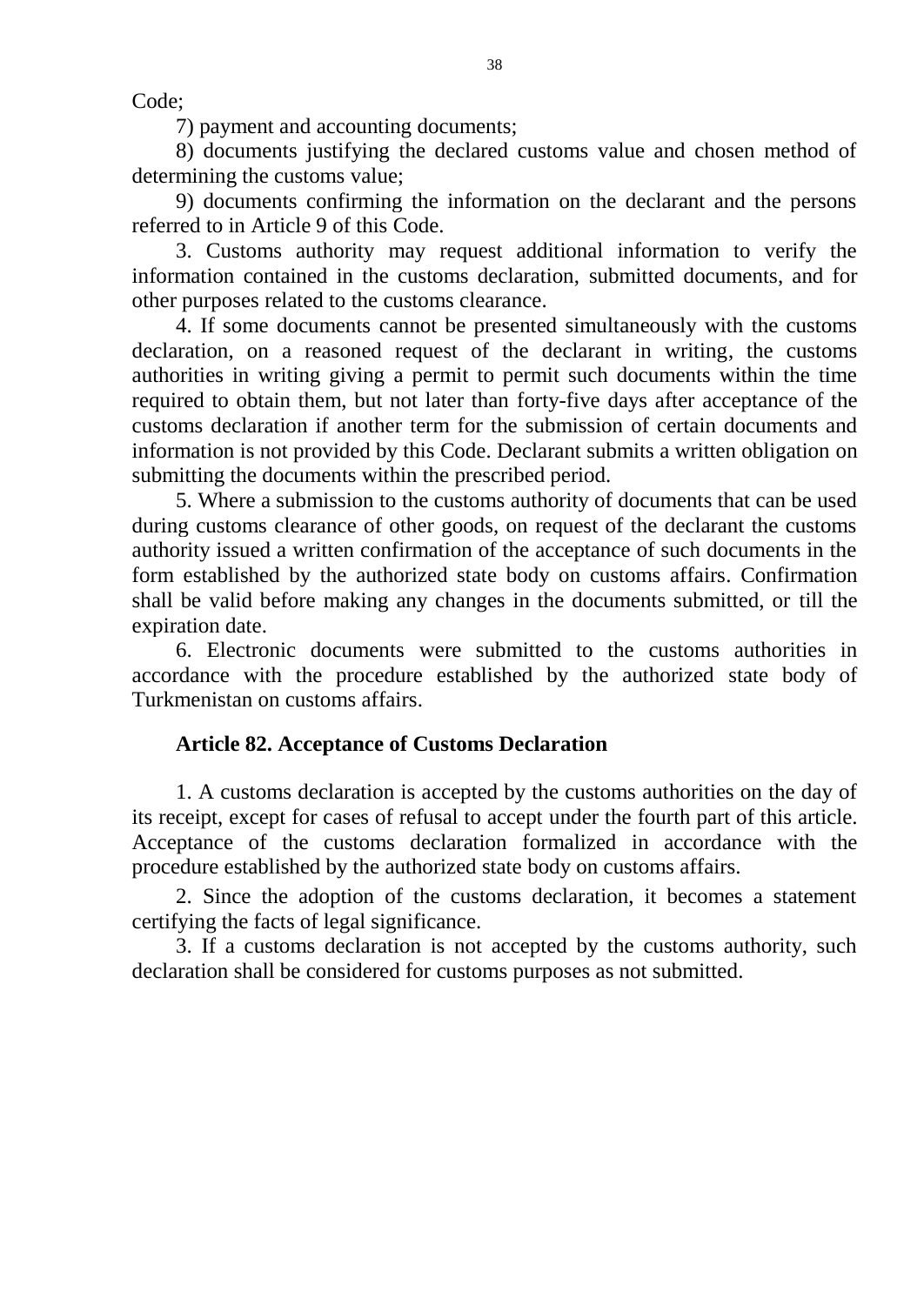Code;

7) payment and accounting documents;

8) documents justifying the declared customs value and chosen method of determining the customs value;

9) documents confirming the information on the declarant and the persons referred to in Article 9 of this Code.

3. Customs authority may request additional information to verify the information contained in the customs declaration, submitted documents, and for other purposes related to the customs clearance.

4. If some documents cannot be presented simultaneously with the customs declaration, on a reasoned request of the declarant in writing, the customs authorities in writing giving a permit to permit such documents within the time required to obtain them, but not later than forty-five days after acceptance of the customs declaration if another term for the submission of certain documents and information is not provided by this Code. Declarant submits a written obligation on submitting the documents within the prescribed period.

5. Where a submission to the customs authority of documents that can be used during customs clearance of other goods, on request of the declarant the customs authority issued a written confirmation of the acceptance of such documents in the form established by the authorized state body on customs affairs. Confirmation shall be valid before making any changes in the documents submitted, or till the expiration date.

6. Electronic documents were submitted to the customs authorities in accordance with the procedure established by the authorized state body of Turkmenistan on customs affairs.

**Article 82. Acceptance of Customs Declaration**

1. A customs declaration is accepted by the customs authorities on the day of its receipt, except for cases of refusal to accept under the fourth part of this article. Acceptance of the customs declaration formalized in accordance with the procedure established by the authorized state body on customs affairs.

2. Since the adoption of the customs declaration, it becomes a statement certifying the facts of legal significance.

3. If a customs declaration is not accepted by the customs authority, such declaration shall be considered for customs purposes as not submitted.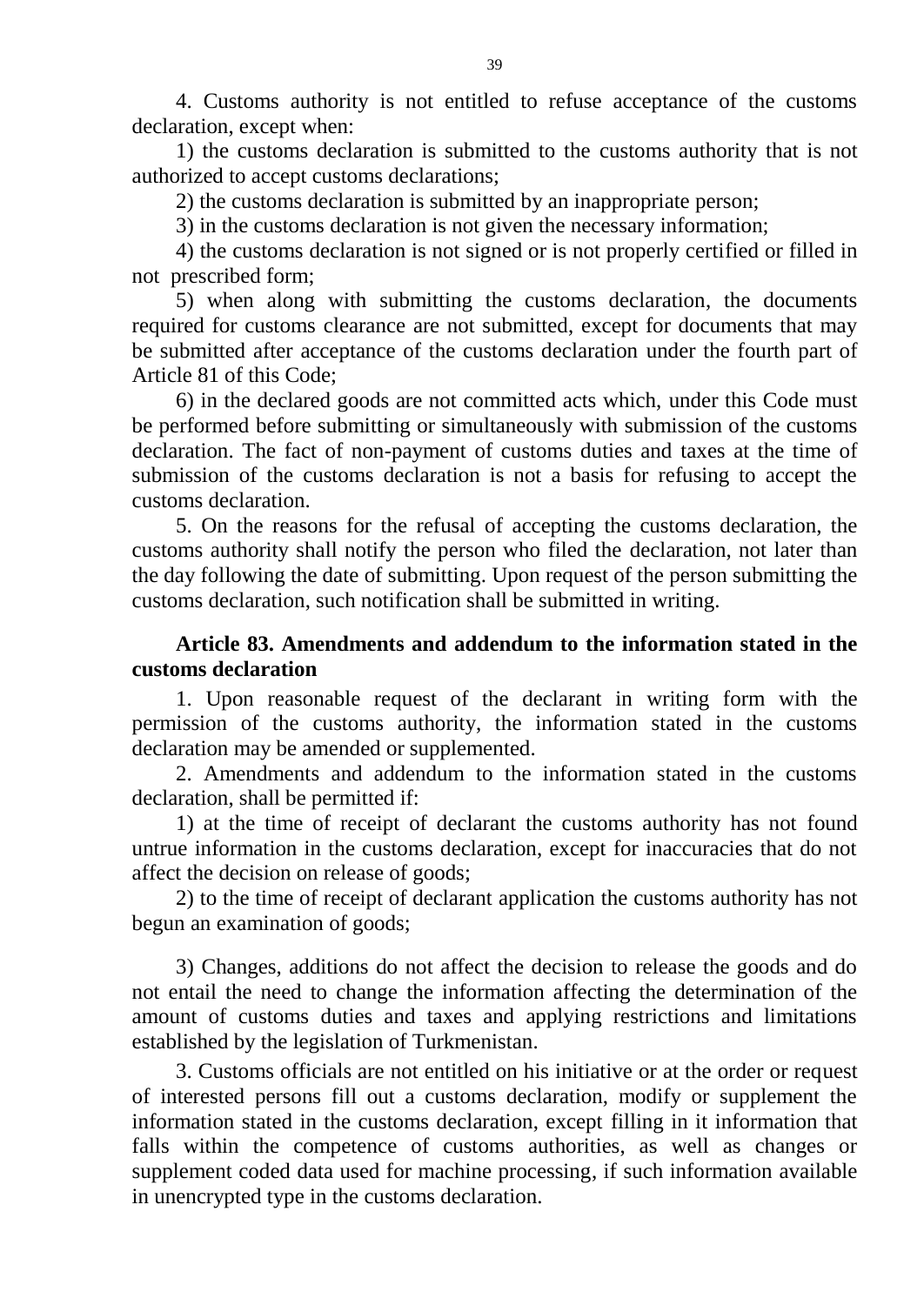4. Customs authority is not entitled to refuse acceptance of the customs declaration, except when:

1) the customs declaration is submitted to the customs authority that is not authorized to accept customs declarations;

2) the customs declaration is submitted by an inappropriate person;

3) in the customs declaration is not given the necessary information;

4) the customs declaration is not signed or is not properly certified or filled in not prescribed form;

5) when along with submitting the customs declaration, the documents required for customs clearance are not submitted, except for documents that may be submitted after acceptance of the customs declaration under the fourth part of Article 81 of this Code;

6) in the declared goods are not committed acts which, under this Code must be performed before submitting or simultaneously with submission of the customs declaration. The fact of non-payment of customs duties and taxes at the time of submission of the customs declaration is not a basis for refusing to accept the customs declaration.

5. On the reasons for the refusal of accepting the customs declaration, the customs authority shall notify the person who filed the declaration, not later than the day following the date of submitting. Upon request of the person submitting the customs declaration, such notification shall be submitted in writing.

### Article 83. Amendments and addendum to the information stated in the customs declaration

1. Upon reasonable request of the declarant in writing form with the permission of the customs authority, the information stated in the customs declaration may be amended or supplemented.

2. Amendments and addendum to the information stated in the customs declaration, shall be permitted if:

1) at the time of receipt of declarant the customs authority has not found untrue information in the customs declaration, except for inaccuracies that do not affect the decision on release of goods;

2) to the time of receipt of declarant application the customs authority has not begun an examination of goods;

3) Changes, additions do not affect the decision to release the goods and do not entail the need to change the information affecting the determination of the amount of customs duties and taxes and applying restrictions and limitations established by the legislation of Turkmenistan.

3. Customs officials are not entitled on his initiative or at the order or request of interested persons fill out a customs declaration, modify or supplement the information stated in the customs declaration, except filling in it information that falls within the competence of customs authorities, as well as changes or supplement coded data used for machine processing, if such information available in unencrypted type in the customs declaration.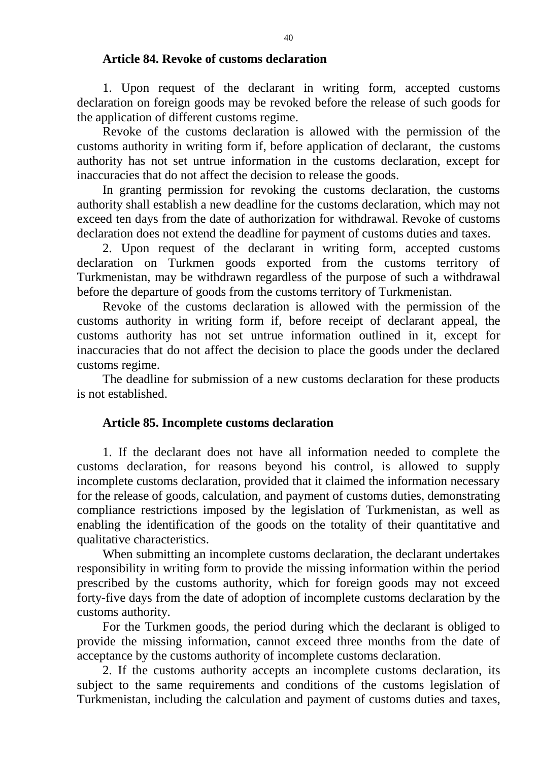### Article 84. Revoke of customs declaration

1. Upon request of the declarant in writing form, accepted customs declaration on foreign goods may be revoked before the release of such goods for the application of different customs regime.

Revoke of the customs declaration is allowed with the permission of the customs authority in writing form if, before application of declarant, the customs authority has not set untrue information in the customs declaration, except for inaccuracies that do not affect the decision to release the goods.

In granting permission for revoking the customs declaration, the customs authority shall establish a new deadline for the customs declaration, which may not exceed ten days from the date of authorization for withdrawal. Revoke of customs declaration does not extend the deadline for payment of customs duties and taxes.

2. Upon request of the declarant in writing form, accepted customs declaration on Turkmen goods exported from the customs territory of Turkmenistan, may be withdrawn regardless of the purpose of such a withdrawal before the departure of goods from the customs territory of Turkmenistan.

Revoke of the customs declaration is allowed with the permission of the customs authority in writing form if, before receipt of declarant appeal, the customs authority has not set untrue information outlined in it, except for inaccuracies that do not affect the decision to place the goods under the declared customs regime.

The deadline for submission of a new customs declaration for these products is not established.

### Article 85. Incomplete customs declaration

1. If the declarant does not have all information needed to complete the customs declaration, for reasons beyond his control, is allowed to supply incomplete customs declaration, provided that it claimed the information necessary for the release of goods, calculation, and payment of customs duties, demonstrating compliance restrictions imposed by the legislation of Turkmenistan, as well as enabling the identification of the goods on the totality of their quantitative and qualitative characteristics.

When submitting an incomplete customs declaration, the declarant undertakes responsibility in writing form to provide the missing information within the period prescribed by the customs authority, which for foreign goods may not exceed forty-five days from the date of adoption of incomplete customs declaration by the customs authority.

For the Turkmen goods, the period during which the declarant is obliged to provide the missing information, cannot exceed three months from the date of acceptance by the customs authority of incomplete customs declaration.

2. If the customs authority accepts an incomplete customs declaration, its subject to the same requirements and conditions of the customs legislation of Turkmenistan, including the calculation and payment of customs duties and taxes,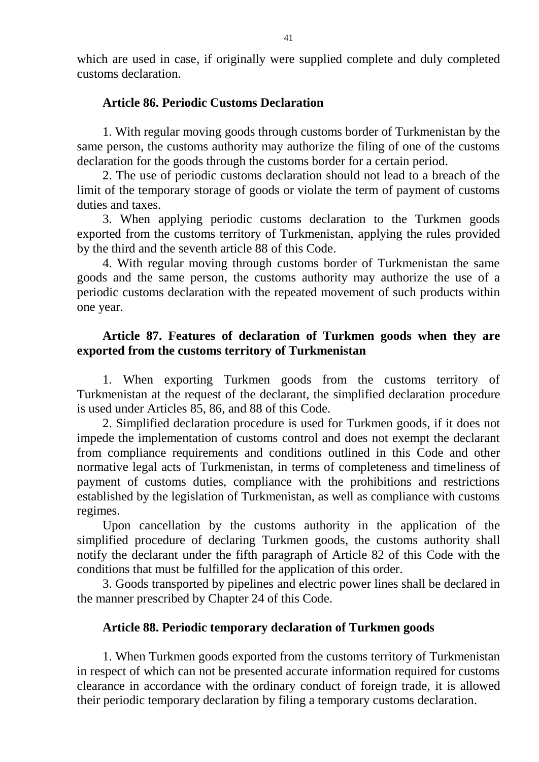which are used in case, if originally were supplied complete and duly completed customs declaration.

**Article 86. Periodic Customs Declaration**

1. With regular moving goods through customs border of Turkmenistan by the same person, the customs authority may authorize the filing of one of the customs declaration for the goods through the customs border for a certain period.

2. The use of periodic customs declaration should not lead to a breach of the limit of the temporary storage of goods or violate the term of payment of customs duties and taxes.

3. When applying periodic customs declaration to the Turkmen goods exported from the customs territory of Turkmenistan, applying the rules provided by the third and the seventh article 88 of this Code.

4. With regular moving through customs border of Turkmenistan the same goods and the same person, the customs authority may authorize the use of a periodic customs declaration with the repeated movement of such products within one year.

**Article 87. Features of declaration of Turkmen goods when they are exported from the customs territory of Turkmenistan**

1. When exporting Turkmen goods from the customs territory of Turkmenistan at the request of the declarant, the simplified declaration procedure is used under Articles 85, 86, and 88 of this Code.

2. Simplified declaration procedure is used for Turkmen goods, if it does not impede the implementation of customs control and does not exempt the declarant from compliance requirements and conditions outlined in this Code and other normative legal acts of Turkmenistan, in terms of completeness and timeliness of payment of customs duties, compliance with the prohibitions and restrictions established by the legislation of Turkmenistan, as well as compliance with customs regimes.

Upon cancellation by the customs authority in the application of the simplified procedure of declaring Turkmen goods, the customs authority shall notify the declarant under the fifth paragraph of Article 82 of this Code with the conditions that must be fulfilled for the application of this order.

3. Goods transported by pipelines and electric power lines shall be declared in the manner prescribed by Chapter 24 of this Code.

**Article 88. Periodic temporary declaration of Turkmen goods**

1. When Turkmen goods exported from the customs territory of Turkmenistan in respect of which can not be presented accurate information required for customs clearance in accordance with the ordinary conduct of foreign trade, it is allowed their periodic temporary declaration by filing a temporary customs declaration.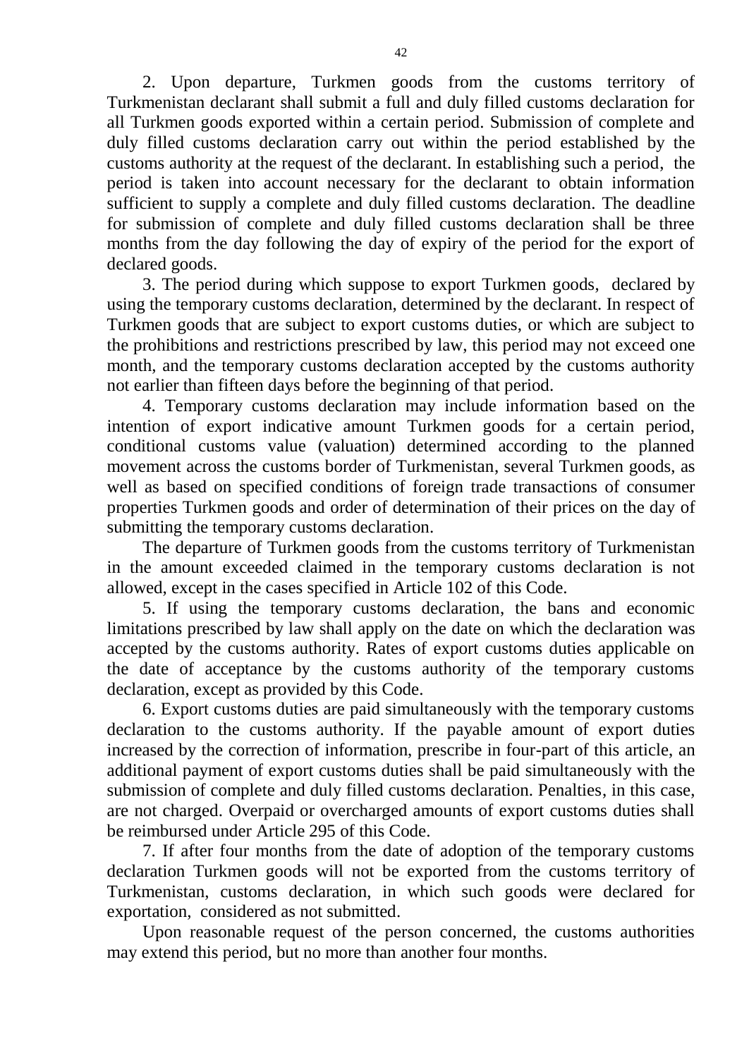2. Upon departure, Turkmen goods from the customs territory of Turkmenistan declarant shall submit a full and duly filled customs declaration for all Turkmen goods exported within a certain period. Submission of complete and duly filled customs declaration carry out within the period established by the customs authority at the request of the declarant. In establishing such a period, the period is taken into account necessary for the declarant to obtain information sufficient to supply a complete and duly filled customs declaration. The deadline for submission of complete and duly filled customs declaration shall be three months from the day following the day of expiry of the period for the export of declared goods.

3. The period during which suppose to export Turkmen goods, declared by using the temporary customs declaration, determined by the declarant. In respect of Turkmen goods that are subject to export customs duties, or which are subject to the prohibitions and restrictions prescribed by law, this period may not exceed one month, and the temporary customs declaration accepted by the customs authority not earlier than fifteen days before the beginning of that period.

4. Temporary customs declaration may include information based on the intention of export indicative amount Turkmen goods for a certain period, conditional customs value (valuation) determined according to the planned movement across the customs border of Turkmenistan, several Turkmen goods, as well as based on specified conditions of foreign trade transactions of consumer properties Turkmen goods and order of determination of their prices on the day of submitting the temporary customs declaration.

The departure of Turkmen goods from the customs territory of Turkmenistan in the amount exceeded claimed in the temporary customs declaration is not allowed, except in the cases specified in Article 102 of this Code.

5. If using the temporary customs declaration, the bans and economic limitations prescribed by law shall apply on the date on which the declaration was accepted by the customs authority. Rates of export customs duties applicable on the date of acceptance by the customs authority of the temporary customs declaration, except as provided by this Code.

6. Export customs duties are paid simultaneously with the temporary customs declaration to the customs authority. If the payable amount of export duties increased by the correction of information, prescribe in four-part of this article, an additional payment of export customs duties shall be paid simultaneously with the submission of complete and duly filled customs declaration. Penalties, in this case, are not charged. Overpaid or overcharged amounts of export customs duties shall be reimbursed under Article 295 of this Code.

7. If after four months from the date of adoption of the temporary customs declaration Turkmen goods will not be exported from the customs territory of Turkmenistan, customs declaration, in which such goods were declared for exportation, considered as not submitted.

Upon reasonable request of the person concerned, the customs authorities may extend this period, but no more than another four months.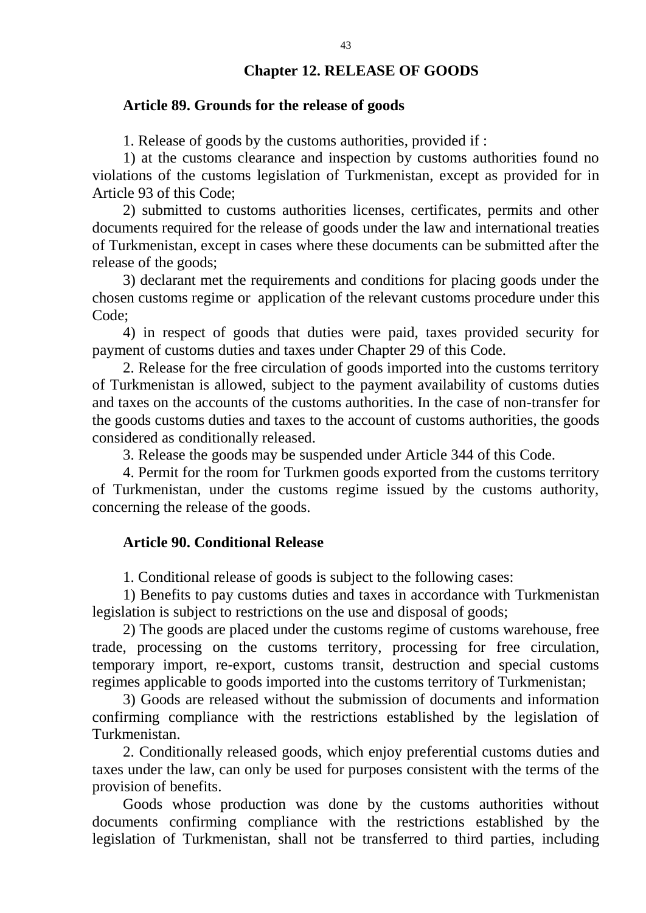## Chapter 12. RELEASE OF GOODS

### Article 89. Grounds for the release of goods

1. Release of goods by the customs authorities, provided if :

1) at the customs clearance and inspection by customs authorities found no violations of the customs legislation of Turkmenistan, except as provided for in Article 93 of this Code;

2) submitted to customs authorities licenses, certificates, permits and other documents required for the release of goods under the law and international treaties of Turkmenistan, except in cases where these documents can be submitted after the release of the goods;

3) declarant met the requirements and conditions for placing goods under the chosen customs regime or application of the relevant customs procedure under this Code;

4) in respect of goods that duties were paid, taxes provided security for payment of customs duties and taxes under Chapter 29 of this Code.

2. Release for the free circulation of goods imported into the customs territory of Turkmenistan is allowed, subject to the payment availability of customs duties and taxes on the accounts of the customs authorities. In the case of non-transfer for the goods customs duties and taxes to the account of customs authorities, the goods considered as conditionally released.

3. Release the goods may be suspended under Article 344 of this Code.

4. Permit for the room for Turkmen goods exported from the customs territory of Turkmenistan, under the customs regime issued by the customs authority, concerning the release of the goods.

### Article 90. Conditional Release

1. Conditional release of goods is subject to the following cases:

1) Benefits to pay customs duties and taxes in accordance with Turkmenistan legislation is subject to restrictions on the use and disposal of goods;

2) The goods are placed under the customs regime of customs warehouse, free trade, processing on the customs territory, processing for free circulation, temporary import, re-export, customs transit, destruction and special customs regimes applicable to goods imported into the customs territory of Turkmenistan;

3) Goods are released without the submission of documents and information confirming compliance with the restrictions established by the legislation of Turkmenistan.

2. Conditionally released goods, which enjoy preferential customs duties and taxes under the law, can only be used for purposes consistent with the terms of the provision of benefits.

Goods whose production was done by the customs authorities without documents confirming compliance with the restrictions established by the legislation of Turkmenistan, shall not be transferred to third parties, including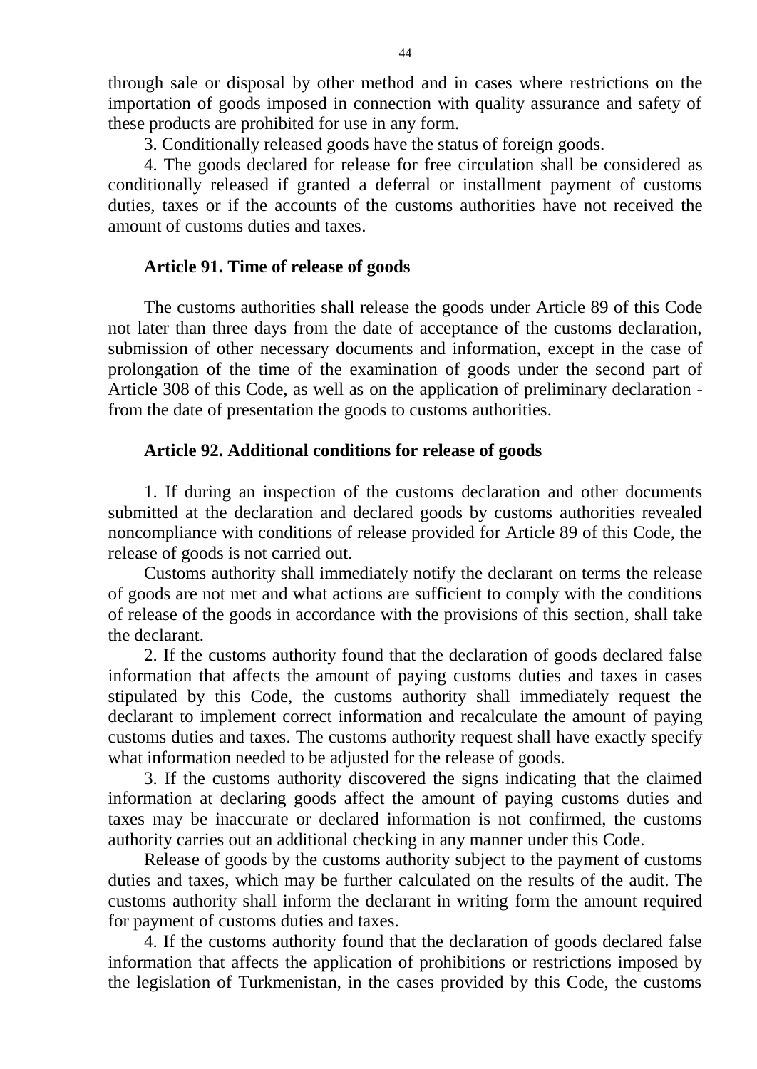through sale or disposal by other method and in cases where restrictions on the importation of goods imposed in connection with quality assurance and safety of these products are prohibited for use in any form.

3. Conditionally released goods have the status of foreign goods.

4. The goods declared for release for free circulation shall be considered as conditionally released if granted a deferral or installment payment of customs duties, taxes or if the accounts of the customs authorities have not received the amount of customs duties and taxes.

### Article 91. Time of release of goods

The customs authorities shall release the goods under Article 89 of this Code not later than three days from the date of acceptance of the customs declaration, submission of other necessary documents and information, except in the case of prolongation of the time of the examination of goods under the second part of Article 308 of this Code, as well as on the application of preliminary declaration - from the date of presentation the goods to customs authorities.

### Article 92. Additional conditions for release of goods

1. If during an inspection of the customs declaration and other documents submitted at the declaration and declared goods by customs authorities revealed noncompliance with conditions of release provided for Article 89 of this Code, the release of goods is not carried out.

Customs authority shall immediately notify the declarant on terms the release of goods are not met and what actions are sufficient to comply with the conditions of release of the goods in accordance with the provisions of this section, shall take the declarant.

2. If the customs authority found that the declaration of goods declared false information that affects the amount of paying customs duties and taxes in cases stipulated by this Code, the customs authority shall immediately request the declarant to implement correct information and recalculate the amount of paying customs duties and taxes. The customs authority request shall have exactly specify what information needed to be adjusted for the release of goods.

3. If the customs authority discovered the signs indicating that the claimed information at declaring goods affect the amount of paying customs duties and taxes may be inaccurate or declared information is not confirmed, the customs authority carries out an additional checking in any manner under this Code.

Release of goods by the customs authority subject to the payment of customs duties and taxes, which may be further calculated on the results of the audit. The customs authority shall inform the declarant in writing form the amount required for payment of customs duties and taxes.

4. If the customs authority found that the declaration of goods declared false information that affects the application of prohibitions or restrictions imposed by the legislation of Turkmenistan, in the cases provided by this Code, the customs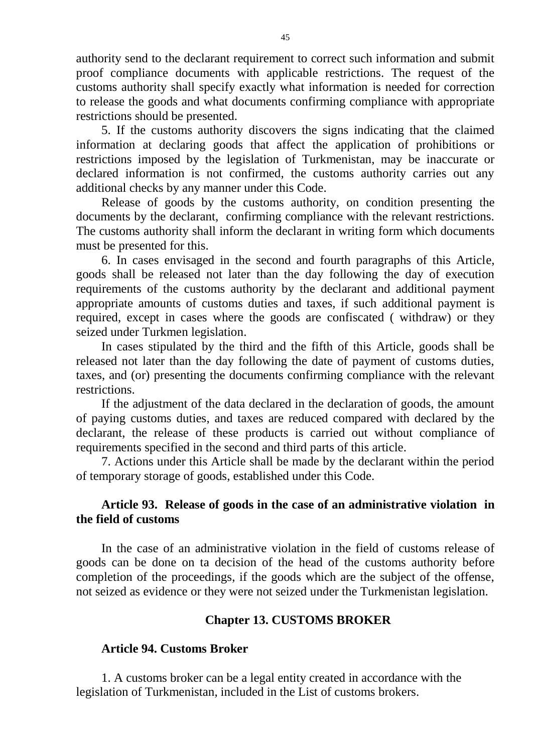authority send to the declarant requirement to correct such information and submit proof compliance documents with applicable restrictions. The request of the customs authority shall specify exactly what information is needed for correction to release the goods and what documents confirming compliance with appropriate restrictions should be presented.

5. If the customs authority discovers the signs indicating that the claimed information at declaring goods that affect the application of prohibitions or restrictions imposed by the legislation of Turkmenistan, may be inaccurate or declared information is not confirmed, the customs authority carries out any additional checks by any manner under this Code.

Release of goods by the customs authority, on condition presenting the documents by the declarant, confirming compliance with the relevant restrictions. The customs authority shall inform the declarant in writing form which documents must be presented for this.

6. In cases envisaged in the second and fourth paragraphs of this Article, goods shall be released not later than the day following the day of execution requirements of the customs authority by the declarant and additional payment appropriate amounts of customs duties and taxes, if such additional payment is required, except in cases where the goods are confiscated ( withdraw) or they seized under Turkmen legislation.

In cases stipulated by the third and the fifth of this Article, goods shall be released not later than the day following the date of payment of customs duties, taxes, and (or) presenting the documents confirming compliance with the relevant restrictions.

If the adjustment of the data declared in the declaration of goods, the amount of paying customs duties, and taxes are reduced compared with declared by the declarant, the release of these products is carried out without compliance of requirements specified in the second and third parts of this article.

7. Actions under this Article shall be made by the declarant within the period of temporary storage of goods, established under this Code.

### Article 93. Release of goods in the case of an administrative violation in the field of customs

In the case of an administrative violation in the field of customs release of goods can be done on ta decision of the head of the customs authority before completion of the proceedings, if the goods which are the subject of the offense, not seized as evidence or they were not seized under the Turkmenistan legislation.

## Chapter 13. CUSTOMS BROKER

### Article 94. Customs Broker

1. A customs broker can be a legal entity created in accordance with the legislation of Turkmenistan, included in the List of customs brokers.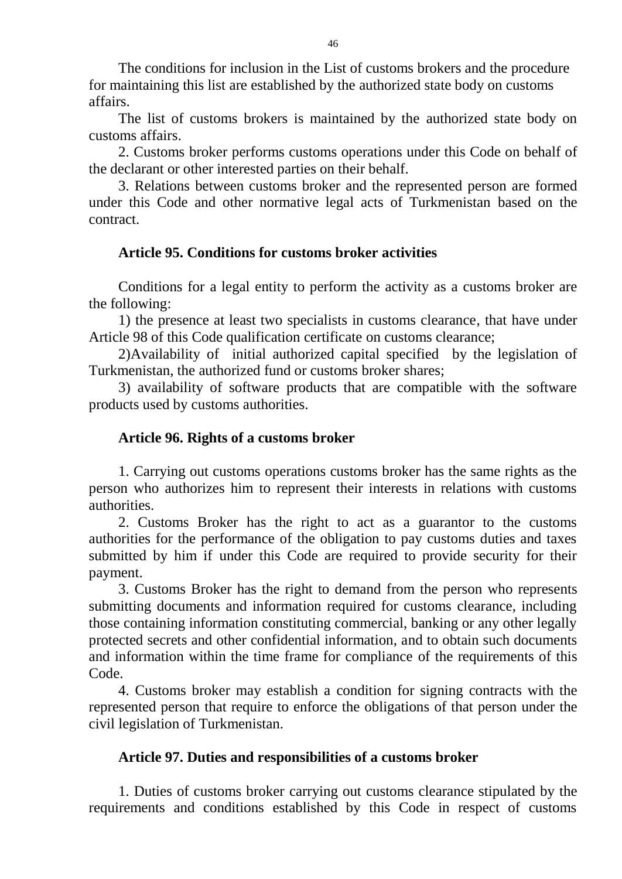The conditions for inclusion in the List of customs brokers and the procedure for maintaining this list are established by the authorized state body on customs affairs.

The list of customs brokers is maintained by the authorized state body on customs affairs.

2. Customs broker performs customs operations under this Code on behalf of the declarant or other interested parties on their behalf.

3. Relations between customs broker and the represented person are formed under this Code and other normative legal acts of Turkmenistan based on the contract.

### Article 95. Conditions for customs broker activities

Conditions for a legal entity to perform the activity as a customs broker are the following:

1) the presence at least two specialists in customs clearance, that have under Article 98 of this Code qualification certificate on customs clearance;

2)Availability of initial authorized capital specified by the legislation of Turkmenistan, the authorized fund or customs broker shares;

3) availability of software products that are compatible with the software products used by customs authorities.

### Article 96. Rights of a customs broker

1. Carrying out customs operations customs broker has the same rights as the person who authorizes him to represent their interests in relations with customs authorities.

2. Customs Broker has the right to act as a guarantor to the customs authorities for the performance of the obligation to pay customs duties and taxes submitted by him if under this Code are required to provide security for their payment.

3. Customs Broker has the right to demand from the person who represents submitting documents and information required for customs clearance, including those containing information constituting commercial, banking or any other legally protected secrets and other confidential information, and to obtain such documents and information within the time frame for compliance of the requirements of this Code.

4. Customs broker may establish a condition for signing contracts with the represented person that require to enforce the obligations of that person under the civil legislation of Turkmenistan.

### Article 97. Duties and responsibilities of a customs broker

1. Duties of customs broker carrying out customs clearance stipulated by the requirements and conditions established by this Code in respect of customs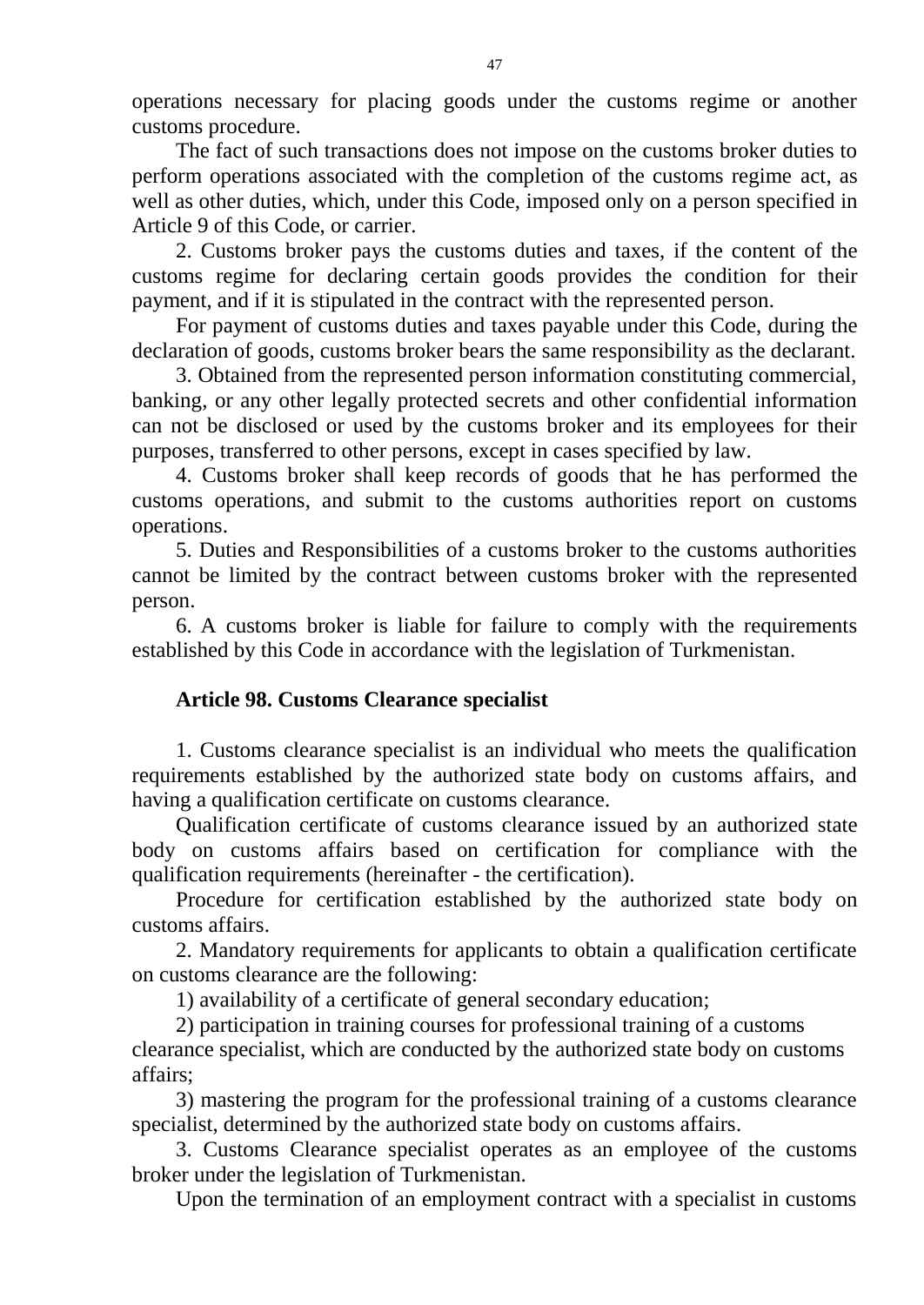operations necessary for placing goods under the customs regime or another customs procedure.

The fact of such transactions does not impose on the customs broker duties to perform operations associated with the completion of the customs regime act, as well as other duties, which, under this Code, imposed only on a person specified in Article 9 of this Code, or carrier.

2. Customs broker pays the customs duties and taxes, if the content of the customs regime for declaring certain goods provides the condition for their payment, and if it is stipulated in the contract with the represented person.

For payment of customs duties and taxes payable under this Code, during the declaration of goods, customs broker bears the same responsibility as the declarant.

3. Obtained from the represented person information constituting commercial, banking, or any other legally protected secrets and other confidential information can not be disclosed or used by the customs broker and its employees for their purposes, transferred to other persons, except in cases specified by law.

4. Customs broker shall keep records of goods that he has performed the customs operations, and submit to the customs authorities report on customs operations.

5. Duties and Responsibilities of a customs broker to the customs authorities cannot be limited by the contract between customs broker with the represented person.

6. A customs broker is liable for failure to comply with the requirements established by this Code in accordance with the legislation of Turkmenistan.

### Article 98. Customs Clearance specialist

1. Customs clearance specialist is an individual who meets the qualification requirements established by the authorized state body on customs affairs, and having a qualification certificate on customs clearance.

Qualification certificate of customs clearance issued by an authorized state body on customs affairs based on certification for compliance with the qualification requirements (hereinafter - the certification).

Procedure for certification established by the authorized state body on customs affairs.

2. Mandatory requirements for applicants to obtain a qualification certificate on customs clearance are the following:

1) availability of a certificate of general secondary education;

2) participation in training courses for professional training of a customs clearance specialist, which are conducted by the authorized state body on customs affairs;

3) mastering the program for the professional training of a customs clearance specialist, determined by the authorized state body on customs affairs.

3. Customs Clearance specialist operates as an employee of the customs broker under the legislation of Turkmenistan.

Upon the termination of an employment contract with a specialist in customs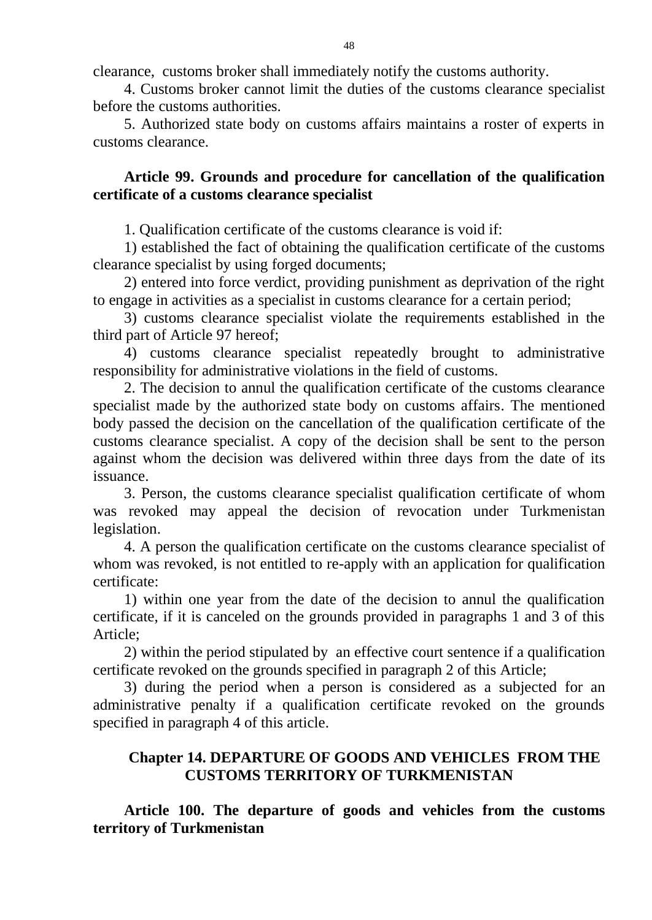clearance, customs broker shall immediately notify the customs authority.

4. Customs broker cannot limit the duties of the customs clearance specialist before the customs authorities.

5. Authorized state body on customs affairs maintains a roster of experts in customs clearance.

**Article 99. Grounds and procedure for cancellation of the qualification certificate of a customs clearance specialist**

1. Qualification certificate of the customs clearance is void if:

1) established the fact of obtaining the qualification certificate of the customs clearance specialist by using forged documents;

2) entered into force verdict, providing punishment as deprivation of the right to engage in activities as a specialist in customs clearance for a certain period;

3) customs clearance specialist violate the requirements established in the third part of Article 97 hereof;

4) customs clearance specialist repeatedly brought to administrative responsibility for administrative violations in the field of customs.

2. The decision to annul the qualification certificate of the customs clearance specialist made by the authorized state body on customs affairs. The mentioned body passed the decision on the cancellation of the qualification certificate of the customs clearance specialist. A copy of the decision shall be sent to the person against whom the decision was delivered within three days from the date of its issuance.

3. Person, the customs clearance specialist qualification certificate of whom was revoked may appeal the decision of revocation under Turkmenistan legislation.

4. A person the qualification certificate on the customs clearance specialist of whom was revoked, is not entitled to re-apply with an application for qualification certificate:

1) within one year from the date of the decision to annul the qualification certificate, if it is canceled on the grounds provided in paragraphs 1 and 3 of this Article;

2) within the period stipulated by an effective court sentence if a qualification certificate revoked on the grounds specified in paragraph 2 of this Article;

3) during the period when a person is considered as a subjected for an administrative penalty if a qualification certificate revoked on the grounds specified in paragraph 4 of this article.

## Chapter 14. DEPARTURE OF GOODS AND VEHICLES FROM THE CUSTOMS TERRITORY OF TURKMENISTAN

**Article 100. The departure of goods and vehicles from the customs territory of Turkmenistan**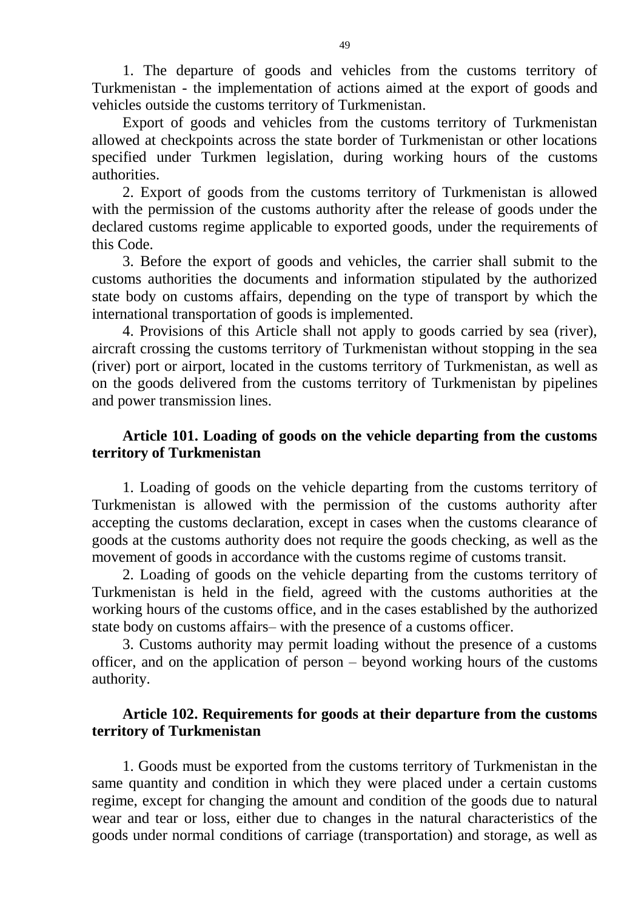1. The departure of goods and vehicles from the customs territory of Turkmenistan - the implementation of actions aimed at the export of goods and vehicles outside the customs territory of Turkmenistan.

Export of goods and vehicles from the customs territory of Turkmenistan allowed at checkpoints across the state border of Turkmenistan or other locations specified under Turkmen legislation, during working hours of the customs authorities.

2. Export of goods from the customs territory of Turkmenistan is allowed with the permission of the customs authority after the release of goods under the declared customs regime applicable to exported goods, under the requirements of this Code.

3. Before the export of goods and vehicles, the carrier shall submit to the customs authorities the documents and information stipulated by the authorized state body on customs affairs, depending on the type of transport by which the international transportation of goods is implemented.

4. Provisions of this Article shall not apply to goods carried by sea (river), aircraft crossing the customs territory of Turkmenistan without stopping in the sea (river) port or airport, located in the customs territory of Turkmenistan, as well as on the goods delivered from the customs territory of Turkmenistan by pipelines and power transmission lines.

### Article 101. Loading of goods on the vehicle departing from the customs territory of Turkmenistan

1. Loading of goods on the vehicle departing from the customs territory of Turkmenistan is allowed with the permission of the customs authority after accepting the customs declaration, except in cases when the customs clearance of goods at the customs authority does not require the goods checking, as well as the movement of goods in accordance with the customs regime of customs transit.

2. Loading of goods on the vehicle departing from the customs territory of Turkmenistan is held in the field, agreed with the customs authorities at the working hours of the customs office, and in the cases established by the authorized state body on customs affairs– with the presence of a customs officer.

3. Customs authority may permit loading without the presence of a customs officer, and on the application of person – beyond working hours of the customs authority.

### Article 102. Requirements for goods at their departure from the customs territory of Turkmenistan

1. Goods must be exported from the customs territory of Turkmenistan in the same quantity and condition in which they were placed under a certain customs regime, except for changing the amount and condition of the goods due to natural wear and tear or loss, either due to changes in the natural characteristics of the goods under normal conditions of carriage (transportation) and storage, as well as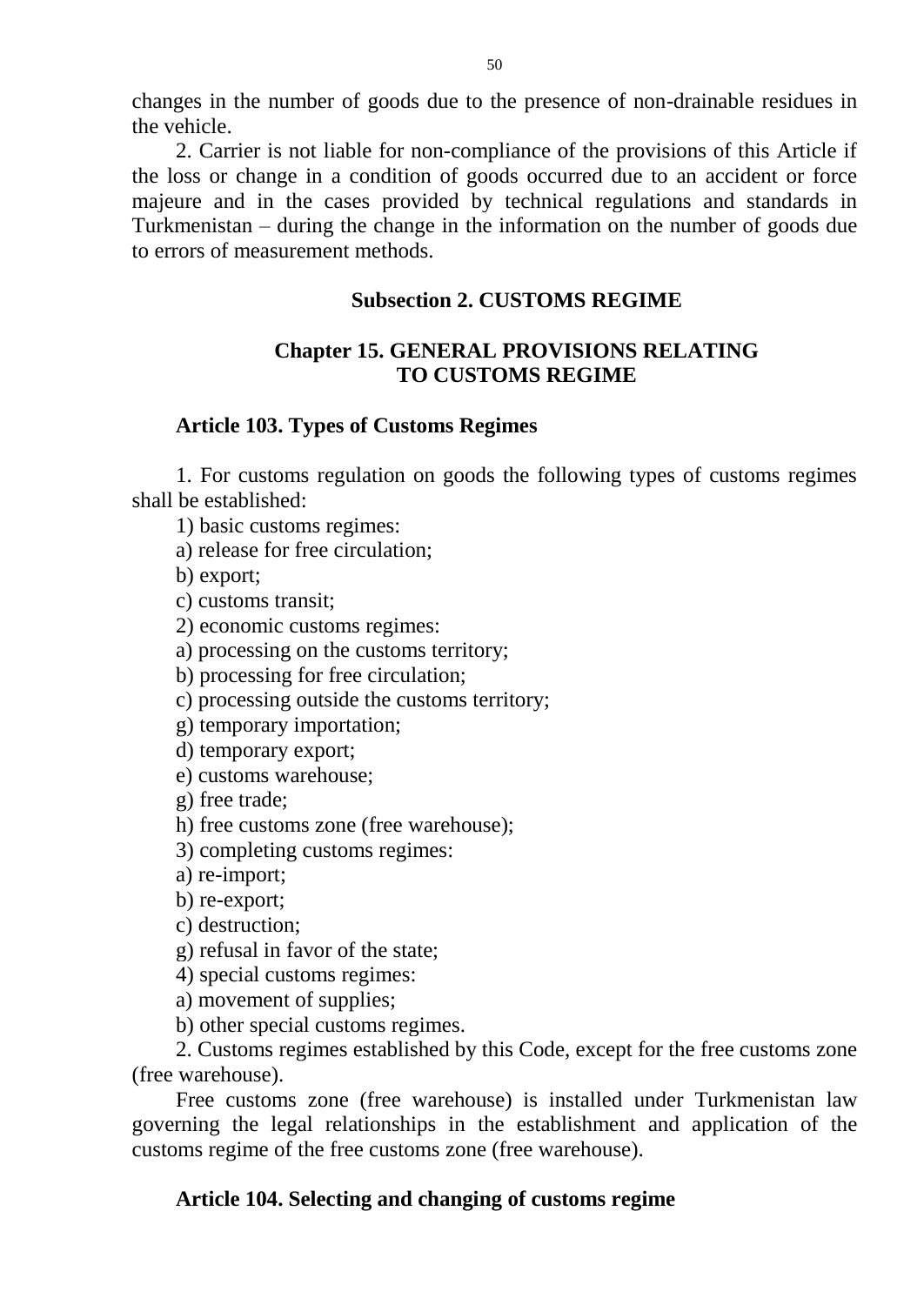changes in the number of goods due to the presence of non-drainable residues in the vehicle.

2. Carrier is not liable for non-compliance of the provisions of this Article if the loss or change in a condition of goods occurred due to an accident or force majeure and in the cases provided by technical regulations and standards in Turkmenistan – during the change in the information on the number of goods due to errors of measurement methods.

## Subsection 2. CUSTOMS REGIME

## Chapter 15. GENERAL PROVISIONS RELATING TO CUSTOMS REGIME

### Article 103. Types of Customs Regimes

1. For customs regulation on goods the following types of customs regimes shall be established:

1) basic customs regimes:

a) release for free circulation;

b) export;

c) customs transit;

2) economic customs regimes:

a) processing on the customs territory;

b) processing for free circulation;

c) processing outside the customs territory;

g) temporary importation;

d) temporary export;

e) customs warehouse;

g) free trade;

h) free customs zone (free warehouse);

3) completing customs regimes:

a) re-import;

b) re-export;

c) destruction;

g) refusal in favor of the state;

4) special customs regimes:

a) movement of supplies;

b) other special customs regimes.

2. Customs regimes established by this Code, except for the free customs zone (free warehouse).

Free customs zone (free warehouse) is installed under Turkmenistan law governing the legal relationships in the establishment and application of the customs regime of the free customs zone (free warehouse).

### Article 104. Selecting and changing of customs regime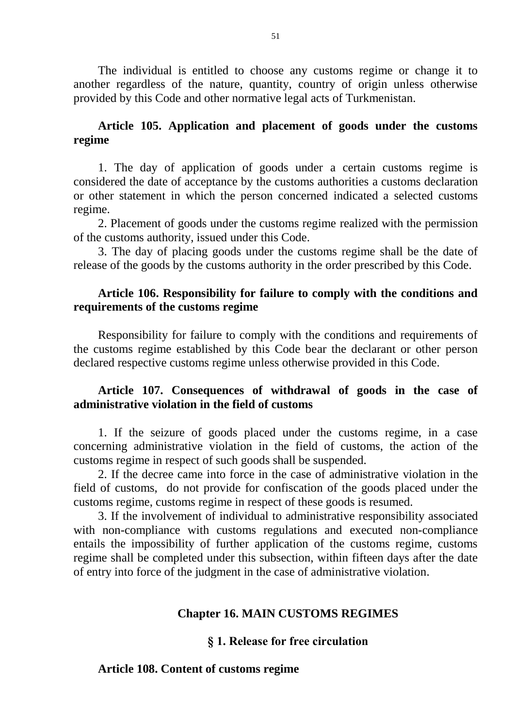The individual is entitled to choose any customs regime or change it to another regardless of the nature, quantity, country of origin unless otherwise provided by this Code and other normative legal acts of Turkmenistan.

### Article 105. Application and placement of goods under the customs regime

1. The day of application of goods under a certain customs regime is considered the date of acceptance by the customs authorities a customs declaration or other statement in which the person concerned indicated a selected customs regime.

2. Placement of goods under the customs regime realized with the permission of the customs authority, issued under this Code.

3. The day of placing goods under the customs regime shall be the date of release of the goods by the customs authority in the order prescribed by this Code.

### Article 106. Responsibility for failure to comply with the conditions and requirements of the customs regime

Responsibility for failure to comply with the conditions and requirements of the customs regime established by this Code bear the declarant or other person declared respective customs regime unless otherwise provided in this Code.

### Article 107. Consequences of withdrawal of goods in the case of administrative violation in the field of customs

1. If the seizure of goods placed under the customs regime, in a case concerning administrative violation in the field of customs, the action of the customs regime in respect of such goods shall be suspended.

2. If the decree came into force in the case of administrative violation in the field of customs, do not provide for confiscation of the goods placed under the customs regime, customs regime in respect of these goods is resumed.

3. If the involvement of individual to administrative responsibility associated with non-compliance with customs regulations and executed non-compliance entails the impossibility of further application of the customs regime, customs regime shall be completed under this subsection, within fifteen days after the date of entry into force of the judgment in the case of administrative violation.

## Chapter 16. MAIN CUSTOMS REGIMES

## § 1. Release for free circulation

### Article 108. Content of customs regime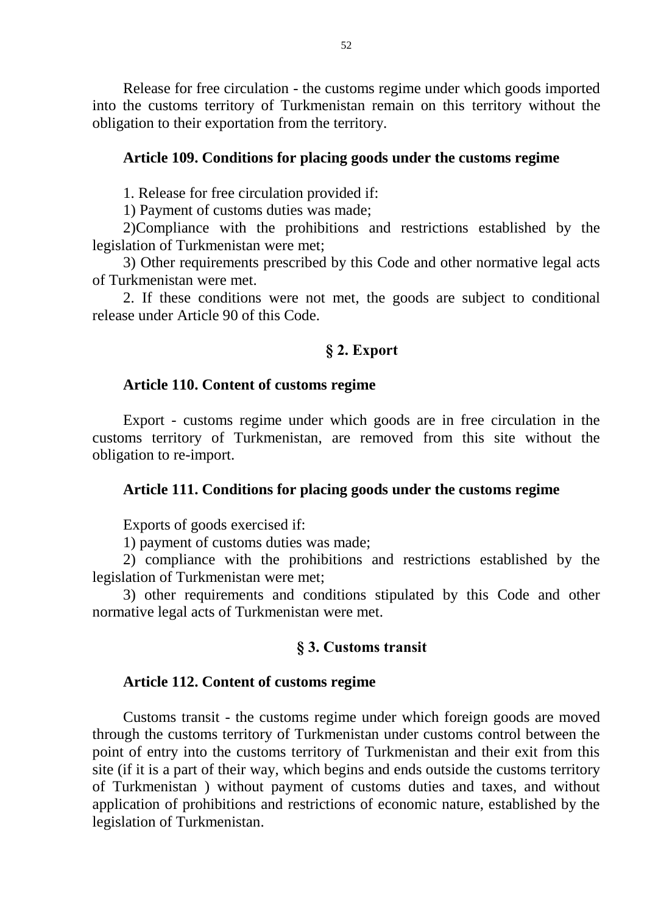Release for free circulation - the customs regime under which goods imported into the customs territory of Turkmenistan remain on this territory without the obligation to their exportation from the territory.

### Article 109. Conditions for placing goods under the customs regime

1. Release for free circulation provided if:

1) Payment of customs duties was made;

2)Compliance with the prohibitions and restrictions established by the legislation of Turkmenistan were met;

3) Other requirements prescribed by this Code and other normative legal acts of Turkmenistan were met.

2. If these conditions were not met, the goods are subject to conditional release under Article 90 of this Code.

## § 2. Export

### Article 110. Content of customs regime

Export - customs regime under which goods are in free circulation in the customs territory of Turkmenistan, are removed from this site without the obligation to re-import.

### Article 111. Conditions for placing goods under the customs regime

Exports of goods exercised if:

1) payment of customs duties was made;

2) compliance with the prohibitions and restrictions established by the legislation of Turkmenistan were met;

3) other requirements and conditions stipulated by this Code and other normative legal acts of Turkmenistan were met.

## § 3. Customs transit

### Article 112. Content of customs regime

Customs transit - the customs regime under which foreign goods are moved through the customs territory of Turkmenistan under customs control between the point of entry into the customs territory of Turkmenistan and their exit from this site (if it is a part of their way, which begins and ends outside the customs territory of Turkmenistan ) without payment of customs duties and taxes, and without application of prohibitions and restrictions of economic nature, established by the legislation of Turkmenistan.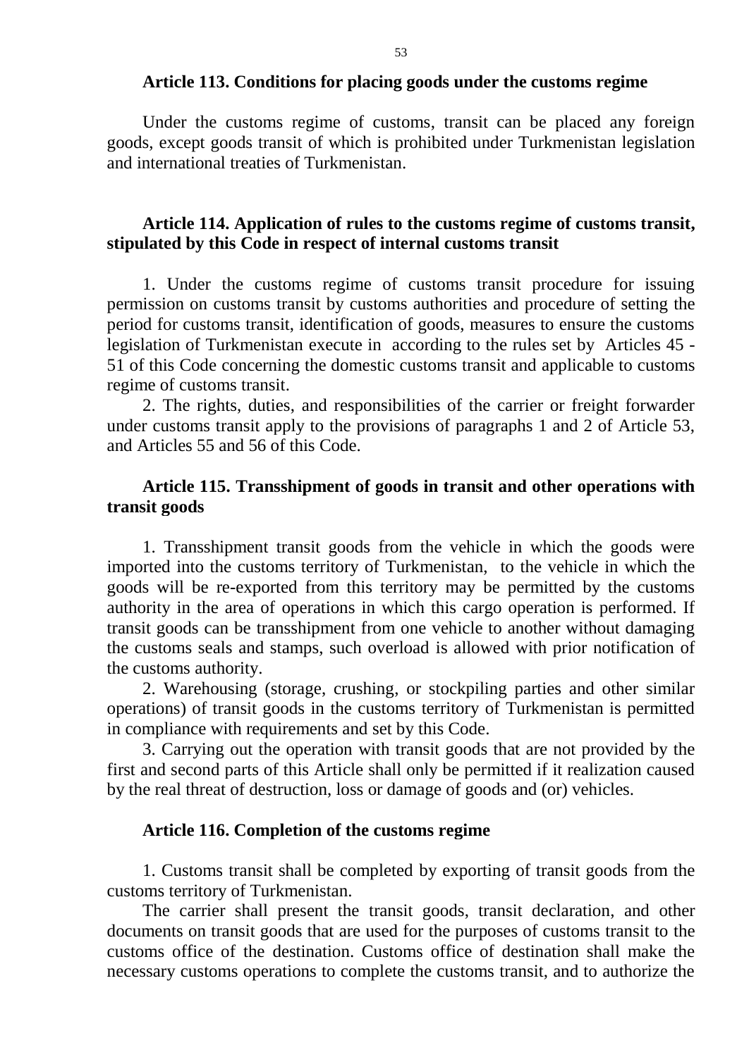### Article 113. Conditions for placing goods under the customs regime

Under the customs regime of customs, transit can be placed any foreign goods, except goods transit of which is prohibited under Turkmenistan legislation and international treaties of Turkmenistan.

### Article 114. Application of rules to the customs regime of customs transit, stipulated by this Code in respect of internal customs transit

1. Under the customs regime of customs transit procedure for issuing permission on customs transit by customs authorities and procedure of setting the period for customs transit, identification of goods, measures to ensure the customs legislation of Turkmenistan execute in according to the rules set by Articles 45 - 51 of this Code concerning the domestic customs transit and applicable to customs regime of customs transit.

2. The rights, duties, and responsibilities of the carrier or freight forwarder under customs transit apply to the provisions of paragraphs 1 and 2 of Article 53, and Articles 55 and 56 of this Code.

### Article 115. Transshipment of goods in transit and other operations with transit goods

1. Transshipment transit goods from the vehicle in which the goods were imported into the customs territory of Turkmenistan, to the vehicle in which the goods will be re-exported from this territory may be permitted by the customs authority in the area of operations in which this cargo operation is performed. If transit goods can be transshipment from one vehicle to another without damaging the customs seals and stamps, such overload is allowed with prior notification of the customs authority.

2. Warehousing (storage, crushing, or stockpiling parties and other similar operations) of transit goods in the customs territory of Turkmenistan is permitted in compliance with requirements and set by this Code.

3. Carrying out the operation with transit goods that are not provided by the first and second parts of this Article shall only be permitted if it realization caused by the real threat of destruction, loss or damage of goods and (or) vehicles.

### Article 116. Completion of the customs regime

1. Customs transit shall be completed by exporting of transit goods from the customs territory of Turkmenistan.

The carrier shall present the transit goods, transit declaration, and other documents on transit goods that are used for the purposes of customs transit to the customs office of the destination. Customs office of destination shall make the necessary customs operations to complete the customs transit, and to authorize the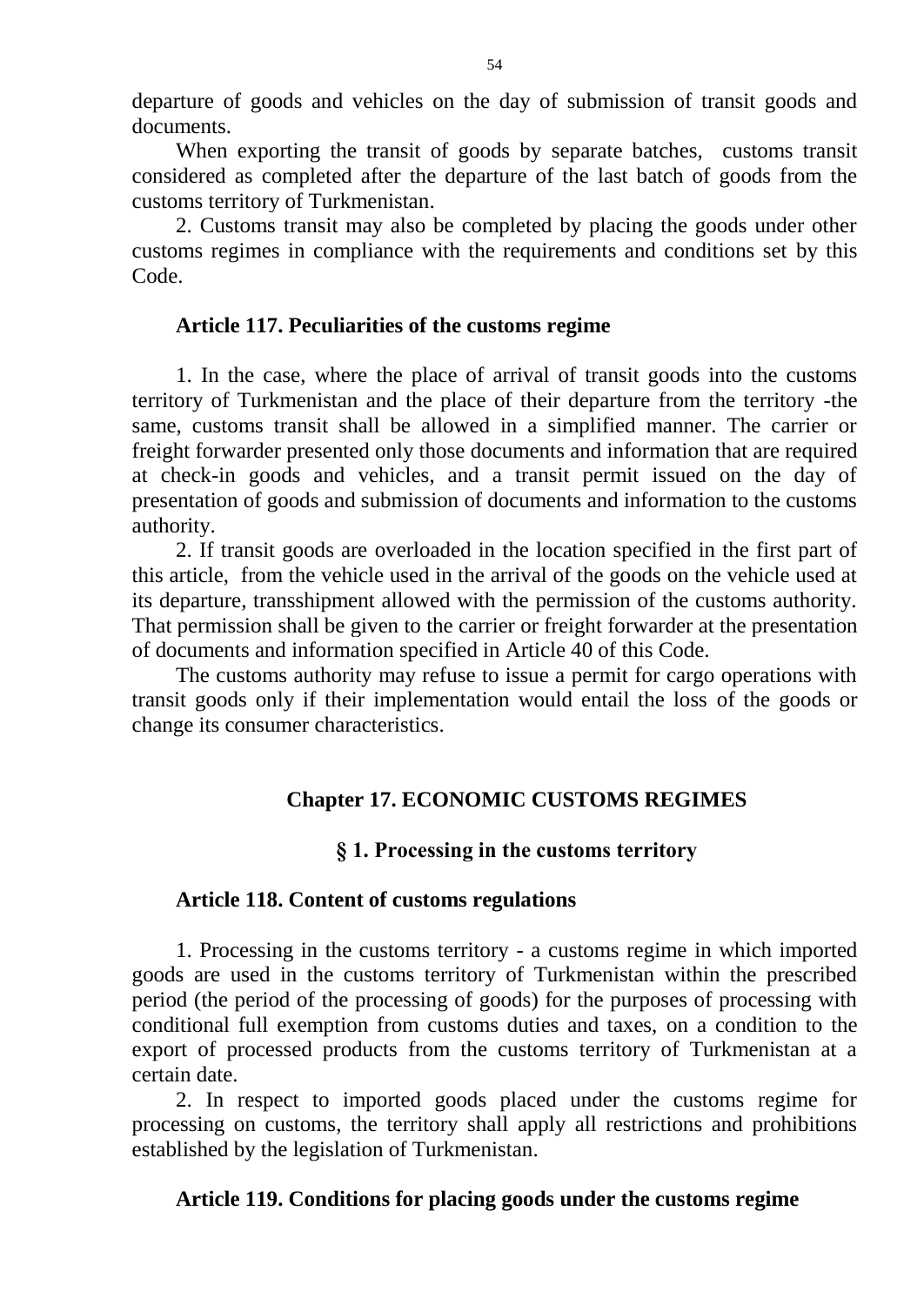departure of goods and vehicles on the day of submission of transit goods and documents.

When exporting the transit of goods by separate batches, customs transit considered as completed after the departure of the last batch of goods from the customs territory of Turkmenistan.

2. Customs transit may also be completed by placing the goods under other customs regimes in compliance with the requirements and conditions set by this Code.

### Article 117. Peculiarities of the customs regime

1. In the case, where the place of arrival of transit goods into the customs territory of Turkmenistan and the place of their departure from the territory -the same, customs transit shall be allowed in a simplified manner. The carrier or freight forwarder presented only those documents and information that are required at check-in goods and vehicles, and a transit permit issued on the day of presentation of goods and submission of documents and information to the customs authority.

2. If transit goods are overloaded in the location specified in the first part of this article, from the vehicle used in the arrival of the goods on the vehicle used at its departure, transshipment allowed with the permission of the customs authority. That permission shall be given to the carrier or freight forwarder at the presentation of documents and information specified in Article 40 of this Code.

The customs authority may refuse to issue a permit for cargo operations with transit goods only if their implementation would entail the loss of the goods or change its consumer characteristics.

## Chapter 17. ECONOMIC CUSTOMS REGIMES

## § 1. Processing in the customs territory

### Article 118. Content of customs regulations

1. Processing in the customs territory - a customs regime in which imported goods are used in the customs territory of Turkmenistan within the prescribed period (the period of the processing of goods) for the purposes of processing with conditional full exemption from customs duties and taxes, on a condition to the export of processed products from the customs territory of Turkmenistan at a certain date.

2. In respect to imported goods placed under the customs regime for processing on customs, the territory shall apply all restrictions and prohibitions established by the legislation of Turkmenistan.

### Article 119. Conditions for placing goods under the customs regime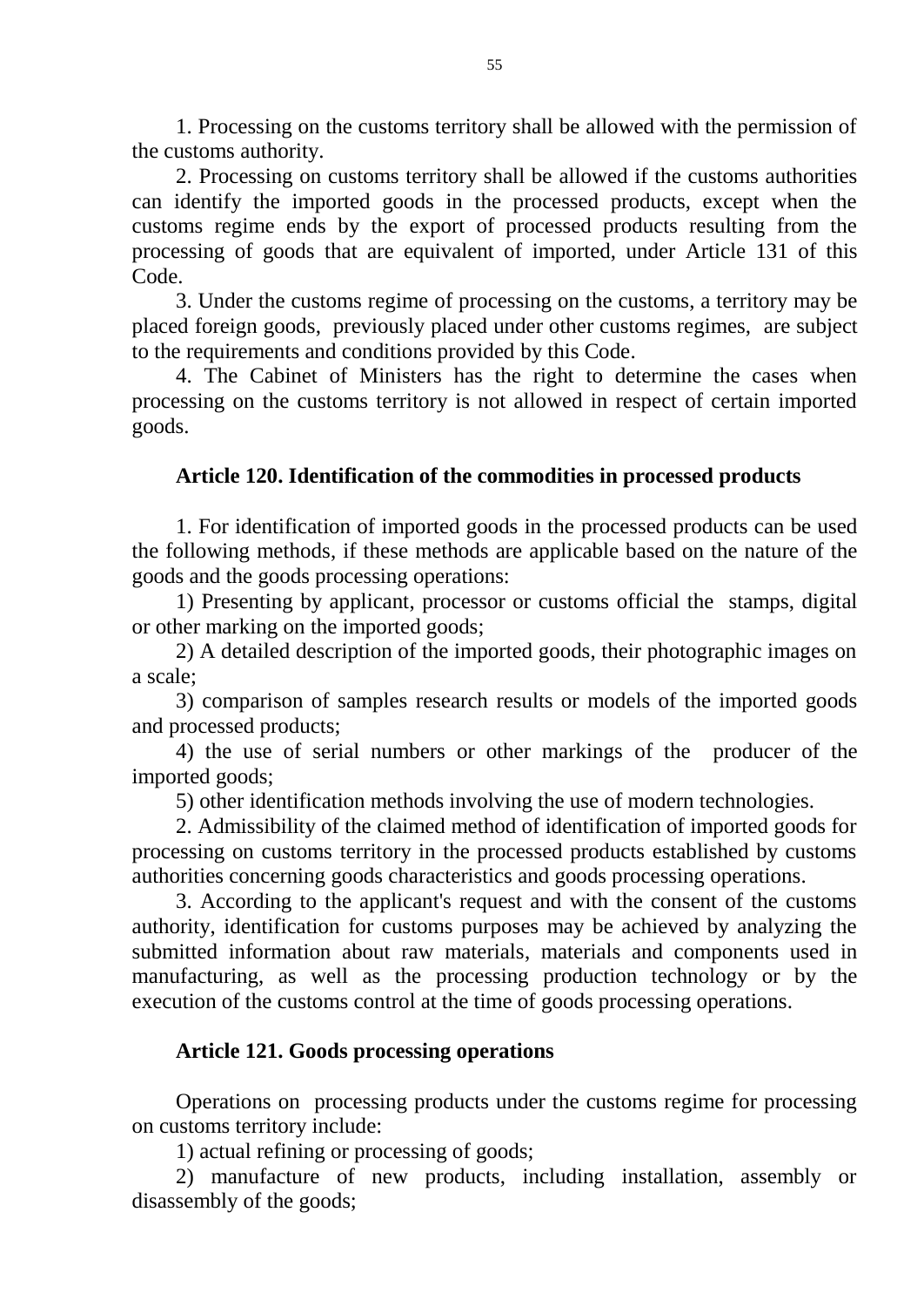1. Processing on the customs territory shall be allowed with the permission of the customs authority.

2. Processing on customs territory shall be allowed if the customs authorities can identify the imported goods in the processed products, except when the customs regime ends by the export of processed products resulting from the processing of goods that are equivalent of imported, under Article 131 of this Code.

3. Under the customs regime of processing on the customs, a territory may be placed foreign goods, previously placed under other customs regimes, are subject to the requirements and conditions provided by this Code.

4. The Cabinet of Ministers has the right to determine the cases when processing on the customs territory is not allowed in respect of certain imported goods.

### Article 120. Identification of the commodities in processed products

1. For identification of imported goods in the processed products can be used the following methods, if these methods are applicable based on the nature of the goods and the goods processing operations:

1) Presenting by applicant, processor or customs official the stamps, digital or other marking on the imported goods;

2) A detailed description of the imported goods, their photographic images on a scale;

3) comparison of samples research results or models of the imported goods and processed products;

4) the use of serial numbers or other markings of the producer of the imported goods;

5) other identification methods involving the use of modern technologies.

2. Admissibility of the claimed method of identification of imported goods for processing on customs territory in the processed products established by customs authorities concerning goods characteristics and goods processing operations.

3. According to the applicant's request and with the consent of the customs authority, identification for customs purposes may be achieved by analyzing the submitted information about raw materials, materials and components used in manufacturing, as well as the processing production technology or by the execution of the customs control at the time of goods processing operations.

### Article 121. Goods processing operations

Operations on processing products under the customs regime for processing on customs territory include:

1) actual refining or processing of goods;

2) manufacture of new products, including installation, assembly or disassembly of the goods;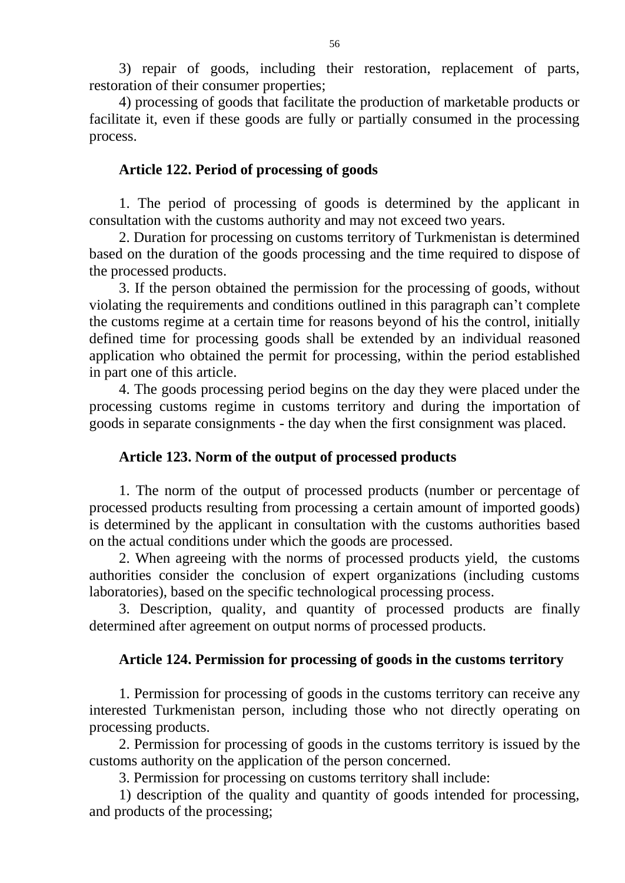3) repair of goods, including their restoration, replacement of parts, restoration of their consumer properties;

4) processing of goods that facilitate the production of marketable products or facilitate it, even if these goods are fully or partially consumed in the processing process.

### Article 122. Period of processing of goods

1. The period of processing of goods is determined by the applicant in consultation with the customs authority and may not exceed two years.

2. Duration for processing on customs territory of Turkmenistan is determined based on the duration of the goods processing and the time required to dispose of the processed products.

3. If the person obtained the permission for the processing of goods, without violating the requirements and conditions outlined in this paragraph can't complete the customs regime at a certain time for reasons beyond of his the control, initially defined time for processing goods shall be extended by an individual reasoned application who obtained the permit for processing, within the period established in part one of this article.

4. The goods processing period begins on the day they were placed under the processing customs regime in customs territory and during the importation of goods in separate consignments - the day when the first consignment was placed.

### Article 123. Norm of the output of processed products

1. The norm of the output of processed products (number or percentage of processed products resulting from processing a certain amount of imported goods) is determined by the applicant in consultation with the customs authorities based on the actual conditions under which the goods are processed.

2. When agreeing with the norms of processed products yield, the customs authorities consider the conclusion of expert organizations (including customs laboratories), based on the specific technological processing process.

3. Description, quality, and quantity of processed products are finally determined after agreement on output norms of processed products.

### Article 124. Permission for processing of goods in the customs territory

1. Permission for processing of goods in the customs territory can receive any interested Turkmenistan person, including those who not directly operating on processing products.

2. Permission for processing of goods in the customs territory is issued by the customs authority on the application of the person concerned.

3. Permission for processing on customs territory shall include:

1) description of the quality and quantity of goods intended for processing, and products of the processing;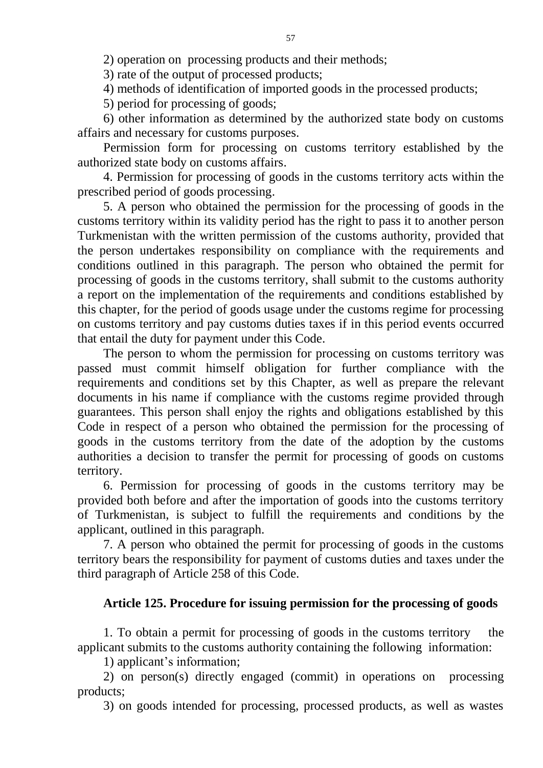2) operation on processing products and their methods;

3) rate of the output of processed products;

4) methods of identification of imported goods in the processed products;

5) period for processing of goods;

6) other information as determined by the authorized state body on customs affairs and necessary for customs purposes.

Permission form for processing on customs territory established by the authorized state body on customs affairs.

4. Permission for processing of goods in the customs territory acts within the prescribed period of goods processing.

5. A person who obtained the permission for the processing of goods in the customs territory within its validity period has the right to pass it to another person Turkmenistan with the written permission of the customs authority, provided that the person undertakes responsibility on compliance with the requirements and conditions outlined in this paragraph. The person who obtained the permit for processing of goods in the customs territory, shall submit to the customs authority a report on the implementation of the requirements and conditions established by this chapter, for the period of goods usage under the customs regime for processing on customs territory and pay customs duties taxes if in this period events occurred that entail the duty for payment under this Code.

The person to whom the permission for processing on customs territory was passed must commit himself obligation for further compliance with the requirements and conditions set by this Chapter, as well as prepare the relevant documents in his name if compliance with the customs regime provided through guarantees. This person shall enjoy the rights and obligations established by this Code in respect of a person who obtained the permission for the processing of goods in the customs territory from the date of the adoption by the customs authorities a decision to transfer the permit for processing of goods on customs territory.

6. Permission for processing of goods in the customs territory may be provided both before and after the importation of goods into the customs territory of Turkmenistan, is subject to fulfill the requirements and conditions by the applicant, outlined in this paragraph.

7. A person who obtained the permit for processing of goods in the customs territory bears the responsibility for payment of customs duties and taxes under the third paragraph of Article 258 of this Code.

### Article 125. Procedure for issuing permission for the processing of goods

1. To obtain a permit for processing of goods in the customs territory the applicant submits to the customs authority containing the following information:

1) applicant's information;

2) on person(s) directly engaged (commit) in operations on processing products;

3) on goods intended for processing, processed products, as well as wastes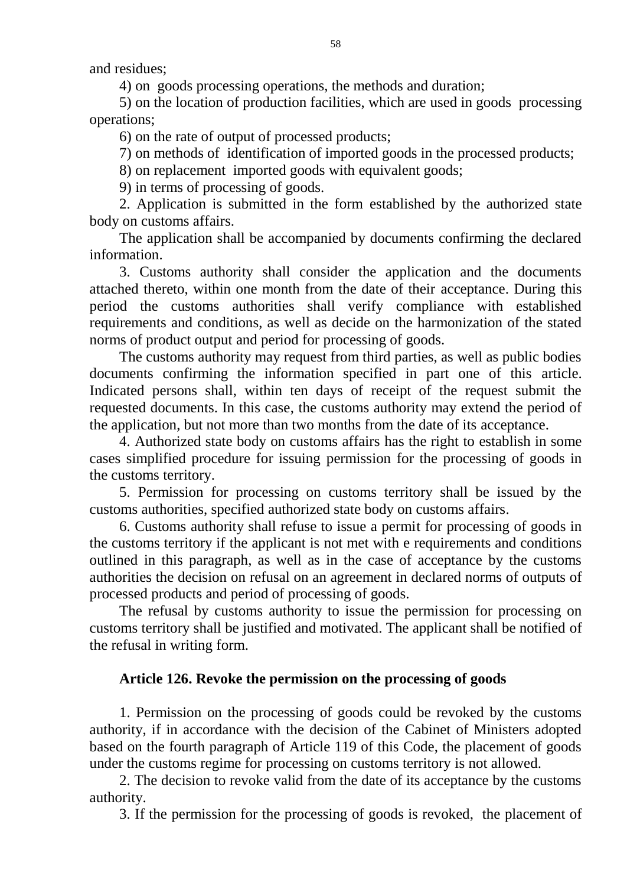and residues;

4) on goods processing operations, the methods and duration;

5) on the location of production facilities, which are used in goods processing operations;

6) on the rate of output of processed products;

7) on methods of identification of imported goods in the processed products;

8) on replacement imported goods with equivalent goods;

9) in terms of processing of goods.

2. Application is submitted in the form established by the authorized state body on customs affairs.

The application shall be accompanied by documents confirming the declared information.

3. Customs authority shall consider the application and the documents attached thereto, within one month from the date of their acceptance. During this period the customs authorities shall verify compliance with established requirements and conditions, as well as decide on the harmonization of the stated norms of product output and period for processing of goods.

The customs authority may request from third parties, as well as public bodies documents confirming the information specified in part one of this article. Indicated persons shall, within ten days of receipt of the request submit the requested documents. In this case, the customs authority may extend the period of the application, but not more than two months from the date of its acceptance.

4. Authorized state body on customs affairs has the right to establish in some cases simplified procedure for issuing permission for the processing of goods in the customs territory.

5. Permission for processing on customs territory shall be issued by the customs authorities, specified authorized state body on customs affairs.

6. Customs authority shall refuse to issue a permit for processing of goods in the customs territory if the applicant is not met with e requirements and conditions outlined in this paragraph, as well as in the case of acceptance by the customs authorities the decision on refusal on an agreement in declared norms of outputs of processed products and period of processing of goods.

The refusal by customs authority to issue the permission for processing on customs territory shall be justified and motivated. The applicant shall be notified of the refusal in writing form.

### Article 126. Revoke the permission on the processing of goods

1. Permission on the processing of goods could be revoked by the customs authority, if in accordance with the decision of the Cabinet of Ministers adopted based on the fourth paragraph of Article 119 of this Code, the placement of goods under the customs regime for processing on customs territory is not allowed.

2. The decision to revoke valid from the date of its acceptance by the customs authority.

3. If the permission for the processing of goods is revoked, the placement of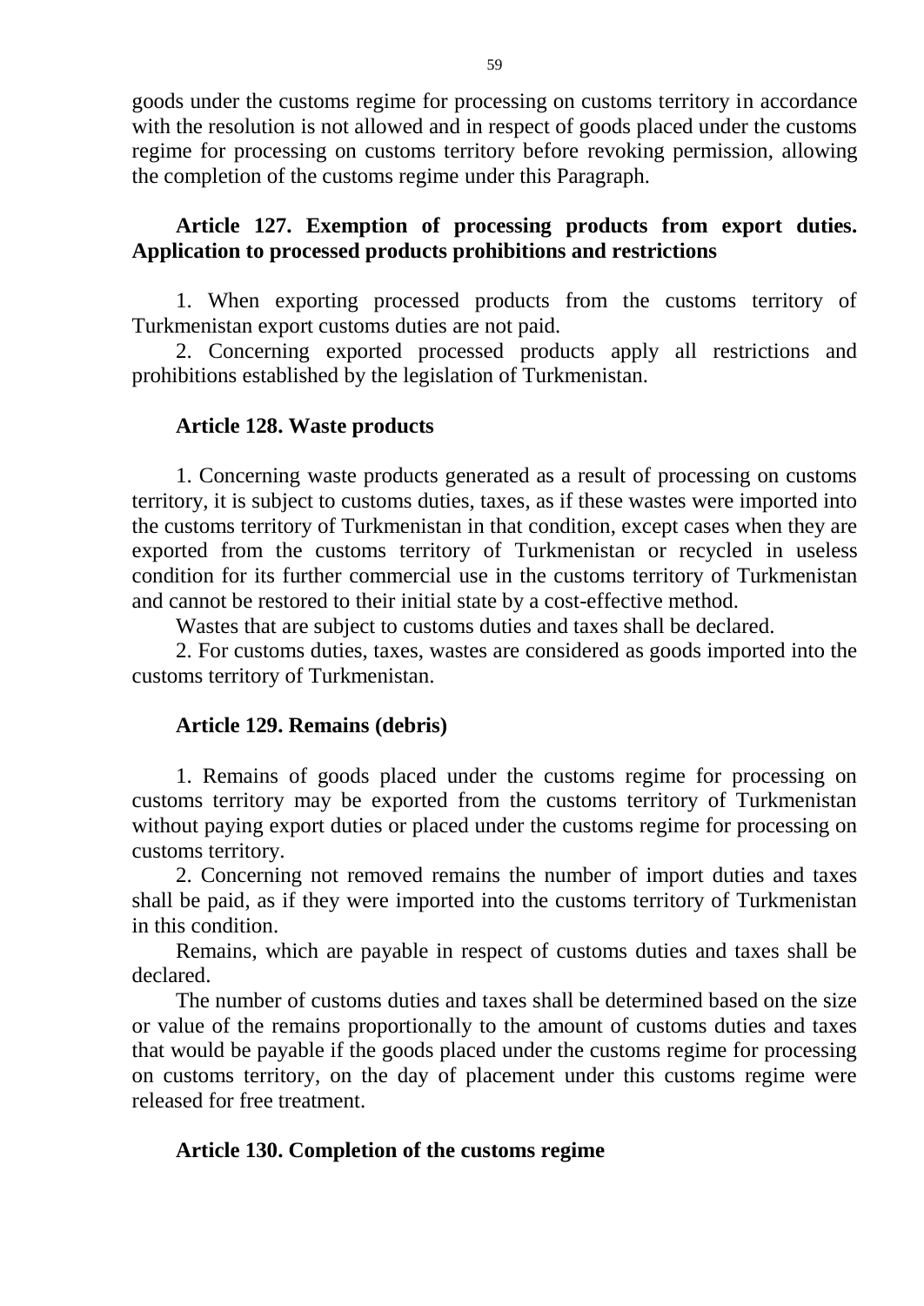goods under the customs regime for processing on customs territory in accordance with the resolution is not allowed and in respect of goods placed under the customs regime for processing on customs territory before revoking permission, allowing the completion of the customs regime under this Paragraph.

### Article 127. Exemption of processing products from export duties. Application to processed products prohibitions and restrictions

1. When exporting processed products from the customs territory of Turkmenistan export customs duties are not paid.

2. Concerning exported processed products apply all restrictions and prohibitions established by the legislation of Turkmenistan.

### Article 128. Waste products

1. Concerning waste products generated as a result of processing on customs territory, it is subject to customs duties, taxes, as if these wastes were imported into the customs territory of Turkmenistan in that condition, except cases when they are exported from the customs territory of Turkmenistan or recycled in useless condition for its further commercial use in the customs territory of Turkmenistan and cannot be restored to their initial state by a cost-effective method.

Wastes that are subject to customs duties and taxes shall be declared.

2. For customs duties, taxes, wastes are considered as goods imported into the customs territory of Turkmenistan.

### Article 129. Remains (debris)

1. Remains of goods placed under the customs regime for processing on customs territory may be exported from the customs territory of Turkmenistan without paying export duties or placed under the customs regime for processing on customs territory.

2. Concerning not removed remains the number of import duties and taxes shall be paid, as if they were imported into the customs territory of Turkmenistan in this condition.

Remains, which are payable in respect of customs duties and taxes shall be declared.

The number of customs duties and taxes shall be determined based on the size or value of the remains proportionally to the amount of customs duties and taxes that would be payable if the goods placed under the customs regime for processing on customs territory, on the day of placement under this customs regime were released for free treatment.

### Article 130. Completion of the customs regime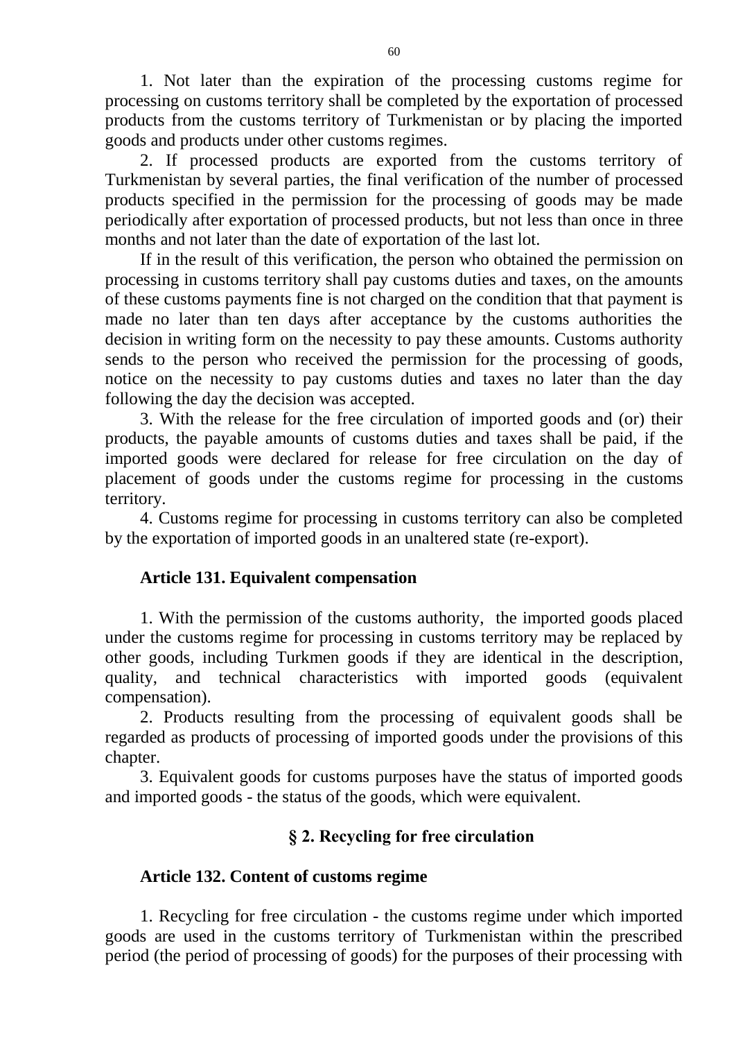1. Not later than the expiration of the processing customs regime for processing on customs territory shall be completed by the exportation of processed products from the customs territory of Turkmenistan or by placing the imported goods and products under other customs regimes.

2. If processed products are exported from the customs territory of Turkmenistan by several parties, the final verification of the number of processed products specified in the permission for the processing of goods may be made periodically after exportation of processed products, but not less than once in three months and not later than the date of exportation of the last lot.

If in the result of this verification, the person who obtained the permission on processing in customs territory shall pay customs duties and taxes, on the amounts of these customs payments fine is not charged on the condition that that payment is made no later than ten days after acceptance by the customs authorities the decision in writing form on the necessity to pay these amounts. Customs authority sends to the person who received the permission for the processing of goods, notice on the necessity to pay customs duties and taxes no later than the day following the day the decision was accepted.

3. With the release for the free circulation of imported goods and (or) their products, the payable amounts of customs duties and taxes shall be paid, if the imported goods were declared for release for free circulation on the day of placement of goods under the customs regime for processing in the customs territory.

4. Customs regime for processing in customs territory can also be completed by the exportation of imported goods in an unaltered state (re-export).

### Article 131. Equivalent compensation

1. With the permission of the customs authority, the imported goods placed under the customs regime for processing in customs territory may be replaced by other goods, including Turkmen goods if they are identical in the description, quality, and technical characteristics with imported goods (equivalent compensation).

2. Products resulting from the processing of equivalent goods shall be regarded as products of processing of imported goods under the provisions of this chapter.

3. Equivalent goods for customs purposes have the status of imported goods and imported goods - the status of the goods, which were equivalent.

## § 2. Recycling for free circulation

### Article 132. Content of customs regime

1. Recycling for free circulation - the customs regime under which imported goods are used in the customs territory of Turkmenistan within the prescribed period (the period of processing of goods) for the purposes of their processing with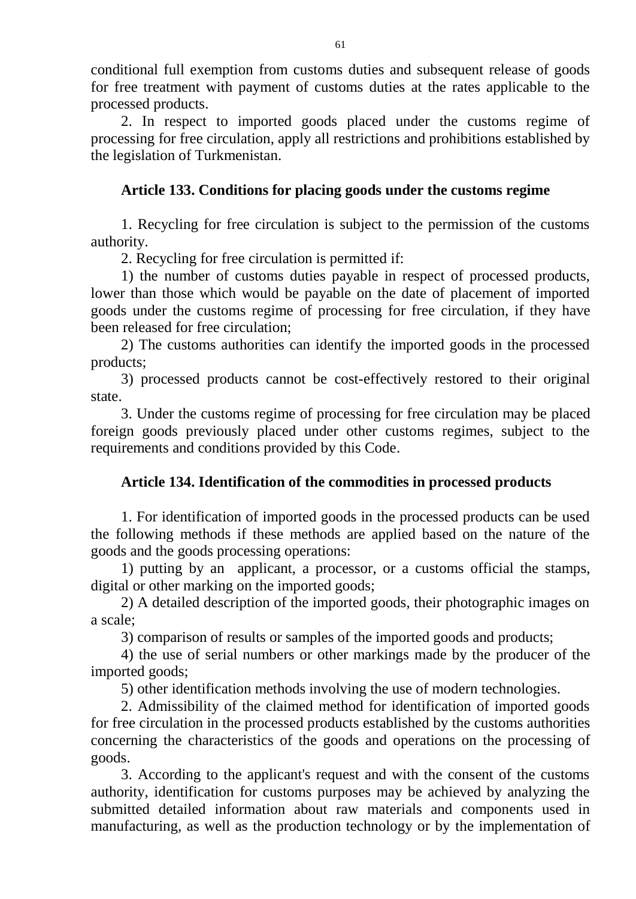conditional full exemption from customs duties and subsequent release of goods for free treatment with payment of customs duties at the rates applicable to the processed products.

2. In respect to imported goods placed under the customs regime of processing for free circulation, apply all restrictions and prohibitions established by the legislation of Turkmenistan.

### Article 133. Conditions for placing goods under the customs regime

1. Recycling for free circulation is subject to the permission of the customs authority.

2. Recycling for free circulation is permitted if:

1) the number of customs duties payable in respect of processed products, lower than those which would be payable on the date of placement of imported goods under the customs regime of processing for free circulation, if they have been released for free circulation;

2) The customs authorities can identify the imported goods in the processed products;

3) processed products cannot be cost-effectively restored to their original state.

3. Under the customs regime of processing for free circulation may be placed foreign goods previously placed under other customs regimes, subject to the requirements and conditions provided by this Code.

### Article 134. Identification of the commodities in processed products

1. For identification of imported goods in the processed products can be used the following methods if these methods are applied based on the nature of the goods and the goods processing operations:

1) putting by an applicant, a processor, or a customs official the stamps, digital or other marking on the imported goods;

2) A detailed description of the imported goods, their photographic images on a scale;

3) comparison of results or samples of the imported goods and products;

4) the use of serial numbers or other markings made by the producer of the imported goods;

5) other identification methods involving the use of modern technologies.

2. Admissibility of the claimed method for identification of imported goods for free circulation in the processed products established by the customs authorities concerning the characteristics of the goods and operations on the processing of goods.

3. According to the applicant's request and with the consent of the customs authority, identification for customs purposes may be achieved by analyzing the submitted detailed information about raw materials and components used in manufacturing, as well as the production technology or by the implementation of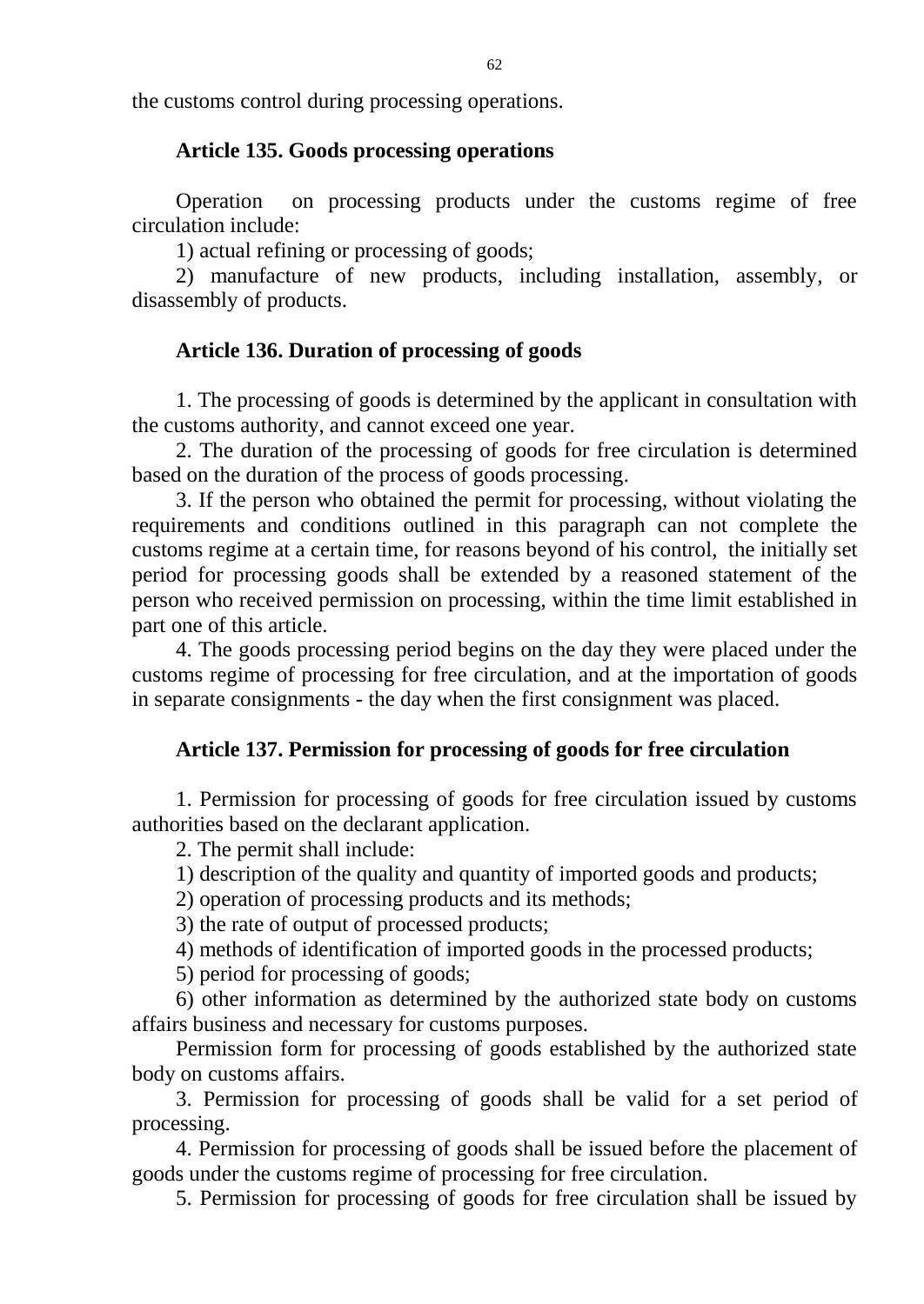the customs control during processing operations.

### Article 135. Goods processing operations

Operation on processing products under the customs regime of free circulation include:

1) actual refining or processing of goods;

2) manufacture of new products, including installation, assembly, or disassembly of products.

### Article 136. Duration of processing of goods

1. The processing of goods is determined by the applicant in consultation with the customs authority, and cannot exceed one year.

2. The duration of the processing of goods for free circulation is determined based on the duration of the process of goods processing.

3. If the person who obtained the permit for processing, without violating the requirements and conditions outlined in this paragraph can not complete the customs regime at a certain time, for reasons beyond of his control, the initially set period for processing goods shall be extended by a reasoned statement of the person who received permission on processing, within the time limit established in part one of this article.

4. The goods processing period begins on the day they were placed under the customs regime of processing for free circulation, and at the importation of goods in separate consignments - the day when the first consignment was placed.

### Article 137. Permission for processing of goods for free circulation

1. Permission for processing of goods for free circulation issued by customs authorities based on the declarant application.

2. The permit shall include:

1) description of the quality and quantity of imported goods and products;

2) operation of processing products and its methods;

3) the rate of output of processed products;

4) methods of identification of imported goods in the processed products;

5) period for processing of goods;

6) other information as determined by the authorized state body on customs affairs business and necessary for customs purposes.

Permission form for processing of goods established by the authorized state body on customs affairs.

3. Permission for processing of goods shall be valid for a set period of processing.

4. Permission for processing of goods shall be issued before the placement of goods under the customs regime of processing for free circulation.

5. Permission for processing of goods for free circulation shall be issued by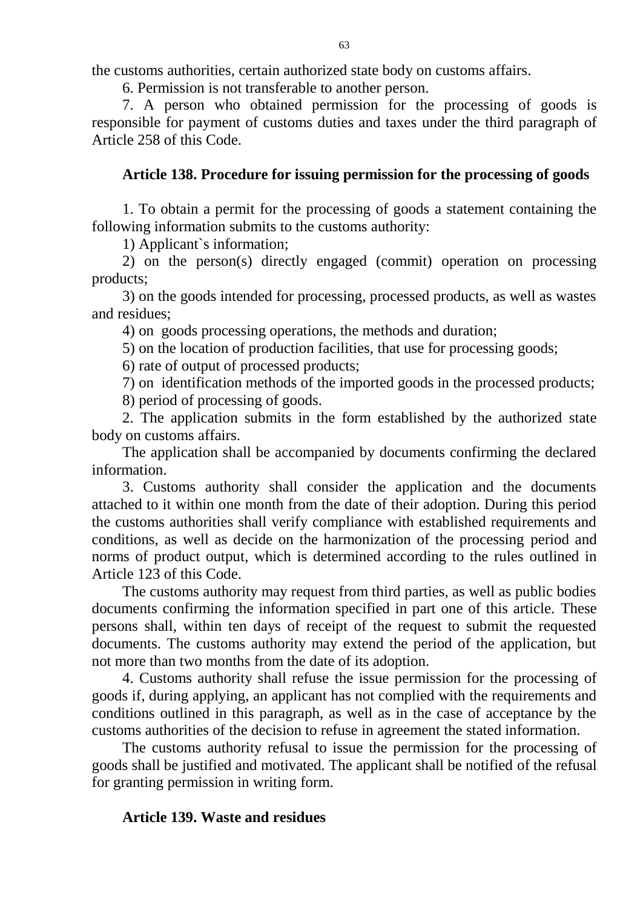the customs authorities, certain authorized state body on customs affairs.

6. Permission is not transferable to another person.

7. A person who obtained permission for the processing of goods is responsible for payment of customs duties and taxes under the third paragraph of Article 258 of this Code.

### Article 138. Procedure for issuing permission for the processing of goods

1. To obtain a permit for the processing of goods a statement containing the following information submits to the customs authority:

1) Applicant`s information;

2) on the person(s) directly engaged (commit) operation on processing products;

3) on the goods intended for processing, processed products, as well as wastes and residues;

4) on goods processing operations, the methods and duration;

5) on the location of production facilities, that use for processing goods;

6) rate of output of processed products;

7) on identification methods of the imported goods in the processed products;

8) period of processing of goods.

2. The application submits in the form established by the authorized state body on customs affairs.

The application shall be accompanied by documents confirming the declared information.

3. Customs authority shall consider the application and the documents attached to it within one month from the date of their adoption. During this period the customs authorities shall verify compliance with established requirements and conditions, as well as decide on the harmonization of the processing period and norms of product output, which is determined according to the rules outlined in Article 123 of this Code.

The customs authority may request from third parties, as well as public bodies documents confirming the information specified in part one of this article. These persons shall, within ten days of receipt of the request to submit the requested documents. The customs authority may extend the period of the application, but not more than two months from the date of its adoption.

4. Customs authority shall refuse the issue permission for the processing of goods if, during applying, an applicant has not complied with the requirements and conditions outlined in this paragraph, as well as in the case of acceptance by the customs authorities of the decision to refuse in agreement the stated information.

The customs authority refusal to issue the permission for the processing of goods shall be justified and motivated. The applicant shall be notified of the refusal for granting permission in writing form.

### Article 139. Waste and residues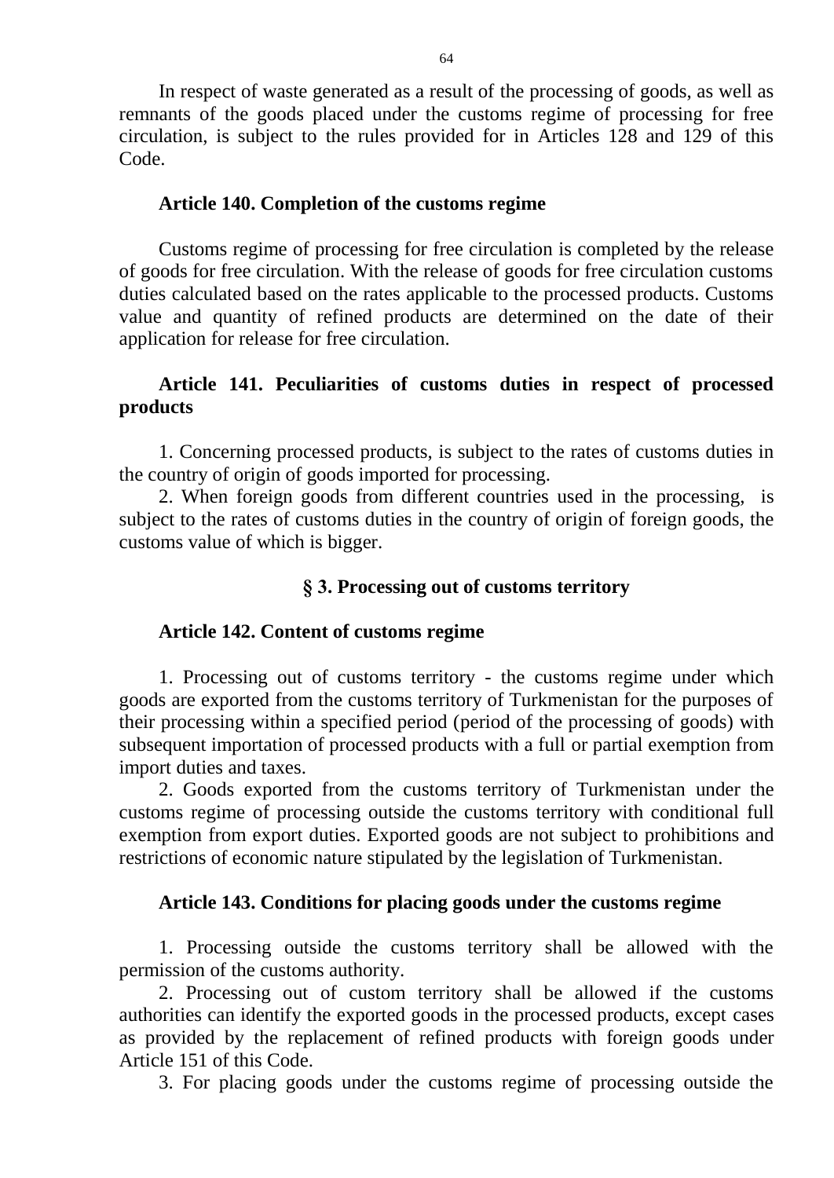In respect of waste generated as a result of the processing of goods, as well as remnants of the goods placed under the customs regime of processing for free circulation, is subject to the rules provided for in Articles 128 and 129 of this Code.

**Article 140. Completion of the customs regime**

Customs regime of processing for free circulation is completed by the release of goods for free circulation. With the release of goods for free circulation customs duties calculated based on the rates applicable to the processed products. Customs value and quantity of refined products are determined on the date of their application for release for free circulation.

**Article 141. Peculiarities of customs duties in respect of processed products**

1. Concerning processed products, is subject to the rates of customs duties in the country of origin of goods imported for processing.

2. When foreign goods from different countries used in the processing, is subject to the rates of customs duties in the country of origin of foreign goods, the customs value of which is bigger.

## § 3. Processing out of customs territory

**Article 142. Content of customs regime**

1. Processing out of customs territory - the customs regime under which goods are exported from the customs territory of Turkmenistan for the purposes of their processing within a specified period (period of the processing of goods) with subsequent importation of processed products with a full or partial exemption from import duties and taxes.

2. Goods exported from the customs territory of Turkmenistan under the customs regime of processing outside the customs territory with conditional full exemption from export duties. Exported goods are not subject to prohibitions and restrictions of economic nature stipulated by the legislation of Turkmenistan.

**Article 143. Conditions for placing goods under the customs regime**

1. Processing outside the customs territory shall be allowed with the permission of the customs authority.

2. Processing out of custom territory shall be allowed if the customs authorities can identify the exported goods in the processed products, except cases as provided by the replacement of refined products with foreign goods under Article 151 of this Code.

3. For placing goods under the customs regime of processing outside the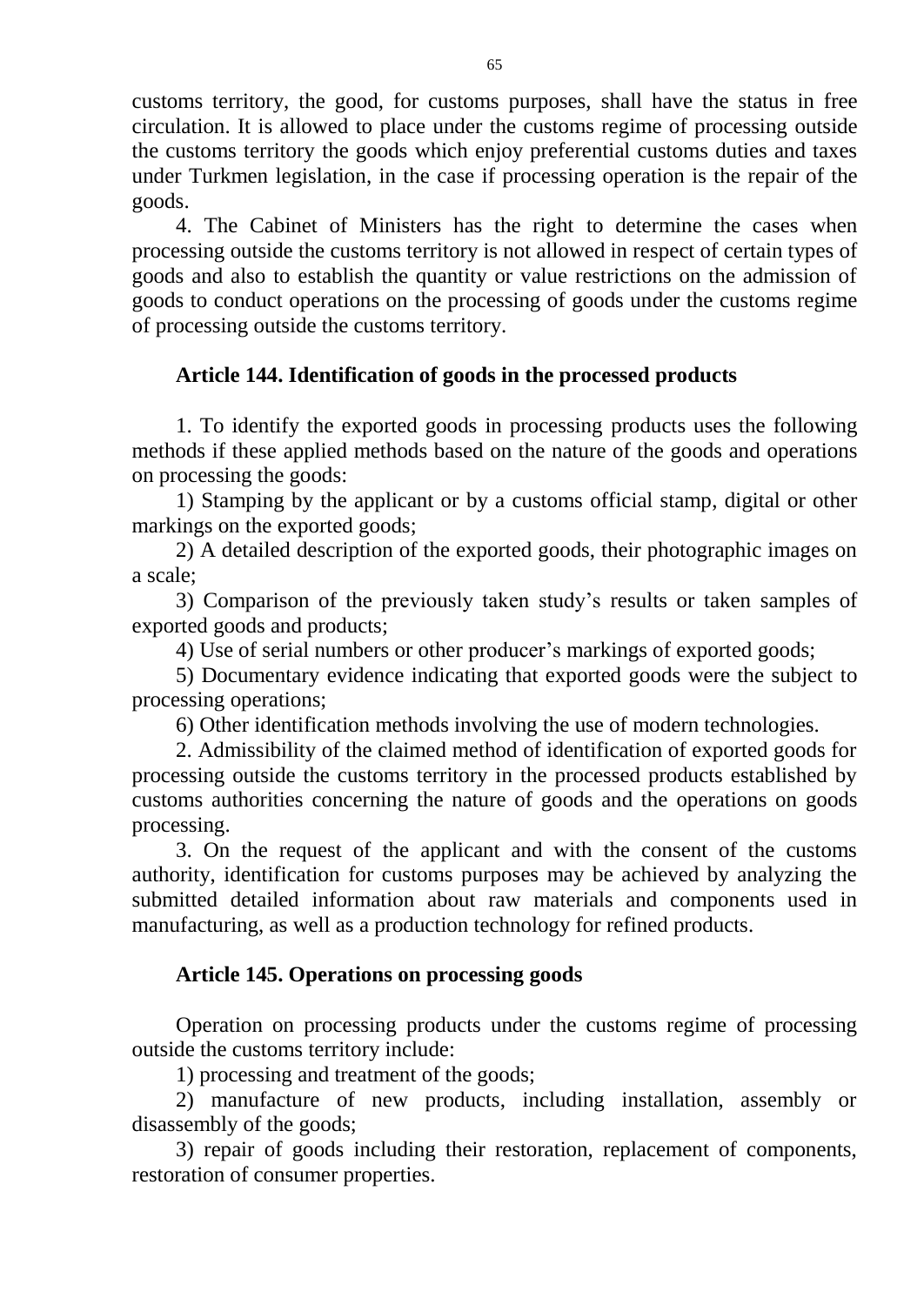customs territory, the good, for customs purposes, shall have the status in free circulation. It is allowed to place under the customs regime of processing outside the customs territory the goods which enjoy preferential customs duties and taxes under Turkmen legislation, in the case if processing operation is the repair of the goods.

4. The Cabinet of Ministers has the right to determine the cases when processing outside the customs territory is not allowed in respect of certain types of goods and also to establish the quantity or value restrictions on the admission of goods to conduct operations on the processing of goods under the customs regime of processing outside the customs territory.

### Article 144. Identification of goods in the processed products

1. To identify the exported goods in processing products uses the following methods if these applied methods based on the nature of the goods and operations on processing the goods:

1) Stamping by the applicant or by a customs official stamp, digital or other markings on the exported goods;

2) A detailed description of the exported goods, their photographic images on a scale;

3) Comparison of the previously taken study's results or taken samples of exported goods and products;

4) Use of serial numbers or other producer's markings of exported goods;

5) Documentary evidence indicating that exported goods were the subject to processing operations;

6) Other identification methods involving the use of modern technologies.

2. Admissibility of the claimed method of identification of exported goods for processing outside the customs territory in the processed products established by customs authorities concerning the nature of goods and the operations on goods processing.

3. On the request of the applicant and with the consent of the customs authority, identification for customs purposes may be achieved by analyzing the submitted detailed information about raw materials and components used in manufacturing, as well as a production technology for refined products.

### Article 145. Operations on processing goods

Operation on processing products under the customs regime of processing outside the customs territory include:

1) processing and treatment of the goods;

2) manufacture of new products, including installation, assembly or disassembly of the goods;

3) repair of goods including their restoration, replacement of components, restoration of consumer properties.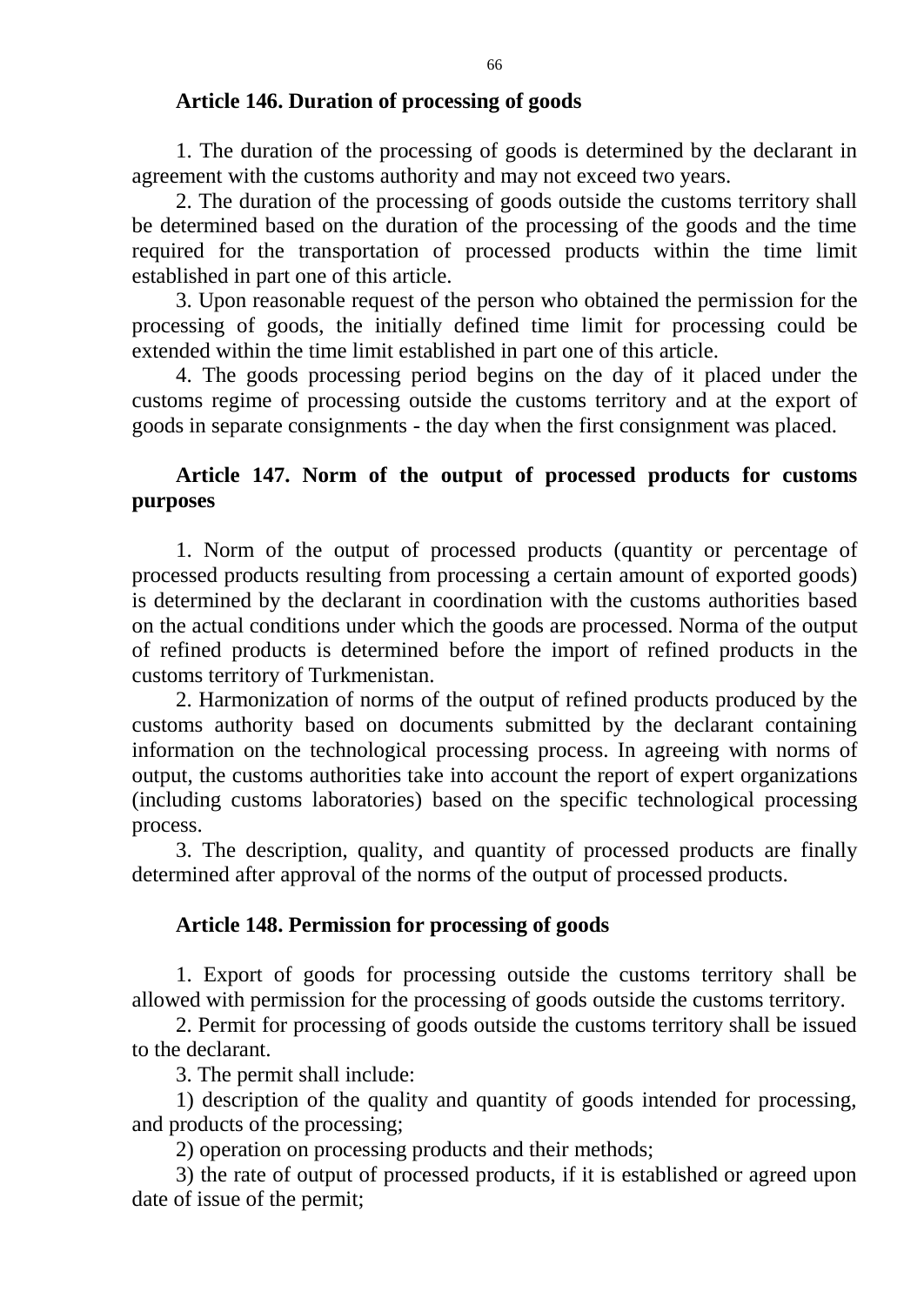### Article 146. Duration of processing of goods

1. The duration of the processing of goods is determined by the declarant in agreement with the customs authority and may not exceed two years.

2. The duration of the processing of goods outside the customs territory shall be determined based on the duration of the processing of the goods and the time required for the transportation of processed products within the time limit established in part one of this article.

3. Upon reasonable request of the person who obtained the permission for the processing of goods, the initially defined time limit for processing could be extended within the time limit established in part one of this article.

4. The goods processing period begins on the day of it placed under the customs regime of processing outside the customs territory and at the export of goods in separate consignments - the day when the first consignment was placed.

### Article 147. Norm of the output of processed products for customs purposes

1. Norm of the output of processed products (quantity or percentage of processed products resulting from processing a certain amount of exported goods) is determined by the declarant in coordination with the customs authorities based on the actual conditions under which the goods are processed. Norma of the output of refined products is determined before the import of refined products in the customs territory of Turkmenistan.

2. Harmonization of norms of the output of refined products produced by the customs authority based on documents submitted by the declarant containing information on the technological processing process. In agreeing with norms of output, the customs authorities take into account the report of expert organizations (including customs laboratories) based on the specific technological processing process.

3. The description, quality, and quantity of processed products are finally determined after approval of the norms of the output of processed products.

### Article 148. Permission for processing of goods

1. Export of goods for processing outside the customs territory shall be allowed with permission for the processing of goods outside the customs territory.

2. Permit for processing of goods outside the customs territory shall be issued to the declarant.

3. The permit shall include:

1) description of the quality and quantity of goods intended for processing, and products of the processing;

2) operation on processing products and their methods;

3) the rate of output of processed products, if it is established or agreed upon date of issue of the permit;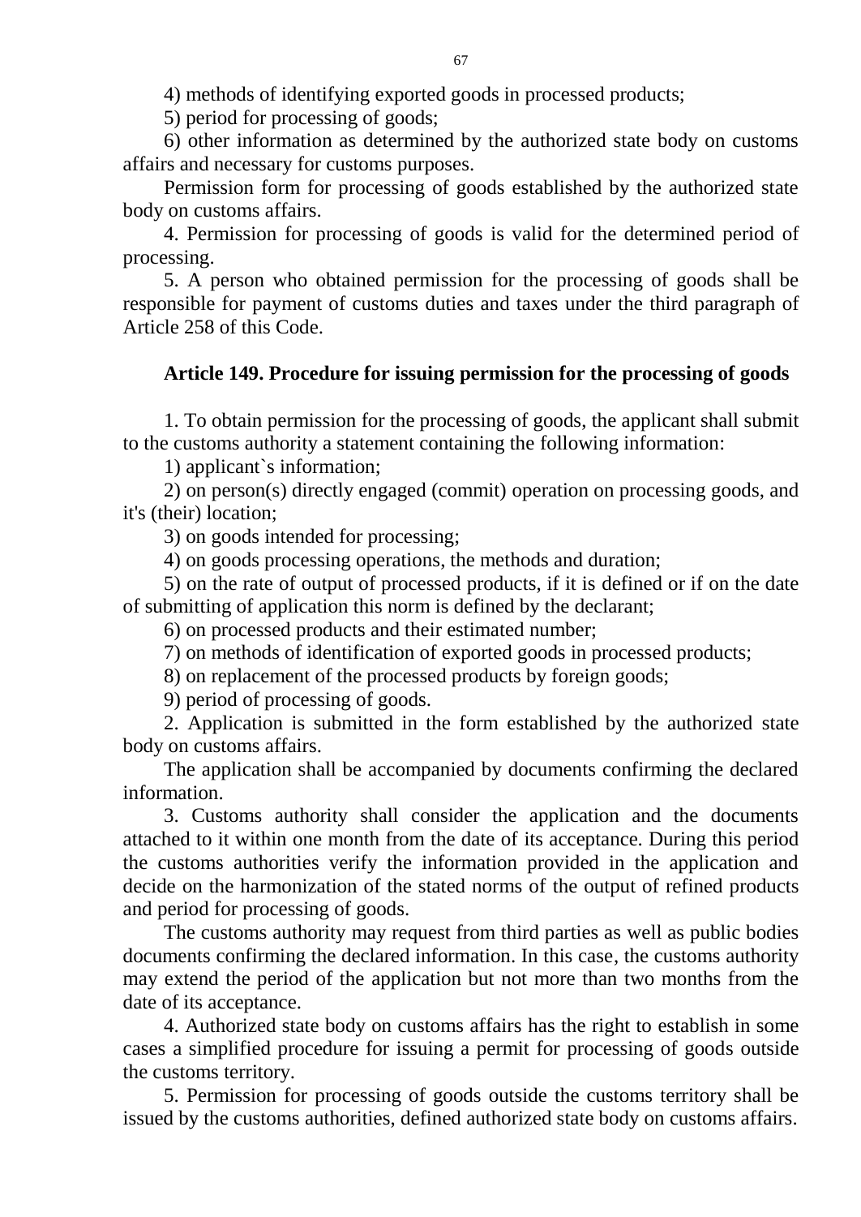4) methods of identifying exported goods in processed products;

5) period for processing of goods;

6) other information as determined by the authorized state body on customs affairs and necessary for customs purposes.

Permission form for processing of goods established by the authorized state body on customs affairs.

4. Permission for processing of goods is valid for the determined period of processing.

5. A person who obtained permission for the processing of goods shall be responsible for payment of customs duties and taxes under the third paragraph of Article 258 of this Code.

### Article 149. Procedure for issuing permission for the processing of goods

1. To obtain permission for the processing of goods, the applicant shall submit to the customs authority a statement containing the following information:

1) applicant`s information;

2) on person(s) directly engaged (commit) operation on processing goods, and it's (their) location;

3) on goods intended for processing;

4) on goods processing operations, the methods and duration;

5) on the rate of output of processed products, if it is defined or if on the date of submitting of application this norm is defined by the declarant;

6) on processed products and their estimated number;

7) on methods of identification of exported goods in processed products;

8) on replacement of the processed products by foreign goods;

9) period of processing of goods.

2. Application is submitted in the form established by the authorized state body on customs affairs.

The application shall be accompanied by documents confirming the declared information.

3. Customs authority shall consider the application and the documents attached to it within one month from the date of its acceptance. During this period the customs authorities verify the information provided in the application and decide on the harmonization of the stated norms of the output of refined products and period for processing of goods.

The customs authority may request from third parties as well as public bodies documents confirming the declared information. In this case, the customs authority may extend the period of the application but not more than two months from the date of its acceptance.

4. Authorized state body on customs affairs has the right to establish in some cases a simplified procedure for issuing a permit for processing of goods outside the customs territory.

5. Permission for processing of goods outside the customs territory shall be issued by the customs authorities, defined authorized state body on customs affairs.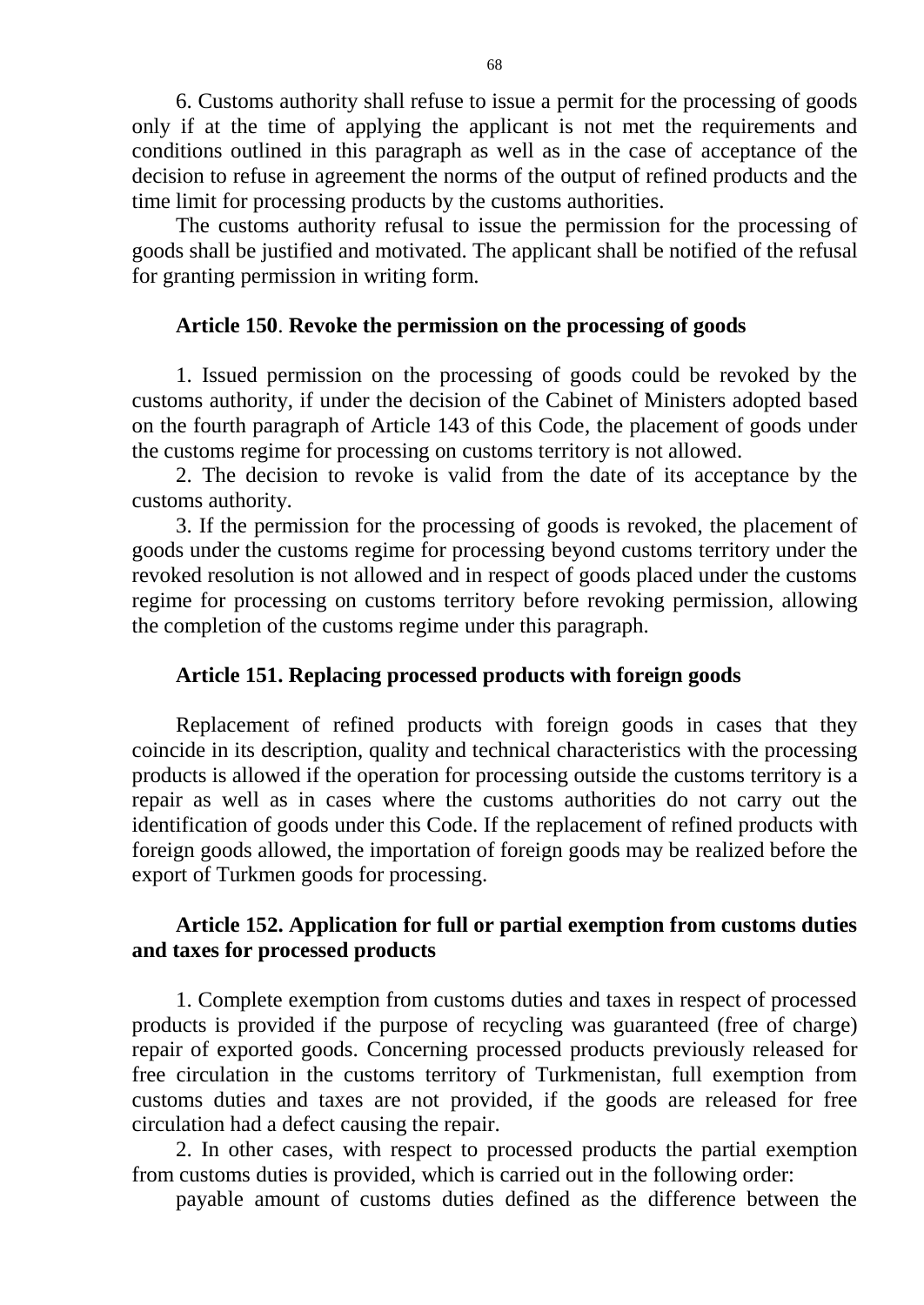6. Customs authority shall refuse to issue a permit for the processing of goods only if at the time of applying the applicant is not met the requirements and conditions outlined in this paragraph as well as in the case of acceptance of the decision to refuse in agreement the norms of the output of refined products and the time limit for processing products by the customs authorities.

The customs authority refusal to issue the permission for the processing of goods shall be justified and motivated. The applicant shall be notified of the refusal for granting permission in writing form.

### Article 150. Revoke the permission on the processing of goods

1. Issued permission on the processing of goods could be revoked by the customs authority, if under the decision of the Cabinet of Ministers adopted based on the fourth paragraph of Article 143 of this Code, the placement of goods under the customs regime for processing on customs territory is not allowed.

2. The decision to revoke is valid from the date of its acceptance by the customs authority.

3. If the permission for the processing of goods is revoked, the placement of goods under the customs regime for processing beyond customs territory under the revoked resolution is not allowed and in respect of goods placed under the customs regime for processing on customs territory before revoking permission, allowing the completion of the customs regime under this paragraph.

### Article 151. Replacing processed products with foreign goods

Replacement of refined products with foreign goods in cases that they coincide in its description, quality and technical characteristics with the processing products is allowed if the operation for processing outside the customs territory is a repair as well as in cases where the customs authorities do not carry out the identification of goods under this Code. If the replacement of refined products with foreign goods allowed, the importation of foreign goods may be realized before the export of Turkmen goods for processing.

### Article 152. Application for full or partial exemption from customs duties and taxes for processed products

1. Complete exemption from customs duties and taxes in respect of processed products is provided if the purpose of recycling was guaranteed (free of charge) repair of exported goods. Concerning processed products previously released for free circulation in the customs territory of Turkmenistan, full exemption from customs duties and taxes are not provided, if the goods are released for free circulation had a defect causing the repair.

2. In other cases, with respect to processed products the partial exemption from customs duties is provided, which is carried out in the following order:

payable amount of customs duties defined as the difference between the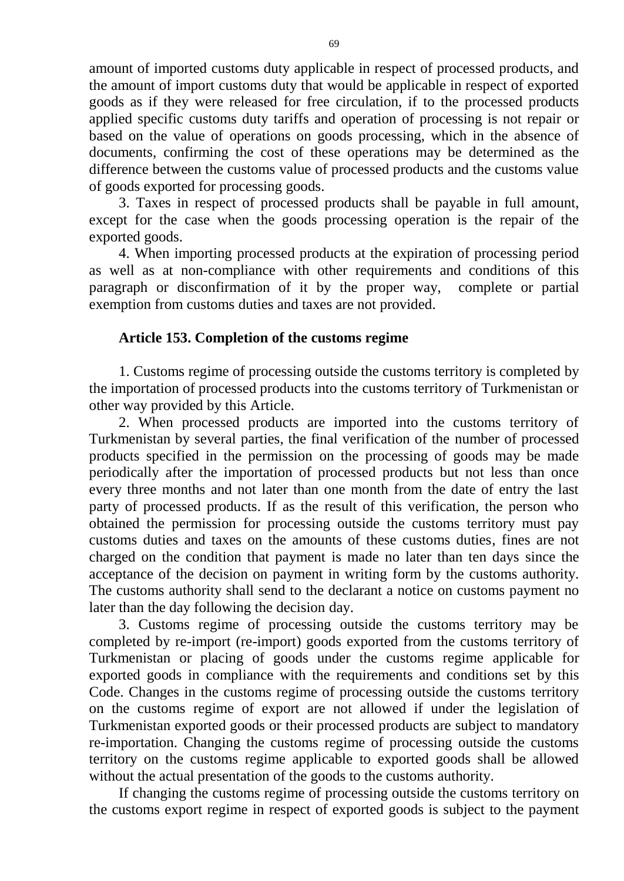amount of imported customs duty applicable in respect of processed products, and the amount of import customs duty that would be applicable in respect of exported goods as if they were released for free circulation, if to the processed products applied specific customs duty tariffs and operation of processing is not repair or based on the value of operations on goods processing, which in the absence of documents, confirming the cost of these operations may be determined as the difference between the customs value of processed products and the customs value of goods exported for processing goods.

3. Taxes in respect of processed products shall be payable in full amount, except for the case when the goods processing operation is the repair of the exported goods.

4. When importing processed products at the expiration of processing period as well as at non-compliance with other requirements and conditions of this paragraph or disconfirmation of it by the proper way, complete or partial exemption from customs duties and taxes are not provided.

### Article 153. Completion of the customs regime

1. Customs regime of processing outside the customs territory is completed by the importation of processed products into the customs territory of Turkmenistan or other way provided by this Article.

2. When processed products are imported into the customs territory of Turkmenistan by several parties, the final verification of the number of processed products specified in the permission on the processing of goods may be made periodically after the importation of processed products but not less than once every three months and not later than one month from the date of entry the last party of processed products. If as the result of this verification, the person who obtained the permission for processing outside the customs territory must pay customs duties and taxes on the amounts of these customs duties, fines are not charged on the condition that payment is made no later than ten days since the acceptance of the decision on payment in writing form by the customs authority. The customs authority shall send to the declarant a notice on customs payment no later than the day following the decision day.

3. Customs regime of processing outside the customs territory may be completed by re-import (re-import) goods exported from the customs territory of Turkmenistan or placing of goods under the customs regime applicable for exported goods in compliance with the requirements and conditions set by this Code. Changes in the customs regime of processing outside the customs territory on the customs regime of export are not allowed if under the legislation of Turkmenistan exported goods or their processed products are subject to mandatory re-importation. Changing the customs regime of processing outside the customs territory on the customs regime applicable to exported goods shall be allowed without the actual presentation of the goods to the customs authority.

If changing the customs regime of processing outside the customs territory on the customs export regime in respect of exported goods is subject to the payment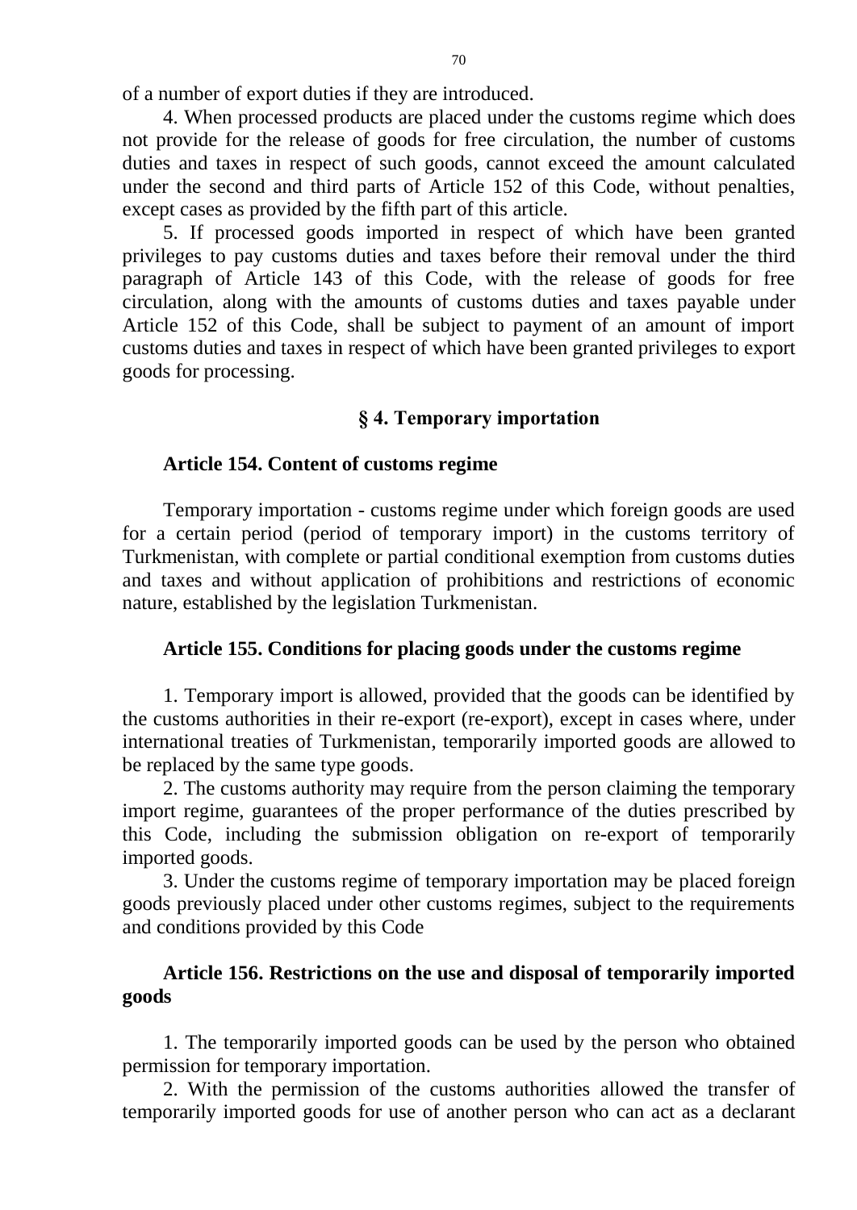of a number of export duties if they are introduced.

4. When processed products are placed under the customs regime which does not provide for the release of goods for free circulation, the number of customs duties and taxes in respect of such goods, cannot exceed the amount calculated under the second and third parts of Article 152 of this Code, without penalties, except cases as provided by the fifth part of this article.

5. If processed goods imported in respect of which have been granted privileges to pay customs duties and taxes before their removal under the third paragraph of Article 143 of this Code, with the release of goods for free circulation, along with the amounts of customs duties and taxes payable under Article 152 of this Code, shall be subject to payment of an amount of import customs duties and taxes in respect of which have been granted privileges to export goods for processing.

## § 4. Temporary importation

### Article 154. Content of customs regime

Temporary importation - customs regime under which foreign goods are used for a certain period (period of temporary import) in the customs territory of Turkmenistan, with complete or partial conditional exemption from customs duties and taxes and without application of prohibitions and restrictions of economic nature, established by the legislation Turkmenistan.

### Article 155. Conditions for placing goods under the customs regime

1. Temporary import is allowed, provided that the goods can be identified by the customs authorities in their re-export (re-export), except in cases where, under international treaties of Turkmenistan, temporarily imported goods are allowed to be replaced by the same type goods.

2. The customs authority may require from the person claiming the temporary import regime, guarantees of the proper performance of the duties prescribed by this Code, including the submission obligation on re-export of temporarily imported goods.

3. Under the customs regime of temporary importation may be placed foreign goods previously placed under other customs regimes, subject to the requirements and conditions provided by this Code

### Article 156. Restrictions on the use and disposal of temporarily imported goods

1. The temporarily imported goods can be used by the person who obtained permission for temporary importation.

2. With the permission of the customs authorities allowed the transfer of temporarily imported goods for use of another person who can act as a declarant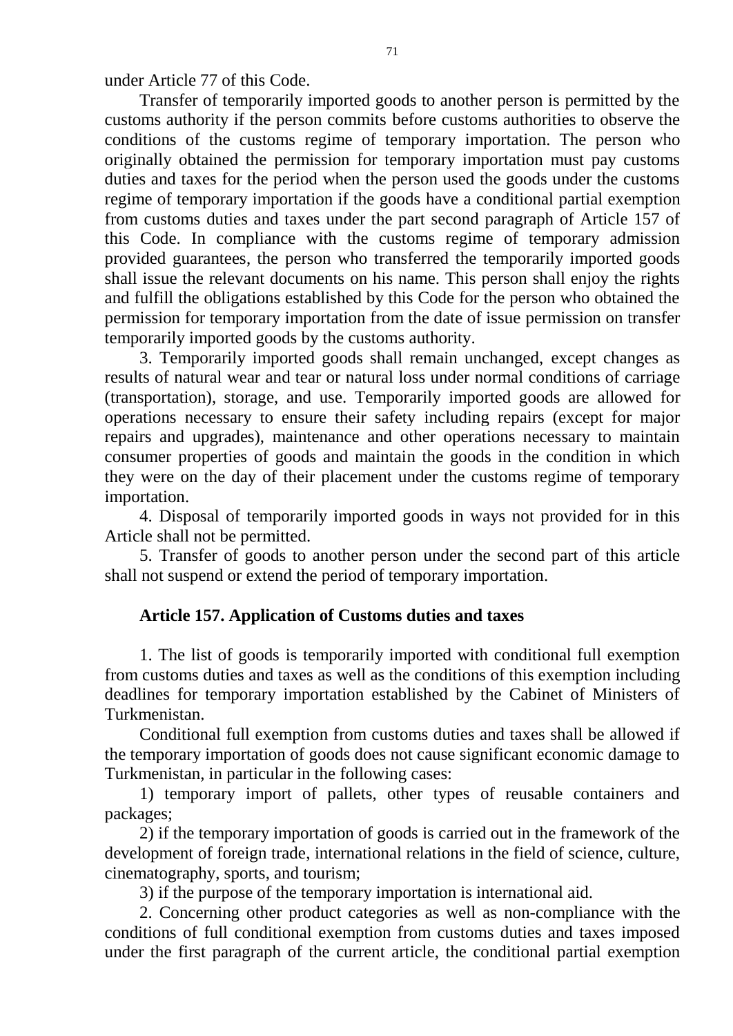under Article 77 of this Code.

Transfer of temporarily imported goods to another person is permitted by the customs authority if the person commits before customs authorities to observe the conditions of the customs regime of temporary importation. The person who originally obtained the permission for temporary importation must pay customs duties and taxes for the period when the person used the goods under the customs regime of temporary importation if the goods have a conditional partial exemption from customs duties and taxes under the part second paragraph of Article 157 of this Code. In compliance with the customs regime of temporary admission provided guarantees, the person who transferred the temporarily imported goods shall issue the relevant documents on his name. This person shall enjoy the rights and fulfill the obligations established by this Code for the person who obtained the permission for temporary importation from the date of issue permission on transfer temporarily imported goods by the customs authority.

3. Temporarily imported goods shall remain unchanged, except changes as results of natural wear and tear or natural loss under normal conditions of carriage (transportation), storage, and use. Temporarily imported goods are allowed for operations necessary to ensure their safety including repairs (except for major repairs and upgrades), maintenance and other operations necessary to maintain consumer properties of goods and maintain the goods in the condition in which they were on the day of their placement under the customs regime of temporary importation.

4. Disposal of temporarily imported goods in ways not provided for in this Article shall not be permitted.

5. Transfer of goods to another person under the second part of this article shall not suspend or extend the period of temporary importation.

**Article 157. Application of Customs duties and taxes**

1. The list of goods is temporarily imported with conditional full exemption from customs duties and taxes as well as the conditions of this exemption including deadlines for temporary importation established by the Cabinet of Ministers of Turkmenistan.

Conditional full exemption from customs duties and taxes shall be allowed if the temporary importation of goods does not cause significant economic damage to Turkmenistan, in particular in the following cases:

1) temporary import of pallets, other types of reusable containers and packages;

2) if the temporary importation of goods is carried out in the framework of the development of foreign trade, international relations in the field of science, culture, cinematography, sports, and tourism;

3) if the purpose of the temporary importation is international aid.

2. Concerning other product categories as well as non-compliance with the conditions of full conditional exemption from customs duties and taxes imposed under the first paragraph of the current article, the conditional partial exemption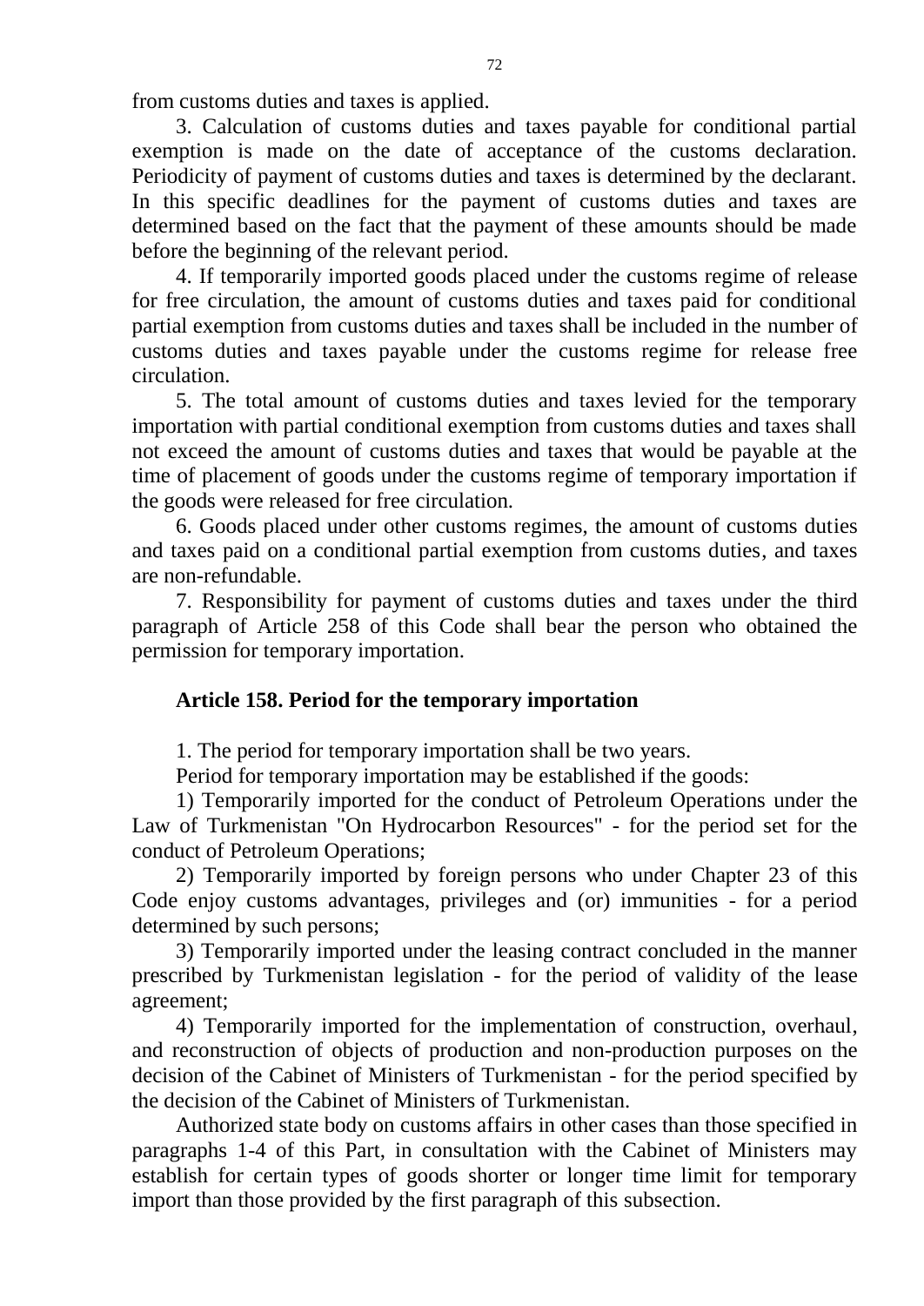from customs duties and taxes is applied.

3. Calculation of customs duties and taxes payable for conditional partial exemption is made on the date of acceptance of the customs declaration. Periodicity of payment of customs duties and taxes is determined by the declarant. In this specific deadlines for the payment of customs duties and taxes are determined based on the fact that the payment of these amounts should be made before the beginning of the relevant period.

4. If temporarily imported goods placed under the customs regime of release for free circulation, the amount of customs duties and taxes paid for conditional partial exemption from customs duties and taxes shall be included in the number of customs duties and taxes payable under the customs regime for release free circulation.

5. The total amount of customs duties and taxes levied for the temporary importation with partial conditional exemption from customs duties and taxes shall not exceed the amount of customs duties and taxes that would be payable at the time of placement of goods under the customs regime of temporary importation if the goods were released for free circulation.

6. Goods placed under other customs regimes, the amount of customs duties and taxes paid on a conditional partial exemption from customs duties, and taxes are non-refundable.

7. Responsibility for payment of customs duties and taxes under the third paragraph of Article 258 of this Code shall bear the person who obtained the permission for temporary importation.

**Article 158. Period for the temporary importation**

1. The period for temporary importation shall be two years.

Period for temporary importation may be established if the goods:

1) Temporarily imported for the conduct of Petroleum Operations under the Law of Turkmenistan "On Hydrocarbon Resources" - for the period set for the conduct of Petroleum Operations;

2) Temporarily imported by foreign persons who under Chapter 23 of this Code enjoy customs advantages, privileges and (or) immunities - for a period determined by such persons;

3) Temporarily imported under the leasing contract concluded in the manner prescribed by Turkmenistan legislation - for the period of validity of the lease agreement;

4) Temporarily imported for the implementation of construction, overhaul, and reconstruction of objects of production and non-production purposes on the decision of the Cabinet of Ministers of Turkmenistan - for the period specified by the decision of the Cabinet of Ministers of Turkmenistan.

Authorized state body on customs affairs in other cases than those specified in paragraphs 1-4 of this Part, in consultation with the Cabinet of Ministers may establish for certain types of goods shorter or longer time limit for temporary import than those provided by the first paragraph of this subsection.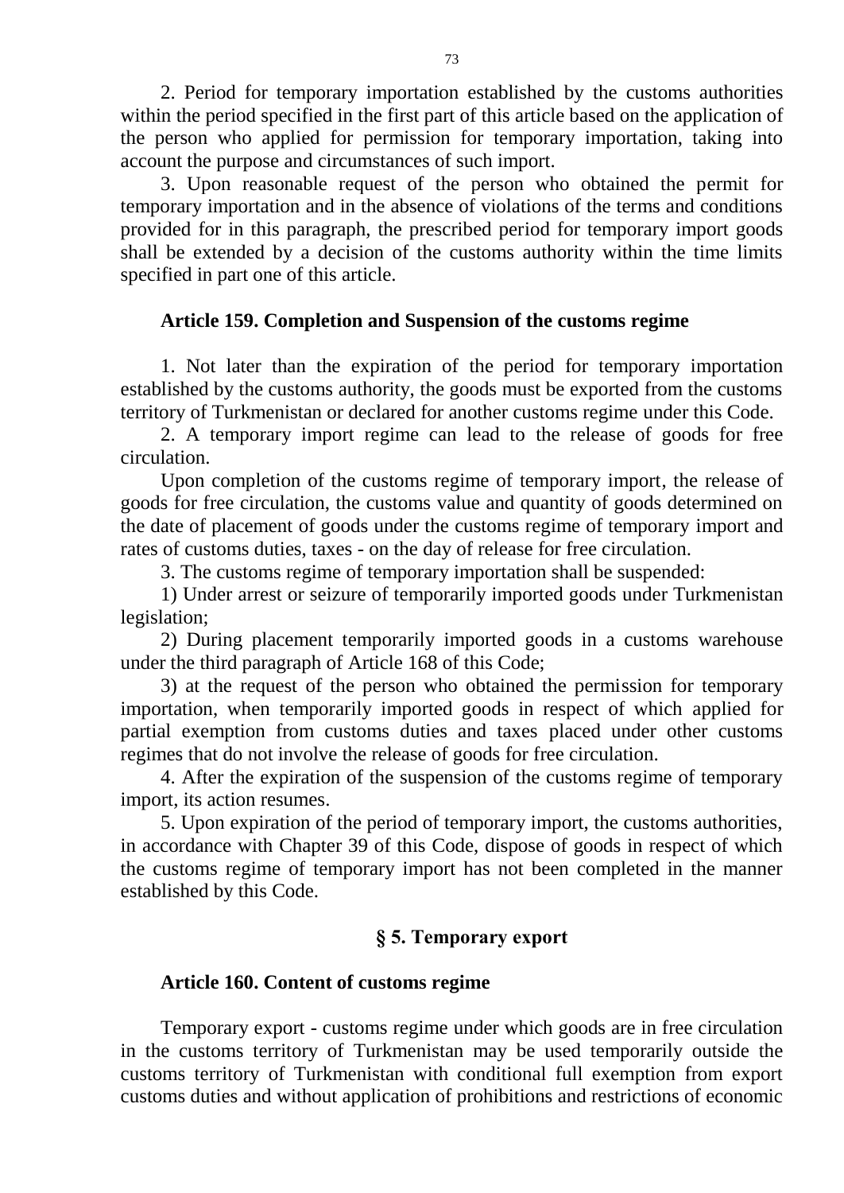2. Period for temporary importation established by the customs authorities within the period specified in the first part of this article based on the application of the person who applied for permission for temporary importation, taking into account the purpose and circumstances of such import.

3. Upon reasonable request of the person who obtained the permit for temporary importation and in the absence of violations of the terms and conditions provided for in this paragraph, the prescribed period for temporary import goods shall be extended by a decision of the customs authority within the time limits specified in part one of this article.

### Article 159. Completion and Suspension of the customs regime

1. Not later than the expiration of the period for temporary importation established by the customs authority, the goods must be exported from the customs territory of Turkmenistan or declared for another customs regime under this Code.

2. A temporary import regime can lead to the release of goods for free circulation.

Upon completion of the customs regime of temporary import, the release of goods for free circulation, the customs value and quantity of goods determined on the date of placement of goods under the customs regime of temporary import and rates of customs duties, taxes - on the day of release for free circulation.

3. The customs regime of temporary importation shall be suspended:

1) Under arrest or seizure of temporarily imported goods under Turkmenistan legislation;

2) During placement temporarily imported goods in a customs warehouse under the third paragraph of Article 168 of this Code;

3) at the request of the person who obtained the permission for temporary importation, when temporarily imported goods in respect of which applied for partial exemption from customs duties and taxes placed under other customs regimes that do not involve the release of goods for free circulation.

4. After the expiration of the suspension of the customs regime of temporary import, its action resumes.

5. Upon expiration of the period of temporary import, the customs authorities, in accordance with Chapter 39 of this Code, dispose of goods in respect of which the customs regime of temporary import has not been completed in the manner established by this Code.

## § 5. Temporary export

### Article 160. Content of customs regime

Temporary export - customs regime under which goods are in free circulation in the customs territory of Turkmenistan may be used temporarily outside the customs territory of Turkmenistan with conditional full exemption from export customs duties and without application of prohibitions and restrictions of economic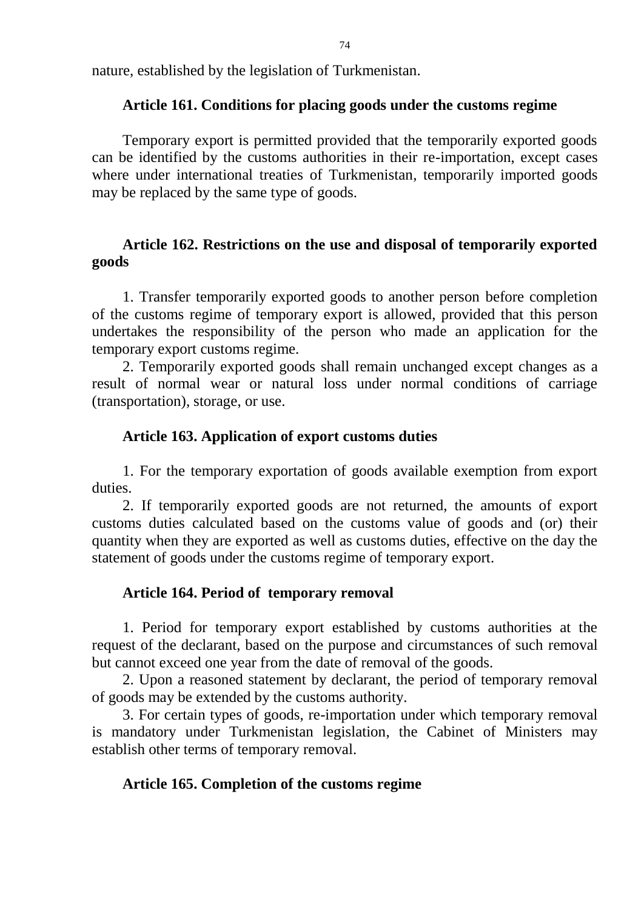nature, established by the legislation of Turkmenistan.

### Article 161. Conditions for placing goods under the customs regime

Temporary export is permitted provided that the temporarily exported goods can be identified by the customs authorities in their re-importation, except cases where under international treaties of Turkmenistan, temporarily imported goods may be replaced by the same type of goods.

### Article 162. Restrictions on the use and disposal of temporarily exported goods

1. Transfer temporarily exported goods to another person before completion of the customs regime of temporary export is allowed, provided that this person undertakes the responsibility of the person who made an application for the temporary export customs regime.
2. Temporarily exported goods shall remain unchanged except changes as a result of normal wear or natural loss under normal conditions of carriage (transportation), storage, or use.

### Article 163. Application of export customs duties

1. For the temporary exportation of goods available exemption from export duties.
2. If temporarily exported goods are not returned, the amounts of export customs duties calculated based on the customs value of goods and (or) their quantity when they are exported as well as customs duties, effective on the day the statement of goods under the customs regime of temporary export.

### Article 164. Period of temporary removal

1. Period for temporary export established by customs authorities at the request of the declarant, based on the purpose and circumstances of such removal but cannot exceed one year from the date of removal of the goods.
2. Upon a reasoned statement by declarant, the period of temporary removal of goods may be extended by the customs authority.
3. For certain types of goods, re-importation under which temporary removal is mandatory under Turkmenistan legislation, the Cabinet of Ministers may establish other terms of temporary removal.

### Article 165. Completion of the customs regime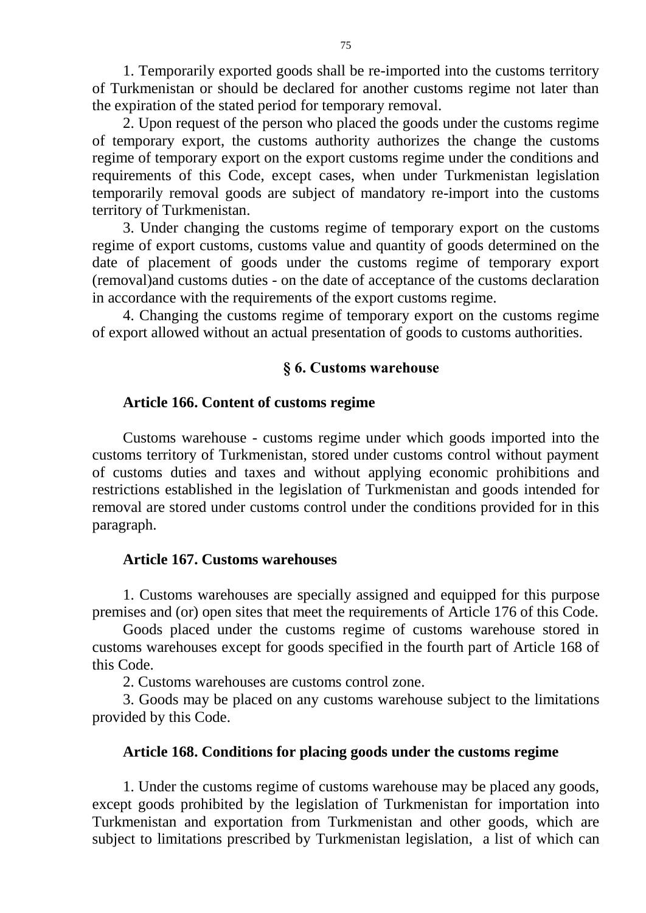1. Temporarily exported goods shall be re-imported into the customs territory of Turkmenistan or should be declared for another customs regime not later than the expiration of the stated period for temporary removal.

2. Upon request of the person who placed the goods under the customs regime of temporary export, the customs authority authorizes the change the customs regime of temporary export on the export customs regime under the conditions and requirements of this Code, except cases, when under Turkmenistan legislation temporarily removal goods are subject of mandatory re-import into the customs territory of Turkmenistan.

3. Under changing the customs regime of temporary export on the customs regime of export customs, customs value and quantity of goods determined on the date of placement of goods under the customs regime of temporary export (removal)and customs duties - on the date of acceptance of the customs declaration in accordance with the requirements of the export customs regime.

4. Changing the customs regime of temporary export on the customs regime of export allowed without an actual presentation of goods to customs authorities.

## § 6. Customs warehouse

### Article 166. Content of customs regime

Customs warehouse - customs regime under which goods imported into the customs territory of Turkmenistan, stored under customs control without payment of customs duties and taxes and without applying economic prohibitions and restrictions established in the legislation of Turkmenistan and goods intended for removal are stored under customs control under the conditions provided for in this paragraph.

### Article 167. Customs warehouses

1. Customs warehouses are specially assigned and equipped for this purpose premises and (or) open sites that meet the requirements of Article 176 of this Code.

Goods placed under the customs regime of customs warehouse stored in customs warehouses except for goods specified in the fourth part of Article 168 of this Code.

2. Customs warehouses are customs control zone.

3. Goods may be placed on any customs warehouse subject to the limitations provided by this Code.

### Article 168. Conditions for placing goods under the customs regime

1. Under the customs regime of customs warehouse may be placed any goods, except goods prohibited by the legislation of Turkmenistan for importation into Turkmenistan and exportation from Turkmenistan and other goods, which are subject to limitations prescribed by Turkmenistan legislation, a list of which can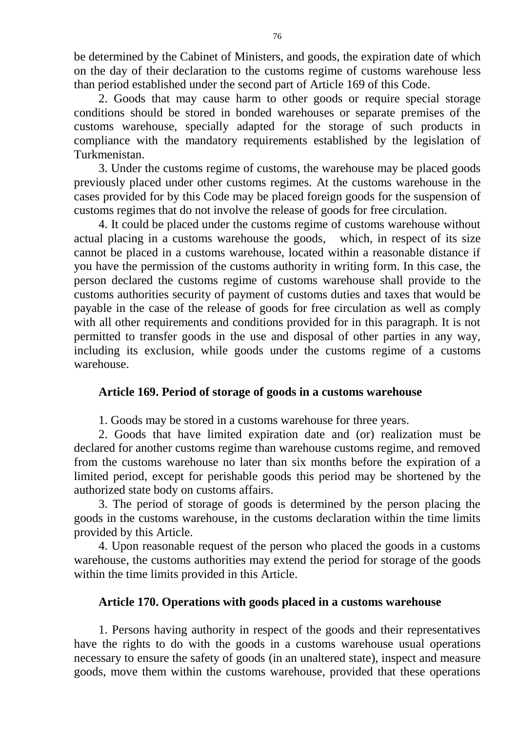be determined by the Cabinet of Ministers, and goods, the expiration date of which on the day of their declaration to the customs regime of customs warehouse less than period established under the second part of Article 169 of this Code.

2. Goods that may cause harm to other goods or require special storage conditions should be stored in bonded warehouses or separate premises of the customs warehouse, specially adapted for the storage of such products in compliance with the mandatory requirements established by the legislation of Turkmenistan.

3. Under the customs regime of customs, the warehouse may be placed goods previously placed under other customs regimes. At the customs warehouse in the cases provided for by this Code may be placed foreign goods for the suspension of customs regimes that do not involve the release of goods for free circulation.

4. It could be placed under the customs regime of customs warehouse without actual placing in a customs warehouse the goods, which, in respect of its size cannot be placed in a customs warehouse, located within a reasonable distance if you have the permission of the customs authority in writing form. In this case, the person declared the customs regime of customs warehouse shall provide to the customs authorities security of payment of customs duties and taxes that would be payable in the case of the release of goods for free circulation as well as comply with all other requirements and conditions provided for in this paragraph. It is not permitted to transfer goods in the use and disposal of other parties in any way, including its exclusion, while goods under the customs regime of a customs warehouse.

### Article 169. Period of storage of goods in a customs warehouse

1. Goods may be stored in a customs warehouse for three years.

2. Goods that have limited expiration date and (or) realization must be declared for another customs regime than warehouse customs regime, and removed from the customs warehouse no later than six months before the expiration of a limited period, except for perishable goods this period may be shortened by the authorized state body on customs affairs.

3. The period of storage of goods is determined by the person placing the goods in the customs warehouse, in the customs declaration within the time limits provided by this Article.

4. Upon reasonable request of the person who placed the goods in a customs warehouse, the customs authorities may extend the period for storage of the goods within the time limits provided in this Article.

### Article 170. Operations with goods placed in a customs warehouse

1. Persons having authority in respect of the goods and their representatives have the rights to do with the goods in a customs warehouse usual operations necessary to ensure the safety of goods (in an unaltered state), inspect and measure goods, move them within the customs warehouse, provided that these operations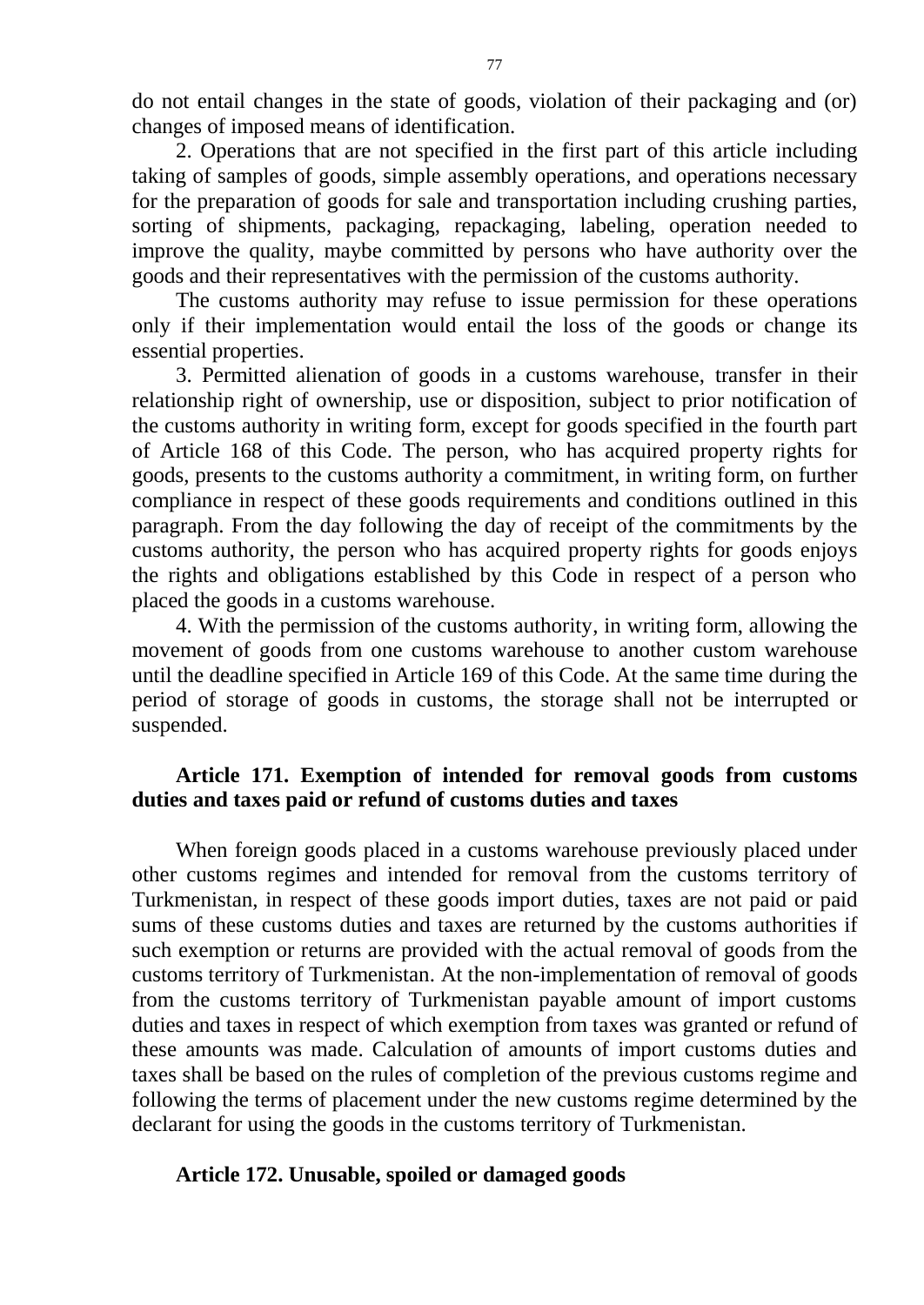do not entail changes in the state of goods, violation of their packaging and (or) changes of imposed means of identification.

2. Operations that are not specified in the first part of this article including taking of samples of goods, simple assembly operations, and operations necessary for the preparation of goods for sale and transportation including crushing parties, sorting of shipments, packaging, repackaging, labeling, operation needed to improve the quality, maybe committed by persons who have authority over the goods and their representatives with the permission of the customs authority.

The customs authority may refuse to issue permission for these operations only if their implementation would entail the loss of the goods or change its essential properties.

3. Permitted alienation of goods in a customs warehouse, transfer in their relationship right of ownership, use or disposition, subject to prior notification of the customs authority in writing form, except for goods specified in the fourth part of Article 168 of this Code. The person, who has acquired property rights for goods, presents to the customs authority a commitment, in writing form, on further compliance in respect of these goods requirements and conditions outlined in this paragraph. From the day following the day of receipt of the commitments by the customs authority, the person who has acquired property rights for goods enjoys the rights and obligations established by this Code in respect of a person who placed the goods in a customs warehouse.

4. With the permission of the customs authority, in writing form, allowing the movement of goods from one customs warehouse to another custom warehouse until the deadline specified in Article 169 of this Code. At the same time during the period of storage of goods in customs, the storage shall not be interrupted or suspended.

### Article 171. Exemption of intended for removal goods from customs duties and taxes paid or refund of customs duties and taxes

When foreign goods placed in a customs warehouse previously placed under other customs regimes and intended for removal from the customs territory of Turkmenistan, in respect of these goods import duties, taxes are not paid or paid sums of these customs duties and taxes are returned by the customs authorities if such exemption or returns are provided with the actual removal of goods from the customs territory of Turkmenistan. At the non-implementation of removal of goods from the customs territory of Turkmenistan payable amount of import customs duties and taxes in respect of which exemption from taxes was granted or refund of these amounts was made. Calculation of amounts of import customs duties and taxes shall be based on the rules of completion of the previous customs regime and following the terms of placement under the new customs regime determined by the declarant for using the goods in the customs territory of Turkmenistan.

### Article 172. Unusable, spoiled or damaged goods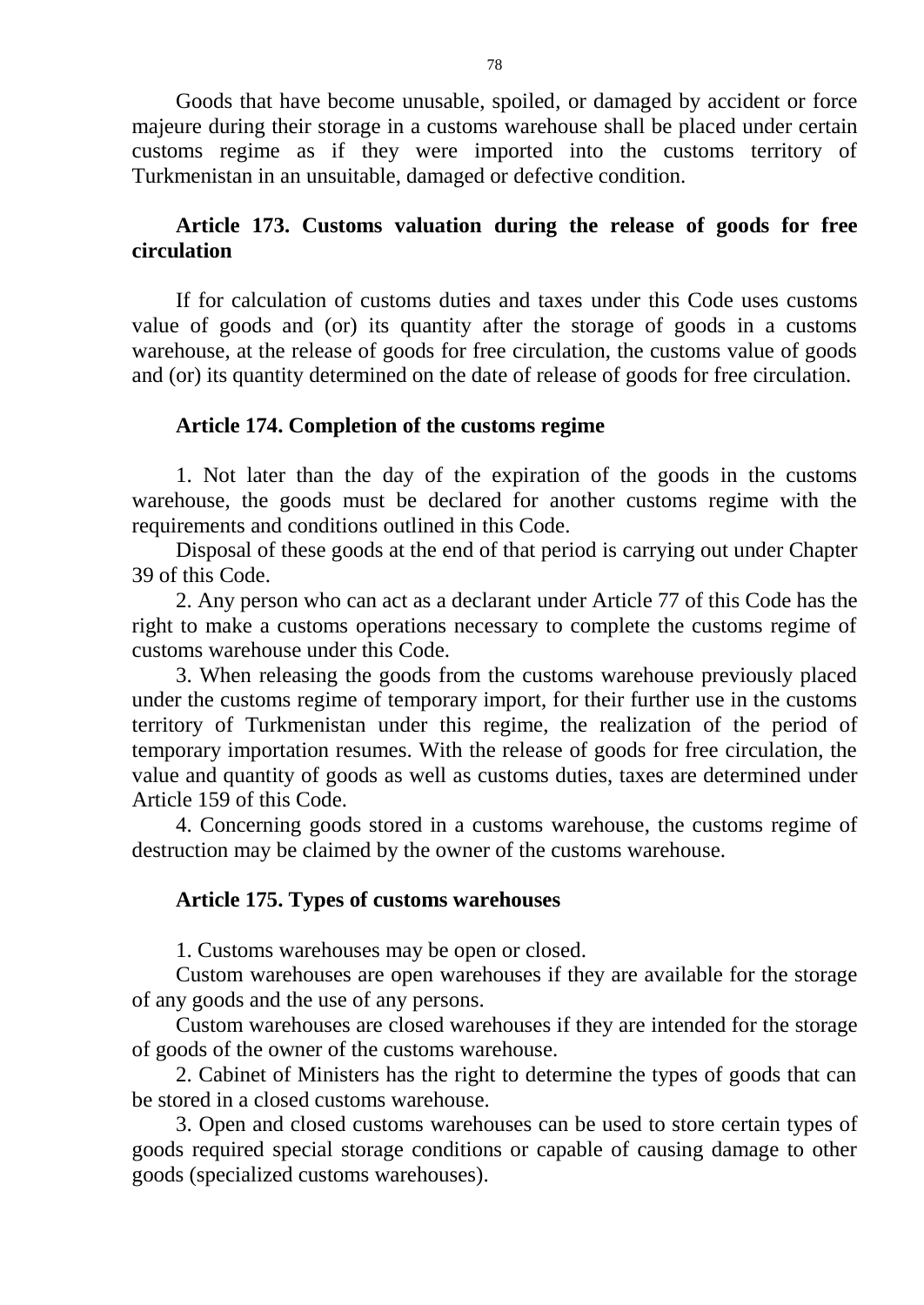Goods that have become unusable, spoiled, or damaged by accident or force majeure during their storage in a customs warehouse shall be placed under certain customs regime as if they were imported into the customs territory of Turkmenistan in an unsuitable, damaged or defective condition.

### Article 173. Customs valuation during the release of goods for free circulation

If for calculation of customs duties and taxes under this Code uses customs value of goods and (or) its quantity after the storage of goods in a customs warehouse, at the release of goods for free circulation, the customs value of goods and (or) its quantity determined on the date of release of goods for free circulation.

### Article 174. Completion of the customs regime

1. Not later than the day of the expiration of the goods in the customs warehouse, the goods must be declared for another customs regime with the requirements and conditions outlined in this Code.

Disposal of these goods at the end of that period is carrying out under Chapter 39 of this Code.

2. Any person who can act as a declarant under Article 77 of this Code has the right to make a customs operations necessary to complete the customs regime of customs warehouse under this Code.

3. When releasing the goods from the customs warehouse previously placed under the customs regime of temporary import, for their further use in the customs territory of Turkmenistan under this regime, the realization of the period of temporary importation resumes. With the release of goods for free circulation, the value and quantity of goods as well as customs duties, taxes are determined under Article 159 of this Code.

4. Concerning goods stored in a customs warehouse, the customs regime of destruction may be claimed by the owner of the customs warehouse.

### Article 175. Types of customs warehouses

1. Customs warehouses may be open or closed.

Custom warehouses are open warehouses if they are available for the storage of any goods and the use of any persons.

Custom warehouses are closed warehouses if they are intended for the storage of goods of the owner of the customs warehouse.

2. Cabinet of Ministers has the right to determine the types of goods that can be stored in a closed customs warehouse.

3. Open and closed customs warehouses can be used to store certain types of goods required special storage conditions or capable of causing damage to other goods (specialized customs warehouses).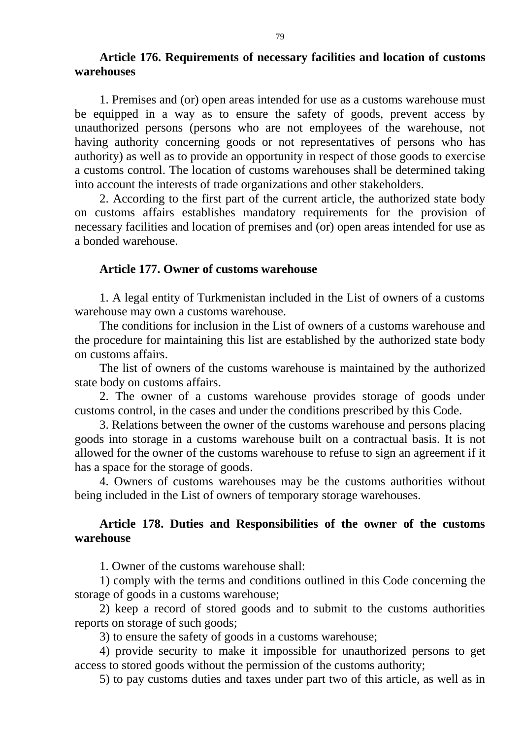### Article 176. Requirements of necessary facilities and location of customs warehouses

1. Premises and (or) open areas intended for use as a customs warehouse must be equipped in a way as to ensure the safety of goods, prevent access by unauthorized persons (persons who are not employees of the warehouse, not having authority concerning goods or not representatives of persons who has authority) as well as to provide an opportunity in respect of those goods to exercise a customs control. The location of customs warehouses shall be determined taking into account the interests of trade organizations and other stakeholders.

2. According to the first part of the current article, the authorized state body on customs affairs establishes mandatory requirements for the provision of necessary facilities and location of premises and (or) open areas intended for use as a bonded warehouse.

### Article 177. Owner of customs warehouse

1. A legal entity of Turkmenistan included in the List of owners of a customs warehouse may own a customs warehouse.

The conditions for inclusion in the List of owners of a customs warehouse and the procedure for maintaining this list are established by the authorized state body on customs affairs.

The list of owners of the customs warehouse is maintained by the authorized state body on customs affairs.

2. The owner of a customs warehouse provides storage of goods under customs control, in the cases and under the conditions prescribed by this Code.

3. Relations between the owner of the customs warehouse and persons placing goods into storage in a customs warehouse built on a contractual basis. It is not allowed for the owner of the customs warehouse to refuse to sign an agreement if it has a space for the storage of goods.

4. Owners of customs warehouses may be the customs authorities without being included in the List of owners of temporary storage warehouses.

### Article 178. Duties and Responsibilities of the owner of the customs warehouse

1. Owner of the customs warehouse shall:

1) comply with the terms and conditions outlined in this Code concerning the storage of goods in a customs warehouse;

2) keep a record of stored goods and to submit to the customs authorities reports on storage of such goods;

3) to ensure the safety of goods in a customs warehouse;

4) provide security to make it impossible for unauthorized persons to get access to stored goods without the permission of the customs authority;

5) to pay customs duties and taxes under part two of this article, as well as in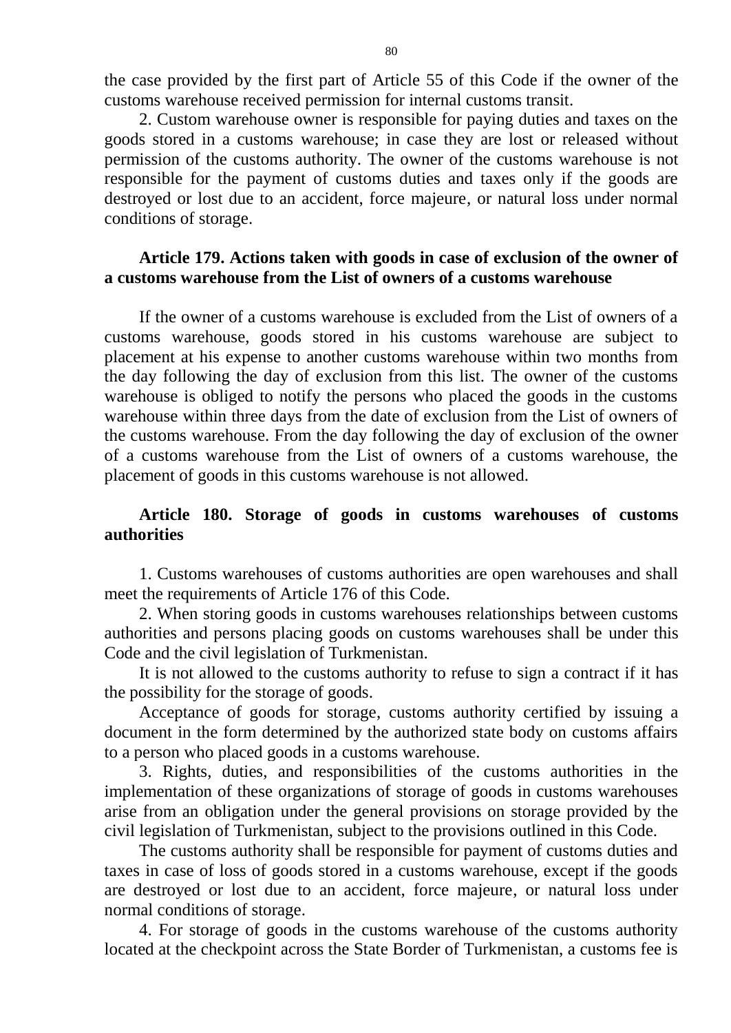the case provided by the first part of Article 55 of this Code if the owner of the customs warehouse received permission for internal customs transit.

2. Custom warehouse owner is responsible for paying duties and taxes on the goods stored in a customs warehouse; in case they are lost or released without permission of the customs authority. The owner of the customs warehouse is not responsible for the payment of customs duties and taxes only if the goods are destroyed or lost due to an accident, force majeure, or natural loss under normal conditions of storage.

### Article 179. Actions taken with goods in case of exclusion of the owner of a customs warehouse from the List of owners of a customs warehouse

If the owner of a customs warehouse is excluded from the List of owners of a customs warehouse, goods stored in his customs warehouse are subject to placement at his expense to another customs warehouse within two months from the day following the day of exclusion from this list. The owner of the customs warehouse is obliged to notify the persons who placed the goods in the customs warehouse within three days from the date of exclusion from the List of owners of the customs warehouse. From the day following the day of exclusion of the owner of a customs warehouse from the List of owners of a customs warehouse, the placement of goods in this customs warehouse is not allowed.

### Article 180. Storage of goods in customs warehouses of customs authorities

1. Customs warehouses of customs authorities are open warehouses and shall meet the requirements of Article 176 of this Code.

2. When storing goods in customs warehouses relationships between customs authorities and persons placing goods on customs warehouses shall be under this Code and the civil legislation of Turkmenistan.

It is not allowed to the customs authority to refuse to sign a contract if it has the possibility for the storage of goods.

Acceptance of goods for storage, customs authority certified by issuing a document in the form determined by the authorized state body on customs affairs to a person who placed goods in a customs warehouse.

3. Rights, duties, and responsibilities of the customs authorities in the implementation of these organizations of storage of goods in customs warehouses arise from an obligation under the general provisions on storage provided by the civil legislation of Turkmenistan, subject to the provisions outlined in this Code.

The customs authority shall be responsible for payment of customs duties and taxes in case of loss of goods stored in a customs warehouse, except if the goods are destroyed or lost due to an accident, force majeure, or natural loss under normal conditions of storage.

4. For storage of goods in the customs warehouse of the customs authority located at the checkpoint across the State Border of Turkmenistan, a customs fee is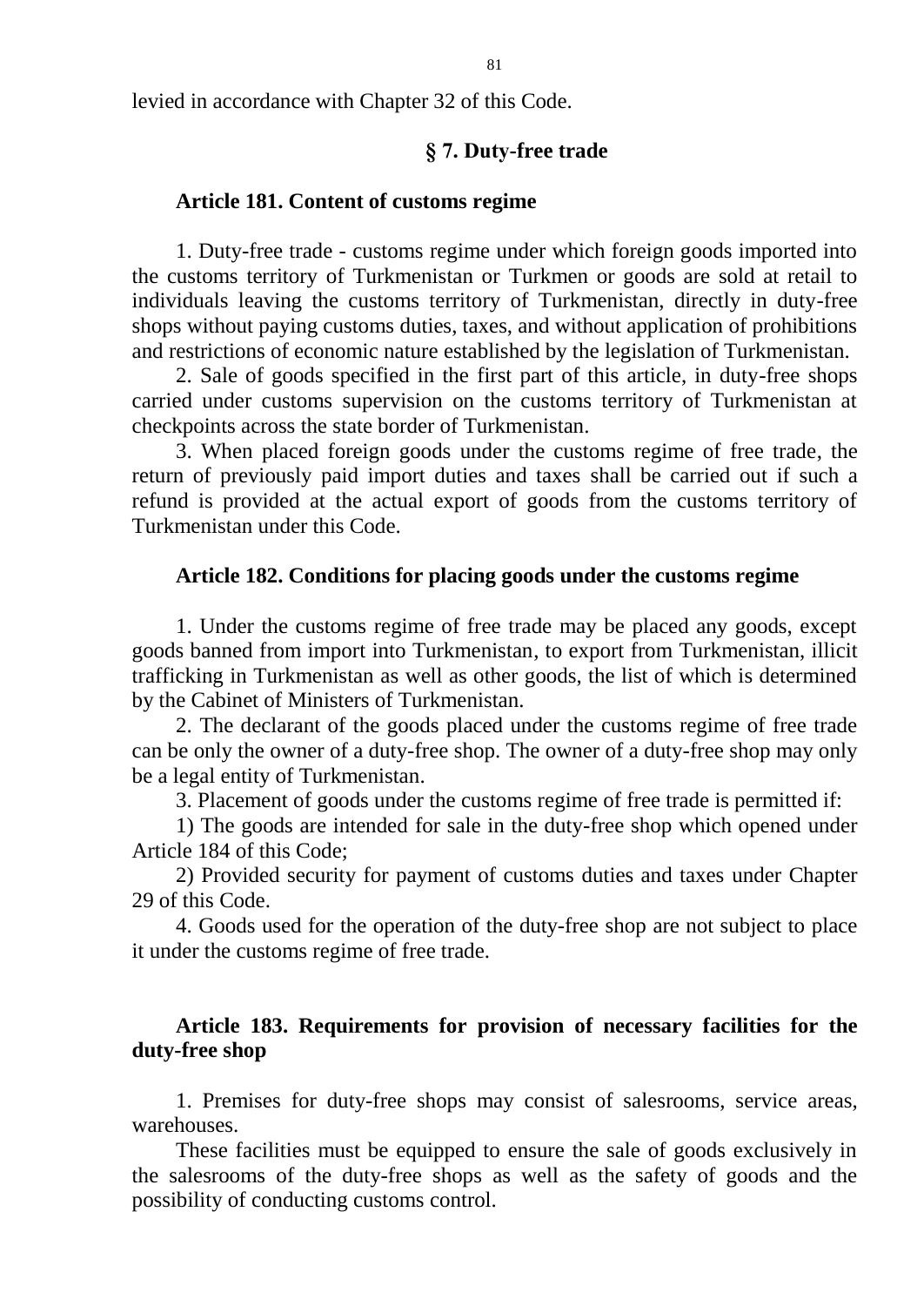levied in accordance with Chapter 32 of this Code.

## § 7. Duty-free trade

### Article 181. Content of customs regime

1. Duty-free trade - customs regime under which foreign goods imported into the customs territory of Turkmenistan or Turkmen or goods are sold at retail to individuals leaving the customs territory of Turkmenistan, directly in duty-free shops without paying customs duties, taxes, and without application of prohibitions and restrictions of economic nature established by the legislation of Turkmenistan.

2. Sale of goods specified in the first part of this article, in duty-free shops carried under customs supervision on the customs territory of Turkmenistan at checkpoints across the state border of Turkmenistan.

3. When placed foreign goods under the customs regime of free trade, the return of previously paid import duties and taxes shall be carried out if such a refund is provided at the actual export of goods from the customs territory of Turkmenistan under this Code.

### Article 182. Conditions for placing goods under the customs regime

1. Under the customs regime of free trade may be placed any goods, except goods banned from import into Turkmenistan, to export from Turkmenistan, illicit trafficking in Turkmenistan as well as other goods, the list of which is determined by the Cabinet of Ministers of Turkmenistan.

2. The declarant of the goods placed under the customs regime of free trade can be only the owner of a duty-free shop. The owner of a duty-free shop may only be a legal entity of Turkmenistan.

3. Placement of goods under the customs regime of free trade is permitted if:

1) The goods are intended for sale in the duty-free shop which opened under Article 184 of this Code;

2) Provided security for payment of customs duties and taxes under Chapter 29 of this Code.

4. Goods used for the operation of the duty-free shop are not subject to place it under the customs regime of free trade.

### Article 183. Requirements for provision of necessary facilities for the duty-free shop

1. Premises for duty-free shops may consist of salesrooms, service areas, warehouses.

These facilities must be equipped to ensure the sale of goods exclusively in the salesrooms of the duty-free shops as well as the safety of goods and the possibility of conducting customs control.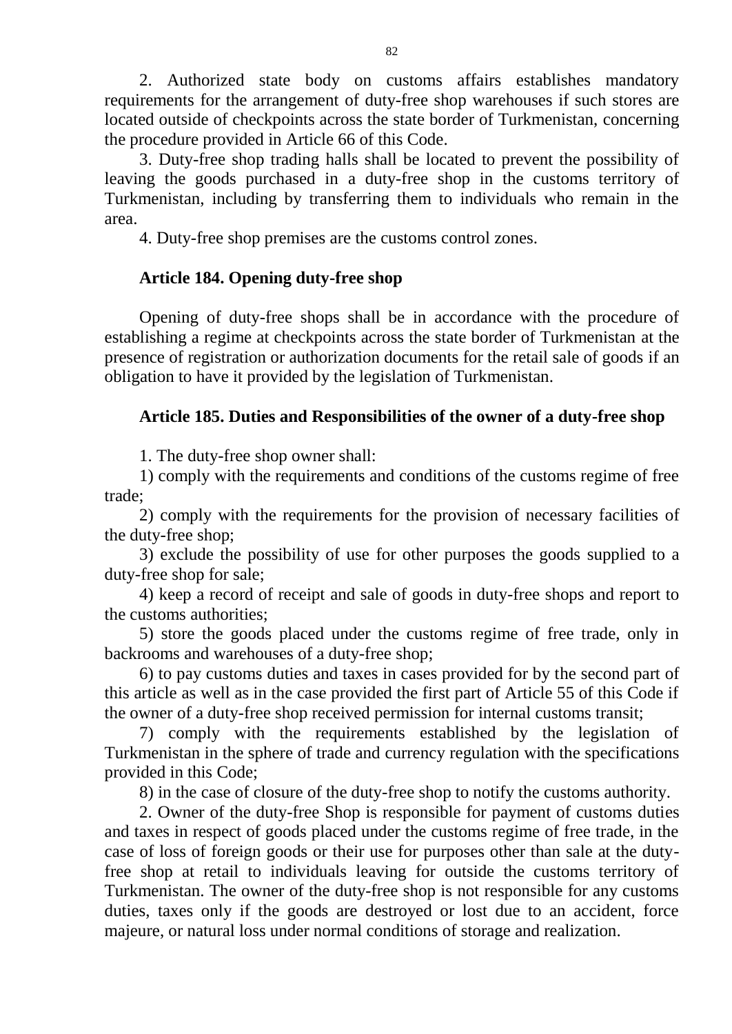2. Authorized state body on customs affairs establishes mandatory requirements for the arrangement of duty-free shop warehouses if such stores are located outside of checkpoints across the state border of Turkmenistan, concerning the procedure provided in Article 66 of this Code.

3. Duty-free shop trading halls shall be located to prevent the possibility of leaving the goods purchased in a duty-free shop in the customs territory of Turkmenistan, including by transferring them to individuals who remain in the area.

4. Duty-free shop premises are the customs control zones.

### Article 184. Opening duty-free shop

Opening of duty-free shops shall be in accordance with the procedure of establishing a regime at checkpoints across the state border of Turkmenistan at the presence of registration or authorization documents for the retail sale of goods if an obligation to have it provided by the legislation of Turkmenistan.

### Article 185. Duties and Responsibilities of the owner of a duty-free shop

1. The duty-free shop owner shall:

1) comply with the requirements and conditions of the customs regime of free trade;

2) comply with the requirements for the provision of necessary facilities of the duty-free shop;

3) exclude the possibility of use for other purposes the goods supplied to a duty-free shop for sale;

4) keep a record of receipt and sale of goods in duty-free shops and report to the customs authorities;

5) store the goods placed under the customs regime of free trade, only in backrooms and warehouses of a duty-free shop;

6) to pay customs duties and taxes in cases provided for by the second part of this article as well as in the case provided the first part of Article 55 of this Code if the owner of a duty-free shop received permission for internal customs transit;

7) comply with the requirements established by the legislation of Turkmenistan in the sphere of trade and currency regulation with the specifications provided in this Code;

8) in the case of closure of the duty-free shop to notify the customs authority.

2. Owner of the duty-free Shop is responsible for payment of customs duties and taxes in respect of goods placed under the customs regime of free trade, in the case of loss of foreign goods or their use for purposes other than sale at the duty-free shop at retail to individuals leaving for outside the customs territory of Turkmenistan. The owner of the duty-free shop is not responsible for any customs duties, taxes only if the goods are destroyed or lost due to an accident, force majeure, or natural loss under normal conditions of storage and realization.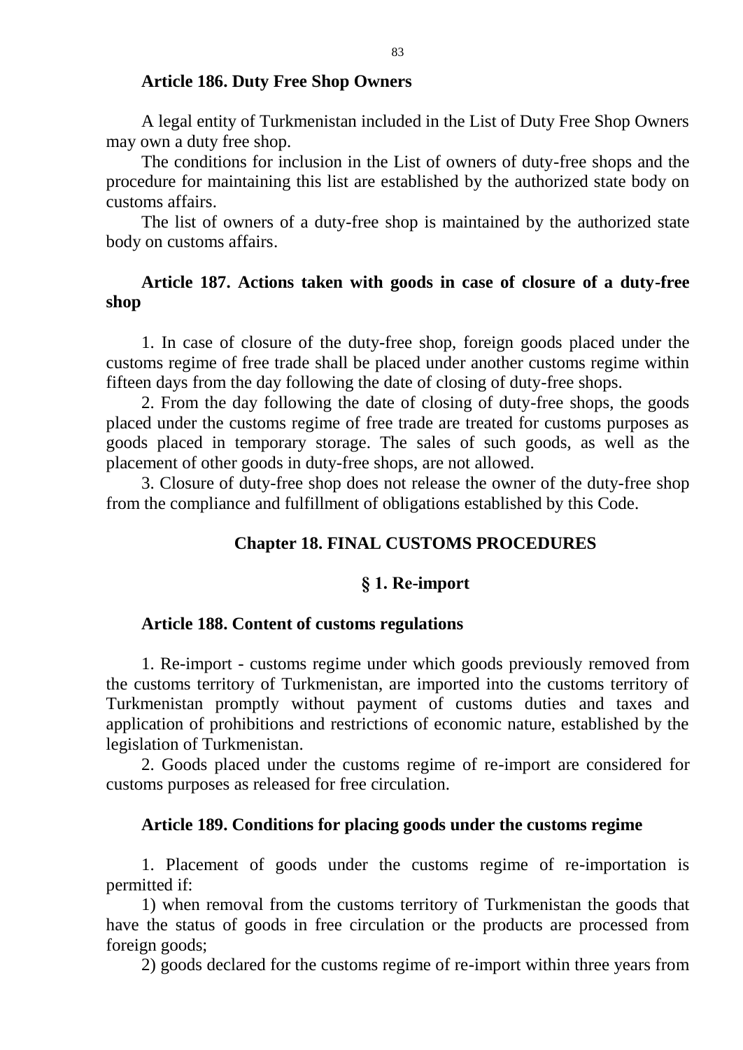### Article 186. Duty Free Shop Owners

A legal entity of Turkmenistan included in the List of Duty Free Shop Owners may own a duty free shop.

The conditions for inclusion in the List of owners of duty-free shops and the procedure for maintaining this list are established by the authorized state body on customs affairs.

The list of owners of a duty-free shop is maintained by the authorized state body on customs affairs.

### Article 187. Actions taken with goods in case of closure of a duty-free shop

1. In case of closure of the duty-free shop, foreign goods placed under the customs regime of free trade shall be placed under another customs regime within fifteen days from the day following the date of closing of duty-free shops.

2. From the day following the date of closing of duty-free shops, the goods placed under the customs regime of free trade are treated for customs purposes as goods placed in temporary storage. The sales of such goods, as well as the placement of other goods in duty-free shops, are not allowed.

3. Closure of duty-free shop does not release the owner of the duty-free shop from the compliance and fulfillment of obligations established by this Code.

## Chapter 18. FINAL CUSTOMS PROCEDURES

## § 1. Re-import

### Article 188. Content of customs regulations

1. Re-import - customs regime under which goods previously removed from the customs territory of Turkmenistan, are imported into the customs territory of Turkmenistan promptly without payment of customs duties and taxes and application of prohibitions and restrictions of economic nature, established by the legislation of Turkmenistan.

2. Goods placed under the customs regime of re-import are considered for customs purposes as released for free circulation.

### Article 189. Conditions for placing goods under the customs regime

1. Placement of goods under the customs regime of re-importation is permitted if:

1) when removal from the customs territory of Turkmenistan the goods that have the status of goods in free circulation or the products are processed from foreign goods;

2) goods declared for the customs regime of re-import within three years from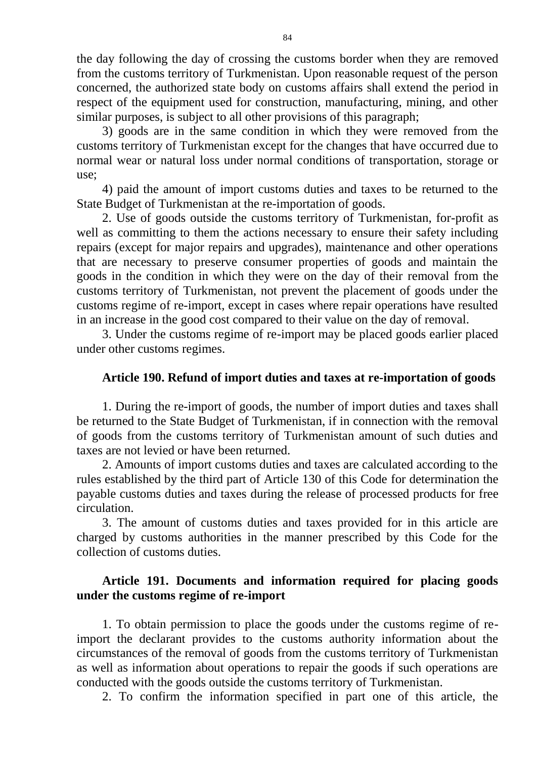the day following the day of crossing the customs border when they are removed from the customs territory of Turkmenistan. Upon reasonable request of the person concerned, the authorized state body on customs affairs shall extend the period in respect of the equipment used for construction, manufacturing, mining, and other similar purposes, is subject to all other provisions of this paragraph;

3) goods are in the same condition in which they were removed from the customs territory of Turkmenistan except for the changes that have occurred due to normal wear or natural loss under normal conditions of transportation, storage or use;

4) paid the amount of import customs duties and taxes to be returned to the State Budget of Turkmenistan at the re-importation of goods.

2. Use of goods outside the customs territory of Turkmenistan, for-profit as well as committing to them the actions necessary to ensure their safety including repairs (except for major repairs and upgrades), maintenance and other operations that are necessary to preserve consumer properties of goods and maintain the goods in the condition in which they were on the day of their removal from the customs territory of Turkmenistan, not prevent the placement of goods under the customs regime of re-import, except in cases where repair operations have resulted in an increase in the good cost compared to their value on the day of removal.

3. Under the customs regime of re-import may be placed goods earlier placed under other customs regimes.

**Article 190. Refund of import duties and taxes at re-importation of goods**

1. During the re-import of goods, the number of import duties and taxes shall be returned to the State Budget of Turkmenistan, if in connection with the removal of goods from the customs territory of Turkmenistan amount of such duties and taxes are not levied or have been returned.

2. Amounts of import customs duties and taxes are calculated according to the rules established by the third part of Article 130 of this Code for determination the payable customs duties and taxes during the release of processed products for free circulation.

3. The amount of customs duties and taxes provided for in this article are charged by customs authorities in the manner prescribed by this Code for the collection of customs duties.

**Article 191. Documents and information required for placing goods under the customs regime of re-import**

1. To obtain permission to place the goods under the customs regime of re-import the declarant provides to the customs authority information about the circumstances of the removal of goods from the customs territory of Turkmenistan as well as information about operations to repair the goods if such operations are conducted with the goods outside the customs territory of Turkmenistan.

2. To confirm the information specified in part one of this article, the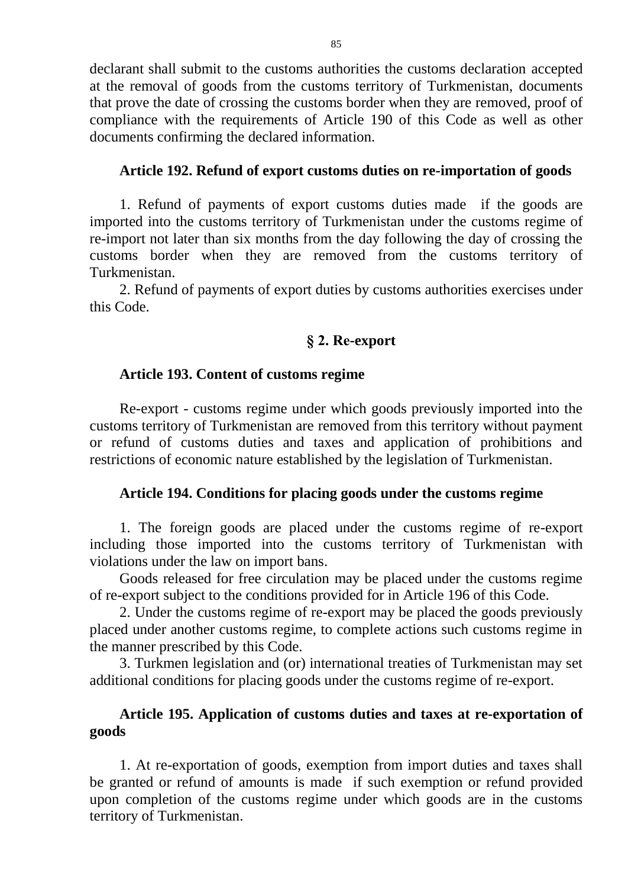declarant shall submit to the customs authorities the customs declaration accepted at the removal of goods from the customs territory of Turkmenistan, documents that prove the date of crossing the customs border when they are removed, proof of compliance with the requirements of Article 190 of this Code as well as other documents confirming the declared information.

**Article 192. Refund of export customs duties on re-importation of goods**

1. Refund of payments of export customs duties made if the goods are imported into the customs territory of Turkmenistan under the customs regime of re-import not later than six months from the day following the day of crossing the customs border when they are removed from the customs territory of Turkmenistan.

2. Refund of payments of export duties by customs authorities exercises under this Code.

## § 2. Re-export

**Article 193. Content of customs regime**

Re-export - customs regime under which goods previously imported into the customs territory of Turkmenistan are removed from this territory without payment or refund of customs duties and taxes and application of prohibitions and restrictions of economic nature established by the legislation of Turkmenistan.

**Article 194. Conditions for placing goods under the customs regime**

1. The foreign goods are placed under the customs regime of re-export including those imported into the customs territory of Turkmenistan with violations under the law on import bans.

Goods released for free circulation may be placed under the customs regime of re-export subject to the conditions provided for in Article 196 of this Code.

2. Under the customs regime of re-export may be placed the goods previously placed under another customs regime, to complete actions such customs regime in the manner prescribed by this Code.

3. Turkmen legislation and (or) international treaties of Turkmenistan may set additional conditions for placing goods under the customs regime of re-export.

**Article 195. Application of customs duties and taxes at re-exportation of goods**

1. At re-exportation of goods, exemption from import duties and taxes shall be granted or refund of amounts is made if such exemption or refund provided upon completion of the customs regime under which goods are in the customs territory of Turkmenistan.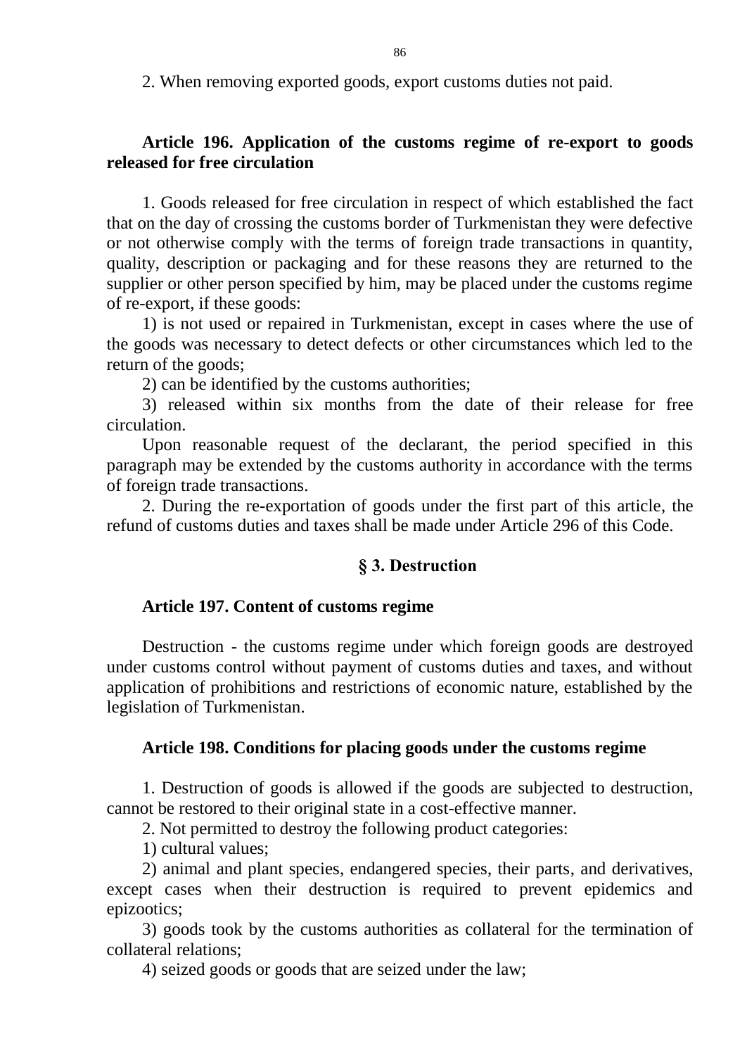2. When removing exported goods, export customs duties not paid.

### Article 196. Application of the customs regime of re-export to goods released for free circulation

1. Goods released for free circulation in respect of which established the fact that on the day of crossing the customs border of Turkmenistan they were defective or not otherwise comply with the terms of foreign trade transactions in quantity, quality, description or packaging and for these reasons they are returned to the supplier or other person specified by him, may be placed under the customs regime of re-export, if these goods:

1) is not used or repaired in Turkmenistan, except in cases where the use of the goods was necessary to detect defects or other circumstances which led to the return of the goods;

2) can be identified by the customs authorities;

3) released within six months from the date of their release for free circulation.

Upon reasonable request of the declarant, the period specified in this paragraph may be extended by the customs authority in accordance with the terms of foreign trade transactions.

2. During the re-exportation of goods under the first part of this article, the refund of customs duties and taxes shall be made under Article 296 of this Code.

## § 3. Destruction

### Article 197. Content of customs regime

Destruction - the customs regime under which foreign goods are destroyed under customs control without payment of customs duties and taxes, and without application of prohibitions and restrictions of economic nature, established by the legislation of Turkmenistan.

### Article 198. Conditions for placing goods under the customs regime

1. Destruction of goods is allowed if the goods are subjected to destruction, cannot be restored to their original state in a cost-effective manner.

2. Not permitted to destroy the following product categories:

1) cultural values;

2) animal and plant species, endangered species, their parts, and derivatives, except cases when their destruction is required to prevent epidemics and epizootics;

3) goods took by the customs authorities as collateral for the termination of collateral relations;

4) seized goods or goods that are seized under the law;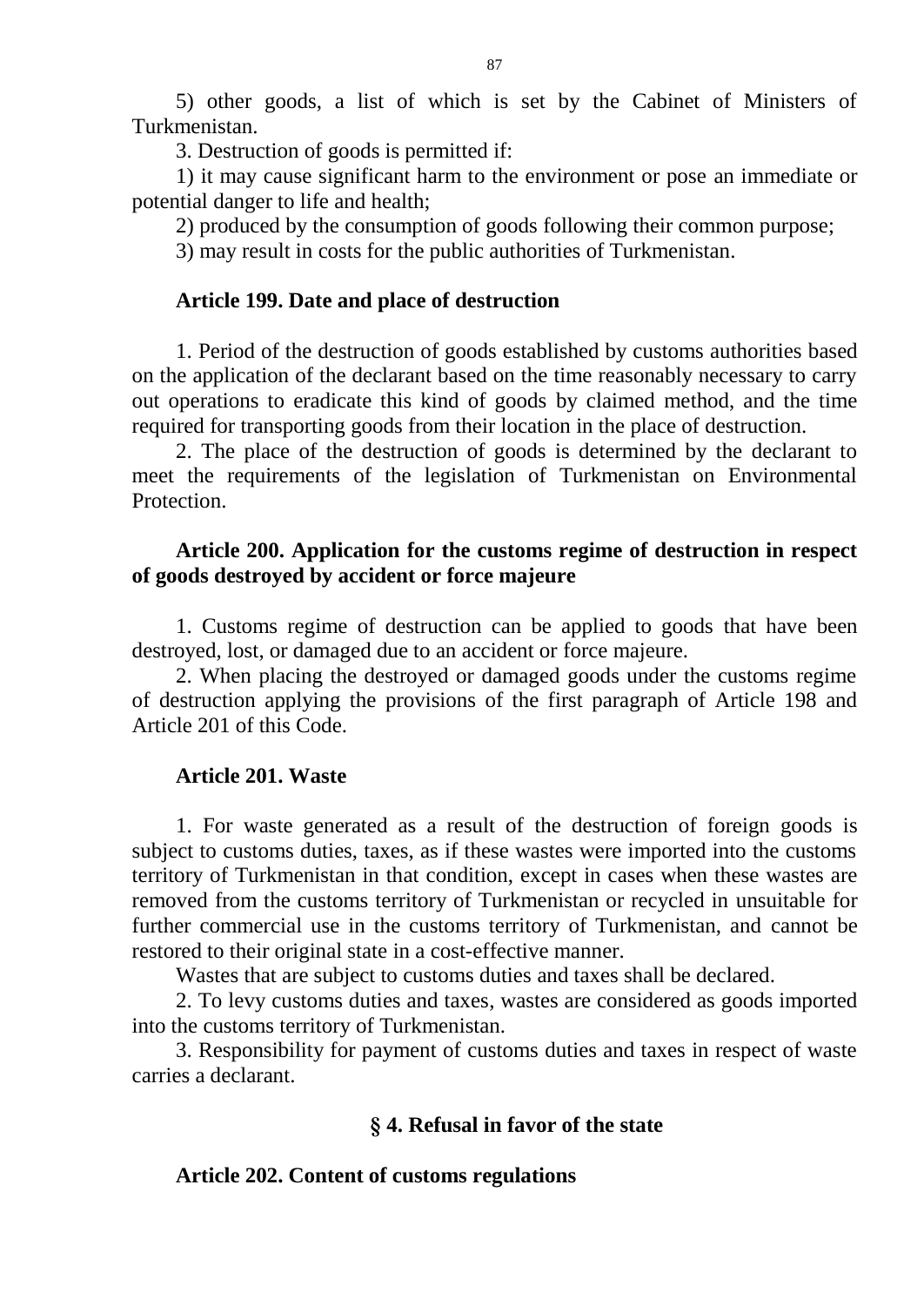5) other goods, a list of which is set by the Cabinet of Ministers of Turkmenistan.

3. Destruction of goods is permitted if:

1) it may cause significant harm to the environment or pose an immediate or potential danger to life and health;

2) produced by the consumption of goods following their common purpose;

3) may result in costs for the public authorities of Turkmenistan.

**Article 199. Date and place of destruction**

1. Period of the destruction of goods established by customs authorities based on the application of the declarant based on the time reasonably necessary to carry out operations to eradicate this kind of goods by claimed method, and the time required for transporting goods from their location in the place of destruction.

2. The place of the destruction of goods is determined by the declarant to meet the requirements of the legislation of Turkmenistan on Environmental Protection.

**Article 200. Application for the customs regime of destruction in respect of goods destroyed by accident or force majeure**

1. Customs regime of destruction can be applied to goods that have been destroyed, lost, or damaged due to an accident or force majeure.

2. When placing the destroyed or damaged goods under the customs regime of destruction applying the provisions of the first paragraph of Article 198 and Article 201 of this Code.

**Article 201. Waste**

1. For waste generated as a result of the destruction of foreign goods is subject to customs duties, taxes, as if these wastes were imported into the customs territory of Turkmenistan in that condition, except in cases when these wastes are removed from the customs territory of Turkmenistan or recycled in unsuitable for further commercial use in the customs territory of Turkmenistan, and cannot be restored to their original state in a cost-effective manner.

Wastes that are subject to customs duties and taxes shall be declared.

2. To levy customs duties and taxes, wastes are considered as goods imported into the customs territory of Turkmenistan.

3. Responsibility for payment of customs duties and taxes in respect of waste carries a declarant.

## § 4. Refusal in favor of the state

**Article 202. Content of customs regulations**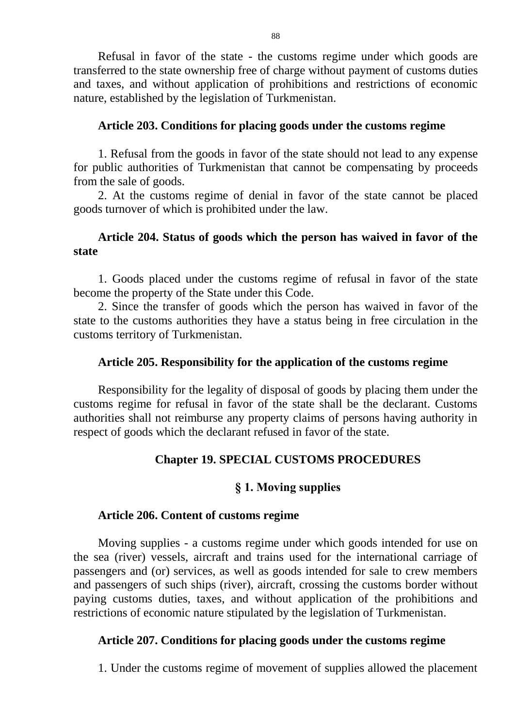Refusal in favor of the state - the customs regime under which goods are transferred to the state ownership free of charge without payment of customs duties and taxes, and without application of prohibitions and restrictions of economic nature, established by the legislation of Turkmenistan.

### Article 203. Conditions for placing goods under the customs regime

1. Refusal from the goods in favor of the state should not lead to any expense for public authorities of Turkmenistan that cannot be compensating by proceeds from the sale of goods.
2. At the customs regime of denial in favor of the state cannot be placed goods turnover of which is prohibited under the law.

### Article 204. Status of goods which the person has waived in favor of the state

1. Goods placed under the customs regime of refusal in favor of the state become the property of the State under this Code.
2. Since the transfer of goods which the person has waived in favor of the state to the customs authorities they have a status being in free circulation in the customs territory of Turkmenistan.

### Article 205. Responsibility for the application of the customs regime

Responsibility for the legality of disposal of goods by placing them under the customs regime for refusal in favor of the state shall be the declarant. Customs authorities shall not reimburse any property claims of persons having authority in respect of goods which the declarant refused in favor of the state.

## Chapter 19. SPECIAL CUSTOMS PROCEDURES

### § 1. Moving supplies

### Article 206. Content of customs regime

Moving supplies - a customs regime under which goods intended for use on the sea (river) vessels, aircraft and trains used for the international carriage of passengers and (or) services, as well as goods intended for sale to crew members and passengers of such ships (river), aircraft, crossing the customs border without paying customs duties, taxes, and without application of the prohibitions and restrictions of economic nature stipulated by the legislation of Turkmenistan.

### Article 207. Conditions for placing goods under the customs regime

1. Under the customs regime of movement of supplies allowed the placement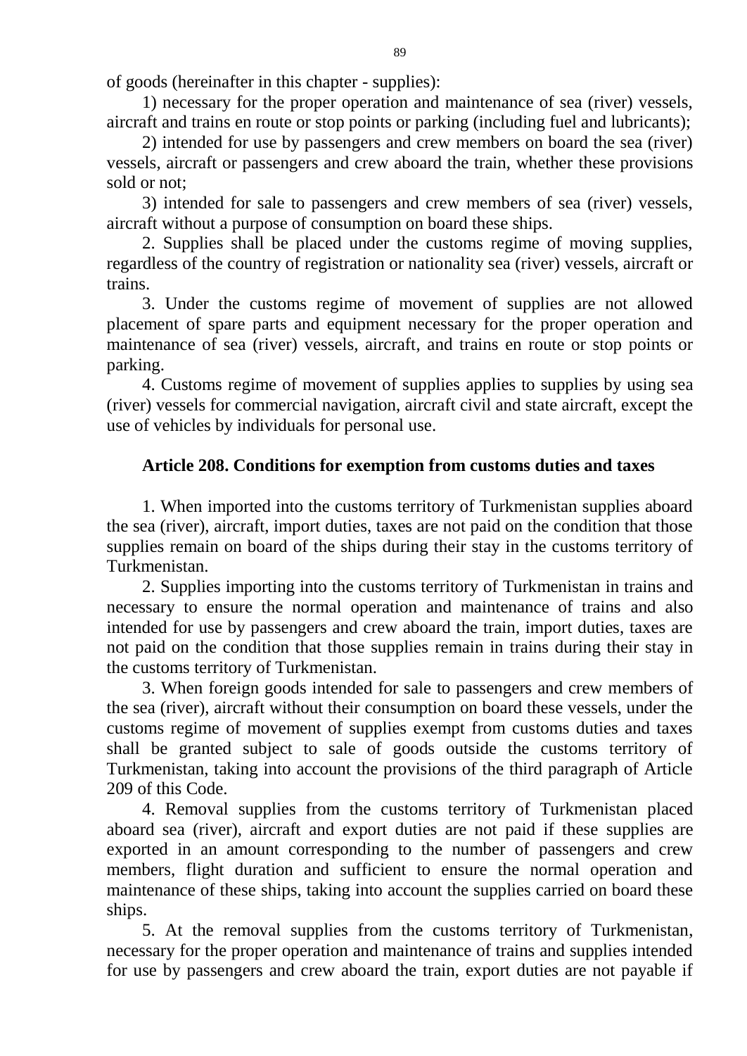of goods (hereinafter in this chapter - supplies):

1) necessary for the proper operation and maintenance of sea (river) vessels, aircraft and trains en route or stop points or parking (including fuel and lubricants);

2) intended for use by passengers and crew members on board the sea (river) vessels, aircraft or passengers and crew aboard the train, whether these provisions sold or not;

3) intended for sale to passengers and crew members of sea (river) vessels, aircraft without a purpose of consumption on board these ships.

2. Supplies shall be placed under the customs regime of moving supplies, regardless of the country of registration or nationality sea (river) vessels, aircraft or trains.

3. Under the customs regime of movement of supplies are not allowed placement of spare parts and equipment necessary for the proper operation and maintenance of sea (river) vessels, aircraft, and trains en route or stop points or parking.

4. Customs regime of movement of supplies applies to supplies by using sea (river) vessels for commercial navigation, aircraft civil and state aircraft, except the use of vehicles by individuals for personal use.

### Article 208. Conditions for exemption from customs duties and taxes

1. When imported into the customs territory of Turkmenistan supplies aboard the sea (river), aircraft, import duties, taxes are not paid on the condition that those supplies remain on board of the ships during their stay in the customs territory of Turkmenistan.

2. Supplies importing into the customs territory of Turkmenistan in trains and necessary to ensure the normal operation and maintenance of trains and also intended for use by passengers and crew aboard the train, import duties, taxes are not paid on the condition that those supplies remain in trains during their stay in the customs territory of Turkmenistan.

3. When foreign goods intended for sale to passengers and crew members of the sea (river), aircraft without their consumption on board these vessels, under the customs regime of movement of supplies exempt from customs duties and taxes shall be granted subject to sale of goods outside the customs territory of Turkmenistan, taking into account the provisions of the third paragraph of Article 209 of this Code.

4. Removal supplies from the customs territory of Turkmenistan placed aboard sea (river), aircraft and export duties are not paid if these supplies are exported in an amount corresponding to the number of passengers and crew members, flight duration and sufficient to ensure the normal operation and maintenance of these ships, taking into account the supplies carried on board these ships.

5. At the removal supplies from the customs territory of Turkmenistan, necessary for the proper operation and maintenance of trains and supplies intended for use by passengers and crew aboard the train, export duties are not payable if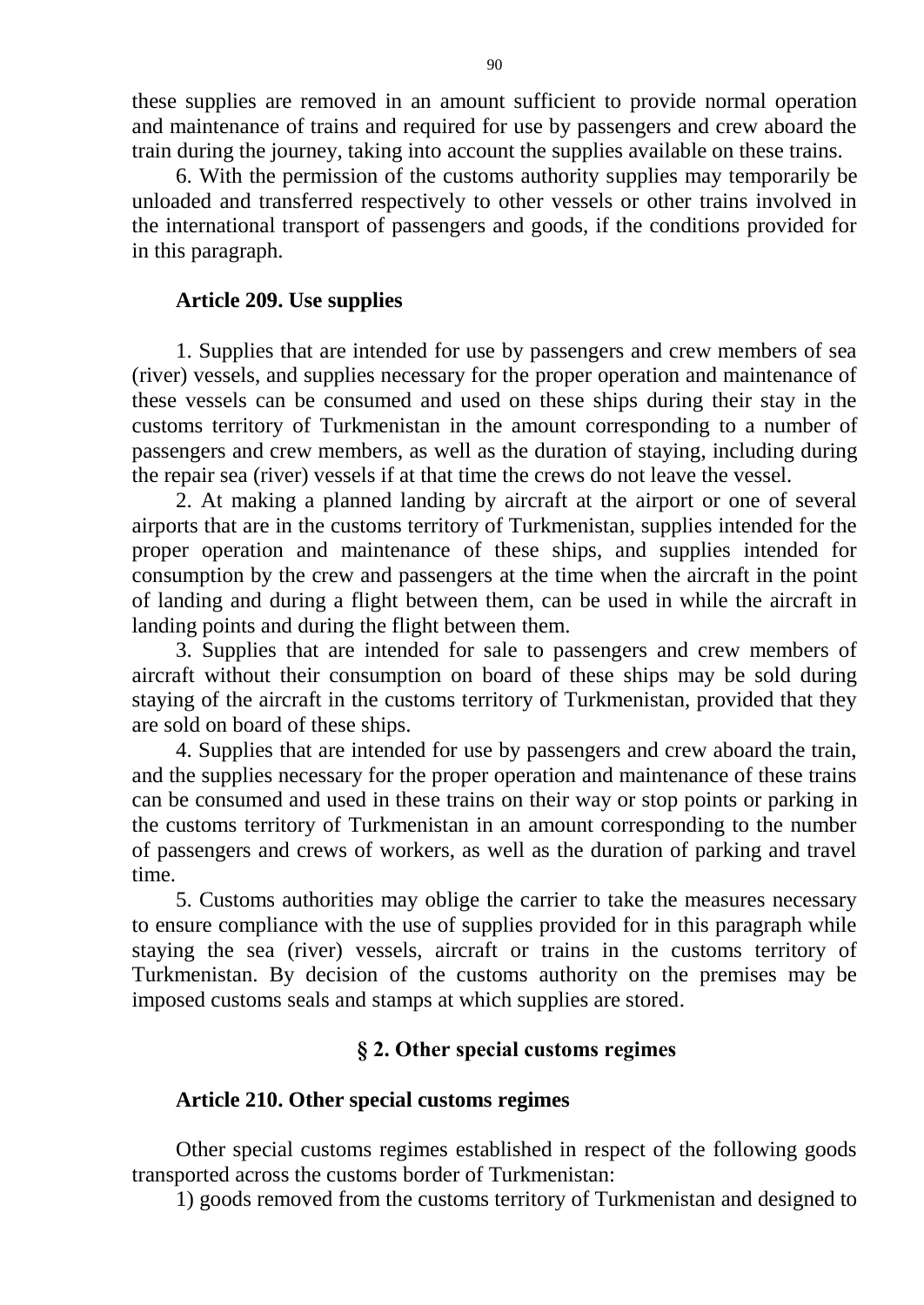these supplies are removed in an amount sufficient to provide normal operation and maintenance of trains and required for use by passengers and crew aboard the train during the journey, taking into account the supplies available on these trains.

6. With the permission of the customs authority supplies may temporarily be unloaded and transferred respectively to other vessels or other trains involved in the international transport of passengers and goods, if the conditions provided for in this paragraph.

### Article 209. Use supplies

1. Supplies that are intended for use by passengers and crew members of sea (river) vessels, and supplies necessary for the proper operation and maintenance of these vessels can be consumed and used on these ships during their stay in the customs territory of Turkmenistan in the amount corresponding to a number of passengers and crew members, as well as the duration of staying, including during the repair sea (river) vessels if at that time the crews do not leave the vessel.

2. At making a planned landing by aircraft at the airport or one of several airports that are in the customs territory of Turkmenistan, supplies intended for the proper operation and maintenance of these ships, and supplies intended for consumption by the crew and passengers at the time when the aircraft in the point of landing and during a flight between them, can be used in while the aircraft in landing points and during the flight between them.

3. Supplies that are intended for sale to passengers and crew members of aircraft without their consumption on board of these ships may be sold during staying of the aircraft in the customs territory of Turkmenistan, provided that they are sold on board of these ships.

4. Supplies that are intended for use by passengers and crew aboard the train, and the supplies necessary for the proper operation and maintenance of these trains can be consumed and used in these trains on their way or stop points or parking in the customs territory of Turkmenistan in an amount corresponding to the number of passengers and crews of workers, as well as the duration of parking and travel time.

5. Customs authorities may oblige the carrier to take the measures necessary to ensure compliance with the use of supplies provided for in this paragraph while staying the sea (river) vessels, aircraft or trains in the customs territory of Turkmenistan. By decision of the customs authority on the premises may be imposed customs seals and stamps at which supplies are stored.

## § 2. Other special customs regimes

### Article 210. Other special customs regimes

Other special customs regimes established in respect of the following goods transported across the customs border of Turkmenistan:

1) goods removed from the customs territory of Turkmenistan and designed to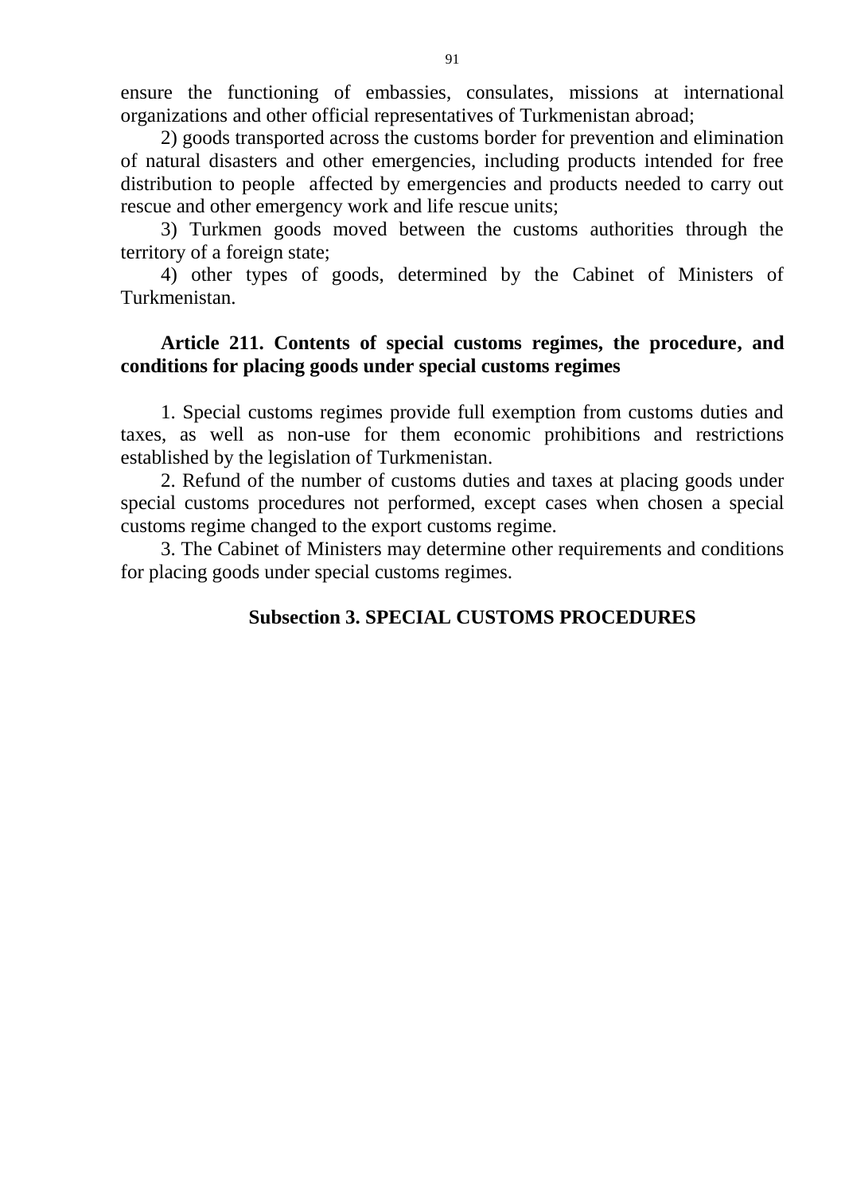ensure the functioning of embassies, consulates, missions at international organizations and other official representatives of Turkmenistan abroad;

2) goods transported across the customs border for prevention and elimination of natural disasters and other emergencies, including products intended for free distribution to people affected by emergencies and products needed to carry out rescue and other emergency work and life rescue units;

3) Turkmen goods moved between the customs authorities through the territory of a foreign state;

4) other types of goods, determined by the Cabinet of Ministers of Turkmenistan.

**Article 211. Contents of special customs regimes, the procedure, and conditions for placing goods under special customs regimes**

1. Special customs regimes provide full exemption from customs duties and taxes, as well as non-use for them economic prohibitions and restrictions established by the legislation of Turkmenistan.

2. Refund of the number of customs duties and taxes at placing goods under special customs procedures not performed, except cases when chosen a special customs regime changed to the export customs regime.

3. The Cabinet of Ministers may determine other requirements and conditions for placing goods under special customs regimes.

## Subsection 3. SPECIAL CUSTOMS PROCEDURES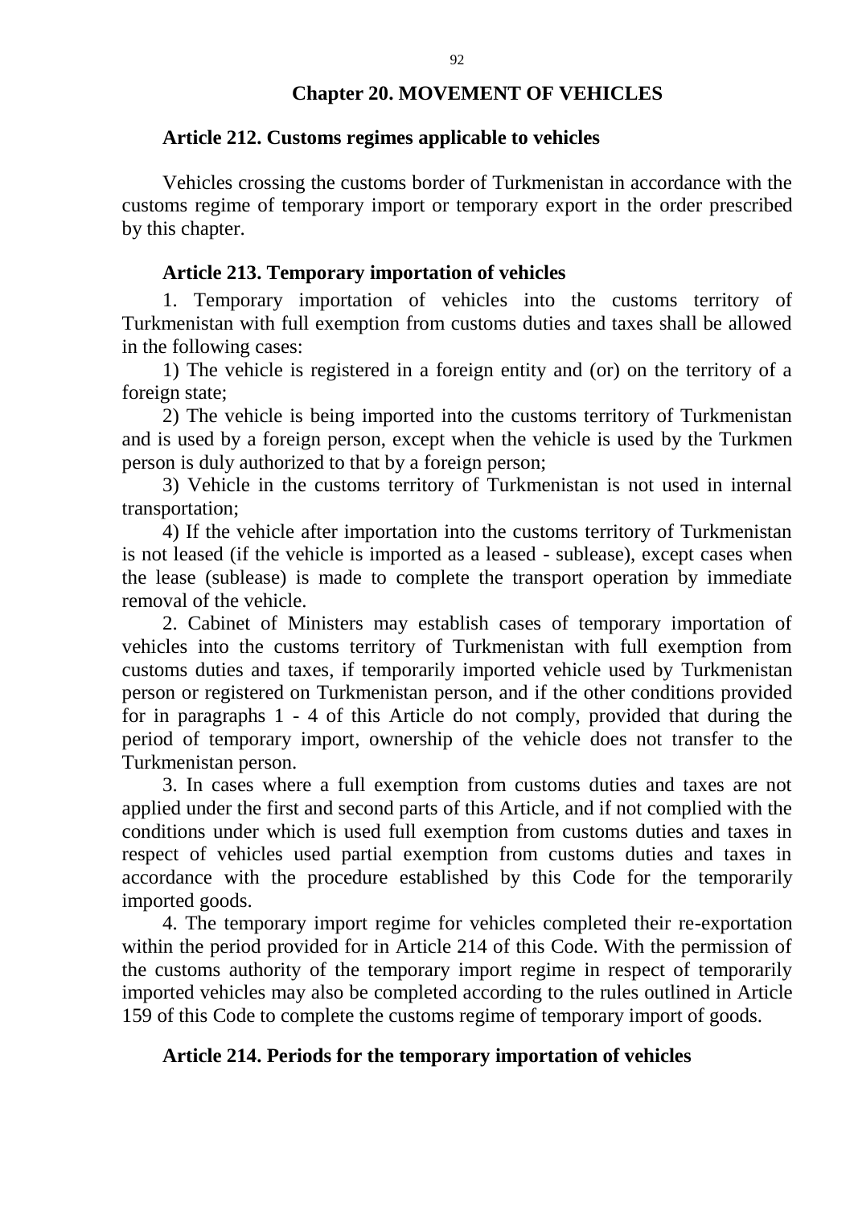## Chapter 20. MOVEMENT OF VEHICLES

### Article 212. Customs regimes applicable to vehicles

Vehicles crossing the customs border of Turkmenistan in accordance with the customs regime of temporary import or temporary export in the order prescribed by this chapter.

### Article 213. Temporary importation of vehicles

1. Temporary importation of vehicles into the customs territory of Turkmenistan with full exemption from customs duties and taxes shall be allowed in the following cases:

1) The vehicle is registered in a foreign entity and (or) on the territory of a foreign state;

2) The vehicle is being imported into the customs territory of Turkmenistan and is used by a foreign person, except when the vehicle is used by the Turkmen person is duly authorized to that by a foreign person;

3) Vehicle in the customs territory of Turkmenistan is not used in internal transportation;

4) If the vehicle after importation into the customs territory of Turkmenistan is not leased (if the vehicle is imported as a leased - sublease), except cases when the lease (sublease) is made to complete the transport operation by immediate removal of the vehicle.

2. Cabinet of Ministers may establish cases of temporary importation of vehicles into the customs territory of Turkmenistan with full exemption from customs duties and taxes, if temporarily imported vehicle used by Turkmenistan person or registered on Turkmenistan person, and if the other conditions provided for in paragraphs 1 - 4 of this Article do not comply, provided that during the period of temporary import, ownership of the vehicle does not transfer to the Turkmenistan person.

3. In cases where a full exemption from customs duties and taxes are not applied under the first and second parts of this Article, and if not complied with the conditions under which is used full exemption from customs duties and taxes in respect of vehicles used partial exemption from customs duties and taxes in accordance with the procedure established by this Code for the temporarily imported goods.

4. The temporary import regime for vehicles completed their re-exportation within the period provided for in Article 214 of this Code. With the permission of the customs authority of the temporary import regime in respect of temporarily imported vehicles may also be completed according to the rules outlined in Article 159 of this Code to complete the customs regime of temporary import of goods.

### Article 214. Periods for the temporary importation of vehicles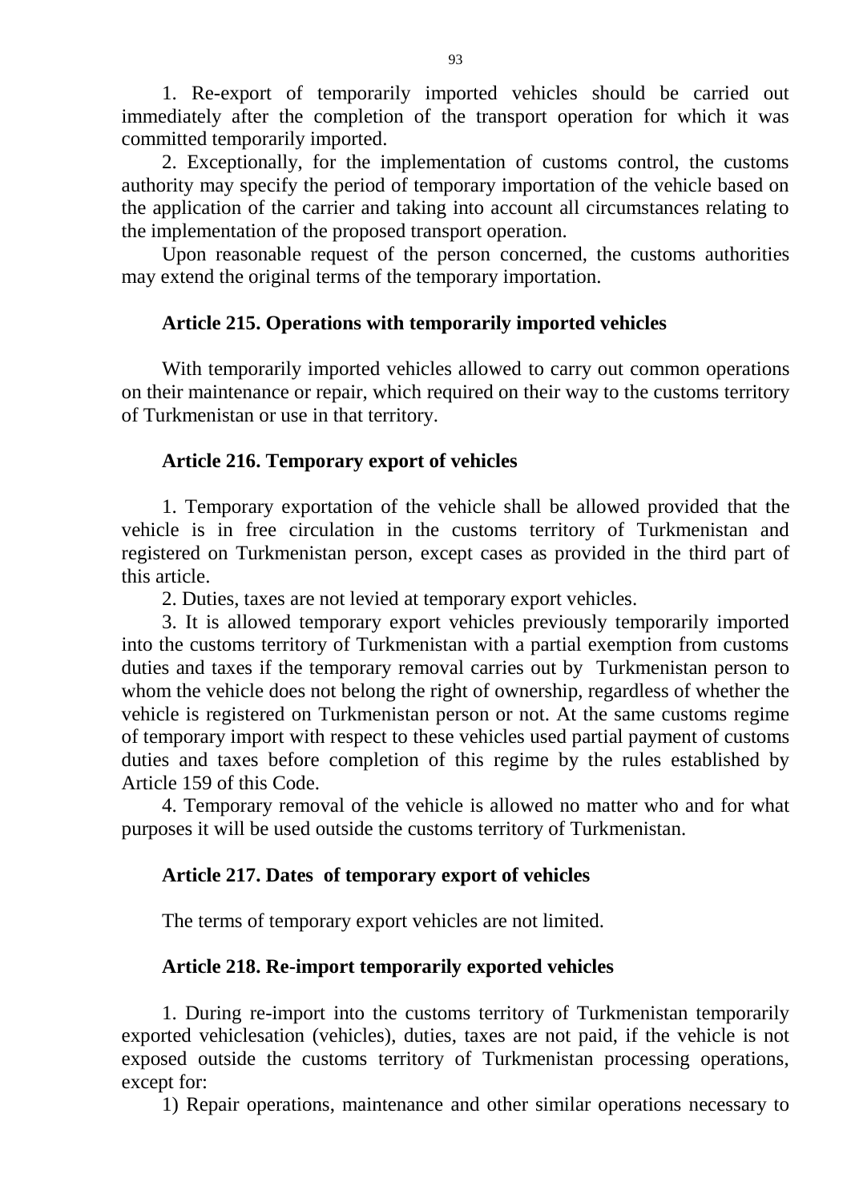1. Re-export of temporarily imported vehicles should be carried out immediately after the completion of the transport operation for which it was committed temporarily imported.

2. Exceptionally, for the implementation of customs control, the customs authority may specify the period of temporary importation of the vehicle based on the application of the carrier and taking into account all circumstances relating to the implementation of the proposed transport operation.

Upon reasonable request of the person concerned, the customs authorities may extend the original terms of the temporary importation.

### Article 215. Operations with temporarily imported vehicles

With temporarily imported vehicles allowed to carry out common operations on their maintenance or repair, which required on their way to the customs territory of Turkmenistan or use in that territory.

### Article 216. Temporary export of vehicles

1. Temporary exportation of the vehicle shall be allowed provided that the vehicle is in free circulation in the customs territory of Turkmenistan and registered on Turkmenistan person, except cases as provided in the third part of this article.

2. Duties, taxes are not levied at temporary export vehicles.

3. It is allowed temporary export vehicles previously temporarily imported into the customs territory of Turkmenistan with a partial exemption from customs duties and taxes if the temporary removal carries out by Turkmenistan person to whom the vehicle does not belong the right of ownership, regardless of whether the vehicle is registered on Turkmenistan person or not. At the same customs regime of temporary import with respect to these vehicles used partial payment of customs duties and taxes before completion of this regime by the rules established by Article 159 of this Code.

4. Temporary removal of the vehicle is allowed no matter who and for what purposes it will be used outside the customs territory of Turkmenistan.

### Article 217. Dates of temporary export of vehicles

The terms of temporary export vehicles are not limited.

### Article 218. Re-import temporarily exported vehicles

1. During re-import into the customs territory of Turkmenistan temporarily exported vehiclesation (vehicles), duties, taxes are not paid, if the vehicle is not exposed outside the customs territory of Turkmenistan processing operations, except for:

1) Repair operations, maintenance and other similar operations necessary to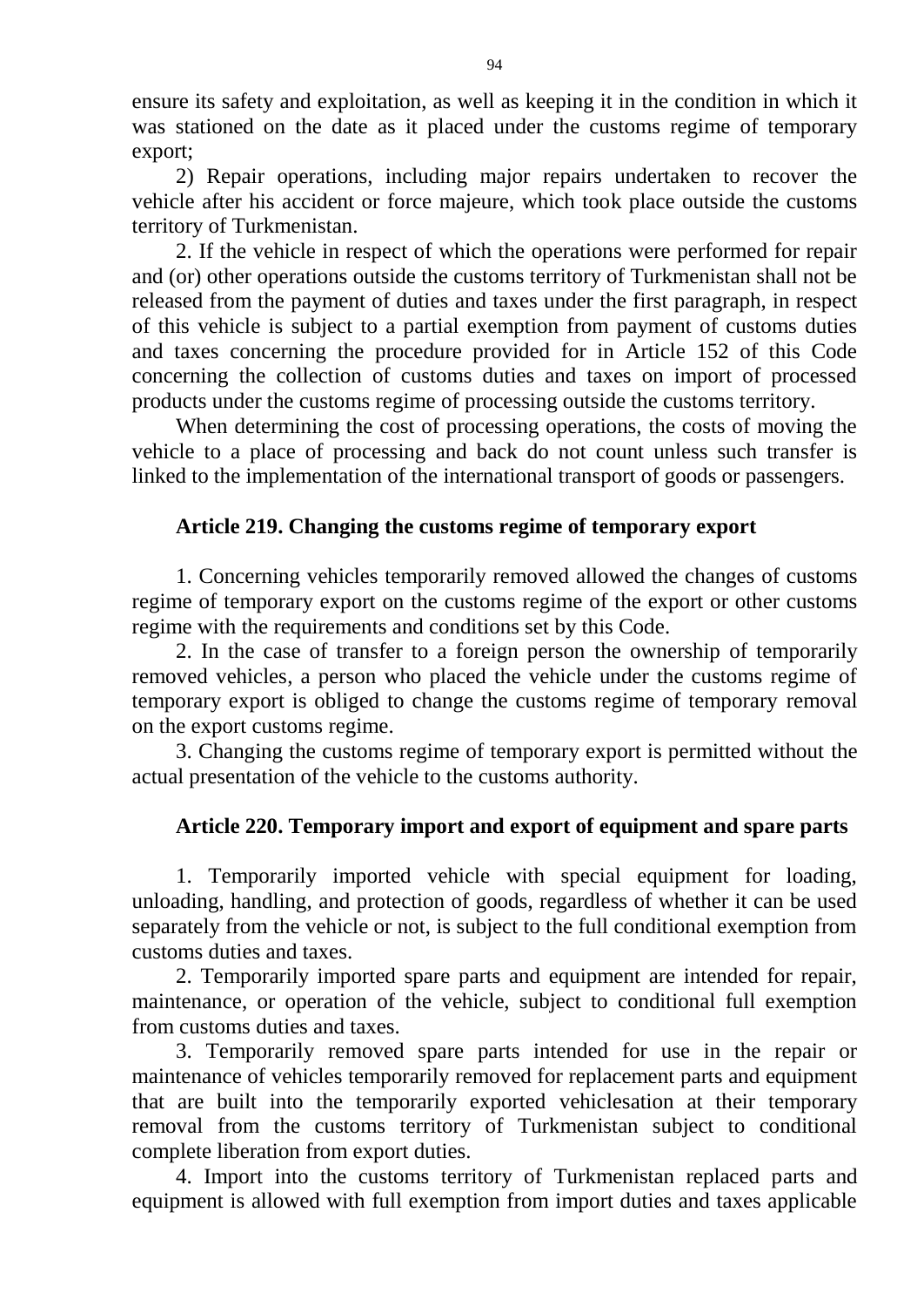ensure its safety and exploitation, as well as keeping it in the condition in which it was stationed on the date as it placed under the customs regime of temporary export;

2) Repair operations, including major repairs undertaken to recover the vehicle after his accident or force majeure, which took place outside the customs territory of Turkmenistan.

2. If the vehicle in respect of which the operations were performed for repair and (or) other operations outside the customs territory of Turkmenistan shall not be released from the payment of duties and taxes under the first paragraph, in respect of this vehicle is subject to a partial exemption from payment of customs duties and taxes concerning the procedure provided for in Article 152 of this Code concerning the collection of customs duties and taxes on import of processed products under the customs regime of processing outside the customs territory.

When determining the cost of processing operations, the costs of moving the vehicle to a place of processing and back do not count unless such transfer is linked to the implementation of the international transport of goods or passengers.

### Article 219. Changing the customs regime of temporary export

1. Concerning vehicles temporarily removed allowed the changes of customs regime of temporary export on the customs regime of the export or other customs regime with the requirements and conditions set by this Code.

2. In the case of transfer to a foreign person the ownership of temporarily removed vehicles, a person who placed the vehicle under the customs regime of temporary export is obliged to change the customs regime of temporary removal on the export customs regime.

3. Changing the customs regime of temporary export is permitted without the actual presentation of the vehicle to the customs authority.

### Article 220. Temporary import and export of equipment and spare parts

1. Temporarily imported vehicle with special equipment for loading, unloading, handling, and protection of goods, regardless of whether it can be used separately from the vehicle or not, is subject to the full conditional exemption from customs duties and taxes.

2. Temporarily imported spare parts and equipment are intended for repair, maintenance, or operation of the vehicle, subject to conditional full exemption from customs duties and taxes.

3. Temporarily removed spare parts intended for use in the repair or maintenance of vehicles temporarily removed for replacement parts and equipment that are built into the temporarily exported vehiclesation at their temporary removal from the customs territory of Turkmenistan subject to conditional complete liberation from export duties.

4. Import into the customs territory of Turkmenistan replaced parts and equipment is allowed with full exemption from import duties and taxes applicable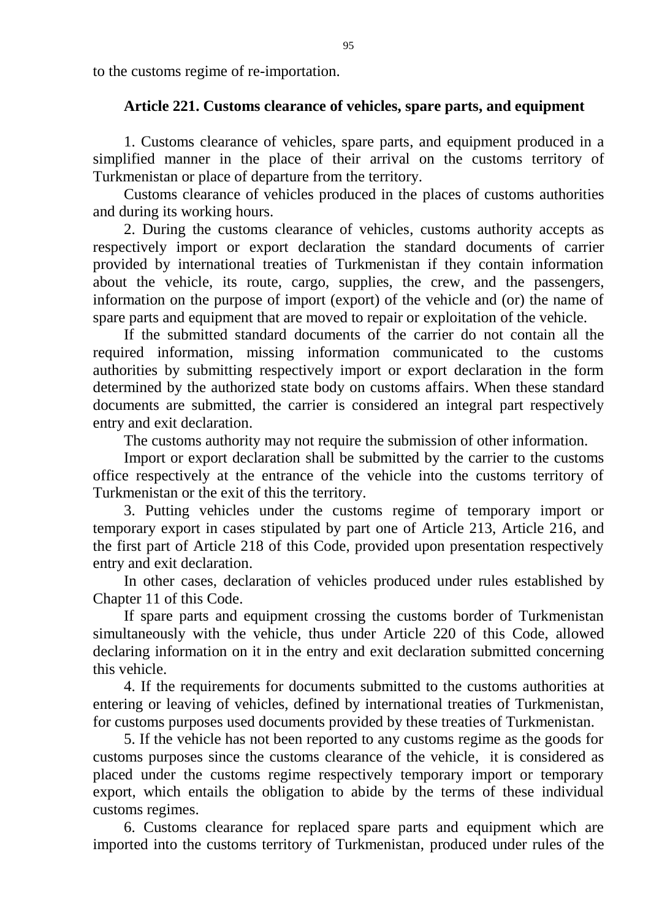to the customs regime of re-importation.

### Article 221. Customs clearance of vehicles, spare parts, and equipment

1. Customs clearance of vehicles, spare parts, and equipment produced in a simplified manner in the place of their arrival on the customs territory of Turkmenistan or place of departure from the territory.

Customs clearance of vehicles produced in the places of customs authorities and during its working hours.

2. During the customs clearance of vehicles, customs authority accepts as respectively import or export declaration the standard documents of carrier provided by international treaties of Turkmenistan if they contain information about the vehicle, its route, cargo, supplies, the crew, and the passengers, information on the purpose of import (export) of the vehicle and (or) the name of spare parts and equipment that are moved to repair or exploitation of the vehicle.

If the submitted standard documents of the carrier do not contain all the required information, missing information communicated to the customs authorities by submitting respectively import or export declaration in the form determined by the authorized state body on customs affairs. When these standard documents are submitted, the carrier is considered an integral part respectively entry and exit declaration.

The customs authority may not require the submission of other information.

Import or export declaration shall be submitted by the carrier to the customs office respectively at the entrance of the vehicle into the customs territory of Turkmenistan or the exit of this the territory.

3. Putting vehicles under the customs regime of temporary import or temporary export in cases stipulated by part one of Article 213, Article 216, and the first part of Article 218 of this Code, provided upon presentation respectively entry and exit declaration.

In other cases, declaration of vehicles produced under rules established by Chapter 11 of this Code.

If spare parts and equipment crossing the customs border of Turkmenistan simultaneously with the vehicle, thus under Article 220 of this Code, allowed declaring information on it in the entry and exit declaration submitted concerning this vehicle.

4. If the requirements for documents submitted to the customs authorities at entering or leaving of vehicles, defined by international treaties of Turkmenistan, for customs purposes used documents provided by these treaties of Turkmenistan.

5. If the vehicle has not been reported to any customs regime as the goods for customs purposes since the customs clearance of the vehicle, it is considered as placed under the customs regime respectively temporary import or temporary export, which entails the obligation to abide by the terms of these individual customs regimes.

6. Customs clearance for replaced spare parts and equipment which are imported into the customs territory of Turkmenistan, produced under rules of the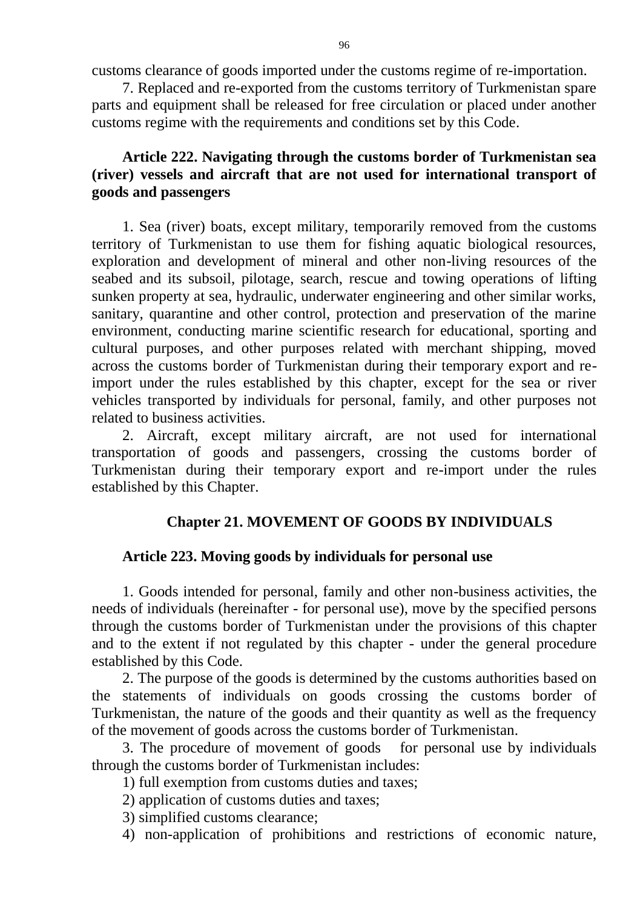customs clearance of goods imported under the customs regime of re-importation.

7. Replaced and re-exported from the customs territory of Turkmenistan spare parts and equipment shall be released for free circulation or placed under another customs regime with the requirements and conditions set by this Code.

### Article 222. Navigating through the customs border of Turkmenistan sea (river) vessels and aircraft that are not used for international transport of goods and passengers

1. Sea (river) boats, except military, temporarily removed from the customs territory of Turkmenistan to use them for fishing aquatic biological resources, exploration and development of mineral and other non-living resources of the seabed and its subsoil, pilotage, search, rescue and towing operations of lifting sunken property at sea, hydraulic, underwater engineering and other similar works, sanitary, quarantine and other control, protection and preservation of the marine environment, conducting marine scientific research for educational, sporting and cultural purposes, and other purposes related with merchant shipping, moved across the customs border of Turkmenistan during their temporary export and re-import under the rules established by this chapter, except for the sea or river vehicles transported by individuals for personal, family, and other purposes not related to business activities.

2. Aircraft, except military aircraft, are not used for international transportation of goods and passengers, crossing the customs border of Turkmenistan during their temporary export and re-import under the rules established by this Chapter.

## Chapter 21. MOVEMENT OF GOODS BY INDIVIDUALS

### Article 223. Moving goods by individuals for personal use

1. Goods intended for personal, family and other non-business activities, the needs of individuals (hereinafter - for personal use), move by the specified persons through the customs border of Turkmenistan under the provisions of this chapter and to the extent if not regulated by this chapter - under the general procedure established by this Code.

2. The purpose of the goods is determined by the customs authorities based on the statements of individuals on goods crossing the customs border of Turkmenistan, the nature of the goods and their quantity as well as the frequency of the movement of goods across the customs border of Turkmenistan.

3. The procedure of movement of goods for personal use by individuals through the customs border of Turkmenistan includes:

1) full exemption from customs duties and taxes;

2) application of customs duties and taxes;

3) simplified customs clearance;

4) non-application of prohibitions and restrictions of economic nature,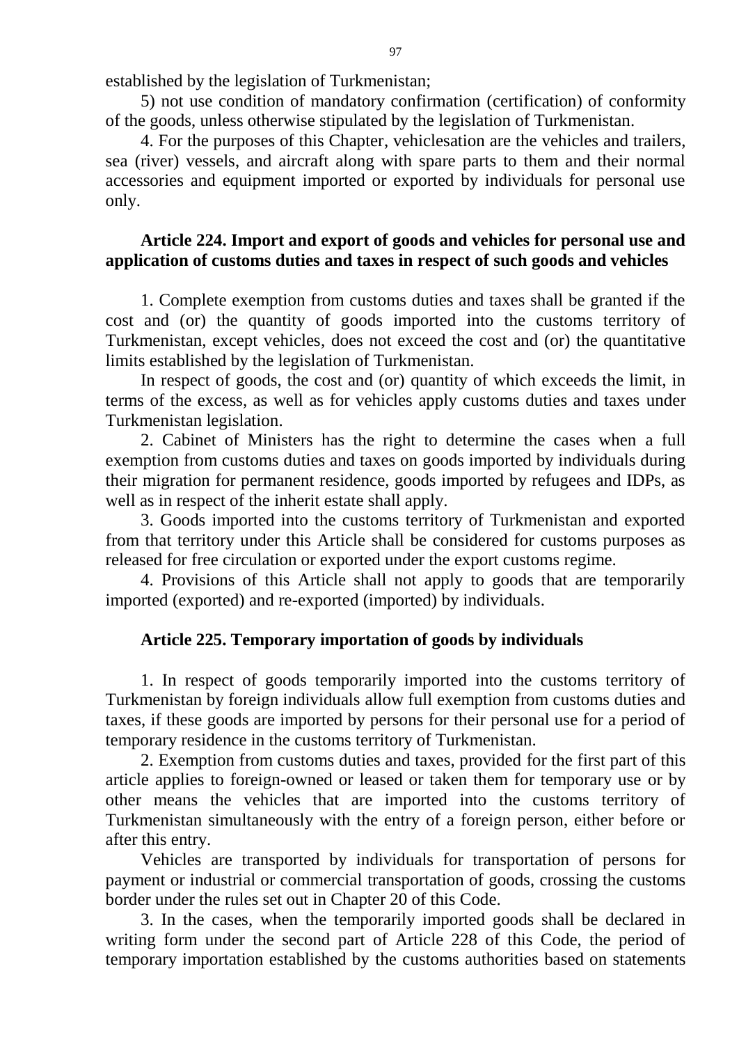established by the legislation of Turkmenistan;

5) not use condition of mandatory confirmation (certification) of conformity of the goods, unless otherwise stipulated by the legislation of Turkmenistan.

4. For the purposes of this Chapter, vehiclesation are the vehicles and trailers, sea (river) vessels, and aircraft along with spare parts to them and their normal accessories and equipment imported or exported by individuals for personal use only.

### Article 224. Import and export of goods and vehicles for personal use and application of customs duties and taxes in respect of such goods and vehicles

1. Complete exemption from customs duties and taxes shall be granted if the cost and (or) the quantity of goods imported into the customs territory of Turkmenistan, except vehicles, does not exceed the cost and (or) the quantitative limits established by the legislation of Turkmenistan.

In respect of goods, the cost and (or) quantity of which exceeds the limit, in terms of the excess, as well as for vehicles apply customs duties and taxes under Turkmenistan legislation.

2. Cabinet of Ministers has the right to determine the cases when a full exemption from customs duties and taxes on goods imported by individuals during their migration for permanent residence, goods imported by refugees and IDPs, as well as in respect of the inherit estate shall apply.

3. Goods imported into the customs territory of Turkmenistan and exported from that territory under this Article shall be considered for customs purposes as released for free circulation or exported under the export customs regime.

4. Provisions of this Article shall not apply to goods that are temporarily imported (exported) and re-exported (imported) by individuals.

### Article 225. Temporary importation of goods by individuals

1. In respect of goods temporarily imported into the customs territory of Turkmenistan by foreign individuals allow full exemption from customs duties and taxes, if these goods are imported by persons for their personal use for a period of temporary residence in the customs territory of Turkmenistan.

2. Exemption from customs duties and taxes, provided for the first part of this article applies to foreign-owned or leased or taken them for temporary use or by other means the vehicles that are imported into the customs territory of Turkmenistan simultaneously with the entry of a foreign person, either before or after this entry.

Vehicles are transported by individuals for transportation of persons for payment or industrial or commercial transportation of goods, crossing the customs border under the rules set out in Chapter 20 of this Code.

3. In the cases, when the temporarily imported goods shall be declared in writing form under the second part of Article 228 of this Code, the period of temporary importation established by the customs authorities based on statements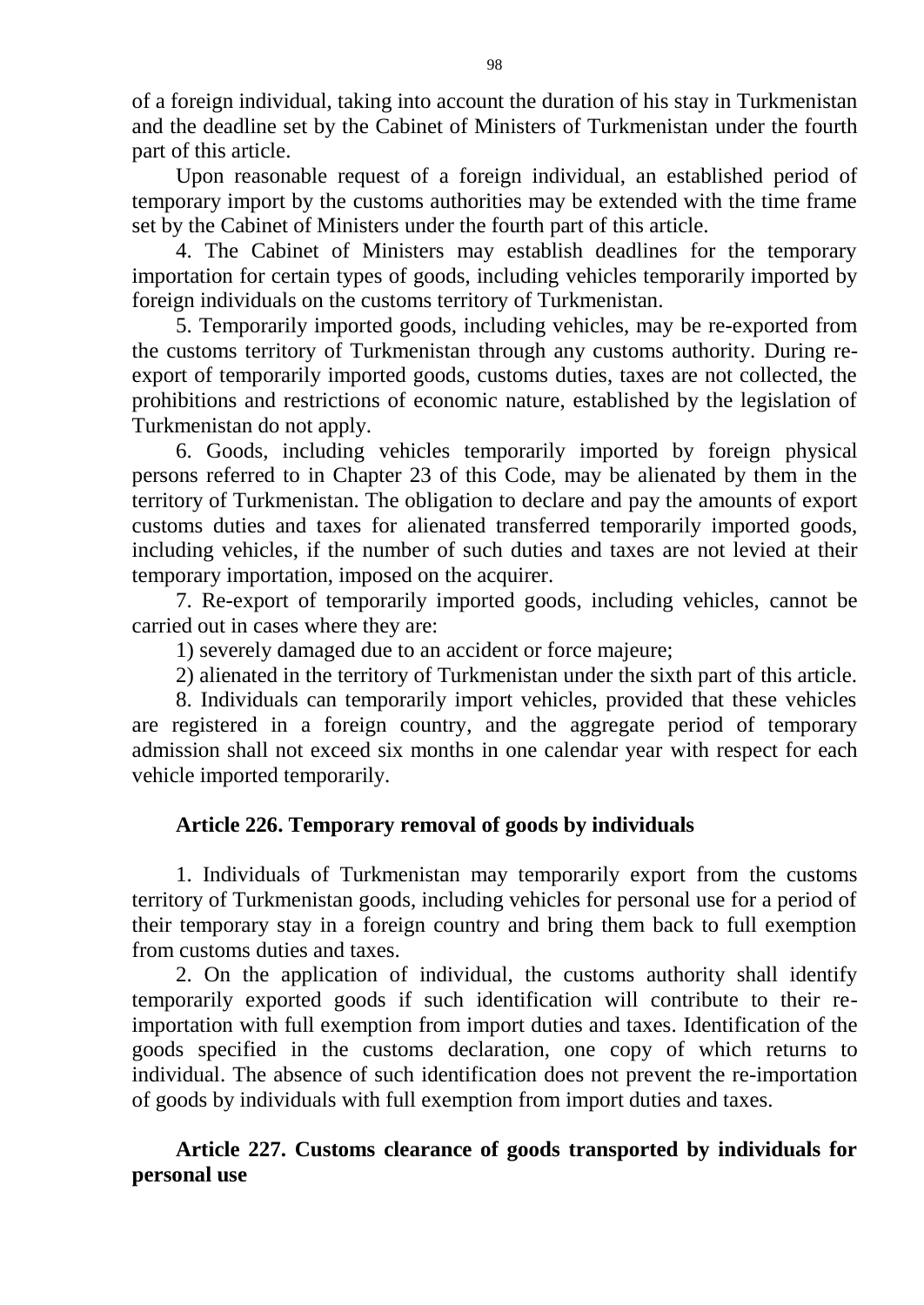of a foreign individual, taking into account the duration of his stay in Turkmenistan and the deadline set by the Cabinet of Ministers of Turkmenistan under the fourth part of this article.

Upon reasonable request of a foreign individual, an established period of temporary import by the customs authorities may be extended with the time frame set by the Cabinet of Ministers under the fourth part of this article.

4. The Cabinet of Ministers may establish deadlines for the temporary importation for certain types of goods, including vehicles temporarily imported by foreign individuals on the customs territory of Turkmenistan.

5. Temporarily imported goods, including vehicles, may be re-exported from the customs territory of Turkmenistan through any customs authority. During re-export of temporarily imported goods, customs duties, taxes are not collected, the prohibitions and restrictions of economic nature, established by the legislation of Turkmenistan do not apply.

6. Goods, including vehicles temporarily imported by foreign physical persons referred to in Chapter 23 of this Code, may be alienated by them in the territory of Turkmenistan. The obligation to declare and pay the amounts of export customs duties and taxes for alienated transferred temporarily imported goods, including vehicles, if the number of such duties and taxes are not levied at their temporary importation, imposed on the acquirer.

7. Re-export of temporarily imported goods, including vehicles, cannot be carried out in cases where they are:

1) severely damaged due to an accident or force majeure;

2) alienated in the territory of Turkmenistan under the sixth part of this article.

8. Individuals can temporarily import vehicles, provided that these vehicles are registered in a foreign country, and the aggregate period of temporary admission shall not exceed six months in one calendar year with respect for each vehicle imported temporarily.

**Article 226. Temporary removal of goods by individuals**

1. Individuals of Turkmenistan may temporarily export from the customs territory of Turkmenistan goods, including vehicles for personal use for a period of their temporary stay in a foreign country and bring them back to full exemption from customs duties and taxes.

2. On the application of individual, the customs authority shall identify temporarily exported goods if such identification will contribute to their re-importation with full exemption from import duties and taxes. Identification of the goods specified in the customs declaration, one copy of which returns to individual. The absence of such identification does not prevent the re-importation of goods by individuals with full exemption from import duties and taxes.

**Article 227. Customs clearance of goods transported by individuals for personal use**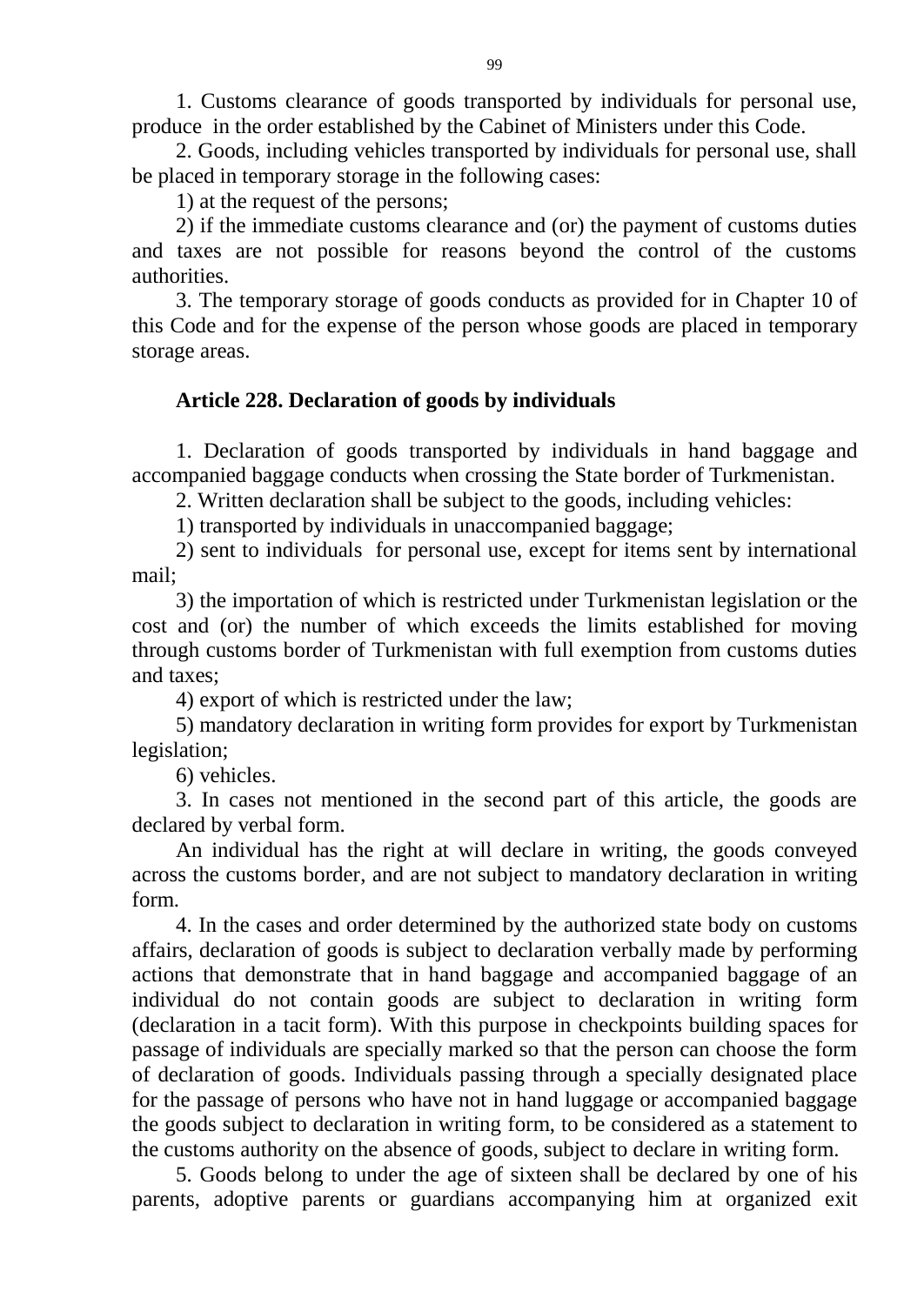1. Customs clearance of goods transported by individuals for personal use, produce in the order established by the Cabinet of Ministers under this Code.

2. Goods, including vehicles transported by individuals for personal use, shall be placed in temporary storage in the following cases:

1) at the request of the persons;

2) if the immediate customs clearance and (or) the payment of customs duties and taxes are not possible for reasons beyond the control of the customs authorities.

3. The temporary storage of goods conducts as provided for in Chapter 10 of this Code and for the expense of the person whose goods are placed in temporary storage areas.

### Article 228. Declaration of goods by individuals

1. Declaration of goods transported by individuals in hand baggage and accompanied baggage conducts when crossing the State border of Turkmenistan.

2. Written declaration shall be subject to the goods, including vehicles:

1) transported by individuals in unaccompanied baggage;

2) sent to individuals for personal use, except for items sent by international mail;

3) the importation of which is restricted under Turkmenistan legislation or the cost and (or) the number of which exceeds the limits established for moving through customs border of Turkmenistan with full exemption from customs duties and taxes;

4) export of which is restricted under the law;

5) mandatory declaration in writing form provides for export by Turkmenistan legislation;

6) vehicles.

3. In cases not mentioned in the second part of this article, the goods are declared by verbal form.

An individual has the right at will declare in writing, the goods conveyed across the customs border, and are not subject to mandatory declaration in writing form.

4. In the cases and order determined by the authorized state body on customs affairs, declaration of goods is subject to declaration verbally made by performing actions that demonstrate that in hand baggage and accompanied baggage of an individual do not contain goods are subject to declaration in writing form (declaration in a tacit form). With this purpose in checkpoints building spaces for passage of individuals are specially marked so that the person can choose the form of declaration of goods. Individuals passing through a specially designated place for the passage of persons who have not in hand luggage or accompanied baggage the goods subject to declaration in writing form, to be considered as a statement to the customs authority on the absence of goods, subject to declare in writing form.

5. Goods belong to under the age of sixteen shall be declared by one of his parents, adoptive parents or guardians accompanying him at organized exit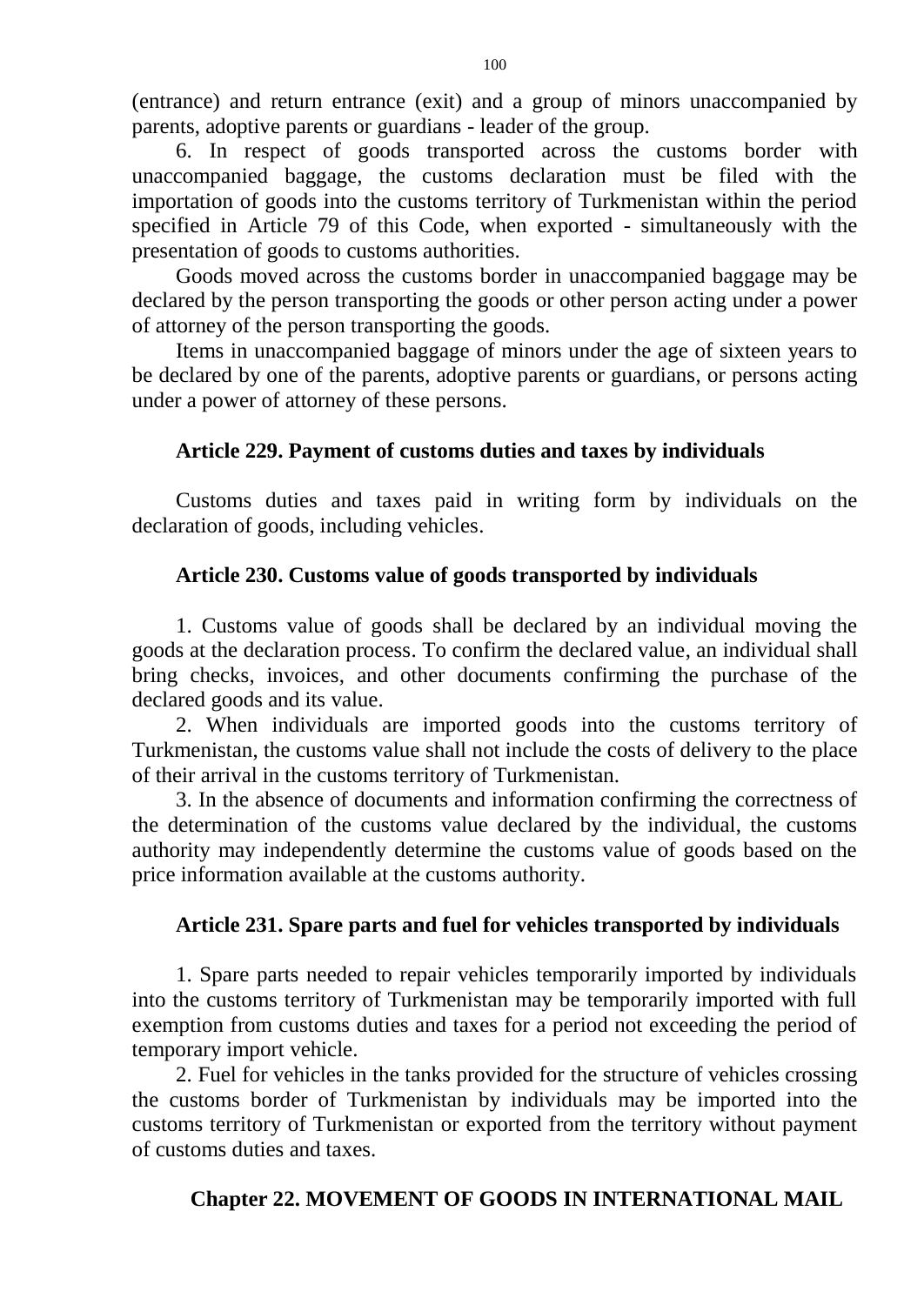(entrance) and return entrance (exit) and a group of minors unaccompanied by parents, adoptive parents or guardians - leader of the group.

6. In respect of goods transported across the customs border with unaccompanied baggage, the customs declaration must be filed with the importation of goods into the customs territory of Turkmenistan within the period specified in Article 79 of this Code, when exported - simultaneously with the presentation of goods to customs authorities.

Goods moved across the customs border in unaccompanied baggage may be declared by the person transporting the goods or other person acting under a power of attorney of the person transporting the goods.

Items in unaccompanied baggage of minors under the age of sixteen years to be declared by one of the parents, adoptive parents or guardians, or persons acting under a power of attorney of these persons.

### Article 229. Payment of customs duties and taxes by individuals

Customs duties and taxes paid in writing form by individuals on the declaration of goods, including vehicles.

### Article 230. Customs value of goods transported by individuals

1. Customs value of goods shall be declared by an individual moving the goods at the declaration process. To confirm the declared value, an individual shall bring checks, invoices, and other documents confirming the purchase of the declared goods and its value.

2. When individuals are imported goods into the customs territory of Turkmenistan, the customs value shall not include the costs of delivery to the place of their arrival in the customs territory of Turkmenistan.

3. In the absence of documents and information confirming the correctness of the determination of the customs value declared by the individual, the customs authority may independently determine the customs value of goods based on the price information available at the customs authority.

### Article 231. Spare parts and fuel for vehicles transported by individuals

1. Spare parts needed to repair vehicles temporarily imported by individuals into the customs territory of Turkmenistan may be temporarily imported with full exemption from customs duties and taxes for a period not exceeding the period of temporary import vehicle.

2. Fuel for vehicles in the tanks provided for the structure of vehicles crossing the customs border of Turkmenistan by individuals may be imported into the customs territory of Turkmenistan or exported from the territory without payment of customs duties and taxes.

## Chapter 22. MOVEMENT OF GOODS IN INTERNATIONAL MAIL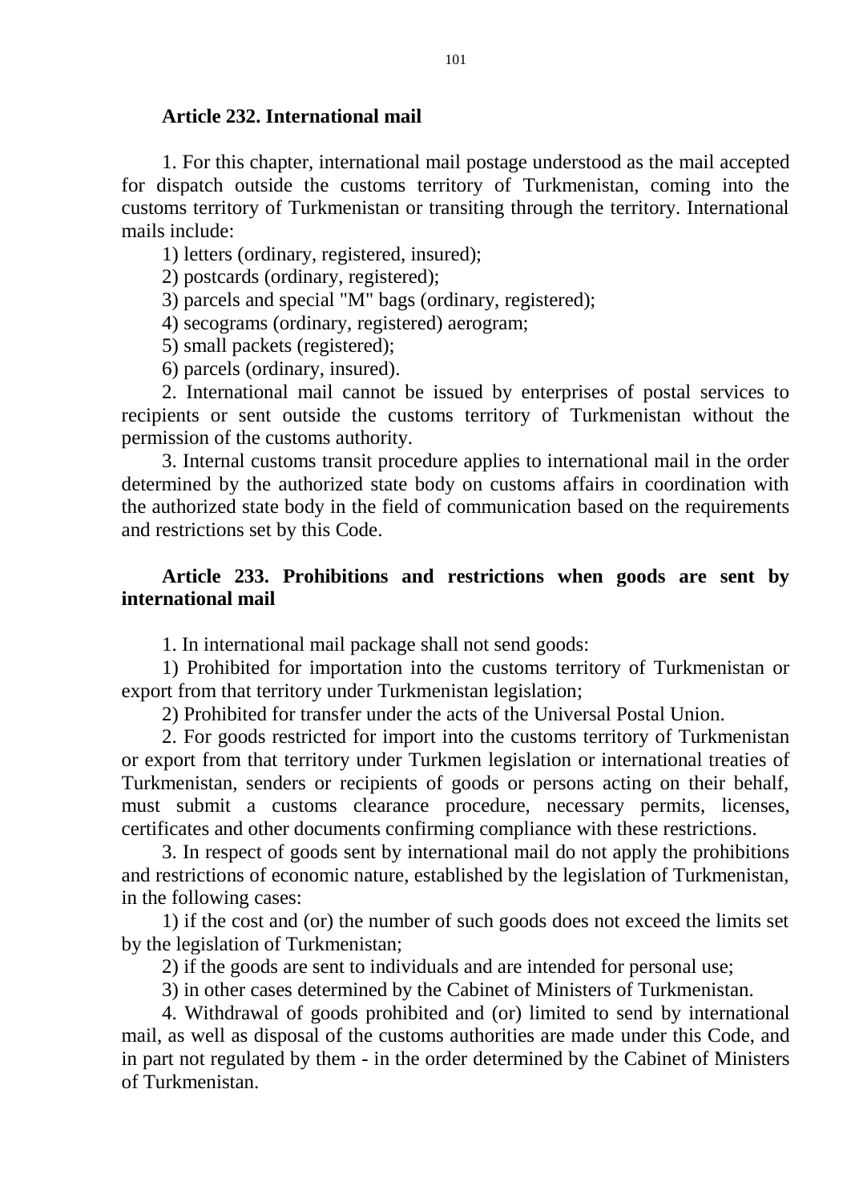### Article 232. International mail

1. For this chapter, international mail postage understood as the mail accepted for dispatch outside the customs territory of Turkmenistan, coming into the customs territory of Turkmenistan or transiting through the territory. International mails include:

1) letters (ordinary, registered, insured);

2) postcards (ordinary, registered);

3) parcels and special "M" bags (ordinary, registered);

4) secograms (ordinary, registered) aerogram;

5) small packets (registered);

6) parcels (ordinary, insured).

2. International mail cannot be issued by enterprises of postal services to recipients or sent outside the customs territory of Turkmenistan without the permission of the customs authority.

3. Internal customs transit procedure applies to international mail in the order determined by the authorized state body on customs affairs in coordination with the authorized state body in the field of communication based on the requirements and restrictions set by this Code.

### Article 233. Prohibitions and restrictions when goods are sent by international mail

1. In international mail package shall not send goods:

1) Prohibited for importation into the customs territory of Turkmenistan or export from that territory under Turkmenistan legislation;

2) Prohibited for transfer under the acts of the Universal Postal Union.

2. For goods restricted for import into the customs territory of Turkmenistan or export from that territory under Turkmen legislation or international treaties of Turkmenistan, senders or recipients of goods or persons acting on their behalf, must submit a customs clearance procedure, necessary permits, licenses, certificates and other documents confirming compliance with these restrictions.

3. In respect of goods sent by international mail do not apply the prohibitions and restrictions of economic nature, established by the legislation of Turkmenistan, in the following cases:

1) if the cost and (or) the number of such goods does not exceed the limits set by the legislation of Turkmenistan;

2) if the goods are sent to individuals and are intended for personal use;

3) in other cases determined by the Cabinet of Ministers of Turkmenistan.

4. Withdrawal of goods prohibited and (or) limited to send by international mail, as well as disposal of the customs authorities are made under this Code, and in part not regulated by them - in the order determined by the Cabinet of Ministers of Turkmenistan.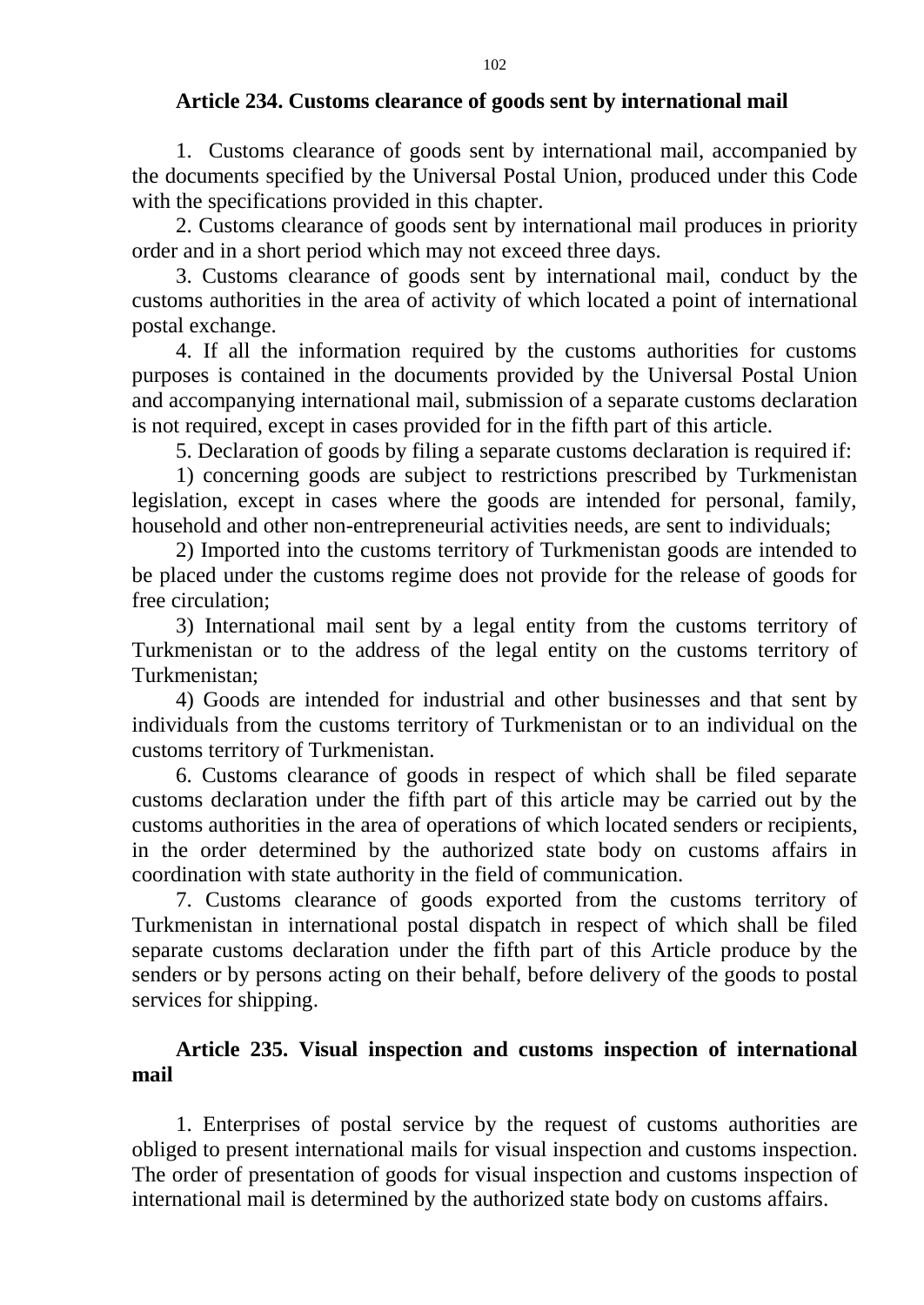### Article 234. Customs clearance of goods sent by international mail

1. Customs clearance of goods sent by international mail, accompanied by the documents specified by the Universal Postal Union, produced under this Code with the specifications provided in this chapter.

2. Customs clearance of goods sent by international mail produces in priority order and in a short period which may not exceed three days.

3. Customs clearance of goods sent by international mail, conduct by the customs authorities in the area of activity of which located a point of international postal exchange.

4. If all the information required by the customs authorities for customs purposes is contained in the documents provided by the Universal Postal Union and accompanying international mail, submission of a separate customs declaration is not required, except in cases provided for in the fifth part of this article.

5. Declaration of goods by filing a separate customs declaration is required if:

1) concerning goods are subject to restrictions prescribed by Turkmenistan legislation, except in cases where the goods are intended for personal, family, household and other non-entrepreneurial activities needs, are sent to individuals;

2) Imported into the customs territory of Turkmenistan goods are intended to be placed under the customs regime does not provide for the release of goods for free circulation;

3) International mail sent by a legal entity from the customs territory of Turkmenistan or to the address of the legal entity on the customs territory of Turkmenistan;

4) Goods are intended for industrial and other businesses and that sent by individuals from the customs territory of Turkmenistan or to an individual on the customs territory of Turkmenistan.

6. Customs clearance of goods in respect of which shall be filed separate customs declaration under the fifth part of this article may be carried out by the customs authorities in the area of operations of which located senders or recipients, in the order determined by the authorized state body on customs affairs in coordination with state authority in the field of communication.

7. Customs clearance of goods exported from the customs territory of Turkmenistan in international postal dispatch in respect of which shall be filed separate customs declaration under the fifth part of this Article produce by the senders or by persons acting on their behalf, before delivery of the goods to postal services for shipping.

### Article 235. Visual inspection and customs inspection of international mail

1. Enterprises of postal service by the request of customs authorities are obliged to present international mails for visual inspection and customs inspection. The order of presentation of goods for visual inspection and customs inspection of international mail is determined by the authorized state body on customs affairs.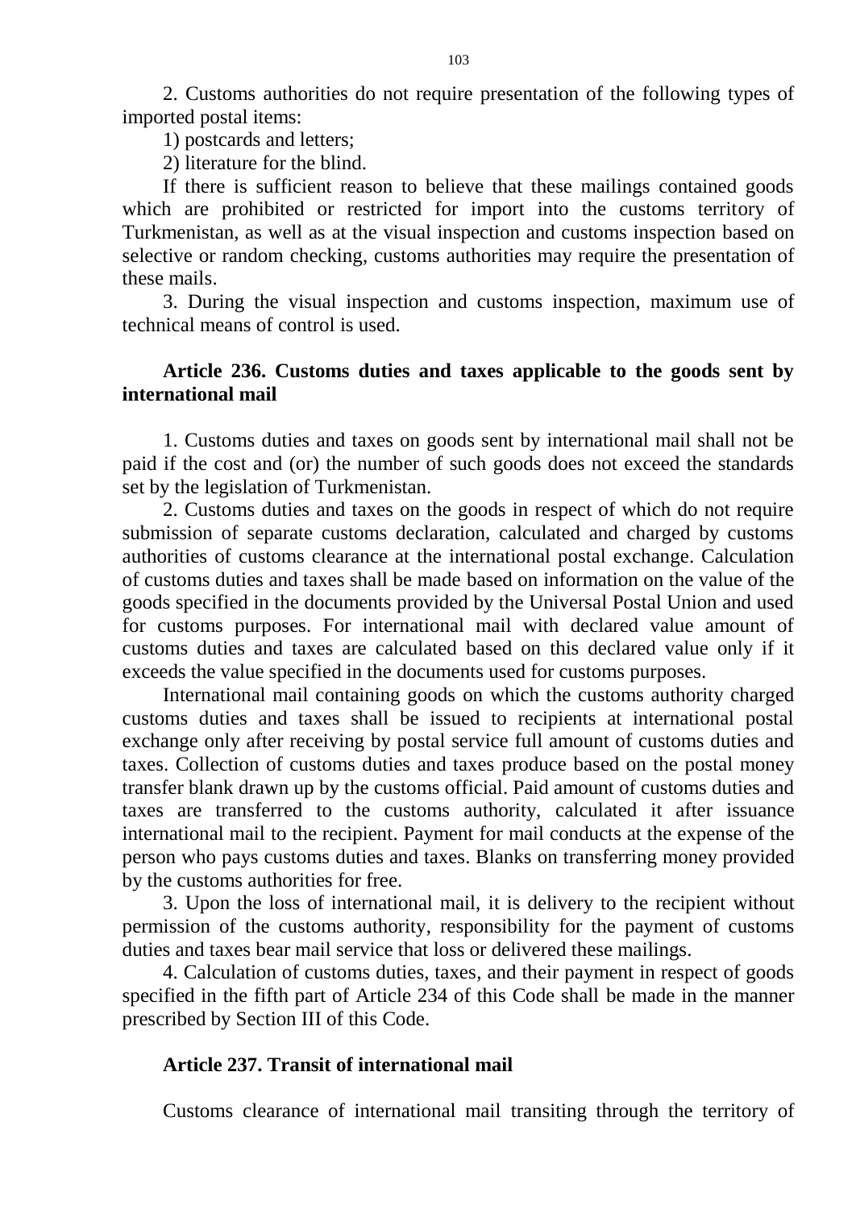2. Customs authorities do not require presentation of the following types of imported postal items:

1) postcards and letters;

2) literature for the blind.

If there is sufficient reason to believe that these mailings contained goods which are prohibited or restricted for import into the customs territory of Turkmenistan, as well as at the visual inspection and customs inspection based on selective or random checking, customs authorities may require the presentation of these mails.

3. During the visual inspection and customs inspection, maximum use of technical means of control is used.

### Article 236. Customs duties and taxes applicable to the goods sent by international mail

1. Customs duties and taxes on goods sent by international mail shall not be paid if the cost and (or) the number of such goods does not exceed the standards set by the legislation of Turkmenistan.

2. Customs duties and taxes on the goods in respect of which do not require submission of separate customs declaration, calculated and charged by customs authorities of customs clearance at the international postal exchange. Calculation of customs duties and taxes shall be made based on information on the value of the goods specified in the documents provided by the Universal Postal Union and used for customs purposes. For international mail with declared value amount of customs duties and taxes are calculated based on this declared value only if it exceeds the value specified in the documents used for customs purposes.

International mail containing goods on which the customs authority charged customs duties and taxes shall be issued to recipients at international postal exchange only after receiving by postal service full amount of customs duties and taxes. Collection of customs duties and taxes produce based on the postal money transfer blank drawn up by the customs official. Paid amount of customs duties and taxes are transferred to the customs authority, calculated it after issuance international mail to the recipient. Payment for mail conducts at the expense of the person who pays customs duties and taxes. Blanks on transferring money provided by the customs authorities for free.

3. Upon the loss of international mail, it is delivery to the recipient without permission of the customs authority, responsibility for the payment of customs duties and taxes bear mail service that loss or delivered these mailings.

4. Calculation of customs duties, taxes, and their payment in respect of goods specified in the fifth part of Article 234 of this Code shall be made in the manner prescribed by Section III of this Code.

### Article 237. Transit of international mail

Customs clearance of international mail transiting through the territory of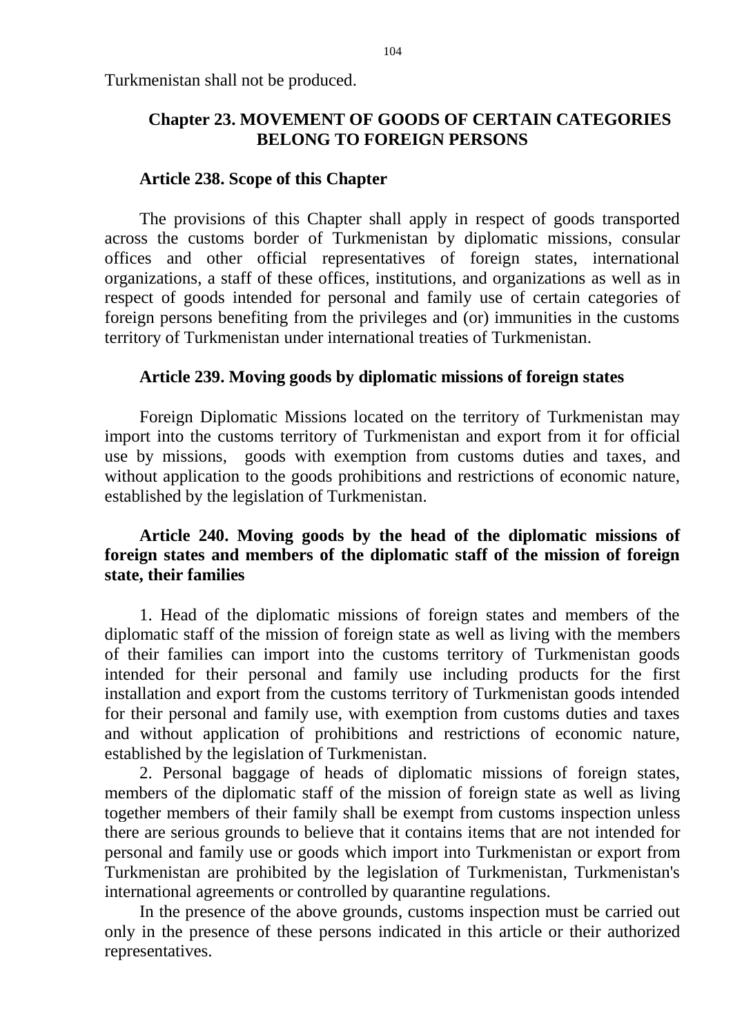Turkmenistan shall not be produced.

## Chapter 23. MOVEMENT OF GOODS OF CERTAIN CATEGORIES BELONG TO FOREIGN PERSONS

### Article 238. Scope of this Chapter

The provisions of this Chapter shall apply in respect of goods transported across the customs border of Turkmenistan by diplomatic missions, consular offices and other official representatives of foreign states, international organizations, a staff of these offices, institutions, and organizations as well as in respect of goods intended for personal and family use of certain categories of foreign persons benefiting from the privileges and (or) immunities in the customs territory of Turkmenistan under international treaties of Turkmenistan.

### Article 239. Moving goods by diplomatic missions of foreign states

Foreign Diplomatic Missions located on the territory of Turkmenistan may import into the customs territory of Turkmenistan and export from it for official use by missions, goods with exemption from customs duties and taxes, and without application to the goods prohibitions and restrictions of economic nature, established by the legislation of Turkmenistan.

### Article 240. Moving goods by the head of the diplomatic missions of foreign states and members of the diplomatic staff of the mission of foreign state, their families

1. Head of the diplomatic missions of foreign states and members of the diplomatic staff of the mission of foreign state as well as living with the members of their families can import into the customs territory of Turkmenistan goods intended for their personal and family use including products for the first installation and export from the customs territory of Turkmenistan goods intended for their personal and family use, with exemption from customs duties and taxes and without application of prohibitions and restrictions of economic nature, established by the legislation of Turkmenistan.

2. Personal baggage of heads of diplomatic missions of foreign states, members of the diplomatic staff of the mission of foreign state as well as living together members of their family shall be exempt from customs inspection unless there are serious grounds to believe that it contains items that are not intended for personal and family use or goods which import into Turkmenistan or export from Turkmenistan are prohibited by the legislation of Turkmenistan, Turkmenistan's international agreements or controlled by quarantine regulations.

In the presence of the above grounds, customs inspection must be carried out only in the presence of these persons indicated in this article or their authorized representatives.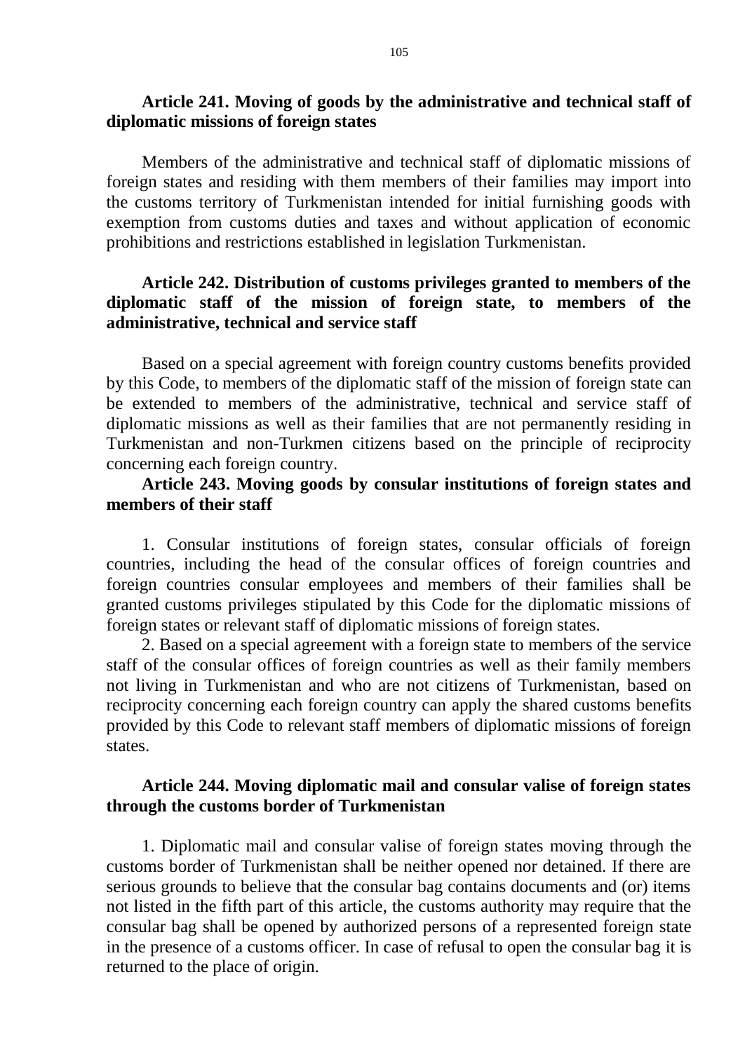**Article 241. Moving of goods by the administrative and technical staff of diplomatic missions of foreign states**

Members of the administrative and technical staff of diplomatic missions of foreign states and residing with them members of their families may import into the customs territory of Turkmenistan intended for initial furnishing goods with exemption from customs duties and taxes and without application of economic prohibitions and restrictions established in legislation Turkmenistan.

**Article 242. Distribution of customs privileges granted to members of the diplomatic staff of the mission of foreign state, to members of the administrative, technical and service staff**

Based on a special agreement with foreign country customs benefits provided by this Code, to members of the diplomatic staff of the mission of foreign state can be extended to members of the administrative, technical and service staff of diplomatic missions as well as their families that are not permanently residing in Turkmenistan and non-Turkmen citizens based on the principle of reciprocity concerning each foreign country.

**Article 243. Moving goods by consular institutions of foreign states and members of their staff**

1. Consular institutions of foreign states, consular officials of foreign countries, including the head of the consular offices of foreign countries and foreign countries consular employees and members of their families shall be granted customs privileges stipulated by this Code for the diplomatic missions of foreign states or relevant staff of diplomatic missions of foreign states.

2. Based on a special agreement with a foreign state to members of the service staff of the consular offices of foreign countries as well as their family members not living in Turkmenistan and who are not citizens of Turkmenistan, based on reciprocity concerning each foreign country can apply the shared customs benefits provided by this Code to relevant staff members of diplomatic missions of foreign states.

**Article 244. Moving diplomatic mail and consular valise of foreign states through the customs border of Turkmenistan**

1. Diplomatic mail and consular valise of foreign states moving through the customs border of Turkmenistan shall be neither opened nor detained. If there are serious grounds to believe that the consular bag contains documents and (or) items not listed in the fifth part of this article, the customs authority may require that the consular bag shall be opened by authorized persons of a represented foreign state in the presence of a customs officer. In case of refusal to open the consular bag it is returned to the place of origin.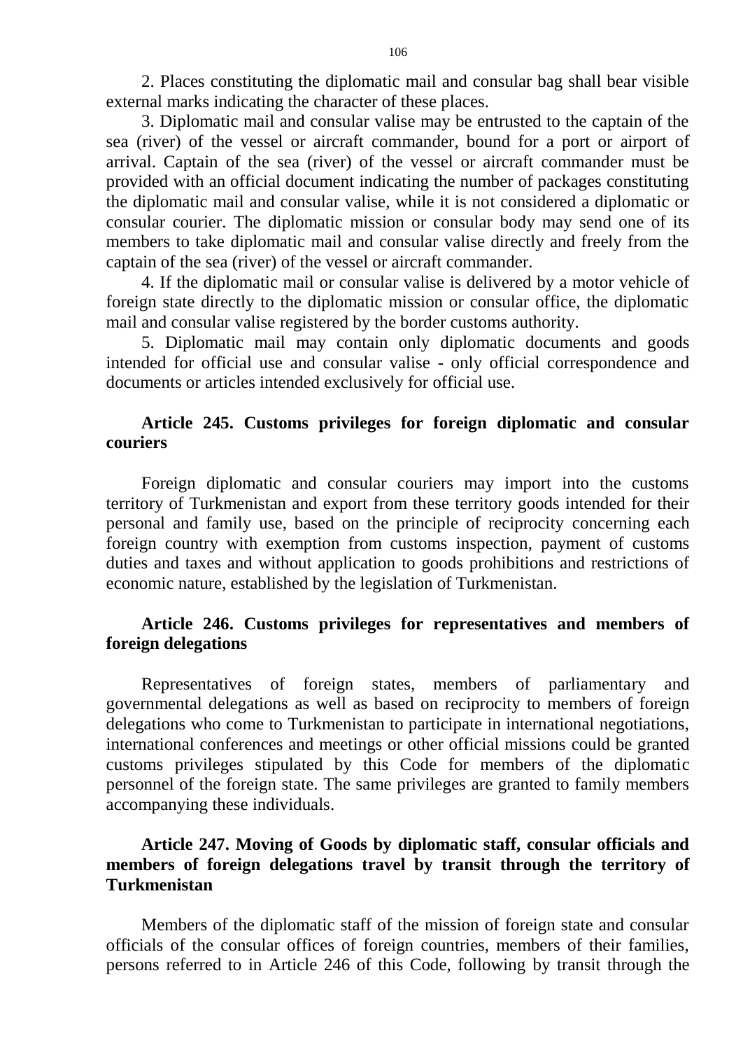2. Places constituting the diplomatic mail and consular bag shall bear visible external marks indicating the character of these places.

3. Diplomatic mail and consular valise may be entrusted to the captain of the sea (river) of the vessel or aircraft commander, bound for a port or airport of arrival. Captain of the sea (river) of the vessel or aircraft commander must be provided with an official document indicating the number of packages constituting the diplomatic mail and consular valise, while it is not considered a diplomatic or consular courier. The diplomatic mission or consular body may send one of its members to take diplomatic mail and consular valise directly and freely from the captain of the sea (river) of the vessel or aircraft commander.

4. If the diplomatic mail or consular valise is delivered by a motor vehicle of foreign state directly to the diplomatic mission or consular office, the diplomatic mail and consular valise registered by the border customs authority.

5. Diplomatic mail may contain only diplomatic documents and goods intended for official use and consular valise - only official correspondence and documents or articles intended exclusively for official use.

### Article 245. Customs privileges for foreign diplomatic and consular couriers

Foreign diplomatic and consular couriers may import into the customs territory of Turkmenistan and export from these territory goods intended for their personal and family use, based on the principle of reciprocity concerning each foreign country with exemption from customs inspection, payment of customs duties and taxes and without application to goods prohibitions and restrictions of economic nature, established by the legislation of Turkmenistan.

### Article 246. Customs privileges for representatives and members of foreign delegations

Representatives of foreign states, members of parliamentary and governmental delegations as well as based on reciprocity to members of foreign delegations who come to Turkmenistan to participate in international negotiations, international conferences and meetings or other official missions could be granted customs privileges stipulated by this Code for members of the diplomatic personnel of the foreign state. The same privileges are granted to family members accompanying these individuals.

### Article 247. Moving of Goods by diplomatic staff, consular officials and members of foreign delegations travel by transit through the territory of Turkmenistan

Members of the diplomatic staff of the mission of foreign state and consular officials of the consular offices of foreign countries, members of their families, persons referred to in Article 246 of this Code, following by transit through the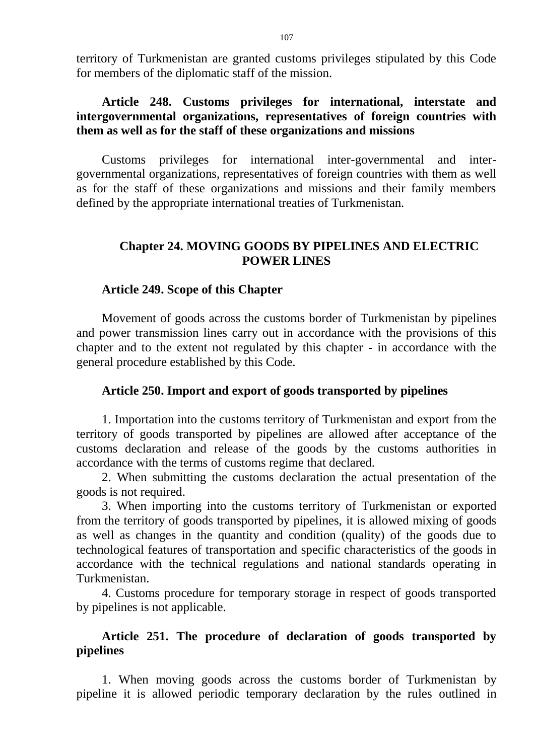territory of Turkmenistan are granted customs privileges stipulated by this Code for members of the diplomatic staff of the mission.

### Article 248. Customs privileges for international, interstate and intergovernmental organizations, representatives of foreign countries with them as well as for the staff of these organizations and missions

Customs privileges for international inter-governmental and inter-governmental organizations, representatives of foreign countries with them as well as for the staff of these organizations and missions and their family members defined by the appropriate international treaties of Turkmenistan.

## Chapter 24. MOVING GOODS BY PIPELINES AND ELECTRIC POWER LINES

### Article 249. Scope of this Chapter

Movement of goods across the customs border of Turkmenistan by pipelines and power transmission lines carry out in accordance with the provisions of this chapter and to the extent not regulated by this chapter - in accordance with the general procedure established by this Code.

### Article 250. Import and export of goods transported by pipelines

1. Importation into the customs territory of Turkmenistan and export from the territory of goods transported by pipelines are allowed after acceptance of the customs declaration and release of the goods by the customs authorities in accordance with the terms of customs regime that declared.

2. When submitting the customs declaration the actual presentation of the goods is not required.

3. When importing into the customs territory of Turkmenistan or exported from the territory of goods transported by pipelines, it is allowed mixing of goods as well as changes in the quantity and condition (quality) of the goods due to technological features of transportation and specific characteristics of the goods in accordance with the technical regulations and national standards operating in Turkmenistan.

4. Customs procedure for temporary storage in respect of goods transported by pipelines is not applicable.

### Article 251. The procedure of declaration of goods transported by pipelines

1. When moving goods across the customs border of Turkmenistan by pipeline it is allowed periodic temporary declaration by the rules outlined in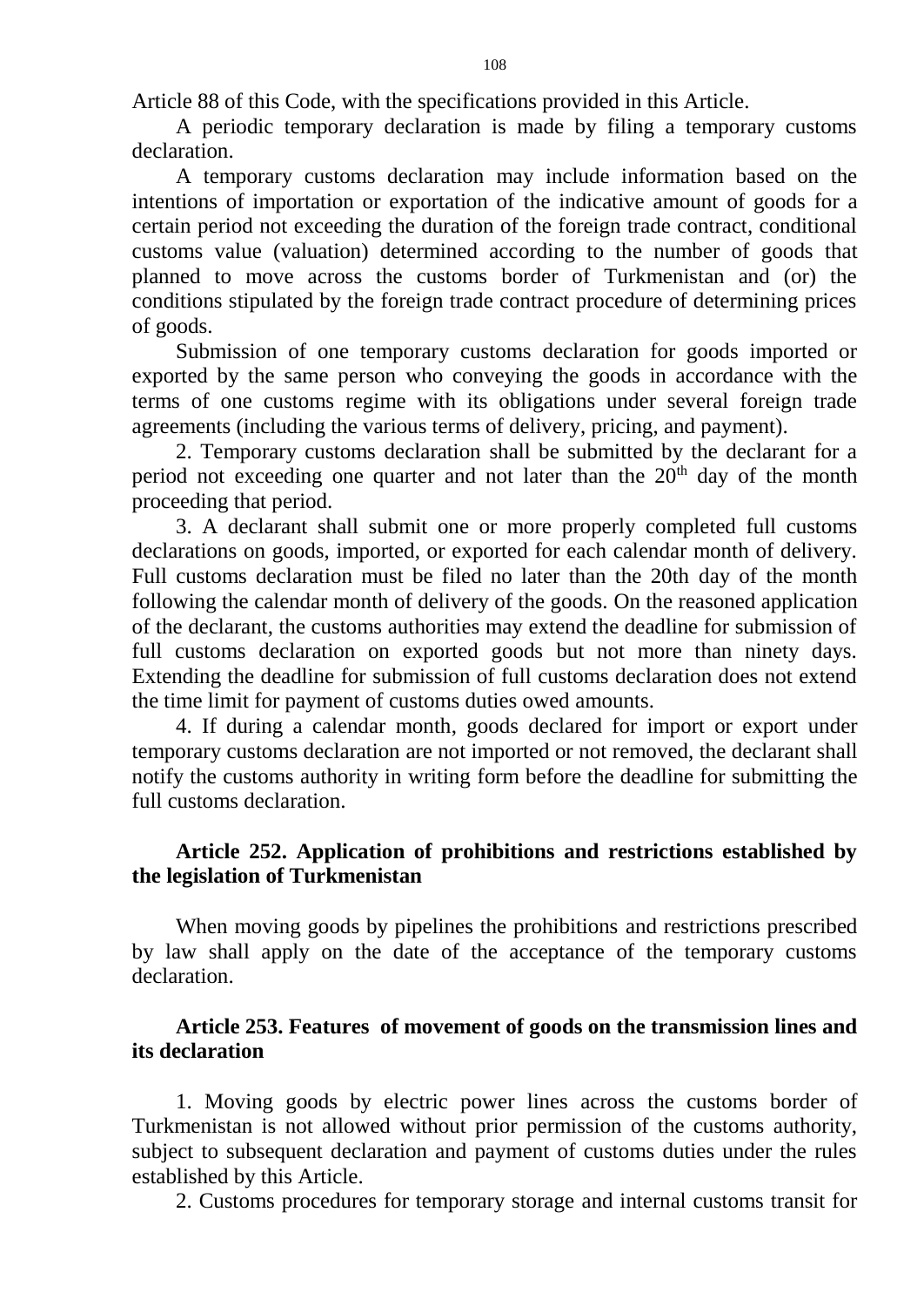Article 88 of this Code, with the specifications provided in this Article.

A periodic temporary declaration is made by filing a temporary customs declaration.

A temporary customs declaration may include information based on the intentions of importation or exportation of the indicative amount of goods for a certain period not exceeding the duration of the foreign trade contract, conditional customs value (valuation) determined according to the number of goods that planned to move across the customs border of Turkmenistan and (or) the conditions stipulated by the foreign trade contract procedure of determining prices of goods.

Submission of one temporary customs declaration for goods imported or exported by the same person who conveying the goods in accordance with the terms of one customs regime with its obligations under several foreign trade agreements (including the various terms of delivery, pricing, and payment).

2. Temporary customs declaration shall be submitted by the declarant for a period not exceeding one quarter and not later than the 20th day of the month proceeding that period.

3. A declarant shall submit one or more properly completed full customs declarations on goods, imported, or exported for each calendar month of delivery. Full customs declaration must be filed no later than the 20th day of the month following the calendar month of delivery of the goods. On the reasoned application of the declarant, the customs authorities may extend the deadline for submission of full customs declaration on exported goods but not more than ninety days. Extending the deadline for submission of full customs declaration does not extend the time limit for payment of customs duties owed amounts.

4. If during a calendar month, goods declared for import or export under temporary customs declaration are not imported or not removed, the declarant shall notify the customs authority in writing form before the deadline for submitting the full customs declaration.

### Article 252. Application of prohibitions and restrictions established by the legislation of Turkmenistan

When moving goods by pipelines the prohibitions and restrictions prescribed by law shall apply on the date of the acceptance of the temporary customs declaration.

### Article 253. Features of movement of goods on the transmission lines and its declaration

1. Moving goods by electric power lines across the customs border of Turkmenistan is not allowed without prior permission of the customs authority, subject to subsequent declaration and payment of customs duties under the rules established by this Article.

2. Customs procedures for temporary storage and internal customs transit for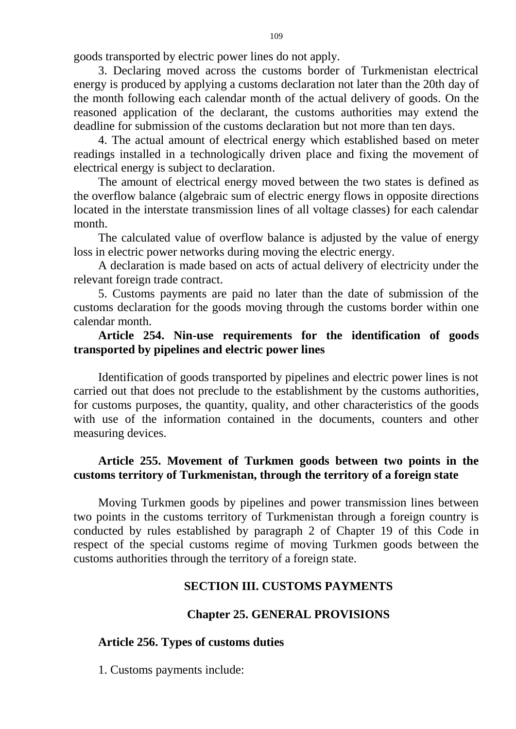goods transported by electric power lines do not apply.

3. Declaring moved across the customs border of Turkmenistan electrical energy is produced by applying a customs declaration not later than the 20th day of the month following each calendar month of the actual delivery of goods. On the reasoned application of the declarant, the customs authorities may extend the deadline for submission of the customs declaration but not more than ten days.

4. The actual amount of electrical energy which established based on meter readings installed in a technologically driven place and fixing the movement of electrical energy is subject to declaration.

The amount of electrical energy moved between the two states is defined as the overflow balance (algebraic sum of electric energy flows in opposite directions located in the interstate transmission lines of all voltage classes) for each calendar month.

The calculated value of overflow balance is adjusted by the value of energy loss in electric power networks during moving the electric energy.

A declaration is made based on acts of actual delivery of electricity under the relevant foreign trade contract.

5. Customs payments are paid no later than the date of submission of the customs declaration for the goods moving through the customs border within one calendar month.

**Article 254. Nin-use requirements for the identification of goods transported by pipelines and electric power lines**

Identification of goods transported by pipelines and electric power lines is not carried out that does not preclude to the establishment by the customs authorities, for customs purposes, the quantity, quality, and other characteristics of the goods with use of the information contained in the documents, counters and other measuring devices.

**Article 255. Movement of Turkmen goods between two points in the customs territory of Turkmenistan, through the territory of a foreign state**

Moving Turkmen goods by pipelines and power transmission lines between two points in the customs territory of Turkmenistan through a foreign country is conducted by rules established by paragraph 2 of Chapter 19 of this Code in respect of the special customs regime of moving Turkmen goods between the customs authorities through the territory of a foreign state.

## SECTION III. CUSTOMS PAYMENTS

## Chapter 25. GENERAL PROVISIONS

**Article 256. Types of customs duties**

1. Customs payments include: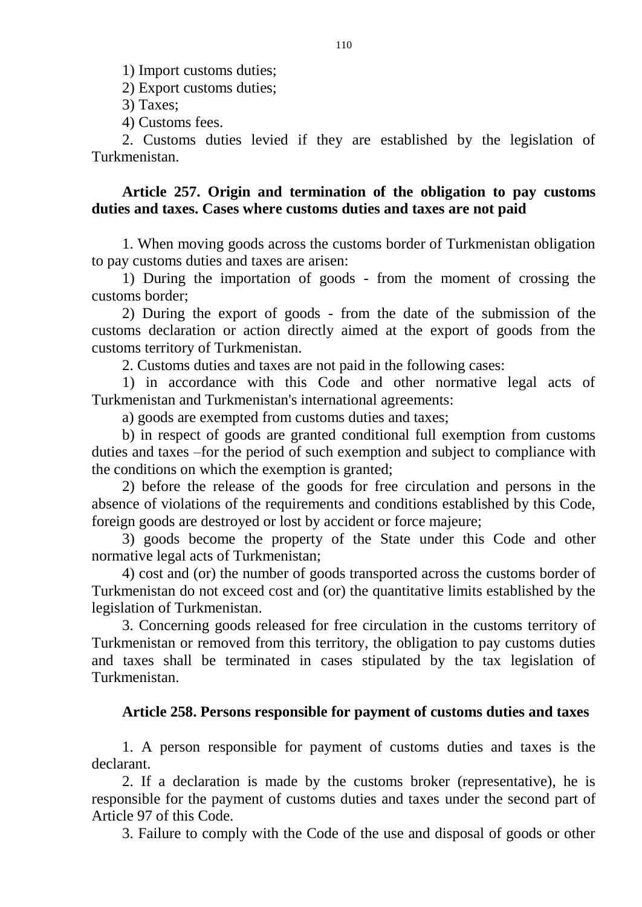1) Import customs duties;

2) Export customs duties;

3) Taxes;

4) Customs fees.

2. Customs duties levied if they are established by the legislation of Turkmenistan.

**Article 257. Origin and termination of the obligation to pay customs duties and taxes. Cases where customs duties and taxes are not paid**

1. When moving goods across the customs border of Turkmenistan obligation to pay customs duties and taxes are arisen:

1) During the importation of goods - from the moment of crossing the customs border;

2) During the export of goods - from the date of the submission of the customs declaration or action directly aimed at the export of goods from the customs territory of Turkmenistan.

2. Customs duties and taxes are not paid in the following cases:

1) in accordance with this Code and other normative legal acts of Turkmenistan and Turkmenistan's international agreements:

a) goods are exempted from customs duties and taxes;

b) in respect of goods are granted conditional full exemption from customs duties and taxes –for the period of such exemption and subject to compliance with the conditions on which the exemption is granted;

2) before the release of the goods for free circulation and persons in the absence of violations of the requirements and conditions established by this Code, foreign goods are destroyed or lost by accident or force majeure;

3) goods become the property of the State under this Code and other normative legal acts of Turkmenistan;

4) cost and (or) the number of goods transported across the customs border of Turkmenistan do not exceed cost and (or) the quantitative limits established by the legislation of Turkmenistan.

3. Concerning goods released for free circulation in the customs territory of Turkmenistan or removed from this territory, the obligation to pay customs duties and taxes shall be terminated in cases stipulated by the tax legislation of Turkmenistan.

**Article 258. Persons responsible for payment of customs duties and taxes**

1. A person responsible for payment of customs duties and taxes is the declarant.

2. If a declaration is made by the customs broker (representative), he is responsible for the payment of customs duties and taxes under the second part of Article 97 of this Code.

3. Failure to comply with the Code of the use and disposal of goods or other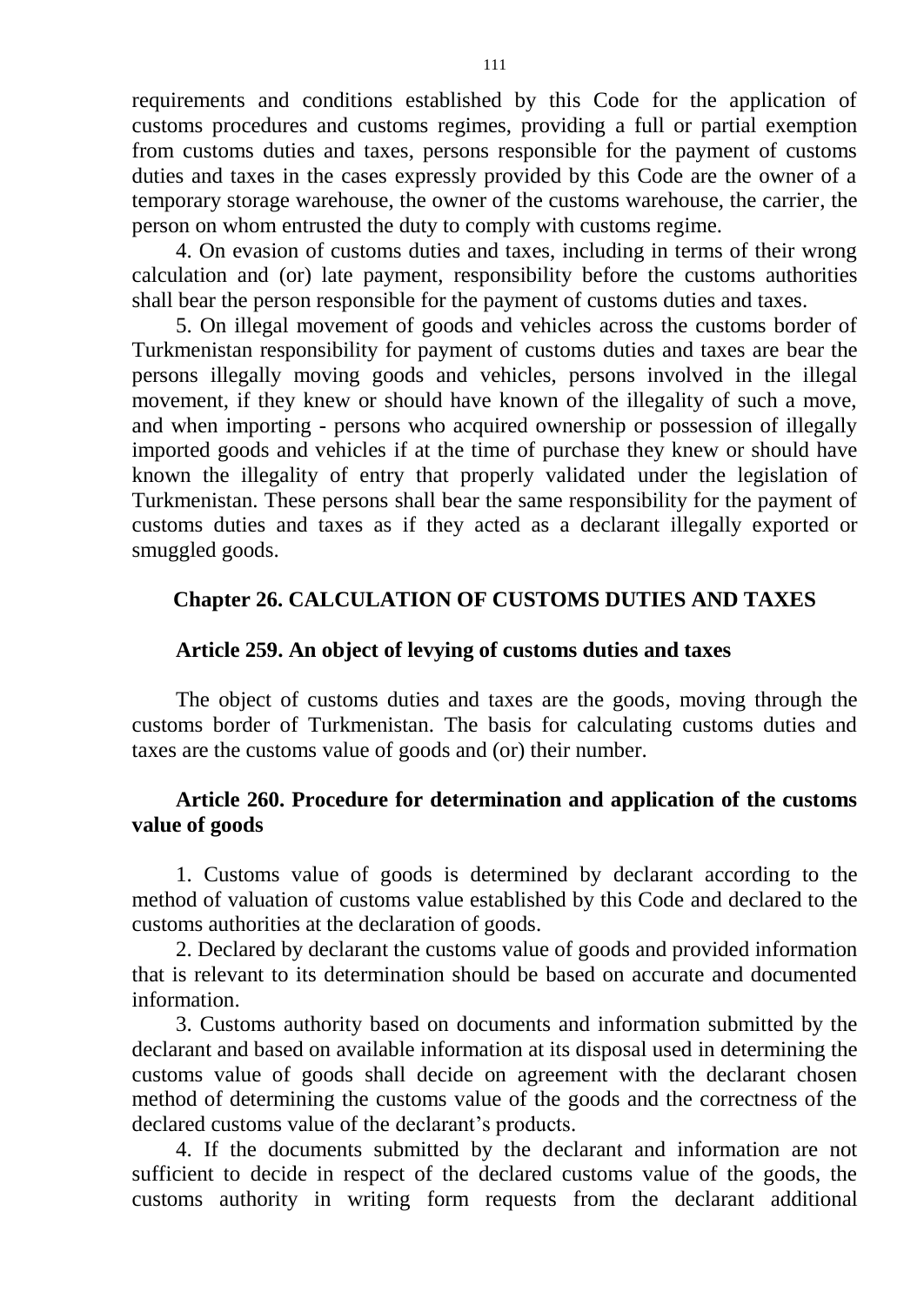requirements and conditions established by this Code for the application of customs procedures and customs regimes, providing a full or partial exemption from customs duties and taxes, persons responsible for the payment of customs duties and taxes in the cases expressly provided by this Code are the owner of a temporary storage warehouse, the owner of the customs warehouse, the carrier, the person on whom entrusted the duty to comply with customs regime.

4. On evasion of customs duties and taxes, including in terms of their wrong calculation and (or) late payment, responsibility before the customs authorities shall bear the person responsible for the payment of customs duties and taxes.

5. On illegal movement of goods and vehicles across the customs border of Turkmenistan responsibility for payment of customs duties and taxes are bear the persons illegally moving goods and vehicles, persons involved in the illegal movement, if they knew or should have known of the illegality of such a move, and when importing - persons who acquired ownership or possession of illegally imported goods and vehicles if at the time of purchase they knew or should have known the illegality of entry that properly validated under the legislation of Turkmenistan. These persons shall bear the same responsibility for the payment of customs duties and taxes as if they acted as a declarant illegally exported or smuggled goods.

## Chapter 26. CALCULATION OF CUSTOMS DUTIES AND TAXES

### Article 259. An object of levying of customs duties and taxes

The object of customs duties and taxes are the goods, moving through the customs border of Turkmenistan. The basis for calculating customs duties and taxes are the customs value of goods and (or) their number.

### Article 260. Procedure for determination and application of the customs value of goods

1. Customs value of goods is determined by declarant according to the method of valuation of customs value established by this Code and declared to the customs authorities at the declaration of goods.

2. Declared by declarant the customs value of goods and provided information that is relevant to its determination should be based on accurate and documented information.

3. Customs authority based on documents and information submitted by the declarant and based on available information at its disposal used in determining the customs value of goods shall decide on agreement with the declarant chosen method of determining the customs value of the goods and the correctness of the declared customs value of the declarant's products.

4. If the documents submitted by the declarant and information are not sufficient to decide in respect of the declared customs value of the goods, the customs authority in writing form requests from the declarant additional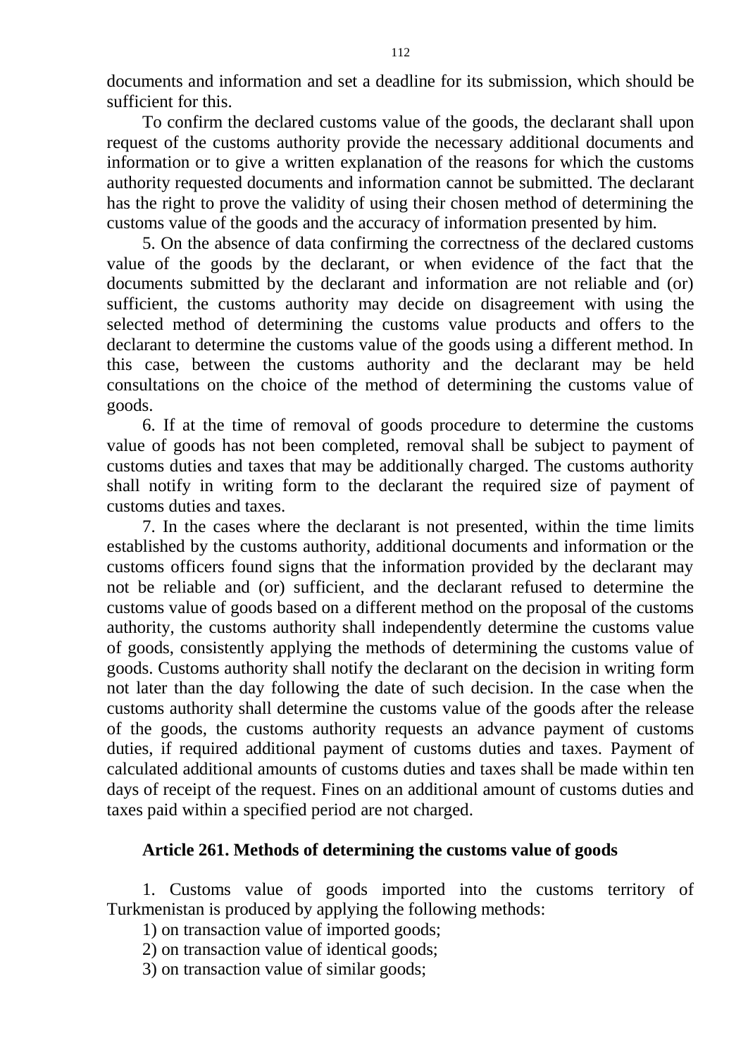documents and information and set a deadline for its submission, which should be sufficient for this.

To confirm the declared customs value of the goods, the declarant shall upon request of the customs authority provide the necessary additional documents and information or to give a written explanation of the reasons for which the customs authority requested documents and information cannot be submitted. The declarant has the right to prove the validity of using their chosen method of determining the customs value of the goods and the accuracy of information presented by him.

5. On the absence of data confirming the correctness of the declared customs value of the goods by the declarant, or when evidence of the fact that the documents submitted by the declarant and information are not reliable and (or) sufficient, the customs authority may decide on disagreement with using the selected method of determining the customs value products and offers to the declarant to determine the customs value of the goods using a different method. In this case, between the customs authority and the declarant may be held consultations on the choice of the method of determining the customs value of goods.

6. If at the time of removal of goods procedure to determine the customs value of goods has not been completed, removal shall be subject to payment of customs duties and taxes that may be additionally charged. The customs authority shall notify in writing form to the declarant the required size of payment of customs duties and taxes.

7. In the cases where the declarant is not presented, within the time limits established by the customs authority, additional documents and information or the customs officers found signs that the information provided by the declarant may not be reliable and (or) sufficient, and the declarant refused to determine the customs value of goods based on a different method on the proposal of the customs authority, the customs authority shall independently determine the customs value of goods, consistently applying the methods of determining the customs value of goods. Customs authority shall notify the declarant on the decision in writing form not later than the day following the date of such decision. In the case when the customs authority shall determine the customs value of the goods after the release of the goods, the customs authority requests an advance payment of customs duties, if required additional payment of customs duties and taxes. Payment of calculated additional amounts of customs duties and taxes shall be made within ten days of receipt of the request. Fines on an additional amount of customs duties and taxes paid within a specified period are not charged.

### Article 261. Methods of determining the customs value of goods

1. Customs value of goods imported into the customs territory of Turkmenistan is produced by applying the following methods:

1) on transaction value of imported goods;
2) on transaction value of identical goods;
3) on transaction value of similar goods;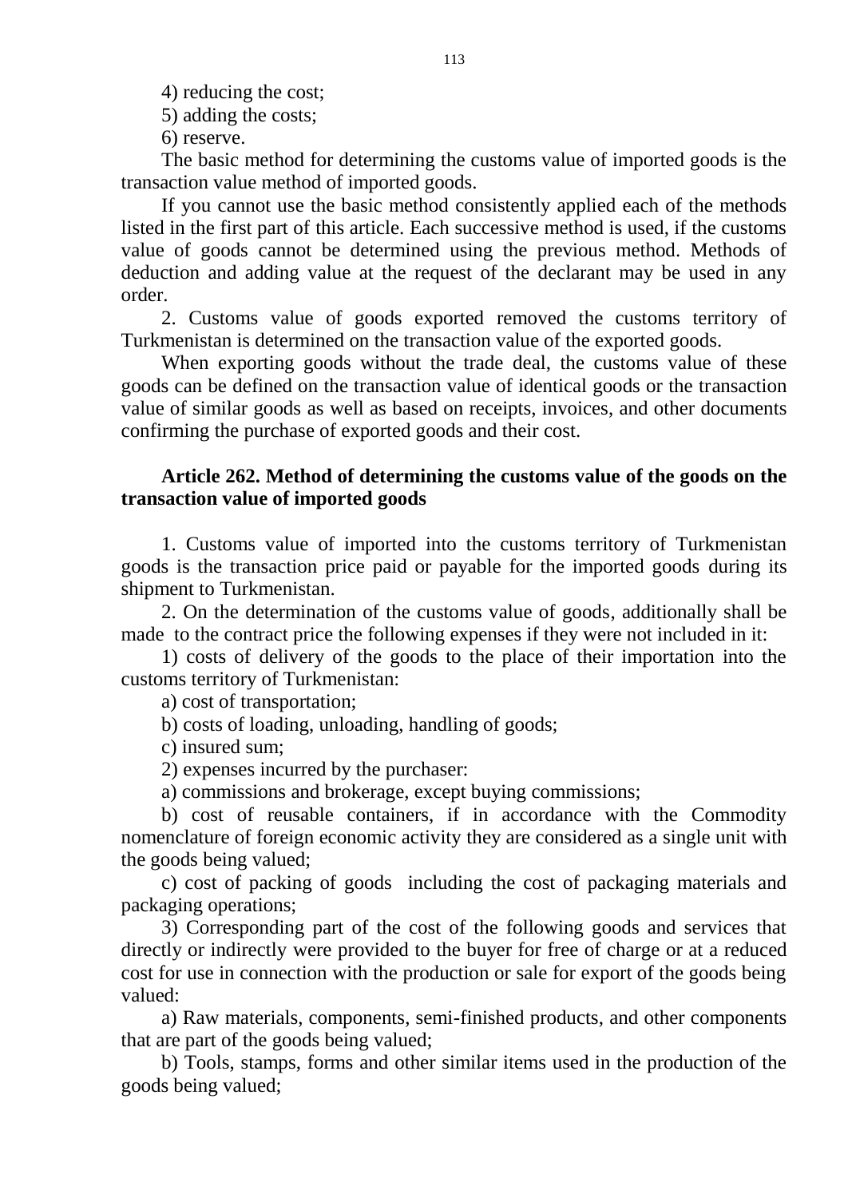4) reducing the cost;

5) adding the costs;

6) reserve.

The basic method for determining the customs value of imported goods is the transaction value method of imported goods.

If you cannot use the basic method consistently applied each of the methods listed in the first part of this article. Each successive method is used, if the customs value of goods cannot be determined using the previous method. Methods of deduction and adding value at the request of the declarant may be used in any order.

2. Customs value of goods exported removed the customs territory of Turkmenistan is determined on the transaction value of the exported goods.

When exporting goods without the trade deal, the customs value of these goods can be defined on the transaction value of identical goods or the transaction value of similar goods as well as based on receipts, invoices, and other documents confirming the purchase of exported goods and their cost.

**Article 262. Method of determining the customs value of the goods on the transaction value of imported goods**

1. Customs value of imported into the customs territory of Turkmenistan goods is the transaction price paid or payable for the imported goods during its shipment to Turkmenistan.

2. On the determination of the customs value of goods, additionally shall be made to the contract price the following expenses if they were not included in it:

1) costs of delivery of the goods to the place of their importation into the customs territory of Turkmenistan:

a) cost of transportation;

b) costs of loading, unloading, handling of goods;

c) insured sum;

2) expenses incurred by the purchaser:

a) commissions and brokerage, except buying commissions;

b) cost of reusable containers, if in accordance with the Commodity nomenclature of foreign economic activity they are considered as a single unit with the goods being valued;

c) cost of packing of goods including the cost of packaging materials and packaging operations;

3) Corresponding part of the cost of the following goods and services that directly or indirectly were provided to the buyer for free of charge or at a reduced cost for use in connection with the production or sale for export of the goods being valued:

a) Raw materials, components, semi-finished products, and other components that are part of the goods being valued;

b) Tools, stamps, forms and other similar items used in the production of the goods being valued;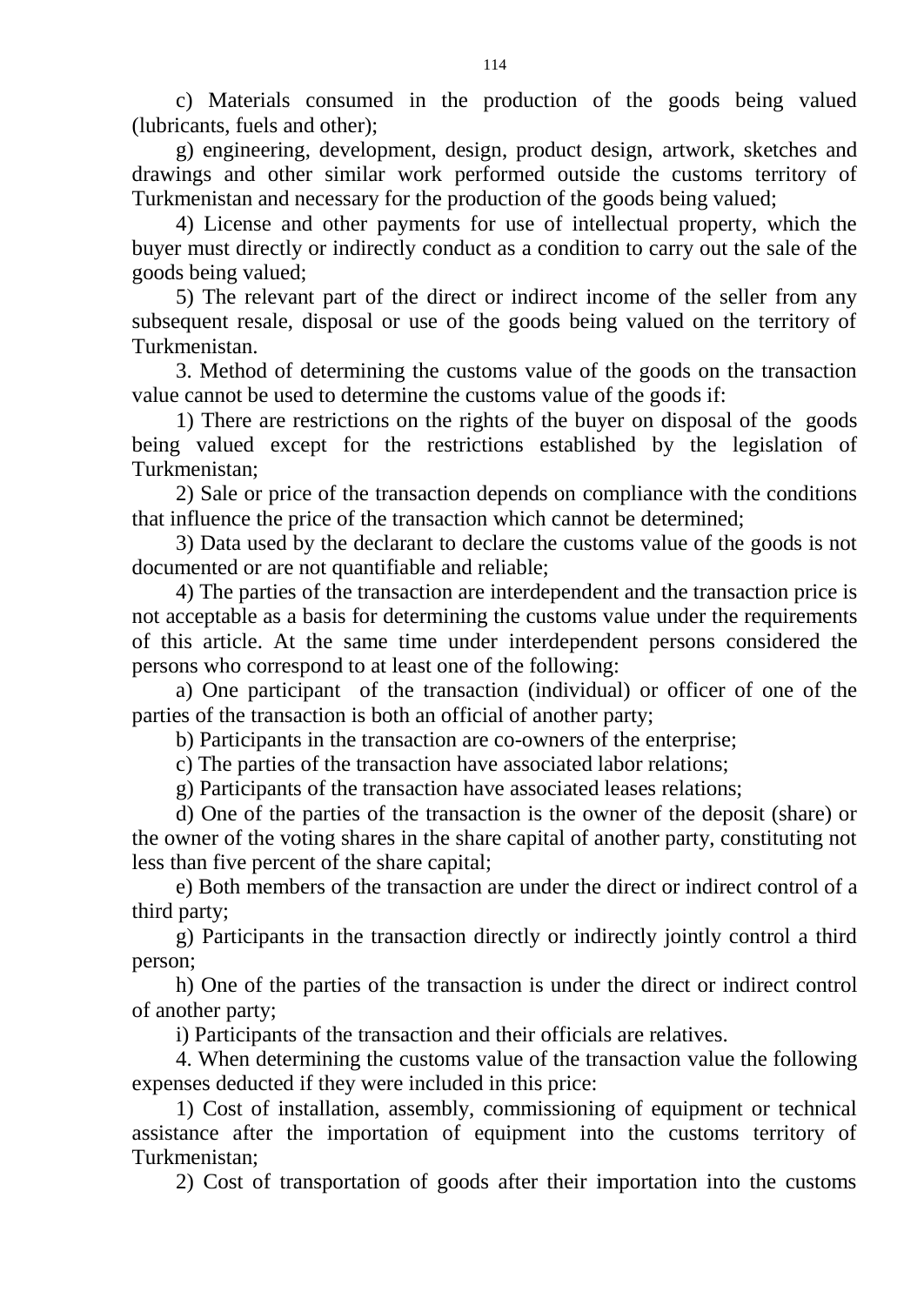c) Materials consumed in the production of the goods being valued (lubricants, fuels and other);

g) engineering, development, design, product design, artwork, sketches and drawings and other similar work performed outside the customs territory of Turkmenistan and necessary for the production of the goods being valued;

4) License and other payments for use of intellectual property, which the buyer must directly or indirectly conduct as a condition to carry out the sale of the goods being valued;

5) The relevant part of the direct or indirect income of the seller from any subsequent resale, disposal or use of the goods being valued on the territory of Turkmenistan.

3. Method of determining the customs value of the goods on the transaction value cannot be used to determine the customs value of the goods if:

1) There are restrictions on the rights of the buyer on disposal of the goods being valued except for the restrictions established by the legislation of Turkmenistan;

2) Sale or price of the transaction depends on compliance with the conditions that influence the price of the transaction which cannot be determined;

3) Data used by the declarant to declare the customs value of the goods is not documented or are not quantifiable and reliable;

4) The parties of the transaction are interdependent and the transaction price is not acceptable as a basis for determining the customs value under the requirements of this article. At the same time under interdependent persons considered the persons who correspond to at least one of the following:

a) One participant of the transaction (individual) or officer of one of the parties of the transaction is both an official of another party;

b) Participants in the transaction are co-owners of the enterprise;

c) The parties of the transaction have associated labor relations;

g) Participants of the transaction have associated leases relations;

d) One of the parties of the transaction is the owner of the deposit (share) or the owner of the voting shares in the share capital of another party, constituting not less than five percent of the share capital;

e) Both members of the transaction are under the direct or indirect control of a third party;

g) Participants in the transaction directly or indirectly jointly control a third person;

h) One of the parties of the transaction is under the direct or indirect control of another party;

i) Participants of the transaction and their officials are relatives.

4. When determining the customs value of the transaction value the following expenses deducted if they were included in this price:

1) Cost of installation, assembly, commissioning of equipment or technical assistance after the importation of equipment into the customs territory of Turkmenistan;

2) Cost of transportation of goods after their importation into the customs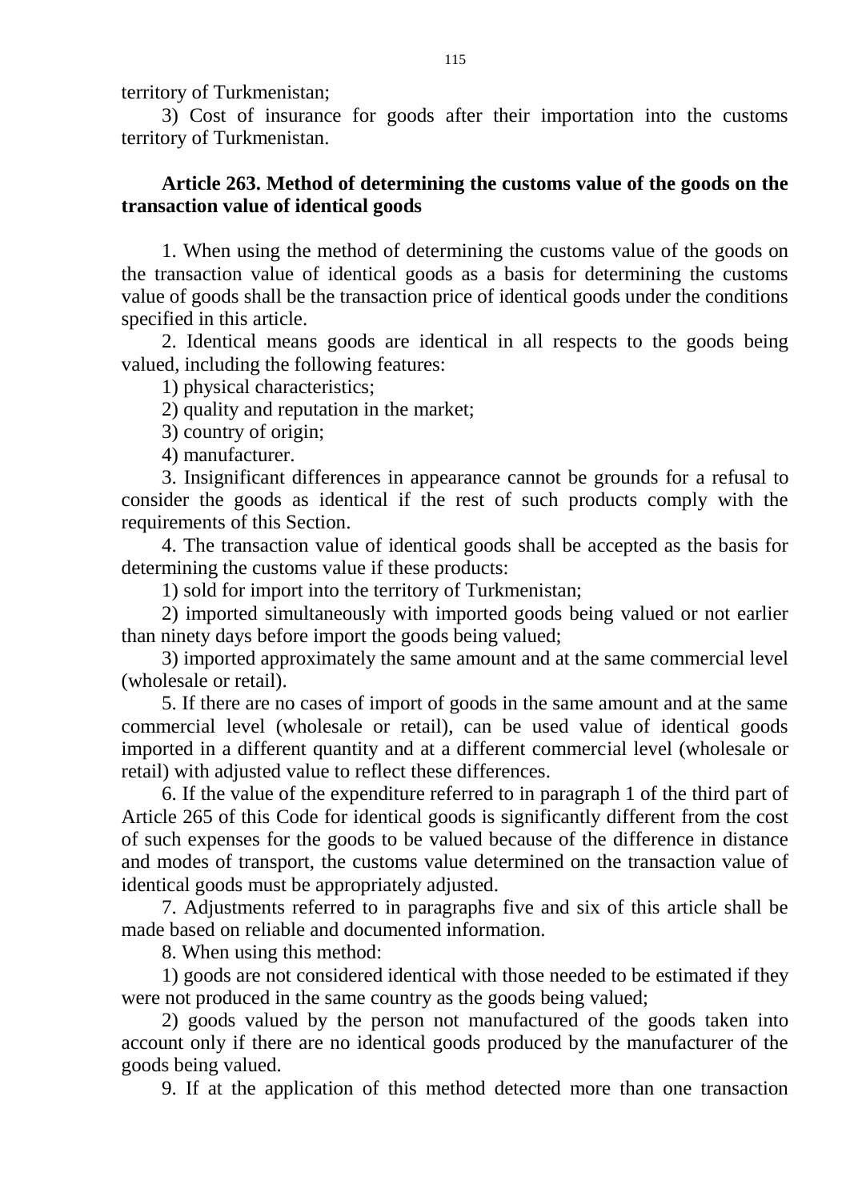territory of Turkmenistan;

3) Cost of insurance for goods after their importation into the customs territory of Turkmenistan.

**Article 263. Method of determining the customs value of the goods on the transaction value of identical goods**

1. When using the method of determining the customs value of the goods on the transaction value of identical goods as a basis for determining the customs value of goods shall be the transaction price of identical goods under the conditions specified in this article.

2. Identical means goods are identical in all respects to the goods being valued, including the following features:

1) physical characteristics;

2) quality and reputation in the market;

3) country of origin;

4) manufacturer.

3. Insignificant differences in appearance cannot be grounds for a refusal to consider the goods as identical if the rest of such products comply with the requirements of this Section.

4. The transaction value of identical goods shall be accepted as the basis for determining the customs value if these products:

1) sold for import into the territory of Turkmenistan;

2) imported simultaneously with imported goods being valued or not earlier than ninety days before import the goods being valued;

3) imported approximately the same amount and at the same commercial level (wholesale or retail).

5. If there are no cases of import of goods in the same amount and at the same commercial level (wholesale or retail), can be used value of identical goods imported in a different quantity and at a different commercial level (wholesale or retail) with adjusted value to reflect these differences.

6. If the value of the expenditure referred to in paragraph 1 of the third part of Article 265 of this Code for identical goods is significantly different from the cost of such expenses for the goods to be valued because of the difference in distance and modes of transport, the customs value determined on the transaction value of identical goods must be appropriately adjusted.

7. Adjustments referred to in paragraphs five and six of this article shall be made based on reliable and documented information.

8. When using this method:

1) goods are not considered identical with those needed to be estimated if they were not produced in the same country as the goods being valued;

2) goods valued by the person not manufactured of the goods taken into account only if there are no identical goods produced by the manufacturer of the goods being valued.

9. If at the application of this method detected more than one transaction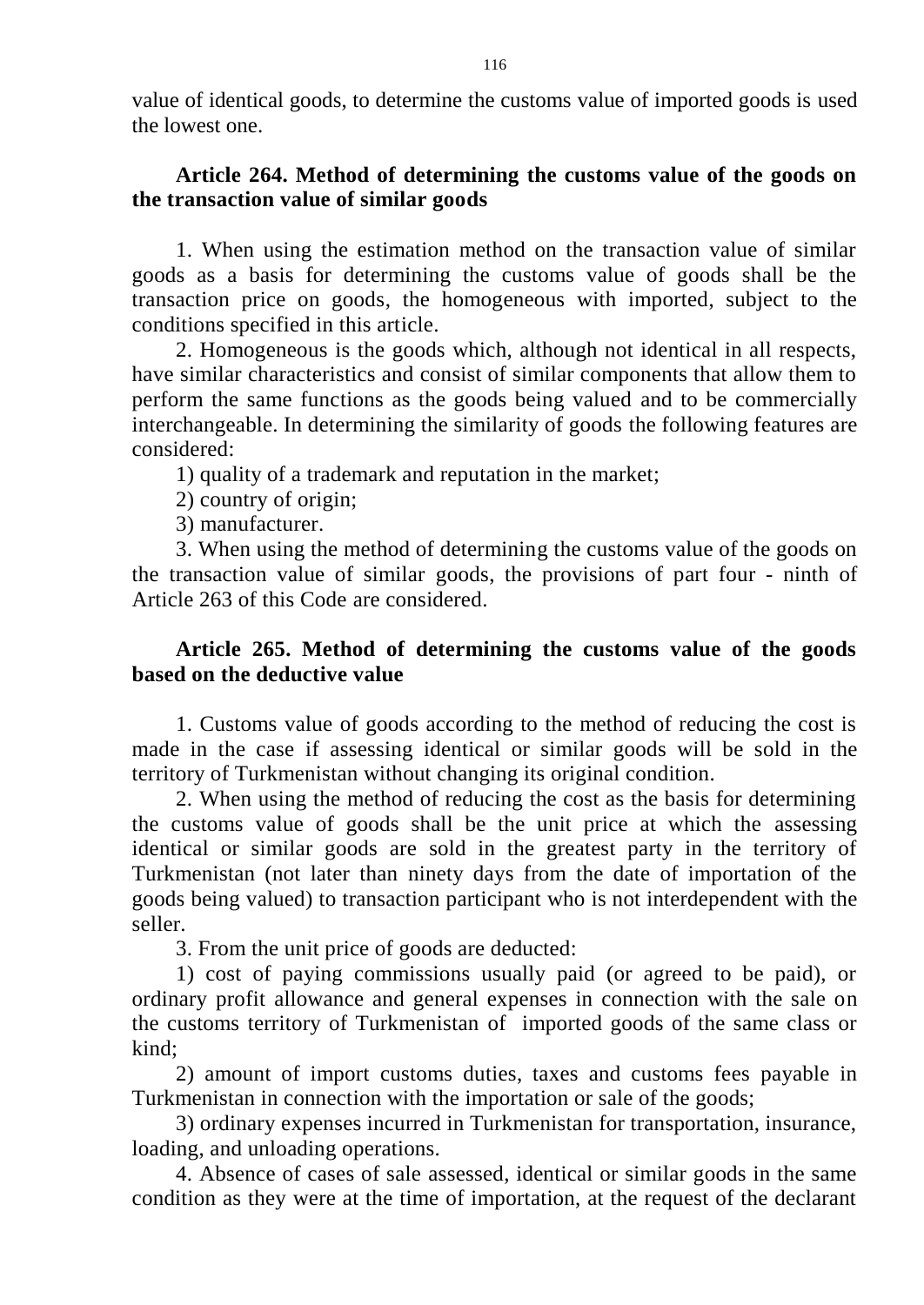value of identical goods, to determine the customs value of imported goods is used the lowest one.

**Article 264. Method of determining the customs value of the goods on the transaction value of similar goods**

1. When using the estimation method on the transaction value of similar goods as a basis for determining the customs value of goods shall be the transaction price on goods, the homogeneous with imported, subject to the conditions specified in this article.

2. Homogeneous is the goods which, although not identical in all respects, have similar characteristics and consist of similar components that allow them to perform the same functions as the goods being valued and to be commercially interchangeable. In determining the similarity of goods the following features are considered:

1) quality of a trademark and reputation in the market;

2) country of origin;

3) manufacturer.

3. When using the method of determining the customs value of the goods on the transaction value of similar goods, the provisions of part four - ninth of Article 263 of this Code are considered.

**Article 265. Method of determining the customs value of the goods based on the deductive value**

1. Customs value of goods according to the method of reducing the cost is made in the case if assessing identical or similar goods will be sold in the territory of Turkmenistan without changing its original condition.

2. When using the method of reducing the cost as the basis for determining the customs value of goods shall be the unit price at which the assessing identical or similar goods are sold in the greatest party in the territory of Turkmenistan (not later than ninety days from the date of importation of the goods being valued) to transaction participant who is not interdependent with the seller.

3. From the unit price of goods are deducted:

1) cost of paying commissions usually paid (or agreed to be paid), or ordinary profit allowance and general expenses in connection with the sale on the customs territory of Turkmenistan of imported goods of the same class or kind;

2) amount of import customs duties, taxes and customs fees payable in Turkmenistan in connection with the importation or sale of the goods;

3) ordinary expenses incurred in Turkmenistan for transportation, insurance, loading, and unloading operations.

4. Absence of cases of sale assessed, identical or similar goods in the same condition as they were at the time of importation, at the request of the declarant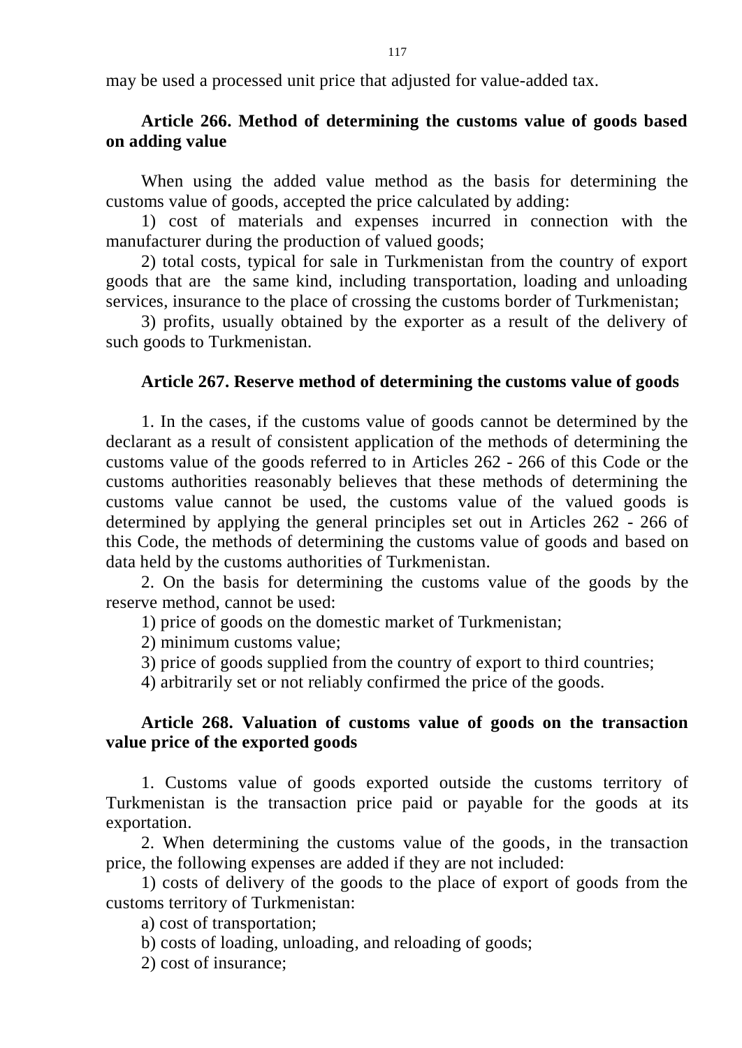may be used a processed unit price that adjusted for value-added tax.

### Article 266. Method of determining the customs value of goods based on adding value

When using the added value method as the basis for determining the customs value of goods, accepted the price calculated by adding:

1) cost of materials and expenses incurred in connection with the manufacturer during the production of valued goods;

2) total costs, typical for sale in Turkmenistan from the country of export goods that are the same kind, including transportation, loading and unloading services, insurance to the place of crossing the customs border of Turkmenistan;

3) profits, usually obtained by the exporter as a result of the delivery of such goods to Turkmenistan.

### Article 267. Reserve method of determining the customs value of goods

1. In the cases, if the customs value of goods cannot be determined by the declarant as a result of consistent application of the methods of determining the customs value of the goods referred to in Articles 262 - 266 of this Code or the customs authorities reasonably believes that these methods of determining the customs value cannot be used, the customs value of the valued goods is determined by applying the general principles set out in Articles 262 - 266 of this Code, the methods of determining the customs value of goods and based on data held by the customs authorities of Turkmenistan.

2. On the basis for determining the customs value of the goods by the reserve method, cannot be used:

1) price of goods on the domestic market of Turkmenistan;

2) minimum customs value;

3) price of goods supplied from the country of export to third countries;

4) arbitrarily set or not reliably confirmed the price of the goods.

### Article 268. Valuation of customs value of goods on the transaction value price of the exported goods

1. Customs value of goods exported outside the customs territory of Turkmenistan is the transaction price paid or payable for the goods at its exportation.

2. When determining the customs value of the goods, in the transaction price, the following expenses are added if they are not included:

1) costs of delivery of the goods to the place of export of goods from the customs territory of Turkmenistan:

a) cost of transportation;

b) costs of loading, unloading, and reloading of goods;

2) cost of insurance;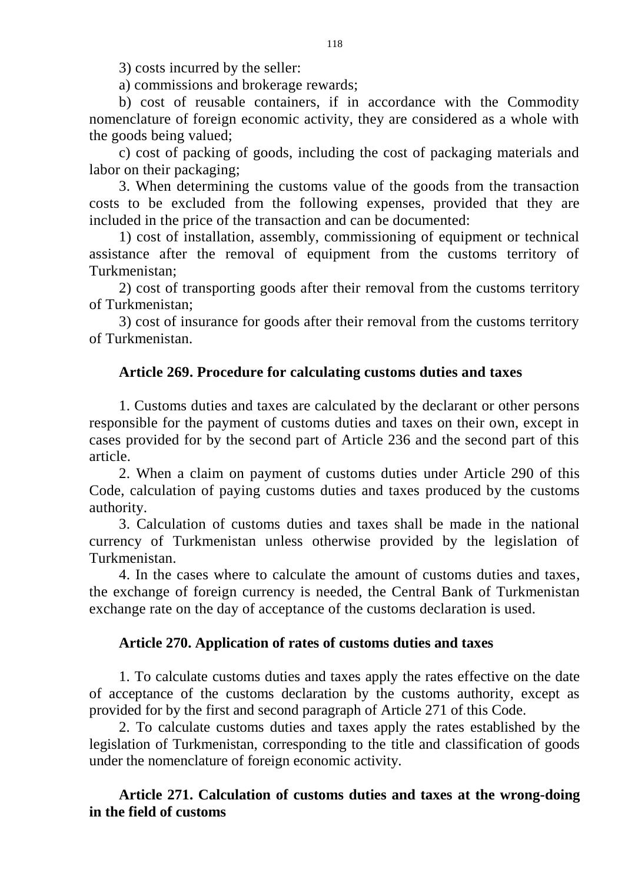3) costs incurred by the seller:

a) commissions and brokerage rewards;

b) cost of reusable containers, if in accordance with the Commodity nomenclature of foreign economic activity, they are considered as a whole with the goods being valued;

c) cost of packing of goods, including the cost of packaging materials and labor on their packaging;

3. When determining the customs value of the goods from the transaction costs to be excluded from the following expenses, provided that they are included in the price of the transaction and can be documented:

1) cost of installation, assembly, commissioning of equipment or technical assistance after the removal of equipment from the customs territory of Turkmenistan;

2) cost of transporting goods after their removal from the customs territory of Turkmenistan;

3) cost of insurance for goods after their removal from the customs territory of Turkmenistan.

**Article 269. Procedure for calculating customs duties and taxes**

1. Customs duties and taxes are calculated by the declarant or other persons responsible for the payment of customs duties and taxes on their own, except in cases provided for by the second part of Article 236 and the second part of this article.

2. When a claim on payment of customs duties under Article 290 of this Code, calculation of paying customs duties and taxes produced by the customs authority.

3. Calculation of customs duties and taxes shall be made in the national currency of Turkmenistan unless otherwise provided by the legislation of Turkmenistan.

4. In the cases where to calculate the amount of customs duties and taxes, the exchange of foreign currency is needed, the Central Bank of Turkmenistan exchange rate on the day of acceptance of the customs declaration is used.

**Article 270. Application of rates of customs duties and taxes**

1. To calculate customs duties and taxes apply the rates effective on the date of acceptance of the customs declaration by the customs authority, except as provided for by the first and second paragraph of Article 271 of this Code.

2. To calculate customs duties and taxes apply the rates established by the legislation of Turkmenistan, corresponding to the title and classification of goods under the nomenclature of foreign economic activity.

**Article 271. Calculation of customs duties and taxes at the wrong-doing in the field of customs**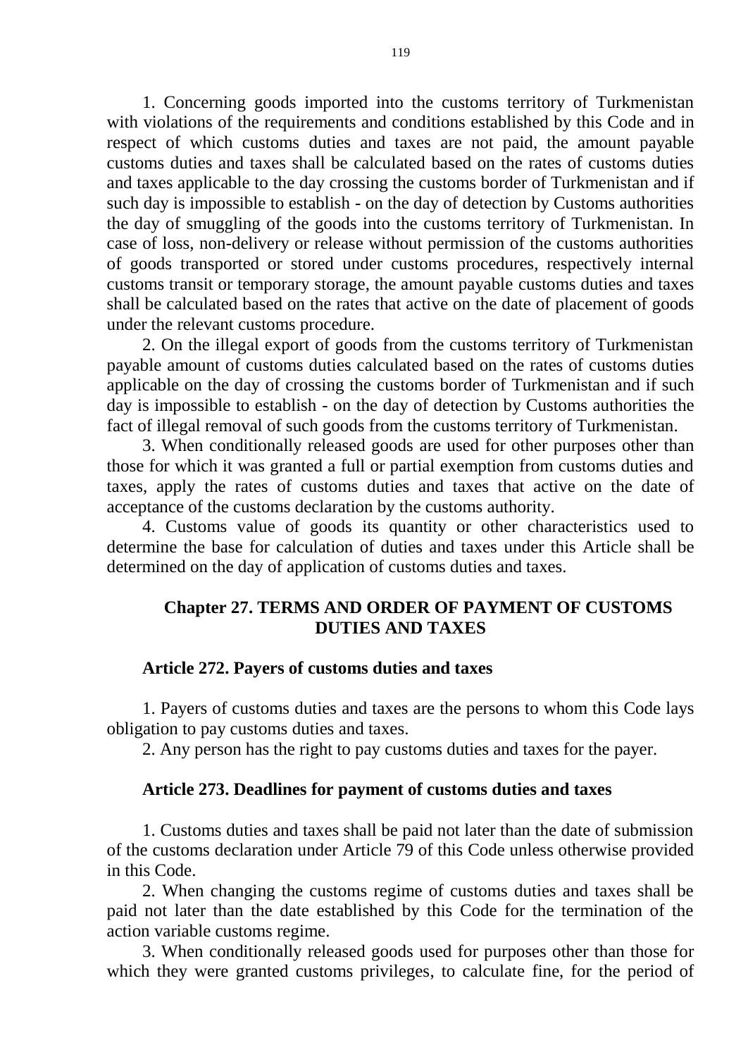1. Concerning goods imported into the customs territory of Turkmenistan with violations of the requirements and conditions established by this Code and in respect of which customs duties and taxes are not paid, the amount payable customs duties and taxes shall be calculated based on the rates of customs duties and taxes applicable to the day crossing the customs border of Turkmenistan and if such day is impossible to establish - on the day of detection by Customs authorities the day of smuggling of the goods into the customs territory of Turkmenistan. In case of loss, non-delivery or release without permission of the customs authorities of goods transported or stored under customs procedures, respectively internal customs transit or temporary storage, the amount payable customs duties and taxes shall be calculated based on the rates that active on the date of placement of goods under the relevant customs procedure.

2. On the illegal export of goods from the customs territory of Turkmenistan payable amount of customs duties calculated based on the rates of customs duties applicable on the day of crossing the customs border of Turkmenistan and if such day is impossible to establish - on the day of detection by Customs authorities the fact of illegal removal of such goods from the customs territory of Turkmenistan.

3. When conditionally released goods are used for other purposes other than those for which it was granted a full or partial exemption from customs duties and taxes, apply the rates of customs duties and taxes that active on the date of acceptance of the customs declaration by the customs authority.

4. Customs value of goods its quantity or other characteristics used to determine the base for calculation of duties and taxes under this Article shall be determined on the day of application of customs duties and taxes.

## Chapter 27. TERMS AND ORDER OF PAYMENT OF CUSTOMS DUTIES AND TAXES

### Article 272. Payers of customs duties and taxes

1. Payers of customs duties and taxes are the persons to whom this Code lays obligation to pay customs duties and taxes.

2. Any person has the right to pay customs duties and taxes for the payer.

### Article 273. Deadlines for payment of customs duties and taxes

1. Customs duties and taxes shall be paid not later than the date of submission of the customs declaration under Article 79 of this Code unless otherwise provided in this Code.

2. When changing the customs regime of customs duties and taxes shall be paid not later than the date established by this Code for the termination of the action variable customs regime.

3. When conditionally released goods used for purposes other than those for which they were granted customs privileges, to calculate fine, for the period of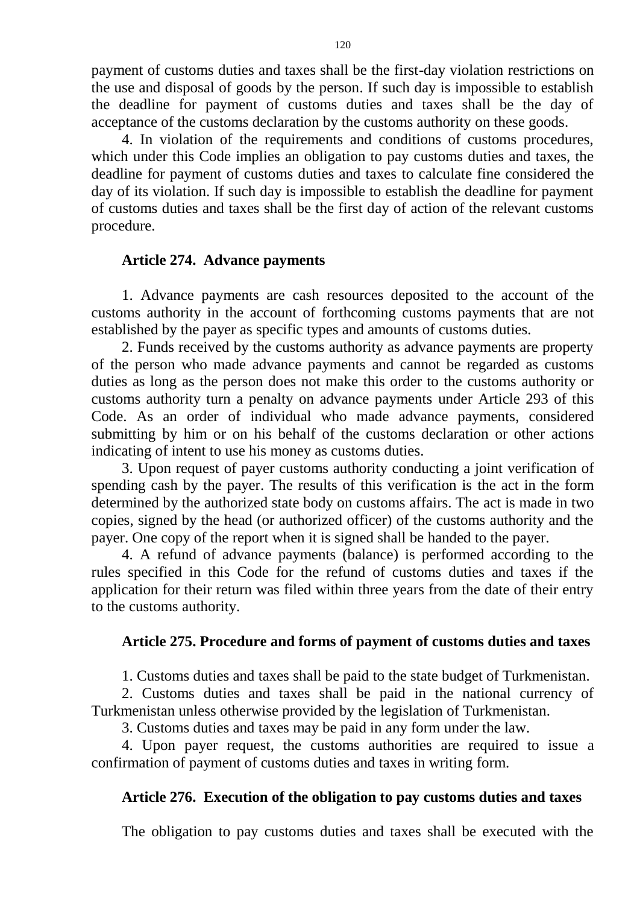payment of customs duties and taxes shall be the first-day violation restrictions on the use and disposal of goods by the person. If such day is impossible to establish the deadline for payment of customs duties and taxes shall be the day of acceptance of the customs declaration by the customs authority on these goods.

4. In violation of the requirements and conditions of customs procedures, which under this Code implies an obligation to pay customs duties and taxes, the deadline for payment of customs duties and taxes to calculate fine considered the day of its violation. If such day is impossible to establish the deadline for payment of customs duties and taxes shall be the first day of action of the relevant customs procedure.

### Article 274. Advance payments

1. Advance payments are cash resources deposited to the account of the customs authority in the account of forthcoming customs payments that are not established by the payer as specific types and amounts of customs duties.

2. Funds received by the customs authority as advance payments are property of the person who made advance payments and cannot be regarded as customs duties as long as the person does not make this order to the customs authority or customs authority turn a penalty on advance payments under Article 293 of this Code. As an order of individual who made advance payments, considered submitting by him or on his behalf of the customs declaration or other actions indicating of intent to use his money as customs duties.

3. Upon request of payer customs authority conducting a joint verification of spending cash by the payer. The results of this verification is the act in the form determined by the authorized state body on customs affairs. The act is made in two copies, signed by the head (or authorized officer) of the customs authority and the payer. One copy of the report when it is signed shall be handed to the payer.

4. A refund of advance payments (balance) is performed according to the rules specified in this Code for the refund of customs duties and taxes if the application for their return was filed within three years from the date of their entry to the customs authority.

### Article 275. Procedure and forms of payment of customs duties and taxes

1. Customs duties and taxes shall be paid to the state budget of Turkmenistan.

2. Customs duties and taxes shall be paid in the national currency of Turkmenistan unless otherwise provided by the legislation of Turkmenistan.

3. Customs duties and taxes may be paid in any form under the law.

4. Upon payer request, the customs authorities are required to issue a confirmation of payment of customs duties and taxes in writing form.

### Article 276. Execution of the obligation to pay customs duties and taxes

The obligation to pay customs duties and taxes shall be executed with the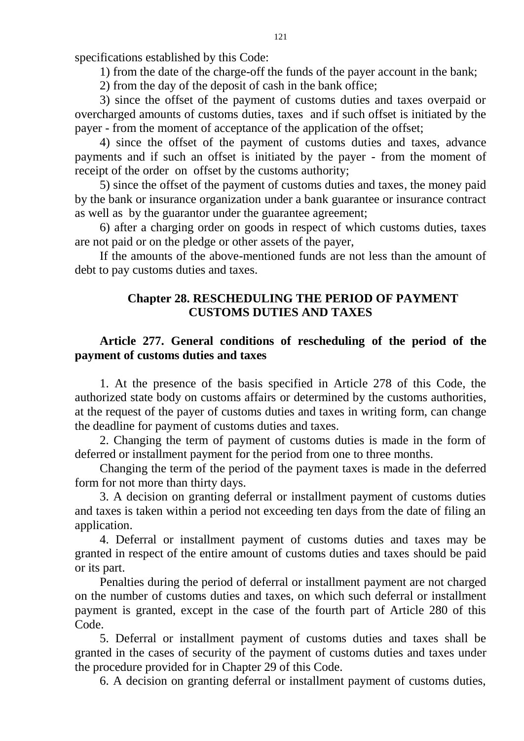specifications established by this Code:

1) from the date of the charge-off the funds of the payer account in the bank;

2) from the day of the deposit of cash in the bank office;

3) since the offset of the payment of customs duties and taxes overpaid or overcharged amounts of customs duties, taxes and if such offset is initiated by the payer - from the moment of acceptance of the application of the offset;

4) since the offset of the payment of customs duties and taxes, advance payments and if such an offset is initiated by the payer - from the moment of receipt of the order on offset by the customs authority;

5) since the offset of the payment of customs duties and taxes, the money paid by the bank or insurance organization under a bank guarantee or insurance contract as well as by the guarantor under the guarantee agreement;

6) after a charging order on goods in respect of which customs duties, taxes are not paid or on the pledge or other assets of the payer,

If the amounts of the above-mentioned funds are not less than the amount of debt to pay customs duties and taxes.

## Chapter 28. RESCHEDULING THE PERIOD OF PAYMENT CUSTOMS DUTIES AND TAXES

### Article 277. General conditions of rescheduling of the period of the payment of customs duties and taxes

1. At the presence of the basis specified in Article 278 of this Code, the authorized state body on customs affairs or determined by the customs authorities, at the request of the payer of customs duties and taxes in writing form, can change the deadline for payment of customs duties and taxes.

2. Changing the term of payment of customs duties is made in the form of deferred or installment payment for the period from one to three months.

Changing the term of the period of the payment taxes is made in the deferred form for not more than thirty days.

3. A decision on granting deferral or installment payment of customs duties and taxes is taken within a period not exceeding ten days from the date of filing an application.

4. Deferral or installment payment of customs duties and taxes may be granted in respect of the entire amount of customs duties and taxes should be paid or its part.

Penalties during the period of deferral or installment payment are not charged on the number of customs duties and taxes, on which such deferral or installment payment is granted, except in the case of the fourth part of Article 280 of this Code.

5. Deferral or installment payment of customs duties and taxes shall be granted in the cases of security of the payment of customs duties and taxes under the procedure provided for in Chapter 29 of this Code.

6. A decision on granting deferral or installment payment of customs duties,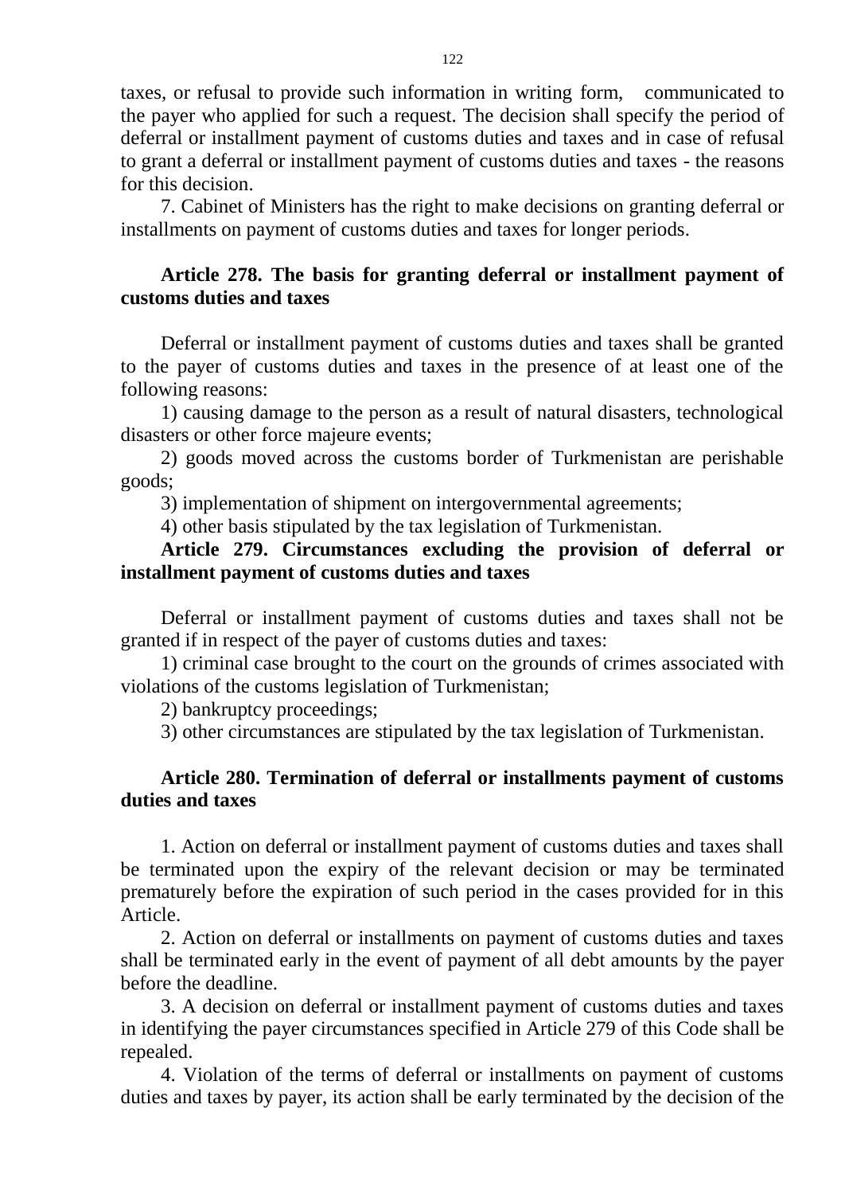taxes, or refusal to provide such information in writing form, communicated to the payer who applied for such a request. The decision shall specify the period of deferral or installment payment of customs duties and taxes and in case of refusal to grant a deferral or installment payment of customs duties and taxes - the reasons for this decision.

7. Cabinet of Ministers has the right to make decisions on granting deferral or installments on payment of customs duties and taxes for longer periods.

### Article 278. The basis for granting deferral or installment payment of customs duties and taxes

Deferral or installment payment of customs duties and taxes shall be granted to the payer of customs duties and taxes in the presence of at least one of the following reasons:

1) causing damage to the person as a result of natural disasters, technological disasters or other force majeure events;

2) goods moved across the customs border of Turkmenistan are perishable goods;

3) implementation of shipment on intergovernmental agreements;

4) other basis stipulated by the tax legislation of Turkmenistan.

### Article 279. Circumstances excluding the provision of deferral or installment payment of customs duties and taxes

Deferral or installment payment of customs duties and taxes shall not be granted if in respect of the payer of customs duties and taxes:

1) criminal case brought to the court on the grounds of crimes associated with violations of the customs legislation of Turkmenistan;

2) bankruptcy proceedings;

3) other circumstances are stipulated by the tax legislation of Turkmenistan.

### Article 280. Termination of deferral or installments payment of customs duties and taxes

1. Action on deferral or installment payment of customs duties and taxes shall be terminated upon the expiry of the relevant decision or may be terminated prematurely before the expiration of such period in the cases provided for in this Article.

2. Action on deferral or installments on payment of customs duties and taxes shall be terminated early in the event of payment of all debt amounts by the payer before the deadline.

3. A decision on deferral or installment payment of customs duties and taxes in identifying the payer circumstances specified in Article 279 of this Code shall be repealed.

4. Violation of the terms of deferral or installments on payment of customs duties and taxes by payer, its action shall be early terminated by the decision of the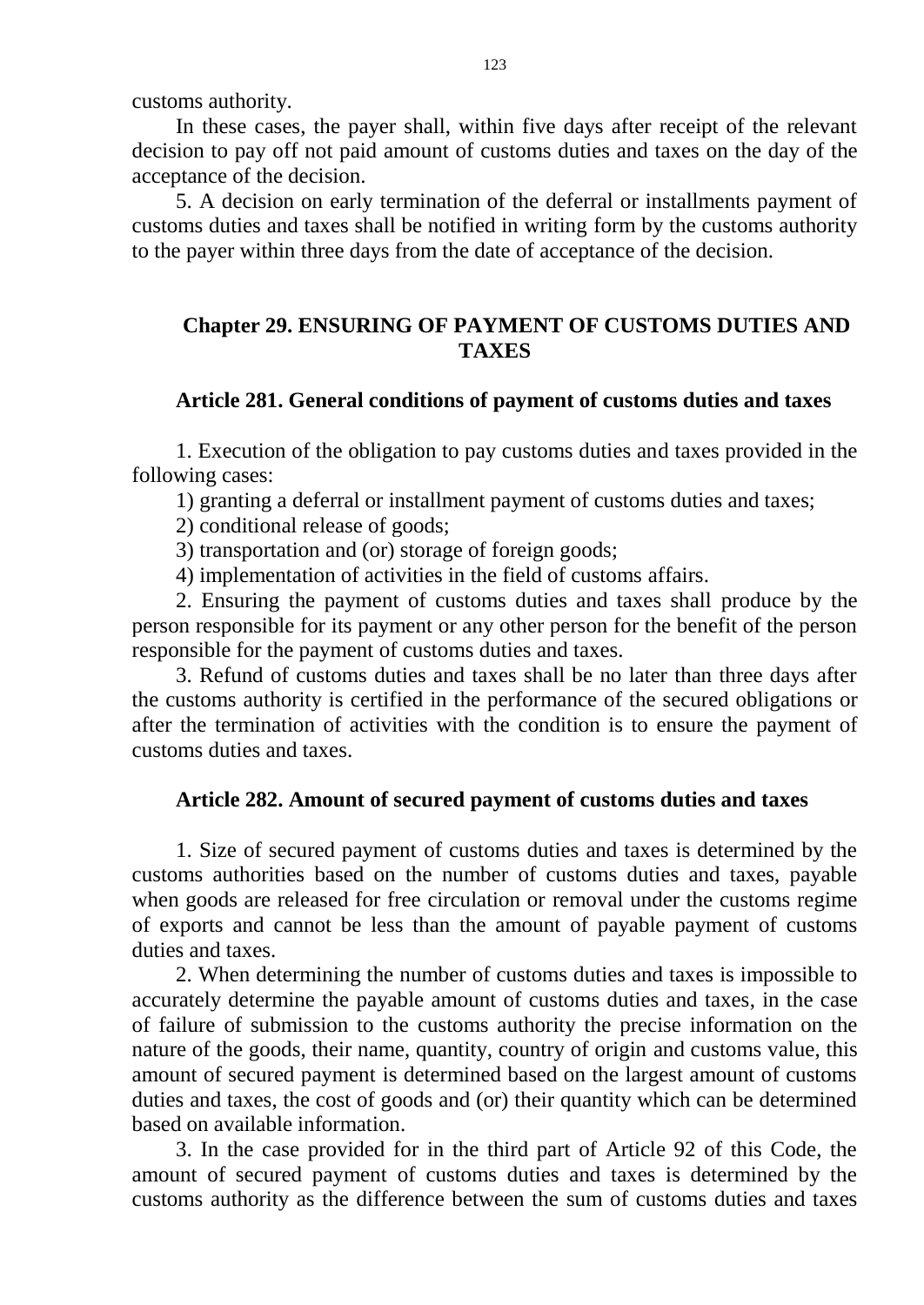customs authority.

In these cases, the payer shall, within five days after receipt of the relevant decision to pay off not paid amount of customs duties and taxes on the day of the acceptance of the decision.

5. A decision on early termination of the deferral or installments payment of customs duties and taxes shall be notified in writing form by the customs authority to the payer within three days from the date of acceptance of the decision.

## Chapter 29. ENSURING OF PAYMENT OF CUSTOMS DUTIES AND TAXES

### Article 281. General conditions of payment of customs duties and taxes

1. Execution of the obligation to pay customs duties and taxes provided in the following cases:

1) granting a deferral or installment payment of customs duties and taxes;

2) conditional release of goods;

3) transportation and (or) storage of foreign goods;

4) implementation of activities in the field of customs affairs.

2. Ensuring the payment of customs duties and taxes shall produce by the person responsible for its payment or any other person for the benefit of the person responsible for the payment of customs duties and taxes.

3. Refund of customs duties and taxes shall be no later than three days after the customs authority is certified in the performance of the secured obligations or after the termination of activities with the condition is to ensure the payment of customs duties and taxes.

### Article 282. Amount of secured payment of customs duties and taxes

1. Size of secured payment of customs duties and taxes is determined by the customs authorities based on the number of customs duties and taxes, payable when goods are released for free circulation or removal under the customs regime of exports and cannot be less than the amount of payable payment of customs duties and taxes.

2. When determining the number of customs duties and taxes is impossible to accurately determine the payable amount of customs duties and taxes, in the case of failure of submission to the customs authority the precise information on the nature of the goods, their name, quantity, country of origin and customs value, this amount of secured payment is determined based on the largest amount of customs duties and taxes, the cost of goods and (or) their quantity which can be determined based on available information.

3. In the case provided for in the third part of Article 92 of this Code, the amount of secured payment of customs duties and taxes is determined by the customs authority as the difference between the sum of customs duties and taxes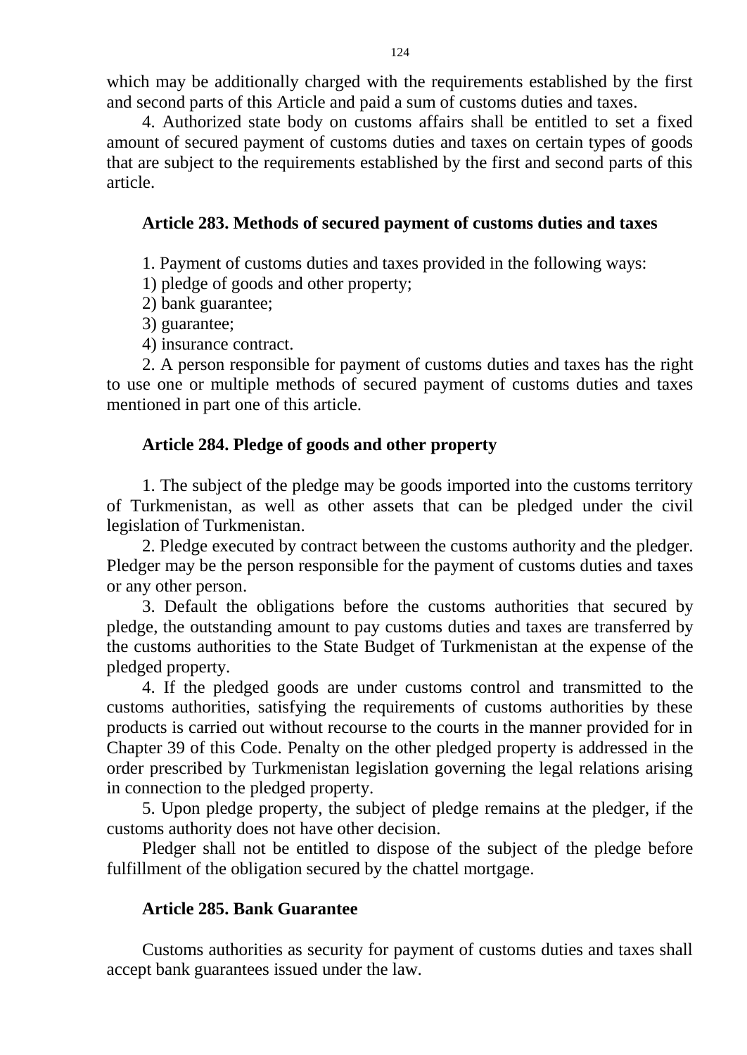which may be additionally charged with the requirements established by the first and second parts of this Article and paid a sum of customs duties and taxes.

4. Authorized state body on customs affairs shall be entitled to set a fixed amount of secured payment of customs duties and taxes on certain types of goods that are subject to the requirements established by the first and second parts of this article.

### Article 283. Methods of secured payment of customs duties and taxes

1. Payment of customs duties and taxes provided in the following ways:

1) pledge of goods and other property;

2) bank guarantee;

3) guarantee;

4) insurance contract.

2. A person responsible for payment of customs duties and taxes has the right to use one or multiple methods of secured payment of customs duties and taxes mentioned in part one of this article.

### Article 284. Pledge of goods and other property

1. The subject of the pledge may be goods imported into the customs territory of Turkmenistan, as well as other assets that can be pledged under the civil legislation of Turkmenistan.

2. Pledge executed by contract between the customs authority and the pledger. Pledger may be the person responsible for the payment of customs duties and taxes or any other person.

3. Default the obligations before the customs authorities that secured by pledge, the outstanding amount to pay customs duties and taxes are transferred by the customs authorities to the State Budget of Turkmenistan at the expense of the pledged property.

4. If the pledged goods are under customs control and transmitted to the customs authorities, satisfying the requirements of customs authorities by these products is carried out without recourse to the courts in the manner provided for in Chapter 39 of this Code. Penalty on the other pledged property is addressed in the order prescribed by Turkmenistan legislation governing the legal relations arising in connection to the pledged property.

5. Upon pledge property, the subject of pledge remains at the pledger, if the customs authority does not have other decision.

Pledger shall not be entitled to dispose of the subject of the pledge before fulfillment of the obligation secured by the chattel mortgage.

### Article 285. Bank Guarantee

Customs authorities as security for payment of customs duties and taxes shall accept bank guarantees issued under the law.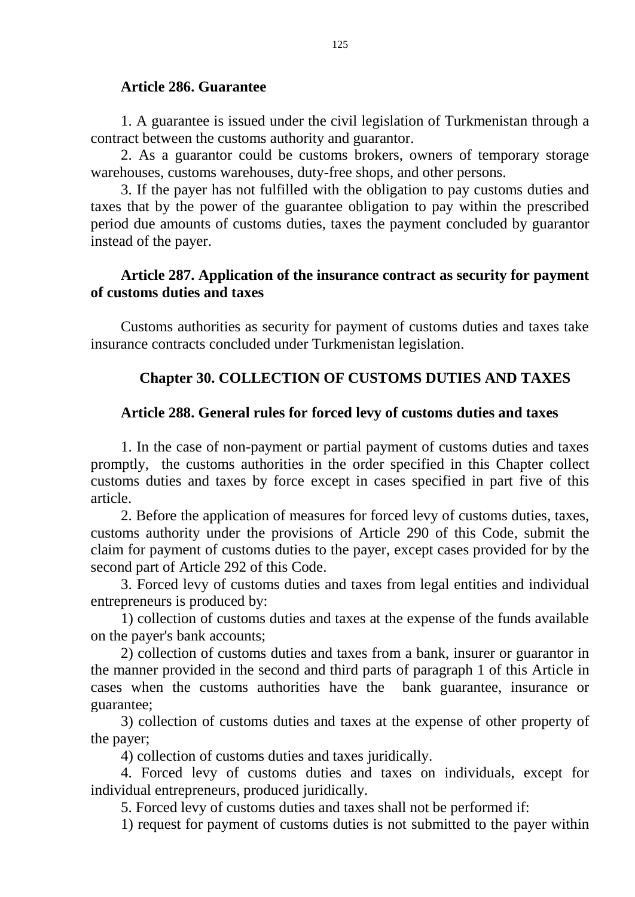### Article 286. Guarantee

1. A guarantee is issued under the civil legislation of Turkmenistan through a contract between the customs authority and guarantor.

2. As a guarantor could be customs brokers, owners of temporary storage warehouses, customs warehouses, duty-free shops, and other persons.

3. If the payer has not fulfilled with the obligation to pay customs duties and taxes that by the power of the guarantee obligation to pay within the prescribed period due amounts of customs duties, taxes the payment concluded by guarantor instead of the payer.

### Article 287. Application of the insurance contract as security for payment of customs duties and taxes

Customs authorities as security for payment of customs duties and taxes take insurance contracts concluded under Turkmenistan legislation.

## Chapter 30. COLLECTION OF CUSTOMS DUTIES AND TAXES

### Article 288. General rules for forced levy of customs duties and taxes

1. In the case of non-payment or partial payment of customs duties and taxes promptly, the customs authorities in the order specified in this Chapter collect customs duties and taxes by force except in cases specified in part five of this article.

2. Before the application of measures for forced levy of customs duties, taxes, customs authority under the provisions of Article 290 of this Code, submit the claim for payment of customs duties to the payer, except cases provided for by the second part of Article 292 of this Code.

3. Forced levy of customs duties and taxes from legal entities and individual entrepreneurs is produced by:

1) collection of customs duties and taxes at the expense of the funds available on the payer's bank accounts;

2) collection of customs duties and taxes from a bank, insurer or guarantor in the manner provided in the second and third parts of paragraph 1 of this Article in cases when the customs authorities have the bank guarantee, insurance or guarantee;

3) collection of customs duties and taxes at the expense of other property of the payer;

4) collection of customs duties and taxes juridically.

4. Forced levy of customs duties and taxes on individuals, except for individual entrepreneurs, produced juridically.

5. Forced levy of customs duties and taxes shall not be performed if:

1) request for payment of customs duties is not submitted to the payer within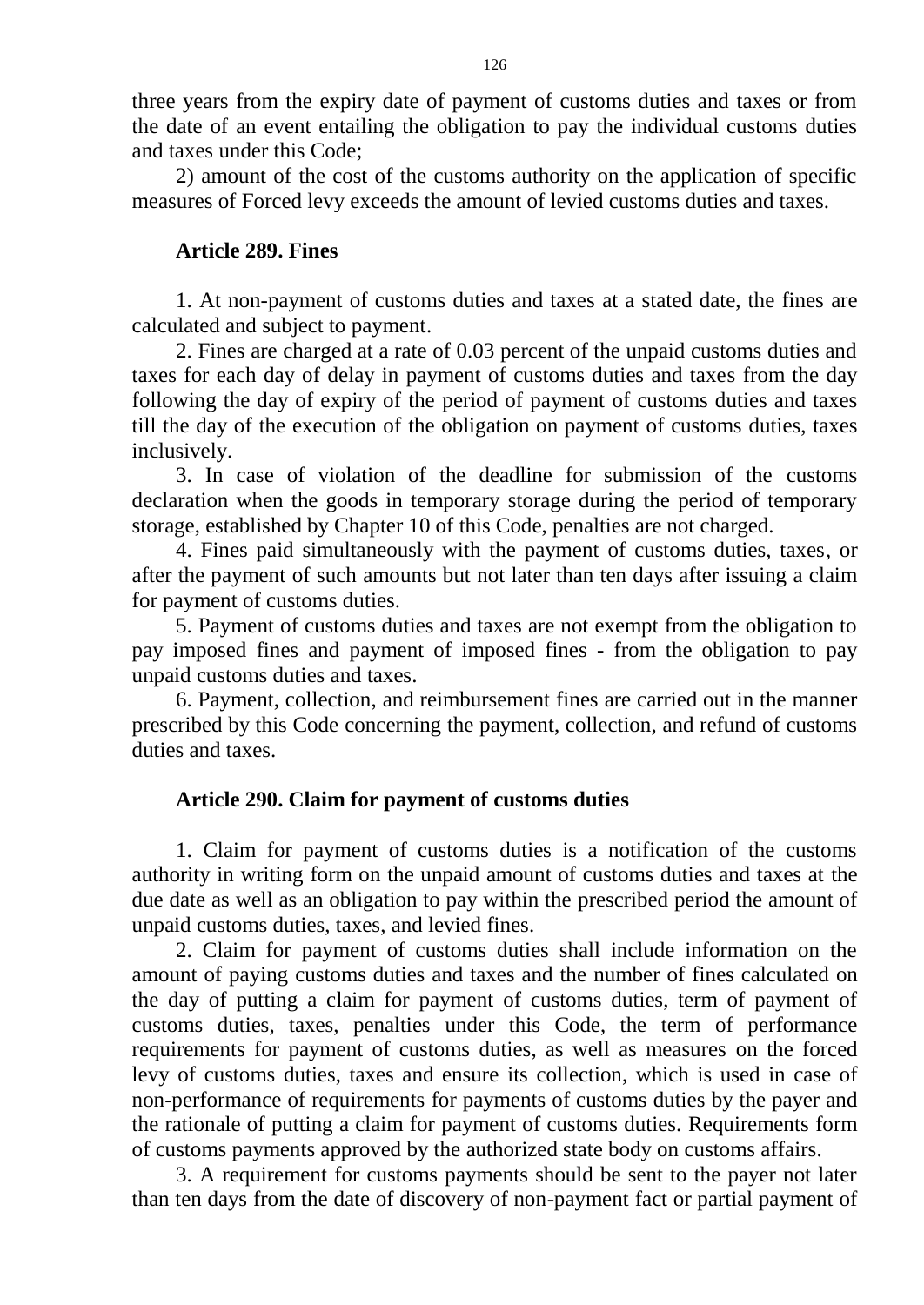three years from the expiry date of payment of customs duties and taxes or from the date of an event entailing the obligation to pay the individual customs duties and taxes under this Code;

2) amount of the cost of the customs authority on the application of specific measures of Forced levy exceeds the amount of levied customs duties and taxes.

### Article 289. Fines

1. At non-payment of customs duties and taxes at a stated date, the fines are calculated and subject to payment.

2. Fines are charged at a rate of 0.03 percent of the unpaid customs duties and taxes for each day of delay in payment of customs duties and taxes from the day following the day of expiry of the period of payment of customs duties and taxes till the day of the execution of the obligation on payment of customs duties, taxes inclusively.

3. In case of violation of the deadline for submission of the customs declaration when the goods in temporary storage during the period of temporary storage, established by Chapter 10 of this Code, penalties are not charged.

4. Fines paid simultaneously with the payment of customs duties, taxes, or after the payment of such amounts but not later than ten days after issuing a claim for payment of customs duties.

5. Payment of customs duties and taxes are not exempt from the obligation to pay imposed fines and payment of imposed fines - from the obligation to pay unpaid customs duties and taxes.

6. Payment, collection, and reimbursement fines are carried out in the manner prescribed by this Code concerning the payment, collection, and refund of customs duties and taxes.

### Article 290. Claim for payment of customs duties

1. Claim for payment of customs duties is a notification of the customs authority in writing form on the unpaid amount of customs duties and taxes at the due date as well as an obligation to pay within the prescribed period the amount of unpaid customs duties, taxes, and levied fines.

2. Claim for payment of customs duties shall include information on the amount of paying customs duties and taxes and the number of fines calculated on the day of putting a claim for payment of customs duties, term of payment of customs duties, taxes, penalties under this Code, the term of performance requirements for payment of customs duties, as well as measures on the forced levy of customs duties, taxes and ensure its collection, which is used in case of non-performance of requirements for payments of customs duties by the payer and the rationale of putting a claim for payment of customs duties. Requirements form of customs payments approved by the authorized state body on customs affairs.

3. A requirement for customs payments should be sent to the payer not later than ten days from the date of discovery of non-payment fact or partial payment of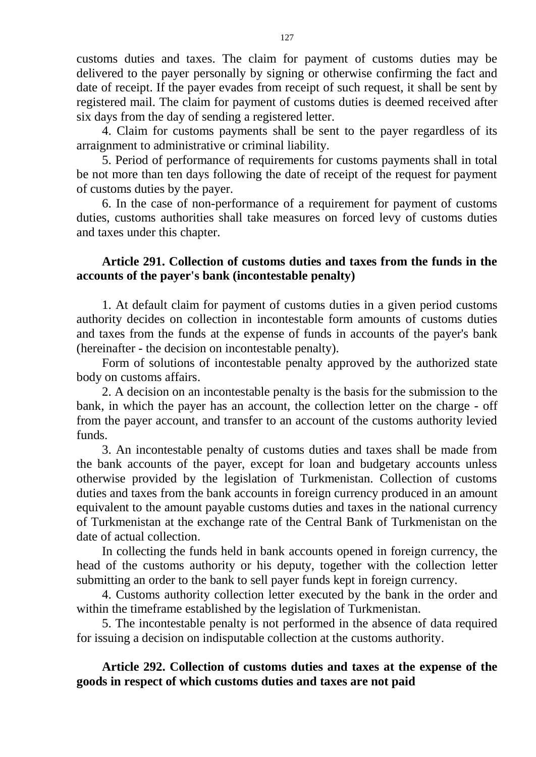customs duties and taxes. The claim for payment of customs duties may be delivered to the payer personally by signing or otherwise confirming the fact and date of receipt. If the payer evades from receipt of such request, it shall be sent by registered mail. The claim for payment of customs duties is deemed received after six days from the day of sending a registered letter.

4. Claim for customs payments shall be sent to the payer regardless of its arraignment to administrative or criminal liability.

5. Period of performance of requirements for customs payments shall in total be not more than ten days following the date of receipt of the request for payment of customs duties by the payer.

6. In the case of non-performance of a requirement for payment of customs duties, customs authorities shall take measures on forced levy of customs duties and taxes under this chapter.

### Article 291. Collection of customs duties and taxes from the funds in the accounts of the payer's bank (incontestable penalty)

1. At default claim for payment of customs duties in a given period customs authority decides on collection in incontestable form amounts of customs duties and taxes from the funds at the expense of funds in accounts of the payer's bank (hereinafter - the decision on incontestable penalty).

Form of solutions of incontestable penalty approved by the authorized state body on customs affairs.

2. A decision on an incontestable penalty is the basis for the submission to the bank, in which the payer has an account, the collection letter on the charge - off from the payer account, and transfer to an account of the customs authority levied funds.

3. An incontestable penalty of customs duties and taxes shall be made from the bank accounts of the payer, except for loan and budgetary accounts unless otherwise provided by the legislation of Turkmenistan. Collection of customs duties and taxes from the bank accounts in foreign currency produced in an amount equivalent to the amount payable customs duties and taxes in the national currency of Turkmenistan at the exchange rate of the Central Bank of Turkmenistan on the date of actual collection.

In collecting the funds held in bank accounts opened in foreign currency, the head of the customs authority or his deputy, together with the collection letter submitting an order to the bank to sell payer funds kept in foreign currency.

4. Customs authority collection letter executed by the bank in the order and within the timeframe established by the legislation of Turkmenistan.

5. The incontestable penalty is not performed in the absence of data required for issuing a decision on indisputable collection at the customs authority.

### Article 292. Collection of customs duties and taxes at the expense of the goods in respect of which customs duties and taxes are not paid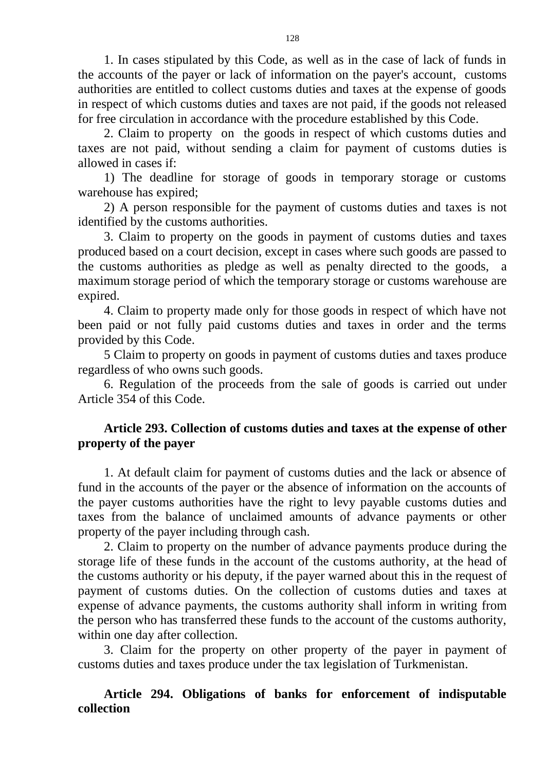1. In cases stipulated by this Code, as well as in the case of lack of funds in the accounts of the payer or lack of information on the payer's account, customs authorities are entitled to collect customs duties and taxes at the expense of goods in respect of which customs duties and taxes are not paid, if the goods not released for free circulation in accordance with the procedure established by this Code.

2. Claim to property on the goods in respect of which customs duties and taxes are not paid, without sending a claim for payment of customs duties is allowed in cases if:

1) The deadline for storage of goods in temporary storage or customs warehouse has expired;

2) A person responsible for the payment of customs duties and taxes is not identified by the customs authorities.

3. Claim to property on the goods in payment of customs duties and taxes produced based on a court decision, except in cases where such goods are passed to the customs authorities as pledge as well as penalty directed to the goods, a maximum storage period of which the temporary storage or customs warehouse are expired.

4. Claim to property made only for those goods in respect of which have not been paid or not fully paid customs duties and taxes in order and the terms provided by this Code.

5 Claim to property on goods in payment of customs duties and taxes produce regardless of who owns such goods.

6. Regulation of the proceeds from the sale of goods is carried out under Article 354 of this Code.

### Article 293. Collection of customs duties and taxes at the expense of other property of the payer

1. At default claim for payment of customs duties and the lack or absence of fund in the accounts of the payer or the absence of information on the accounts of the payer customs authorities have the right to levy payable customs duties and taxes from the balance of unclaimed amounts of advance payments or other property of the payer including through cash.

2. Claim to property on the number of advance payments produce during the storage life of these funds in the account of the customs authority, at the head of the customs authority or his deputy, if the payer warned about this in the request of payment of customs duties. On the collection of customs duties and taxes at expense of advance payments, the customs authority shall inform in writing from the person who has transferred these funds to the account of the customs authority, within one day after collection.

3. Claim for the property on other property of the payer in payment of customs duties and taxes produce under the tax legislation of Turkmenistan.

### Article 294. Obligations of banks for enforcement of indisputable collection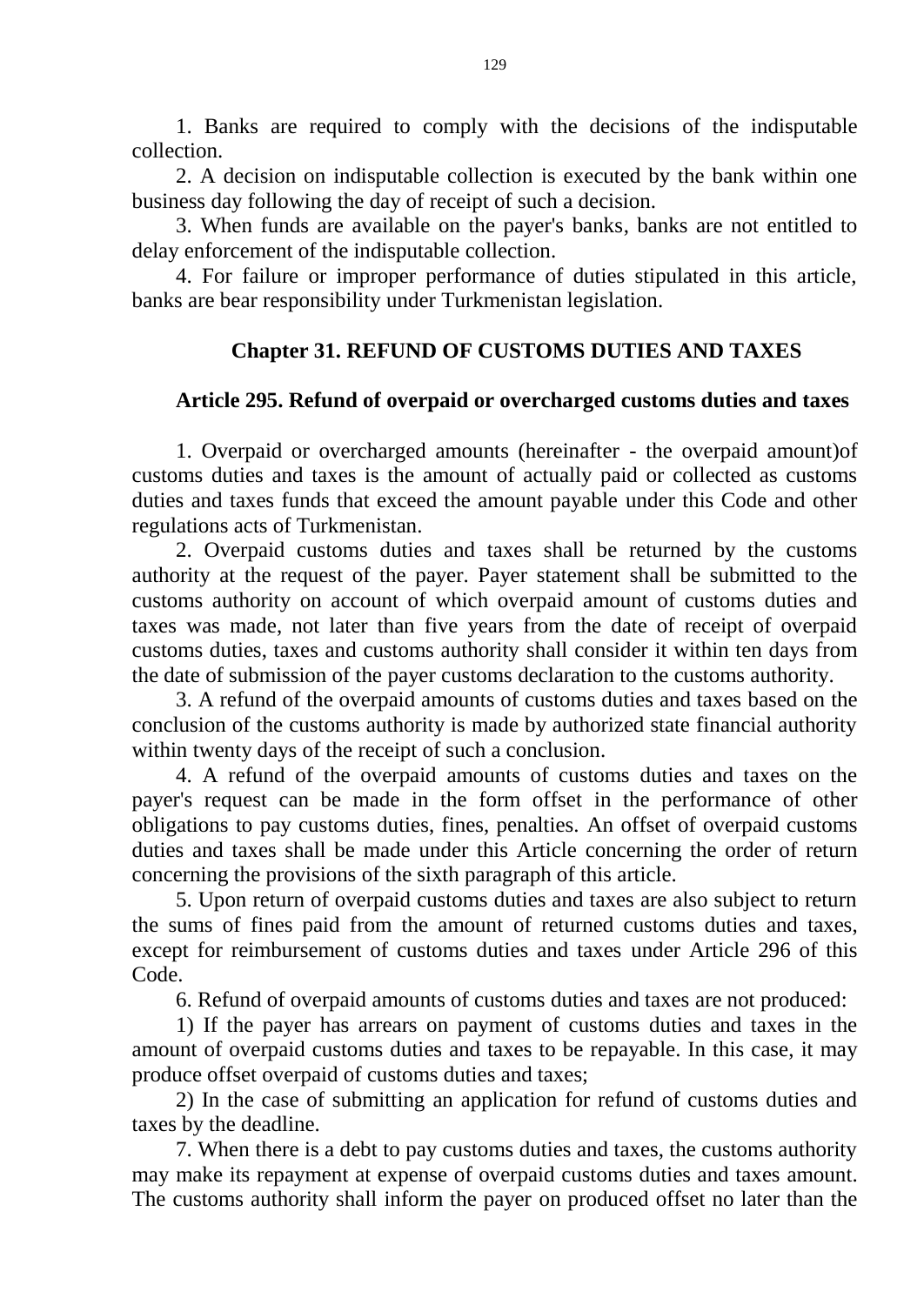1. Banks are required to comply with the decisions of the indisputable collection.

2. A decision on indisputable collection is executed by the bank within one business day following the day of receipt of such a decision.

3. When funds are available on the payer's banks, banks are not entitled to delay enforcement of the indisputable collection.

4. For failure or improper performance of duties stipulated in this article, banks are bear responsibility under Turkmenistan legislation.

## Chapter 31. REFUND OF CUSTOMS DUTIES AND TAXES

### Article 295. Refund of overpaid or overcharged customs duties and taxes

1. Overpaid or overcharged amounts (hereinafter - the overpaid amount)of customs duties and taxes is the amount of actually paid or collected as customs duties and taxes funds that exceed the amount payable under this Code and other regulations acts of Turkmenistan.

2. Overpaid customs duties and taxes shall be returned by the customs authority at the request of the payer. Payer statement shall be submitted to the customs authority on account of which overpaid amount of customs duties and taxes was made, not later than five years from the date of receipt of overpaid customs duties, taxes and customs authority shall consider it within ten days from the date of submission of the payer customs declaration to the customs authority.

3. A refund of the overpaid amounts of customs duties and taxes based on the conclusion of the customs authority is made by authorized state financial authority within twenty days of the receipt of such a conclusion.

4. A refund of the overpaid amounts of customs duties and taxes on the payer's request can be made in the form offset in the performance of other obligations to pay customs duties, fines, penalties. An offset of overpaid customs duties and taxes shall be made under this Article concerning the order of return concerning the provisions of the sixth paragraph of this article.

5. Upon return of overpaid customs duties and taxes are also subject to return the sums of fines paid from the amount of returned customs duties and taxes, except for reimbursement of customs duties and taxes under Article 296 of this Code.

6. Refund of overpaid amounts of customs duties and taxes are not produced:

1) If the payer has arrears on payment of customs duties and taxes in the amount of overpaid customs duties and taxes to be repayable. In this case, it may produce offset overpaid of customs duties and taxes;

2) In the case of submitting an application for refund of customs duties and taxes by the deadline.

7. When there is a debt to pay customs duties and taxes, the customs authority may make its repayment at expense of overpaid customs duties and taxes amount. The customs authority shall inform the payer on produced offset no later than the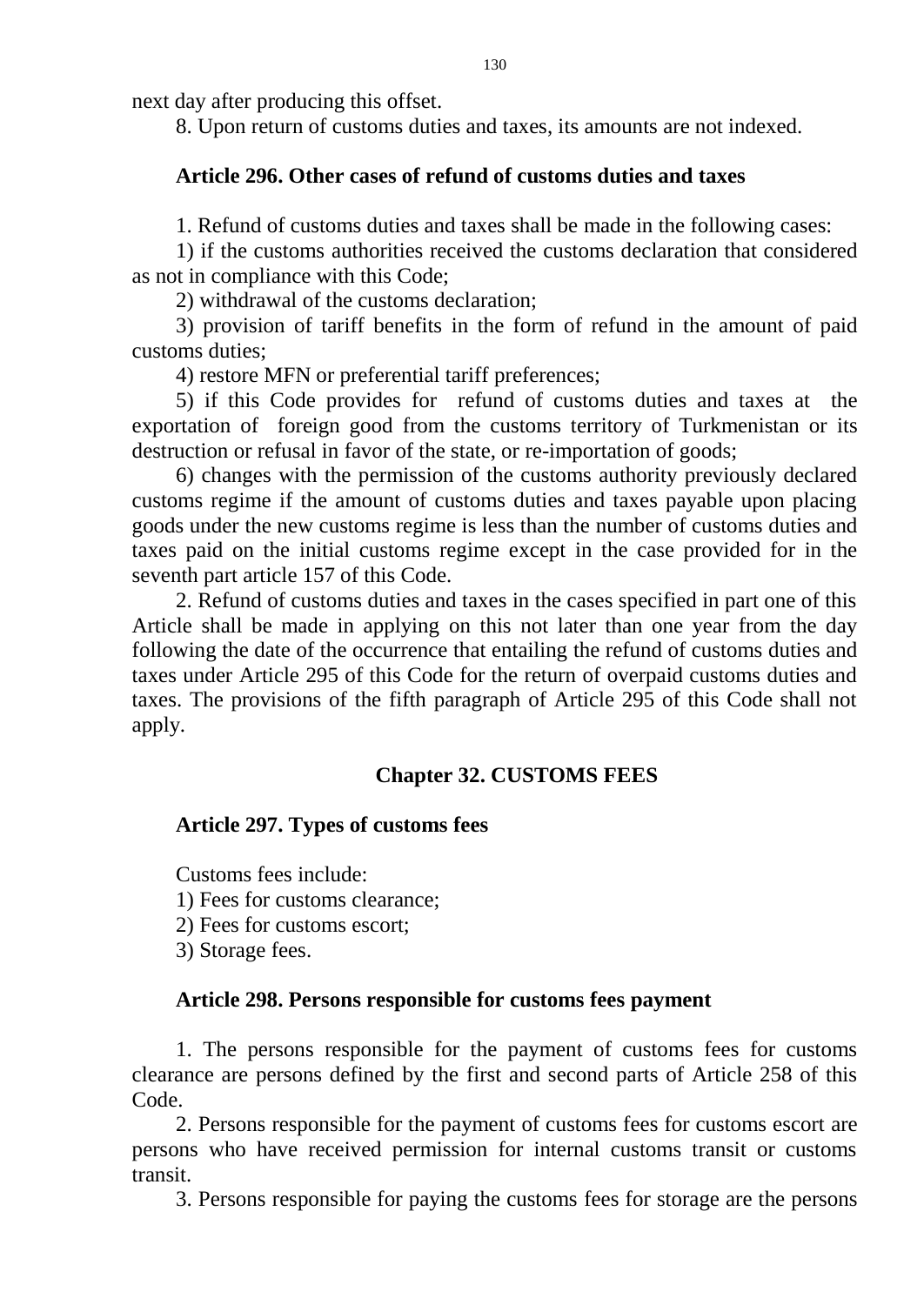next day after producing this offset.

8. Upon return of customs duties and taxes, its amounts are not indexed.

### Article 296. Other cases of refund of customs duties and taxes

1. Refund of customs duties and taxes shall be made in the following cases:

1) if the customs authorities received the customs declaration that considered as not in compliance with this Code;

2) withdrawal of the customs declaration;

3) provision of tariff benefits in the form of refund in the amount of paid customs duties;

4) restore MFN or preferential tariff preferences;

5) if this Code provides for refund of customs duties and taxes at the exportation of foreign good from the customs territory of Turkmenistan or its destruction or refusal in favor of the state, or re-importation of goods;

6) changes with the permission of the customs authority previously declared customs regime if the amount of customs duties and taxes payable upon placing goods under the new customs regime is less than the number of customs duties and taxes paid on the initial customs regime except in the case provided for in the seventh part article 157 of this Code.

2. Refund of customs duties and taxes in the cases specified in part one of this Article shall be made in applying on this not later than one year from the day following the date of the occurrence that entailing the refund of customs duties and taxes under Article 295 of this Code for the return of overpaid customs duties and taxes. The provisions of the fifth paragraph of Article 295 of this Code shall not apply.

## Chapter 32. CUSTOMS FEES

### Article 297. Types of customs fees

Customs fees include:

1) Fees for customs clearance;

2) Fees for customs escort;

3) Storage fees.

### Article 298. Persons responsible for customs fees payment

1. The persons responsible for the payment of customs fees for customs clearance are persons defined by the first and second parts of Article 258 of this Code.

2. Persons responsible for the payment of customs fees for customs escort are persons who have received permission for internal customs transit or customs transit.

3. Persons responsible for paying the customs fees for storage are the persons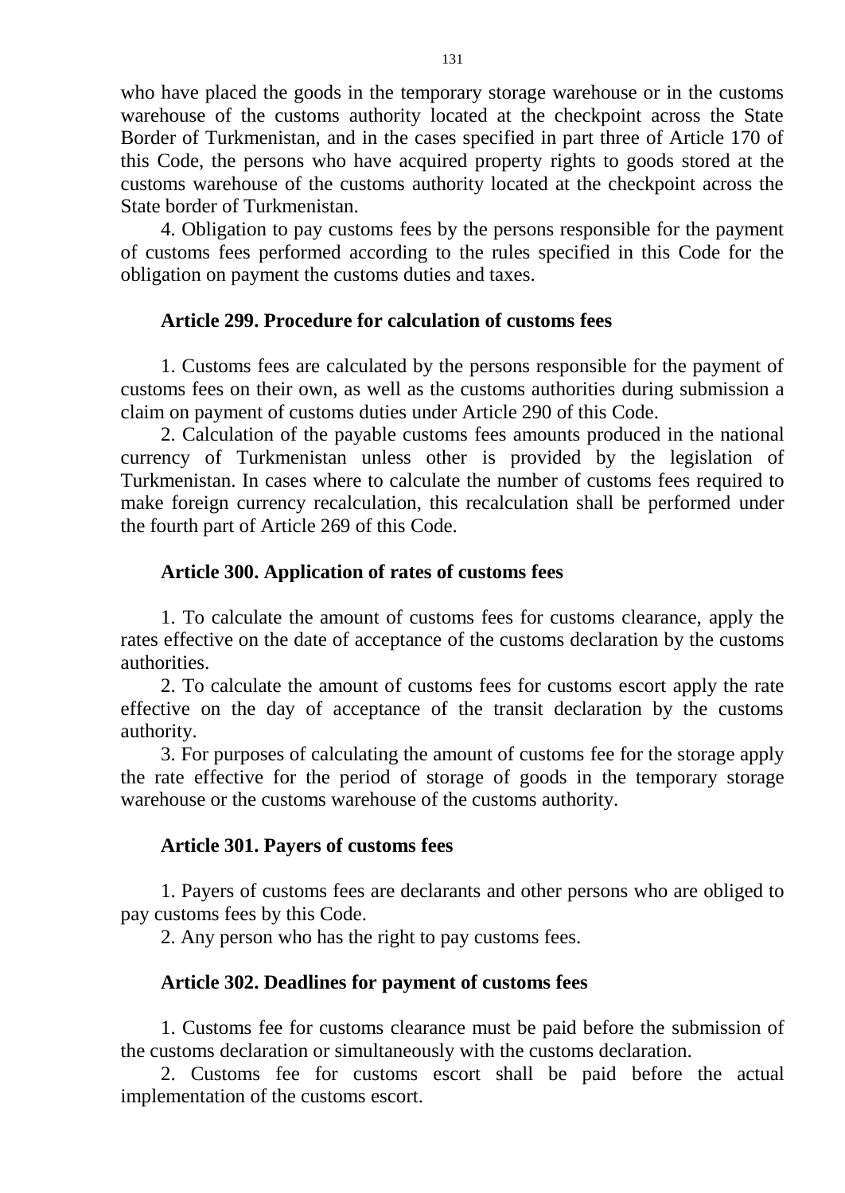who have placed the goods in the temporary storage warehouse or in the customs warehouse of the customs authority located at the checkpoint across the State Border of Turkmenistan, and in the cases specified in part three of Article 170 of this Code, the persons who have acquired property rights to goods stored at the customs warehouse of the customs authority located at the checkpoint across the State border of Turkmenistan.

4. Obligation to pay customs fees by the persons responsible for the payment of customs fees performed according to the rules specified in this Code for the obligation on payment the customs duties and taxes.

### Article 299. Procedure for calculation of customs fees

1. Customs fees are calculated by the persons responsible for the payment of customs fees on their own, as well as the customs authorities during submission a claim on payment of customs duties under Article 290 of this Code.

2. Calculation of the payable customs fees amounts produced in the national currency of Turkmenistan unless other is provided by the legislation of Turkmenistan. In cases where to calculate the number of customs fees required to make foreign currency recalculation, this recalculation shall be performed under the fourth part of Article 269 of this Code.

### Article 300. Application of rates of customs fees

1. To calculate the amount of customs fees for customs clearance, apply the rates effective on the date of acceptance of the customs declaration by the customs authorities.

2. To calculate the amount of customs fees for customs escort apply the rate effective on the day of acceptance of the transit declaration by the customs authority.

3. For purposes of calculating the amount of customs fee for the storage apply the rate effective for the period of storage of goods in the temporary storage warehouse or the customs warehouse of the customs authority.

### Article 301. Payers of customs fees

1. Payers of customs fees are declarants and other persons who are obliged to pay customs fees by this Code.

2. Any person who has the right to pay customs fees.

### Article 302. Deadlines for payment of customs fees

1. Customs fee for customs clearance must be paid before the submission of the customs declaration or simultaneously with the customs declaration.

2. Customs fee for customs escort shall be paid before the actual implementation of the customs escort.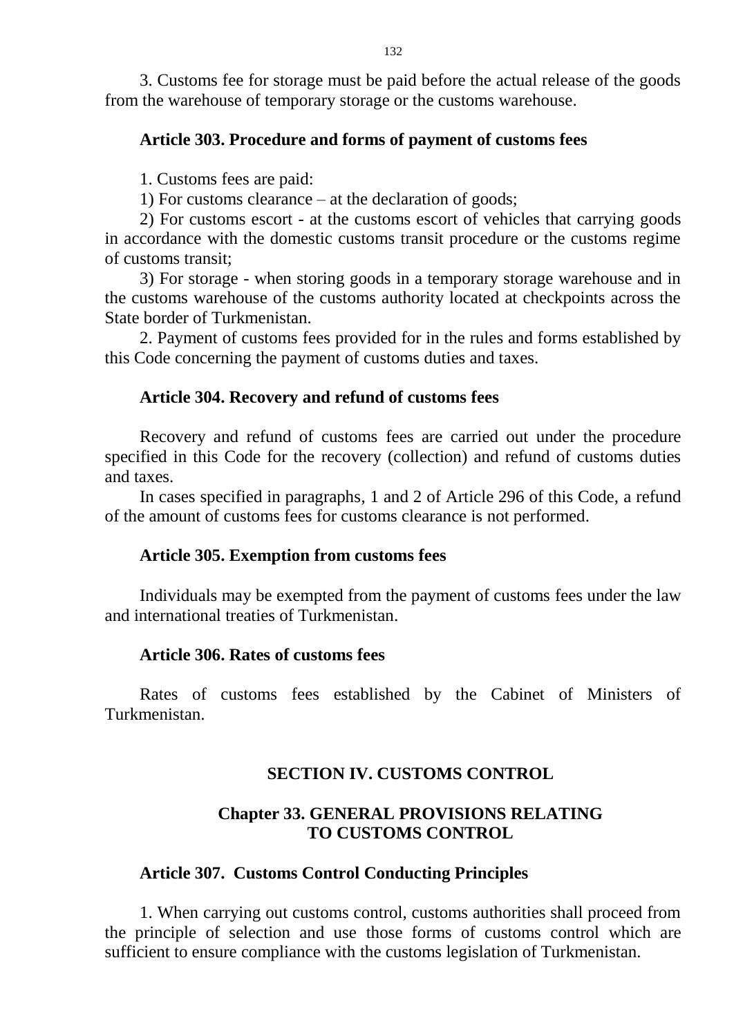3. Customs fee for storage must be paid before the actual release of the goods from the warehouse of temporary storage or the customs warehouse.

### Article 303. Procedure and forms of payment of customs fees

1. Customs fees are paid:

1) For customs clearance – at the declaration of goods;

2) For customs escort - at the customs escort of vehicles that carrying goods in accordance with the domestic customs transit procedure or the customs regime of customs transit;

3) For storage - when storing goods in a temporary storage warehouse and in the customs warehouse of the customs authority located at checkpoints across the State border of Turkmenistan.

2. Payment of customs fees provided for in the rules and forms established by this Code concerning the payment of customs duties and taxes.

### Article 304. Recovery and refund of customs fees

Recovery and refund of customs fees are carried out under the procedure specified in this Code for the recovery (collection) and refund of customs duties and taxes.

In cases specified in paragraphs, 1 and 2 of Article 296 of this Code, a refund of the amount of customs fees for customs clearance is not performed.

### Article 305. Exemption from customs fees

Individuals may be exempted from the payment of customs fees under the law and international treaties of Turkmenistan.

### Article 306. Rates of customs fees

Rates of customs fees established by the Cabinet of Ministers of Turkmenistan.

## SECTION IV. CUSTOMS CONTROL

## Chapter 33. GENERAL PROVISIONS RELATING TO CUSTOMS CONTROL

### Article 307. Customs Control Conducting Principles

1. When carrying out customs control, customs authorities shall proceed from the principle of selection and use those forms of customs control which are sufficient to ensure compliance with the customs legislation of Turkmenistan.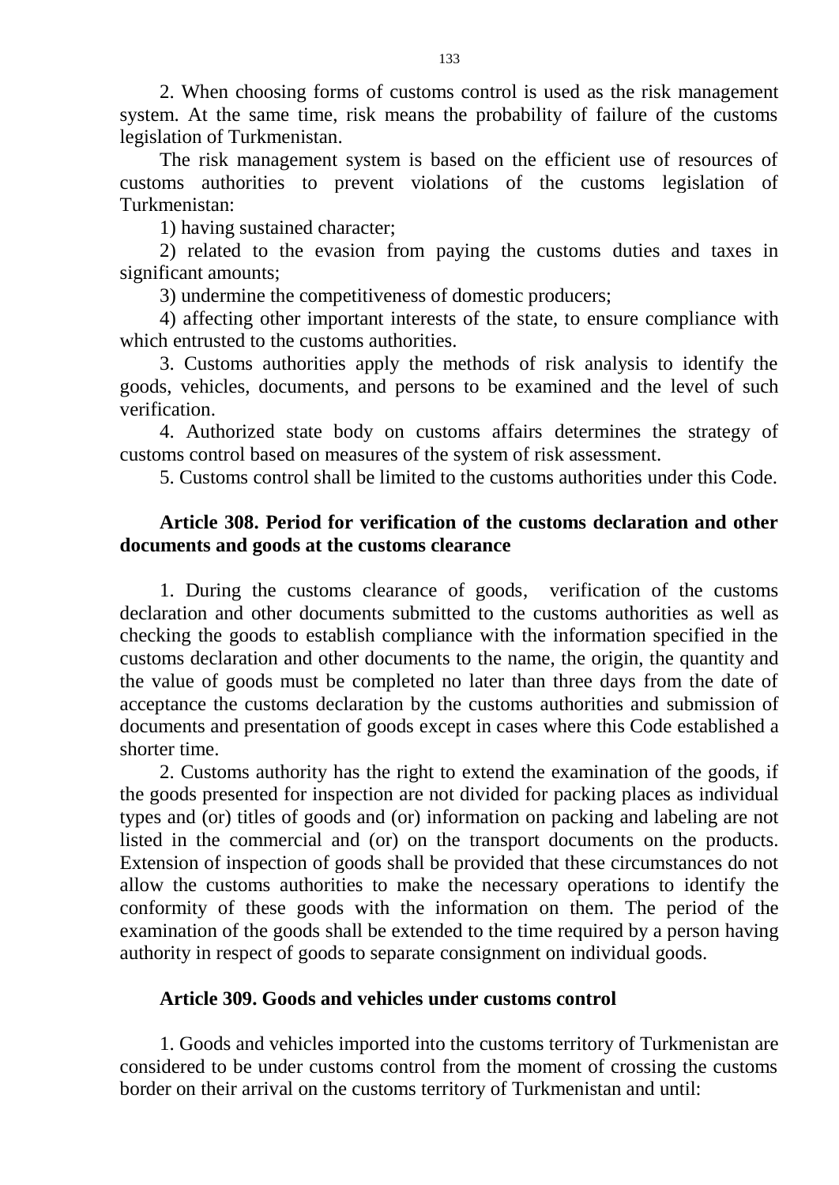2. When choosing forms of customs control is used as the risk management system. At the same time, risk means the probability of failure of the customs legislation of Turkmenistan.

The risk management system is based on the efficient use of resources of customs authorities to prevent violations of the customs legislation of Turkmenistan:

1) having sustained character;

2) related to the evasion from paying the customs duties and taxes in significant amounts;

3) undermine the competitiveness of domestic producers;

4) affecting other important interests of the state, to ensure compliance with which entrusted to the customs authorities.

3. Customs authorities apply the methods of risk analysis to identify the goods, vehicles, documents, and persons to be examined and the level of such verification.

4. Authorized state body on customs affairs determines the strategy of customs control based on measures of the system of risk assessment.

5. Customs control shall be limited to the customs authorities under this Code.

### Article 308. Period for verification of the customs declaration and other documents and goods at the customs clearance

1. During the customs clearance of goods, verification of the customs declaration and other documents submitted to the customs authorities as well as checking the goods to establish compliance with the information specified in the customs declaration and other documents to the name, the origin, the quantity and the value of goods must be completed no later than three days from the date of acceptance the customs declaration by the customs authorities and submission of documents and presentation of goods except in cases where this Code established a shorter time.

2. Customs authority has the right to extend the examination of the goods, if the goods presented for inspection are not divided for packing places as individual types and (or) titles of goods and (or) information on packing and labeling are not listed in the commercial and (or) on the transport documents on the products. Extension of inspection of goods shall be provided that these circumstances do not allow the customs authorities to make the necessary operations to identify the conformity of these goods with the information on them. The period of the examination of the goods shall be extended to the time required by a person having authority in respect of goods to separate consignment on individual goods.

### Article 309. Goods and vehicles under customs control

1. Goods and vehicles imported into the customs territory of Turkmenistan are considered to be under customs control from the moment of crossing the customs border on their arrival on the customs territory of Turkmenistan and until: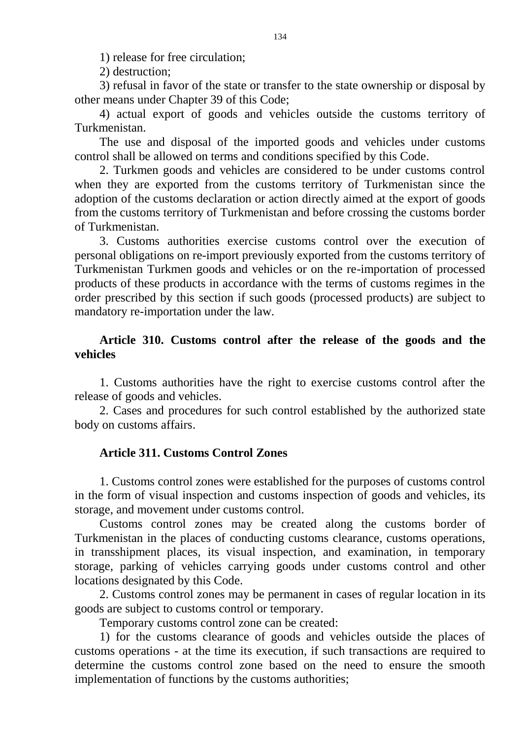1) release for free circulation;

2) destruction;

3) refusal in favor of the state or transfer to the state ownership or disposal by other means under Chapter 39 of this Code;

4) actual export of goods and vehicles outside the customs territory of Turkmenistan.

The use and disposal of the imported goods and vehicles under customs control shall be allowed on terms and conditions specified by this Code.

2. Turkmen goods and vehicles are considered to be under customs control when they are exported from the customs territory of Turkmenistan since the adoption of the customs declaration or action directly aimed at the export of goods from the customs territory of Turkmenistan and before crossing the customs border of Turkmenistan.

3. Customs authorities exercise customs control over the execution of personal obligations on re-import previously exported from the customs territory of Turkmenistan Turkmen goods and vehicles or on the re-importation of processed products of these products in accordance with the terms of customs regimes in the order prescribed by this section if such goods (processed products) are subject to mandatory re-importation under the law.

### Article 310. Customs control after the release of the goods and the vehicles

1. Customs authorities have the right to exercise customs control after the release of goods and vehicles.

2. Cases and procedures for such control established by the authorized state body on customs affairs.

### Article 311. Customs Control Zones

1. Customs control zones were established for the purposes of customs control in the form of visual inspection and customs inspection of goods and vehicles, its storage, and movement under customs control.

Customs control zones may be created along the customs border of Turkmenistan in the places of conducting customs clearance, customs operations, in transshipment places, its visual inspection, and examination, in temporary storage, parking of vehicles carrying goods under customs control and other locations designated by this Code.

2. Customs control zones may be permanent in cases of regular location in its goods are subject to customs control or temporary.

Temporary customs control zone can be created:

1) for the customs clearance of goods and vehicles outside the places of customs operations - at the time its execution, if such transactions are required to determine the customs control zone based on the need to ensure the smooth implementation of functions by the customs authorities;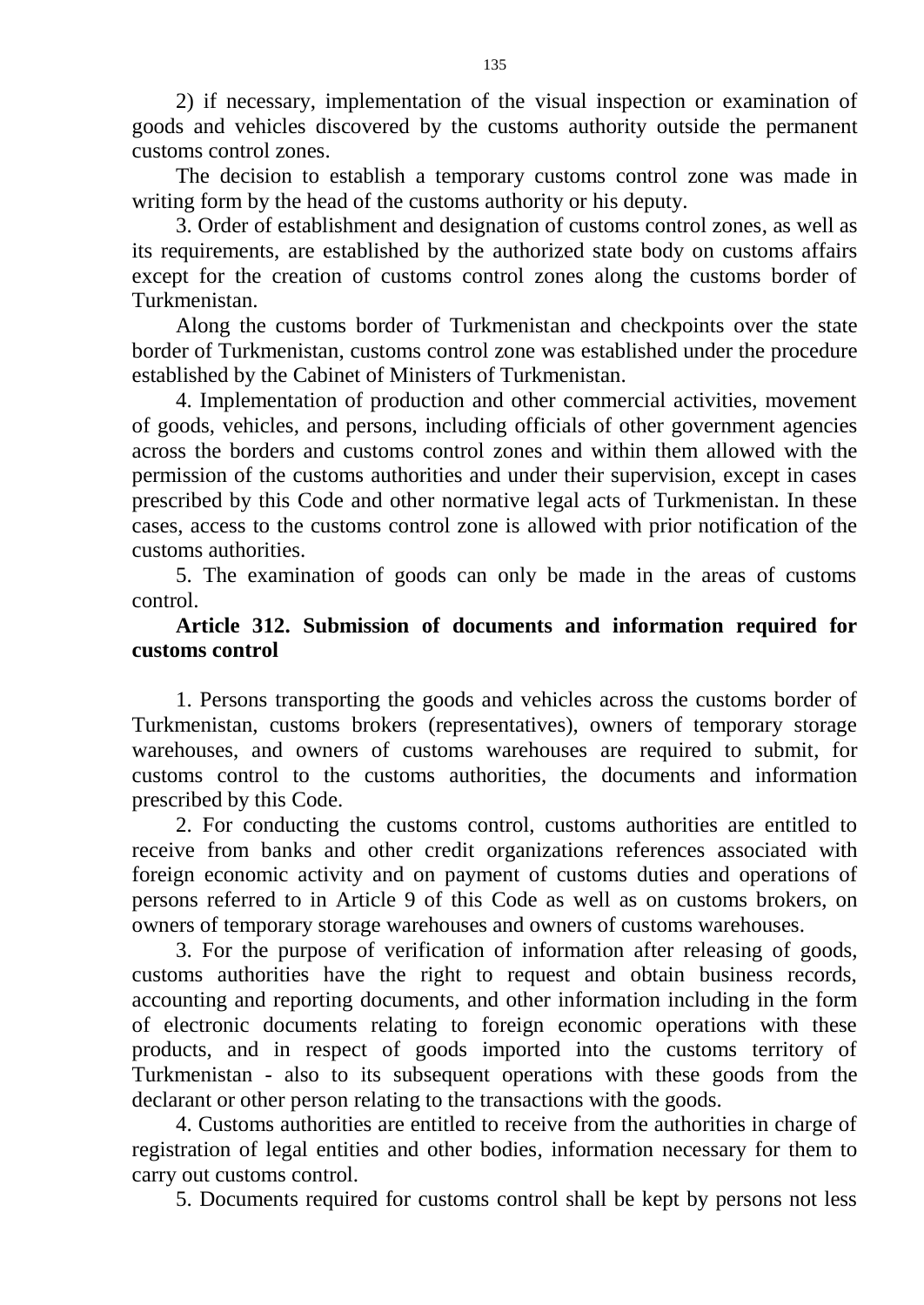2) if necessary, implementation of the visual inspection or examination of goods and vehicles discovered by the customs authority outside the permanent customs control zones.

The decision to establish a temporary customs control zone was made in writing form by the head of the customs authority or his deputy.

3. Order of establishment and designation of customs control zones, as well as its requirements, are established by the authorized state body on customs affairs except for the creation of customs control zones along the customs border of Turkmenistan.

Along the customs border of Turkmenistan and checkpoints over the state border of Turkmenistan, customs control zone was established under the procedure established by the Cabinet of Ministers of Turkmenistan.

4. Implementation of production and other commercial activities, movement of goods, vehicles, and persons, including officials of other government agencies across the borders and customs control zones and within them allowed with the permission of the customs authorities and under their supervision, except in cases prescribed by this Code and other normative legal acts of Turkmenistan. In these cases, access to the customs control zone is allowed with prior notification of the customs authorities.

5. The examination of goods can only be made in the areas of customs control.

### Article 312. Submission of documents and information required for customs control

1. Persons transporting the goods and vehicles across the customs border of Turkmenistan, customs brokers (representatives), owners of temporary storage warehouses, and owners of customs warehouses are required to submit, for customs control to the customs authorities, the documents and information prescribed by this Code.

2. For conducting the customs control, customs authorities are entitled to receive from banks and other credit organizations references associated with foreign economic activity and on payment of customs duties and operations of persons referred to in Article 9 of this Code as well as on customs brokers, on owners of temporary storage warehouses and owners of customs warehouses.

3. For the purpose of verification of information after releasing of goods, customs authorities have the right to request and obtain business records, accounting and reporting documents, and other information including in the form of electronic documents relating to foreign economic operations with these products, and in respect of goods imported into the customs territory of Turkmenistan - also to its subsequent operations with these goods from the declarant or other person relating to the transactions with the goods.

4. Customs authorities are entitled to receive from the authorities in charge of registration of legal entities and other bodies, information necessary for them to carry out customs control.

5. Documents required for customs control shall be kept by persons not less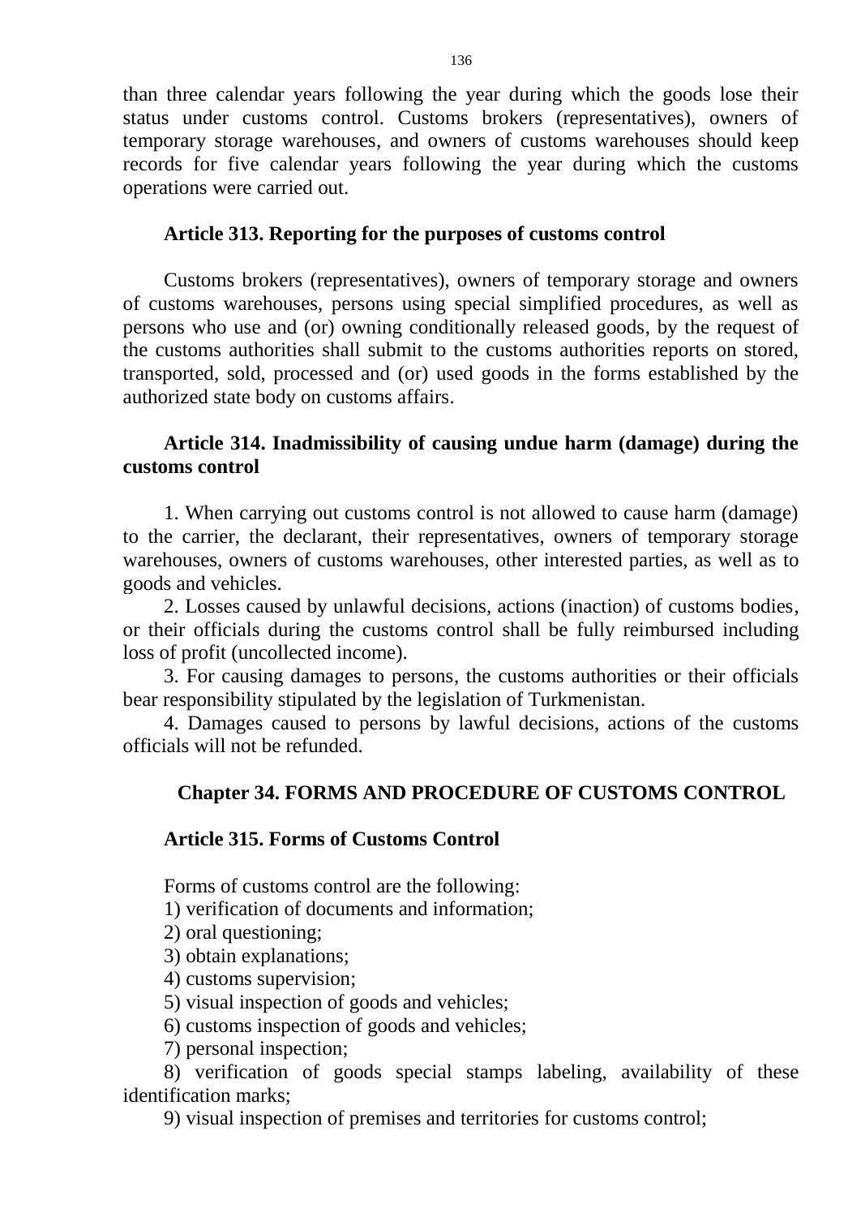than three calendar years following the year during which the goods lose their status under customs control. Customs brokers (representatives), owners of temporary storage warehouses, and owners of customs warehouses should keep records for five calendar years following the year during which the customs operations were carried out.

### Article 313. Reporting for the purposes of customs control

Customs brokers (representatives), owners of temporary storage and owners of customs warehouses, persons using special simplified procedures, as well as persons who use and (or) owning conditionally released goods, by the request of the customs authorities shall submit to the customs authorities reports on stored, transported, sold, processed and (or) used goods in the forms established by the authorized state body on customs affairs.

### Article 314. Inadmissibility of causing undue harm (damage) during the customs control

1. When carrying out customs control is not allowed to cause harm (damage) to the carrier, the declarant, their representatives, owners of temporary storage warehouses, owners of customs warehouses, other interested parties, as well as to goods and vehicles.

2. Losses caused by unlawful decisions, actions (inaction) of customs bodies, or their officials during the customs control shall be fully reimbursed including loss of profit (uncollected income).

3. For causing damages to persons, the customs authorities or their officials bear responsibility stipulated by the legislation of Turkmenistan.

4. Damages caused to persons by lawful decisions, actions of the customs officials will not be refunded.

## Chapter 34. FORMS AND PROCEDURE OF CUSTOMS CONTROL

### Article 315. Forms of Customs Control

Forms of customs control are the following:

1) verification of documents and information;

2) oral questioning;

3) obtain explanations;

4) customs supervision;

5) visual inspection of goods and vehicles;

6) customs inspection of goods and vehicles;

7) personal inspection;

8) verification of goods special stamps labeling, availability of these identification marks;

9) visual inspection of premises and territories for customs control;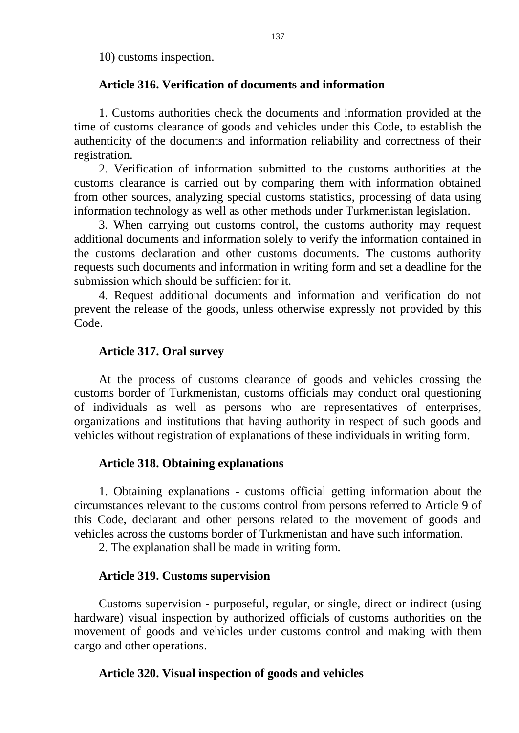10) customs inspection.

### Article 316. Verification of documents and information

1. Customs authorities check the documents and information provided at the time of customs clearance of goods and vehicles under this Code, to establish the authenticity of the documents and information reliability and correctness of their registration.

2. Verification of information submitted to the customs authorities at the customs clearance is carried out by comparing them with information obtained from other sources, analyzing special customs statistics, processing of data using information technology as well as other methods under Turkmenistan legislation.

3. When carrying out customs control, the customs authority may request additional documents and information solely to verify the information contained in the customs declaration and other customs documents. The customs authority requests such documents and information in writing form and set a deadline for the submission which should be sufficient for it.

4. Request additional documents and information and verification do not prevent the release of the goods, unless otherwise expressly not provided by this Code.

### Article 317. Oral survey

At the process of customs clearance of goods and vehicles crossing the customs border of Turkmenistan, customs officials may conduct oral questioning of individuals as well as persons who are representatives of enterprises, organizations and institutions that having authority in respect of such goods and vehicles without registration of explanations of these individuals in writing form.

### Article 318. Obtaining explanations

1. Obtaining explanations - customs official getting information about the circumstances relevant to the customs control from persons referred to Article 9 of this Code, declarant and other persons related to the movement of goods and vehicles across the customs border of Turkmenistan and have such information.

2. The explanation shall be made in writing form.

### Article 319. Customs supervision

Customs supervision - purposeful, regular, or single, direct or indirect (using hardware) visual inspection by authorized officials of customs authorities on the movement of goods and vehicles under customs control and making with them cargo and other operations.

### Article 320. Visual inspection of goods and vehicles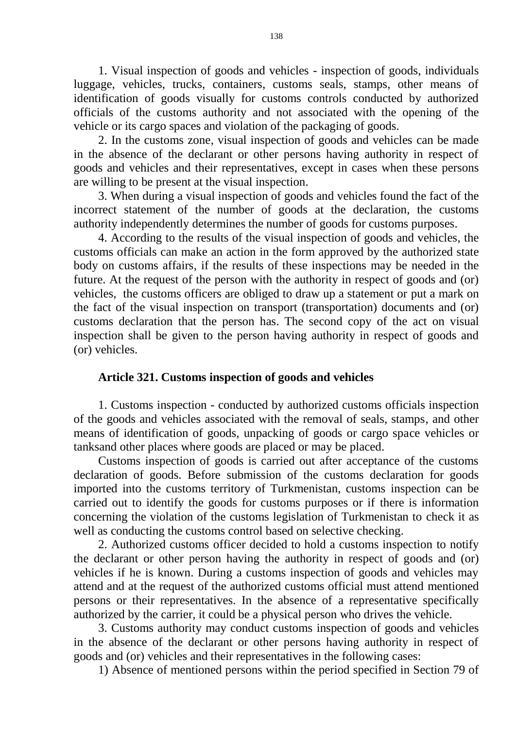1. Visual inspection of goods and vehicles - inspection of goods, individuals luggage, vehicles, trucks, containers, customs seals, stamps, other means of identification of goods visually for customs controls conducted by authorized officials of the customs authority and not associated with the opening of the vehicle or its cargo spaces and violation of the packaging of goods.

2. In the customs zone, visual inspection of goods and vehicles can be made in the absence of the declarant or other persons having authority in respect of goods and vehicles and their representatives, except in cases when these persons are willing to be present at the visual inspection.

3. When during a visual inspection of goods and vehicles found the fact of the incorrect statement of the number of goods at the declaration, the customs authority independently determines the number of goods for customs purposes.

4. According to the results of the visual inspection of goods and vehicles, the customs officials can make an action in the form approved by the authorized state body on customs affairs, if the results of these inspections may be needed in the future. At the request of the person with the authority in respect of goods and (or) vehicles, the customs officers are obliged to draw up a statement or put a mark on the fact of the visual inspection on transport (transportation) documents and (or) customs declaration that the person has. The second copy of the act on visual inspection shall be given to the person having authority in respect of goods and (or) vehicles.

### Article 321. Customs inspection of goods and vehicles

1. Customs inspection - conducted by authorized customs officials inspection of the goods and vehicles associated with the removal of seals, stamps, and other means of identification of goods, unpacking of goods or cargo space vehicles or tanksand other places where goods are placed or may be placed.

Customs inspection of goods is carried out after acceptance of the customs declaration of goods. Before submission of the customs declaration for goods imported into the customs territory of Turkmenistan, customs inspection can be carried out to identify the goods for customs purposes or if there is information concerning the violation of the customs legislation of Turkmenistan to check it as well as conducting the customs control based on selective checking.

2. Authorized customs officer decided to hold a customs inspection to notify the declarant or other person having the authority in respect of goods and (or) vehicles if he is known. During a customs inspection of goods and vehicles may attend and at the request of the authorized customs official must attend mentioned persons or their representatives. In the absence of a representative specifically authorized by the carrier, it could be a physical person who drives the vehicle.

3. Customs authority may conduct customs inspection of goods and vehicles in the absence of the declarant or other persons having authority in respect of goods and (or) vehicles and their representatives in the following cases:

1) Absence of mentioned persons within the period specified in Section 79 of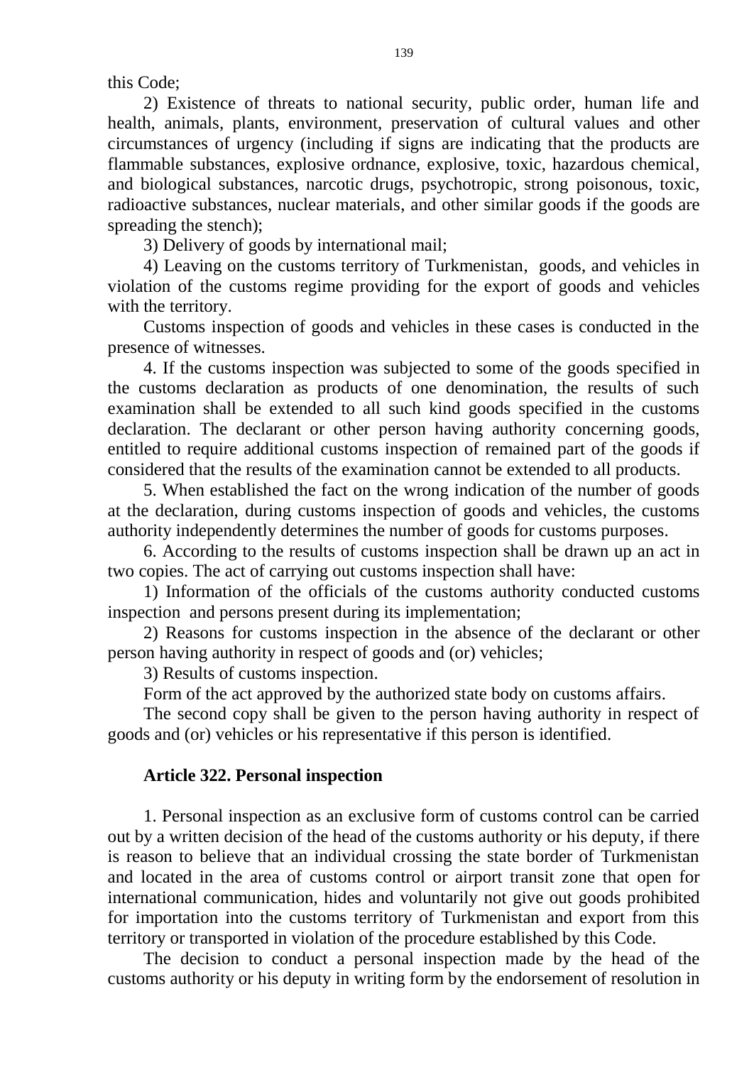this Code;

2) Existence of threats to national security, public order, human life and health, animals, plants, environment, preservation of cultural values and other circumstances of urgency (including if signs are indicating that the products are flammable substances, explosive ordnance, explosive, toxic, hazardous chemical, and biological substances, narcotic drugs, psychotropic, strong poisonous, toxic, radioactive substances, nuclear materials, and other similar goods if the goods are spreading the stench);

3) Delivery of goods by international mail;

4) Leaving on the customs territory of Turkmenistan, goods, and vehicles in violation of the customs regime providing for the export of goods and vehicles with the territory.

Customs inspection of goods and vehicles in these cases is conducted in the presence of witnesses.

4. If the customs inspection was subjected to some of the goods specified in the customs declaration as products of one denomination, the results of such examination shall be extended to all such kind goods specified in the customs declaration. The declarant or other person having authority concerning goods, entitled to require additional customs inspection of remained part of the goods if considered that the results of the examination cannot be extended to all products.

5. When established the fact on the wrong indication of the number of goods at the declaration, during customs inspection of goods and vehicles, the customs authority independently determines the number of goods for customs purposes.

6. According to the results of customs inspection shall be drawn up an act in two copies. The act of carrying out customs inspection shall have:

1) Information of the officials of the customs authority conducted customs inspection and persons present during its implementation;

2) Reasons for customs inspection in the absence of the declarant or other person having authority in respect of goods and (or) vehicles;

3) Results of customs inspection.

Form of the act approved by the authorized state body on customs affairs.

The second copy shall be given to the person having authority in respect of goods and (or) vehicles or his representative if this person is identified.

### Article 322. Personal inspection

1. Personal inspection as an exclusive form of customs control can be carried out by a written decision of the head of the customs authority or his deputy, if there is reason to believe that an individual crossing the state border of Turkmenistan and located in the area of customs control or airport transit zone that open for international communication, hides and voluntarily not give out goods prohibited for importation into the customs territory of Turkmenistan and export from this territory or transported in violation of the procedure established by this Code.

The decision to conduct a personal inspection made by the head of the customs authority or his deputy in writing form by the endorsement of resolution in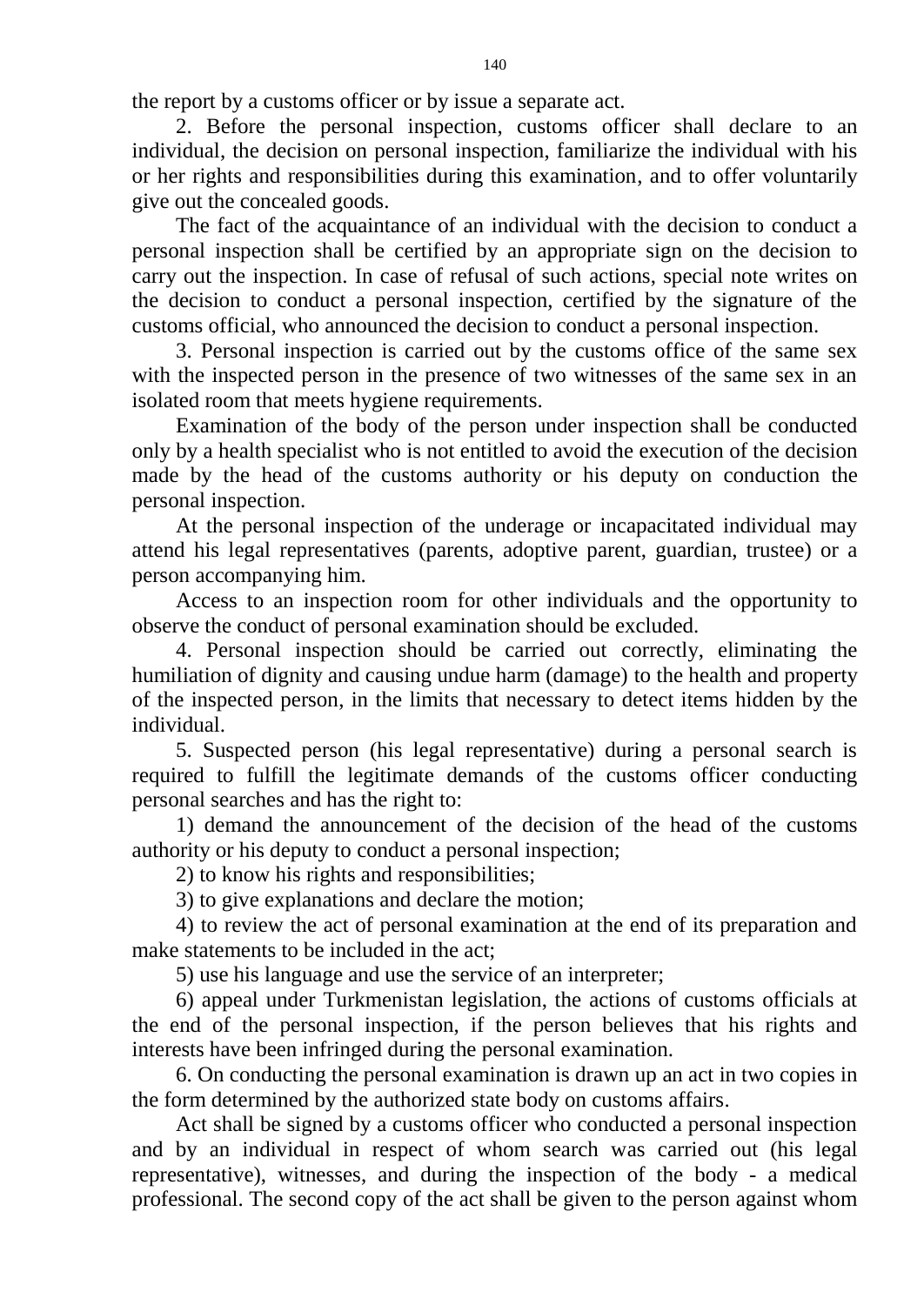the report by a customs officer or by issue a separate act.

2. Before the personal inspection, customs officer shall declare to an individual, the decision on personal inspection, familiarize the individual with his or her rights and responsibilities during this examination, and to offer voluntarily give out the concealed goods.

The fact of the acquaintance of an individual with the decision to conduct a personal inspection shall be certified by an appropriate sign on the decision to carry out the inspection. In case of refusal of such actions, special note writes on the decision to conduct a personal inspection, certified by the signature of the customs official, who announced the decision to conduct a personal inspection.

3. Personal inspection is carried out by the customs office of the same sex with the inspected person in the presence of two witnesses of the same sex in an isolated room that meets hygiene requirements.

Examination of the body of the person under inspection shall be conducted only by a health specialist who is not entitled to avoid the execution of the decision made by the head of the customs authority or his deputy on conduction the personal inspection.

At the personal inspection of the underage or incapacitated individual may attend his legal representatives (parents, adoptive parent, guardian, trustee) or a person accompanying him.

Access to an inspection room for other individuals and the opportunity to observe the conduct of personal examination should be excluded.

4. Personal inspection should be carried out correctly, eliminating the humiliation of dignity and causing undue harm (damage) to the health and property of the inspected person, in the limits that necessary to detect items hidden by the individual.

5. Suspected person (his legal representative) during a personal search is required to fulfill the legitimate demands of the customs officer conducting personal searches and has the right to:

1) demand the announcement of the decision of the head of the customs authority or his deputy to conduct a personal inspection;

2) to know his rights and responsibilities;

3) to give explanations and declare the motion;

4) to review the act of personal examination at the end of its preparation and make statements to be included in the act;

5) use his language and use the service of an interpreter;

6) appeal under Turkmenistan legislation, the actions of customs officials at the end of the personal inspection, if the person believes that his rights and interests have been infringed during the personal examination.

6. On conducting the personal examination is drawn up an act in two copies in the form determined by the authorized state body on customs affairs.

Act shall be signed by a customs officer who conducted a personal inspection and by an individual in respect of whom search was carried out (his legal representative), witnesses, and during the inspection of the body - a medical professional. The second copy of the act shall be given to the person against whom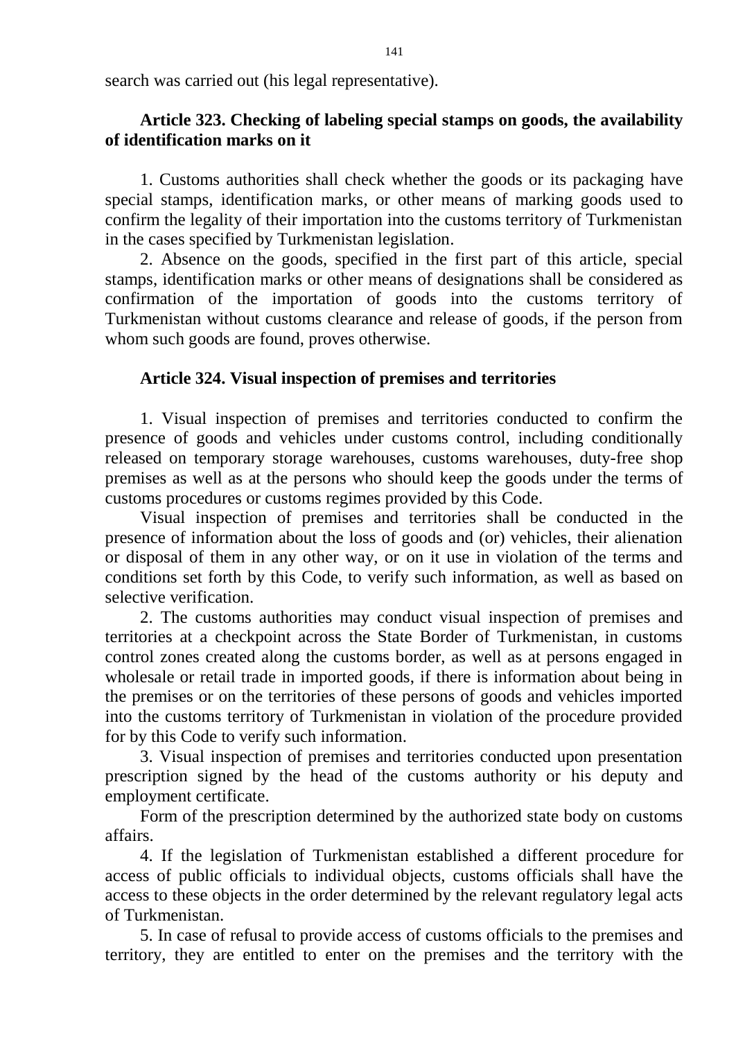search was carried out (his legal representative).

### Article 323. Checking of labeling special stamps on goods, the availability of identification marks on it

1. Customs authorities shall check whether the goods or its packaging have special stamps, identification marks, or other means of marking goods used to confirm the legality of their importation into the customs territory of Turkmenistan in the cases specified by Turkmenistan legislation.

2. Absence on the goods, specified in the first part of this article, special stamps, identification marks or other means of designations shall be considered as confirmation of the importation of goods into the customs territory of Turkmenistan without customs clearance and release of goods, if the person from whom such goods are found, proves otherwise.

### Article 324. Visual inspection of premises and territories

1. Visual inspection of premises and territories conducted to confirm the presence of goods and vehicles under customs control, including conditionally released on temporary storage warehouses, customs warehouses, duty-free shop premises as well as at the persons who should keep the goods under the terms of customs procedures or customs regimes provided by this Code.

Visual inspection of premises and territories shall be conducted in the presence of information about the loss of goods and (or) vehicles, their alienation or disposal of them in any other way, or on it use in violation of the terms and conditions set forth by this Code, to verify such information, as well as based on selective verification.

2. The customs authorities may conduct visual inspection of premises and territories at a checkpoint across the State Border of Turkmenistan, in customs control zones created along the customs border, as well as at persons engaged in wholesale or retail trade in imported goods, if there is information about being in the premises or on the territories of these persons of goods and vehicles imported into the customs territory of Turkmenistan in violation of the procedure provided for by this Code to verify such information.

3. Visual inspection of premises and territories conducted upon presentation prescription signed by the head of the customs authority or his deputy and employment certificate.

Form of the prescription determined by the authorized state body on customs affairs.

4. If the legislation of Turkmenistan established a different procedure for access of public officials to individual objects, customs officials shall have the access to these objects in the order determined by the relevant regulatory legal acts of Turkmenistan.

5. In case of refusal to provide access of customs officials to the premises and territory, they are entitled to enter on the premises and the territory with the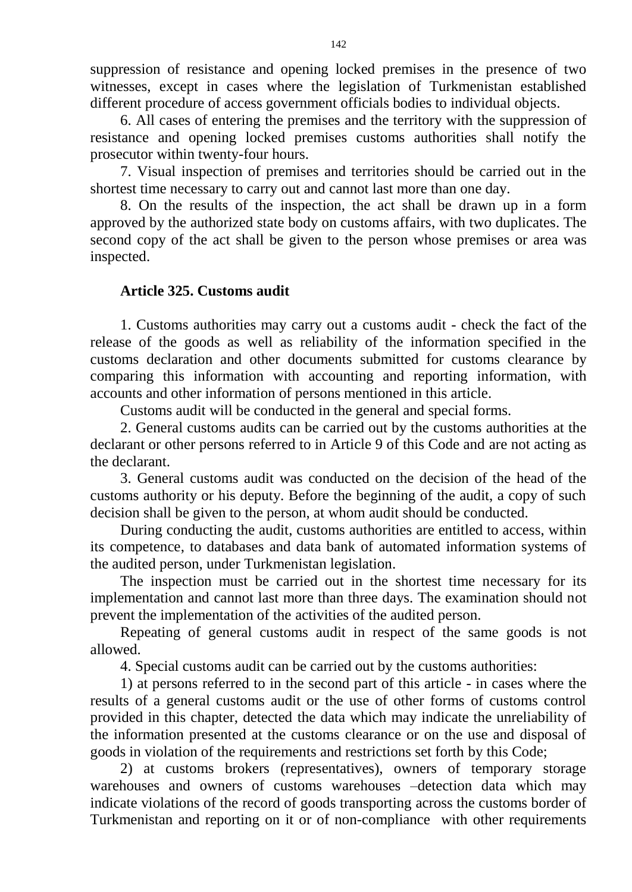suppression of resistance and opening locked premises in the presence of two witnesses, except in cases where the legislation of Turkmenistan established different procedure of access government officials bodies to individual objects.

6. All cases of entering the premises and the territory with the suppression of resistance and opening locked premises customs authorities shall notify the prosecutor within twenty-four hours.

7. Visual inspection of premises and territories should be carried out in the shortest time necessary to carry out and cannot last more than one day.

8. On the results of the inspection, the act shall be drawn up in a form approved by the authorized state body on customs affairs, with two duplicates. The second copy of the act shall be given to the person whose premises or area was inspected.

### Article 325. Customs audit

1. Customs authorities may carry out a customs audit - check the fact of the release of the goods as well as reliability of the information specified in the customs declaration and other documents submitted for customs clearance by comparing this information with accounting and reporting information, with accounts and other information of persons mentioned in this article.

Customs audit will be conducted in the general and special forms.

2. General customs audits can be carried out by the customs authorities at the declarant or other persons referred to in Article 9 of this Code and are not acting as the declarant.

3. General customs audit was conducted on the decision of the head of the customs authority or his deputy. Before the beginning of the audit, a copy of such decision shall be given to the person, at whom audit should be conducted.

During conducting the audit, customs authorities are entitled to access, within its competence, to databases and data bank of automated information systems of the audited person, under Turkmenistan legislation.

The inspection must be carried out in the shortest time necessary for its implementation and cannot last more than three days. The examination should not prevent the implementation of the activities of the audited person.

Repeating of general customs audit in respect of the same goods is not allowed.

4. Special customs audit can be carried out by the customs authorities:

1) at persons referred to in the second part of this article - in cases where the results of a general customs audit or the use of other forms of customs control provided in this chapter, detected the data which may indicate the unreliability of the information presented at the customs clearance or on the use and disposal of goods in violation of the requirements and restrictions set forth by this Code;

2) at customs brokers (representatives), owners of temporary storage warehouses and owners of customs warehouses –detection data which may indicate violations of the record of goods transporting across the customs border of Turkmenistan and reporting on it or of non-compliance with other requirements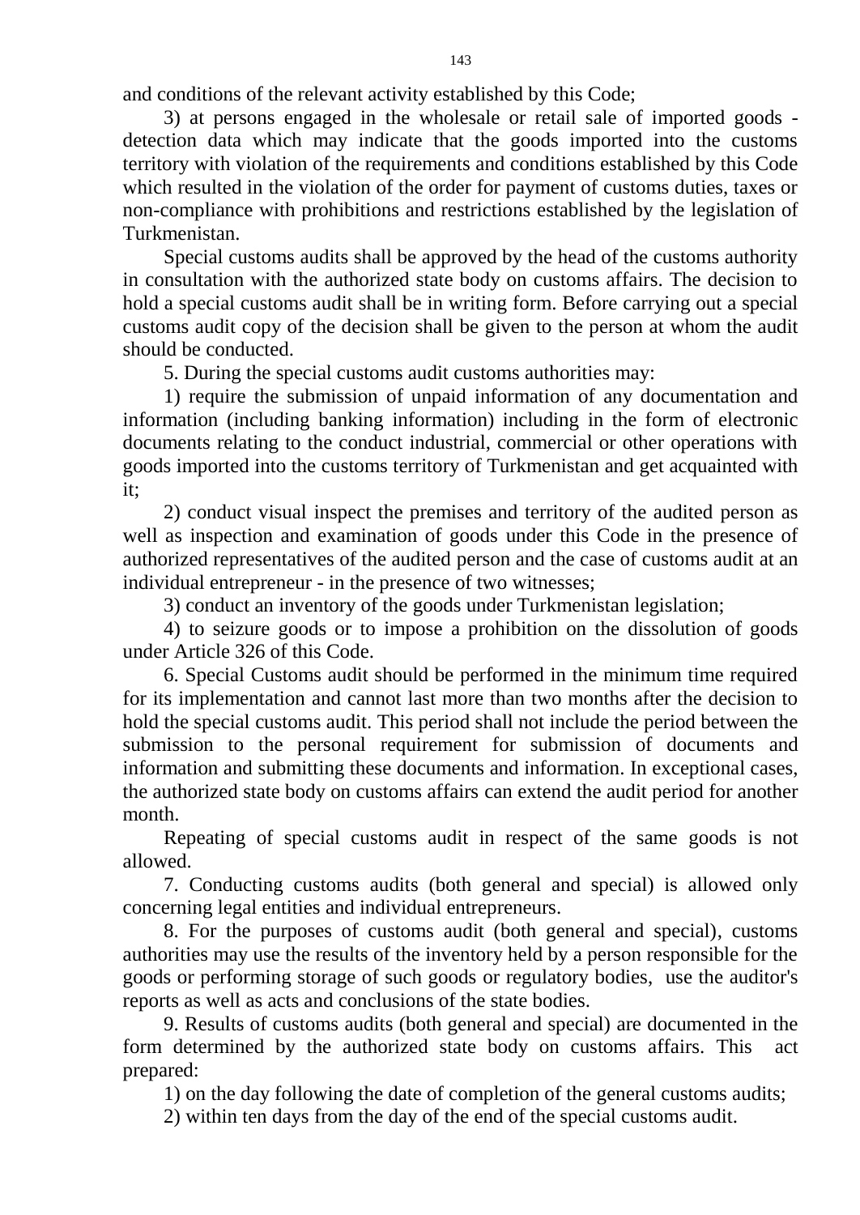and conditions of the relevant activity established by this Code;

3) at persons engaged in the wholesale or retail sale of imported goods - detection data which may indicate that the goods imported into the customs territory with violation of the requirements and conditions established by this Code which resulted in the violation of the order for payment of customs duties, taxes or non-compliance with prohibitions and restrictions established by the legislation of Turkmenistan.

Special customs audits shall be approved by the head of the customs authority in consultation with the authorized state body on customs affairs. The decision to hold a special customs audit shall be in writing form. Before carrying out a special customs audit copy of the decision shall be given to the person at whom the audit should be conducted.

5. During the special customs audit customs authorities may:

1) require the submission of unpaid information of any documentation and information (including banking information) including in the form of electronic documents relating to the conduct industrial, commercial or other operations with goods imported into the customs territory of Turkmenistan and get acquainted with it;

2) conduct visual inspect the premises and territory of the audited person as well as inspection and examination of goods under this Code in the presence of authorized representatives of the audited person and the case of customs audit at an individual entrepreneur - in the presence of two witnesses;

3) conduct an inventory of the goods under Turkmenistan legislation;

4) to seizure goods or to impose a prohibition on the dissolution of goods under Article 326 of this Code.

6. Special Customs audit should be performed in the minimum time required for its implementation and cannot last more than two months after the decision to hold the special customs audit. This period shall not include the period between the submission to the personal requirement for submission of documents and information and submitting these documents and information. In exceptional cases, the authorized state body on customs affairs can extend the audit period for another month.

Repeating of special customs audit in respect of the same goods is not allowed.

7. Conducting customs audits (both general and special) is allowed only concerning legal entities and individual entrepreneurs.

8. For the purposes of customs audit (both general and special), customs authorities may use the results of the inventory held by a person responsible for the goods or performing storage of such goods or regulatory bodies, use the auditor's reports as well as acts and conclusions of the state bodies.

9. Results of customs audits (both general and special) are documented in the form determined by the authorized state body on customs affairs. This act prepared:

1) on the day following the date of completion of the general customs audits;

2) within ten days from the day of the end of the special customs audit.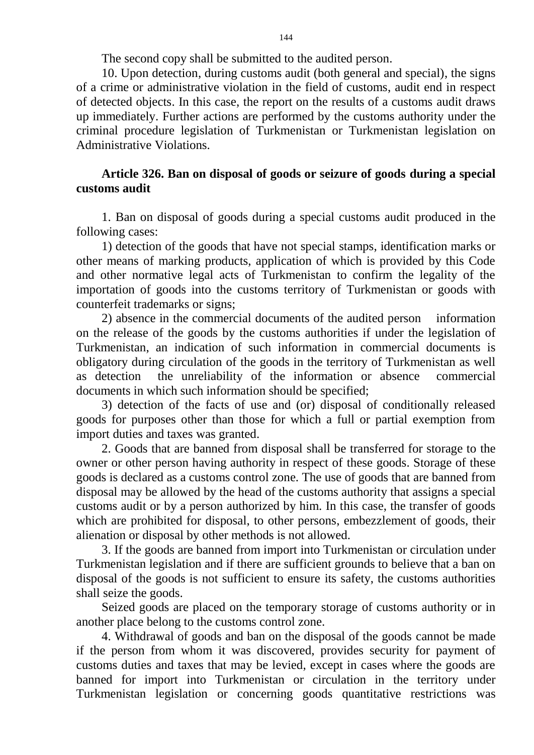The second copy shall be submitted to the audited person.

10. Upon detection, during customs audit (both general and special), the signs of a crime or administrative violation in the field of customs, audit end in respect of detected objects. In this case, the report on the results of a customs audit draws up immediately. Further actions are performed by the customs authority under the criminal procedure legislation of Turkmenistan or Turkmenistan legislation on Administrative Violations.

### Article 326. Ban on disposal of goods or seizure of goods during a special customs audit

1. Ban on disposal of goods during a special customs audit produced in the following cases:

1) detection of the goods that have not special stamps, identification marks or other means of marking products, application of which is provided by this Code and other normative legal acts of Turkmenistan to confirm the legality of the importation of goods into the customs territory of Turkmenistan or goods with counterfeit trademarks or signs;

2) absence in the commercial documents of the audited person information on the release of the goods by the customs authorities if under the legislation of Turkmenistan, an indication of such information in commercial documents is obligatory during circulation of the goods in the territory of Turkmenistan as well as detection the unreliability of the information or absence commercial documents in which such information should be specified;

3) detection of the facts of use and (or) disposal of conditionally released goods for purposes other than those for which a full or partial exemption from import duties and taxes was granted.

2. Goods that are banned from disposal shall be transferred for storage to the owner or other person having authority in respect of these goods. Storage of these goods is declared as a customs control zone. The use of goods that are banned from disposal may be allowed by the head of the customs authority that assigns a special customs audit or by a person authorized by him. In this case, the transfer of goods which are prohibited for disposal, to other persons, embezzlement of goods, their alienation or disposal by other methods is not allowed.

3. If the goods are banned from import into Turkmenistan or circulation under Turkmenistan legislation and if there are sufficient grounds to believe that a ban on disposal of the goods is not sufficient to ensure its safety, the customs authorities shall seize the goods.

Seized goods are placed on the temporary storage of customs authority or in another place belong to the customs control zone.

4. Withdrawal of goods and ban on the disposal of the goods cannot be made if the person from whom it was discovered, provides security for payment of customs duties and taxes that may be levied, except in cases where the goods are banned for import into Turkmenistan or circulation in the territory under Turkmenistan legislation or concerning goods quantitative restrictions was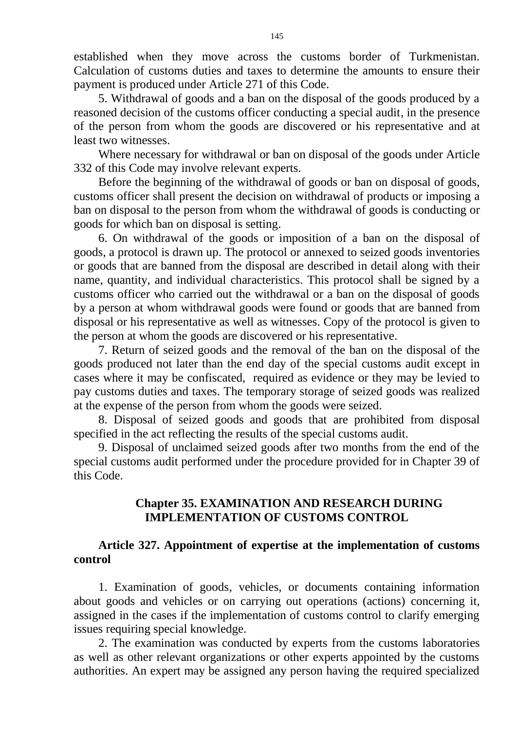established when they move across the customs border of Turkmenistan. Calculation of customs duties and taxes to determine the amounts to ensure their payment is produced under Article 271 of this Code.

5. Withdrawal of goods and a ban on the disposal of the goods produced by a reasoned decision of the customs officer conducting a special audit, in the presence of the person from whom the goods are discovered or his representative and at least two witnesses.

Where necessary for withdrawal or ban on disposal of the goods under Article 332 of this Code may involve relevant experts.

Before the beginning of the withdrawal of goods or ban on disposal of goods, customs officer shall present the decision on withdrawal of products or imposing a ban on disposal to the person from whom the withdrawal of goods is conducting or goods for which ban on disposal is setting.

6. On withdrawal of the goods or imposition of a ban on the disposal of goods, a protocol is drawn up. The protocol or annexed to seized goods inventories or goods that are banned from the disposal are described in detail along with their name, quantity, and individual characteristics. This protocol shall be signed by a customs officer who carried out the withdrawal or a ban on the disposal of goods by a person at whom withdrawal goods were found or goods that are banned from disposal or his representative as well as witnesses. Copy of the protocol is given to the person at whom the goods are discovered or his representative.

7. Return of seized goods and the removal of the ban on the disposal of the goods produced not later than the end day of the special customs audit except in cases where it may be confiscated, required as evidence or they may be levied to pay customs duties and taxes. The temporary storage of seized goods was realized at the expense of the person from whom the goods were seized.

8. Disposal of seized goods and goods that are prohibited from disposal specified in the act reflecting the results of the special customs audit.

9. Disposal of unclaimed seized goods after two months from the end of the special customs audit performed under the procedure provided for in Chapter 39 of this Code.

## Chapter 35. EXAMINATION AND RESEARCH DURING IMPLEMENTATION OF CUSTOMS CONTROL

### Article 327. Appointment of expertise at the implementation of customs control

1. Examination of goods, vehicles, or documents containing information about goods and vehicles or on carrying out operations (actions) concerning it, assigned in the cases if the implementation of customs control to clarify emerging issues requiring special knowledge.

2. The examination was conducted by experts from the customs laboratories as well as other relevant organizations or other experts appointed by the customs authorities. An expert may be assigned any person having the required specialized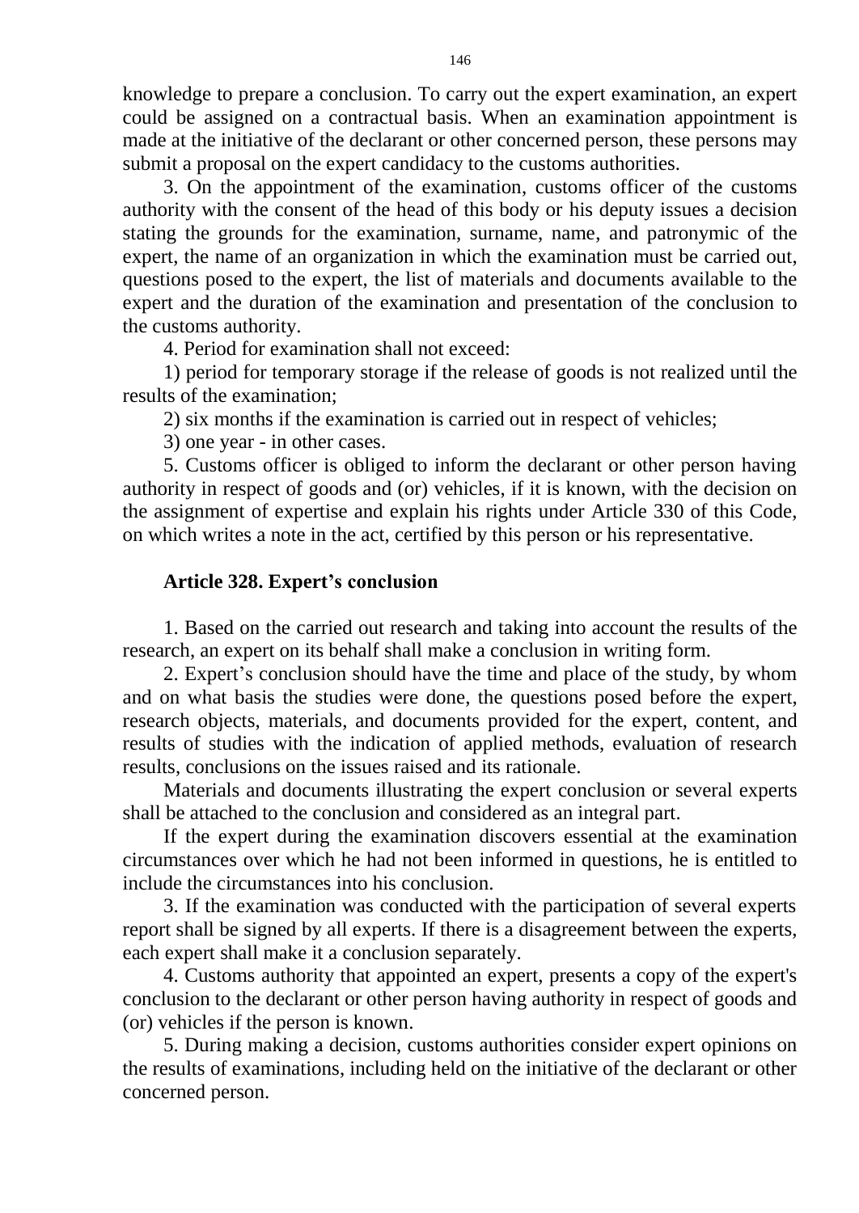knowledge to prepare a conclusion. To carry out the expert examination, an expert could be assigned on a contractual basis. When an examination appointment is made at the initiative of the declarant or other concerned person, these persons may submit a proposal on the expert candidacy to the customs authorities.

3. On the appointment of the examination, customs officer of the customs authority with the consent of the head of this body or his deputy issues a decision stating the grounds for the examination, surname, name, and patronymic of the expert, the name of an organization in which the examination must be carried out, questions posed to the expert, the list of materials and documents available to the expert and the duration of the examination and presentation of the conclusion to the customs authority.

4. Period for examination shall not exceed:

1) period for temporary storage if the release of goods is not realized until the results of the examination;

2) six months if the examination is carried out in respect of vehicles;

3) one year - in other cases.

5. Customs officer is obliged to inform the declarant or other person having authority in respect of goods and (or) vehicles, if it is known, with the decision on the assignment of expertise and explain his rights under Article 330 of this Code, on which writes a note in the act, certified by this person or his representative.

### Article 328. Expert's conclusion

1. Based on the carried out research and taking into account the results of the research, an expert on its behalf shall make a conclusion in writing form.

2. Expert's conclusion should have the time and place of the study, by whom and on what basis the studies were done, the questions posed before the expert, research objects, materials, and documents provided for the expert, content, and results of studies with the indication of applied methods, evaluation of research results, conclusions on the issues raised and its rationale.

Materials and documents illustrating the expert conclusion or several experts shall be attached to the conclusion and considered as an integral part.

If the expert during the examination discovers essential at the examination circumstances over which he had not been informed in questions, he is entitled to include the circumstances into his conclusion.

3. If the examination was conducted with the participation of several experts report shall be signed by all experts. If there is a disagreement between the experts, each expert shall make it a conclusion separately.

4. Customs authority that appointed an expert, presents a copy of the expert's conclusion to the declarant or other person having authority in respect of goods and (or) vehicles if the person is known.

5. During making a decision, customs authorities consider expert opinions on the results of examinations, including held on the initiative of the declarant or other concerned person.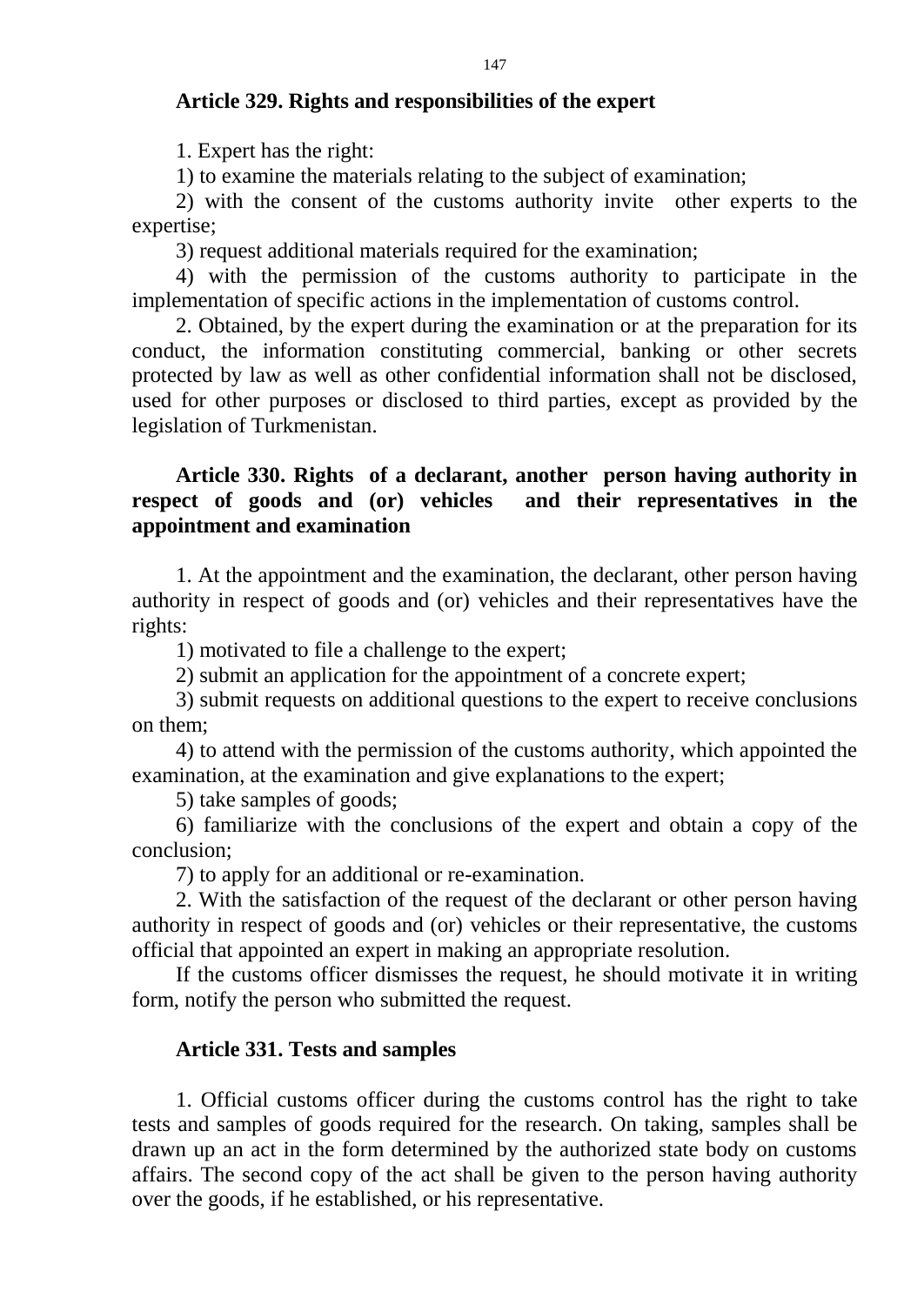**Article 329. Rights and responsibilities of the expert**

1. Expert has the right:

1) to examine the materials relating to the subject of examination;

2) with the consent of the customs authority invite other experts to the expertise;

3) request additional materials required for the examination;

4) with the permission of the customs authority to participate in the implementation of specific actions in the implementation of customs control.

2. Obtained, by the expert during the examination or at the preparation for its conduct, the information constituting commercial, banking or other secrets protected by law as well as other confidential information shall not be disclosed, used for other purposes or disclosed to third parties, except as provided by the legislation of Turkmenistan.

**Article 330. Rights of a declarant, another person having authority in respect of goods and (or) vehicles and their representatives in the appointment and examination**

1. At the appointment and the examination, the declarant, other person having authority in respect of goods and (or) vehicles and their representatives have the rights:

1) motivated to file a challenge to the expert;

2) submit an application for the appointment of a concrete expert;

3) submit requests on additional questions to the expert to receive conclusions on them;

4) to attend with the permission of the customs authority, which appointed the examination, at the examination and give explanations to the expert;

5) take samples of goods;

6) familiarize with the conclusions of the expert and obtain a copy of the conclusion;

7) to apply for an additional or re-examination.

2. With the satisfaction of the request of the declarant or other person having authority in respect of goods and (or) vehicles or their representative, the customs official that appointed an expert in making an appropriate resolution.

If the customs officer dismisses the request, he should motivate it in writing form, notify the person who submitted the request.

**Article 331. Tests and samples**

1. Official customs officer during the customs control has the right to take tests and samples of goods required for the research. On taking, samples shall be drawn up an act in the form determined by the authorized state body on customs affairs. The second copy of the act shall be given to the person having authority over the goods, if he established, or his representative.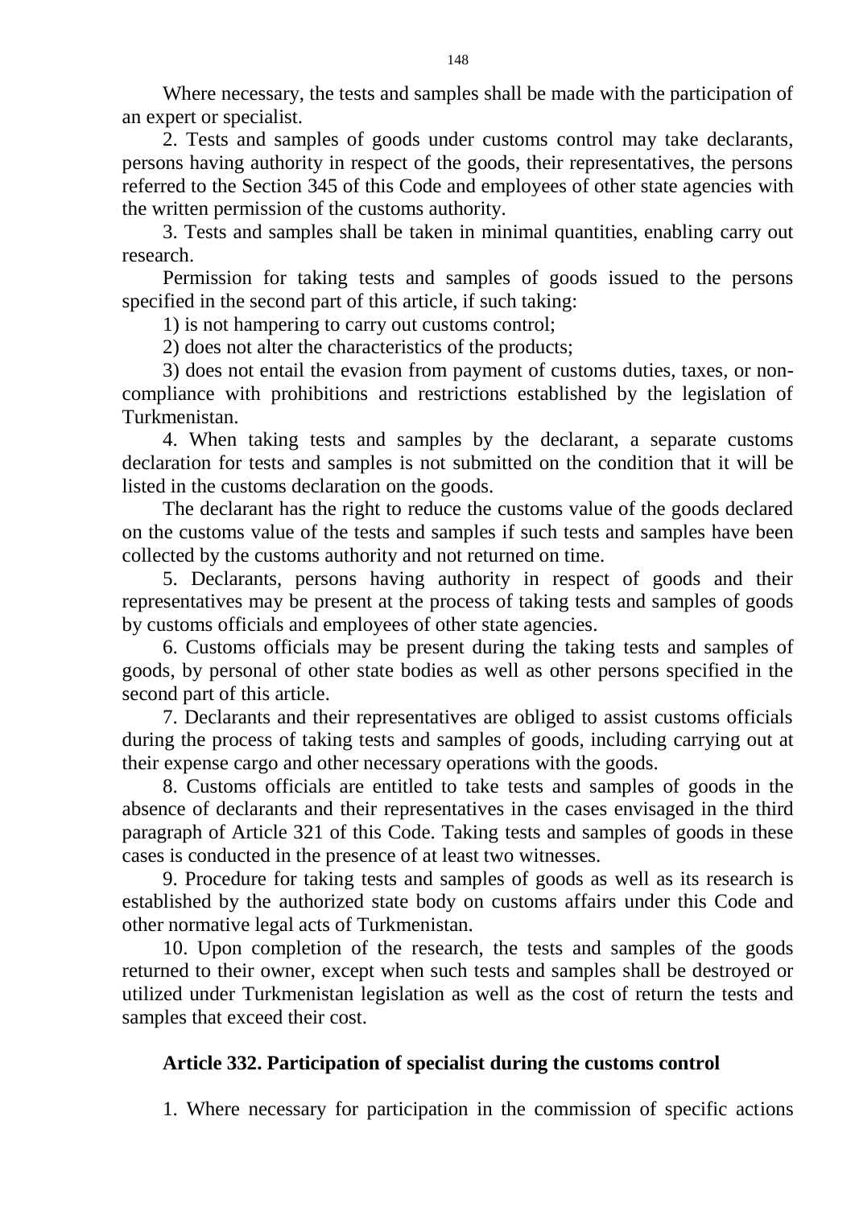Where necessary, the tests and samples shall be made with the participation of an expert or specialist.

2. Tests and samples of goods under customs control may take declarants, persons having authority in respect of the goods, their representatives, the persons referred to the Section 345 of this Code and employees of other state agencies with the written permission of the customs authority.

3. Tests and samples shall be taken in minimal quantities, enabling carry out research.

Permission for taking tests and samples of goods issued to the persons specified in the second part of this article, if such taking:

1) is not hampering to carry out customs control;

2) does not alter the characteristics of the products;

3) does not entail the evasion from payment of customs duties, taxes, or non-compliance with prohibitions and restrictions established by the legislation of Turkmenistan.

4. When taking tests and samples by the declarant, a separate customs declaration for tests and samples is not submitted on the condition that it will be listed in the customs declaration on the goods.

The declarant has the right to reduce the customs value of the goods declared on the customs value of the tests and samples if such tests and samples have been collected by the customs authority and not returned on time.

5. Declarants, persons having authority in respect of goods and their representatives may be present at the process of taking tests and samples of goods by customs officials and employees of other state agencies.

6. Customs officials may be present during the taking tests and samples of goods, by personal of other state bodies as well as other persons specified in the second part of this article.

7. Declarants and their representatives are obliged to assist customs officials during the process of taking tests and samples of goods, including carrying out at their expense cargo and other necessary operations with the goods.

8. Customs officials are entitled to take tests and samples of goods in the absence of declarants and their representatives in the cases envisaged in the third paragraph of Article 321 of this Code. Taking tests and samples of goods in these cases is conducted in the presence of at least two witnesses.

9. Procedure for taking tests and samples of goods as well as its research is established by the authorized state body on customs affairs under this Code and other normative legal acts of Turkmenistan.

10. Upon completion of the research, the tests and samples of the goods returned to their owner, except when such tests and samples shall be destroyed or utilized under Turkmenistan legislation as well as the cost of return the tests and samples that exceed their cost.

### Article 332. Participation of specialist during the customs control

1. Where necessary for participation in the commission of specific actions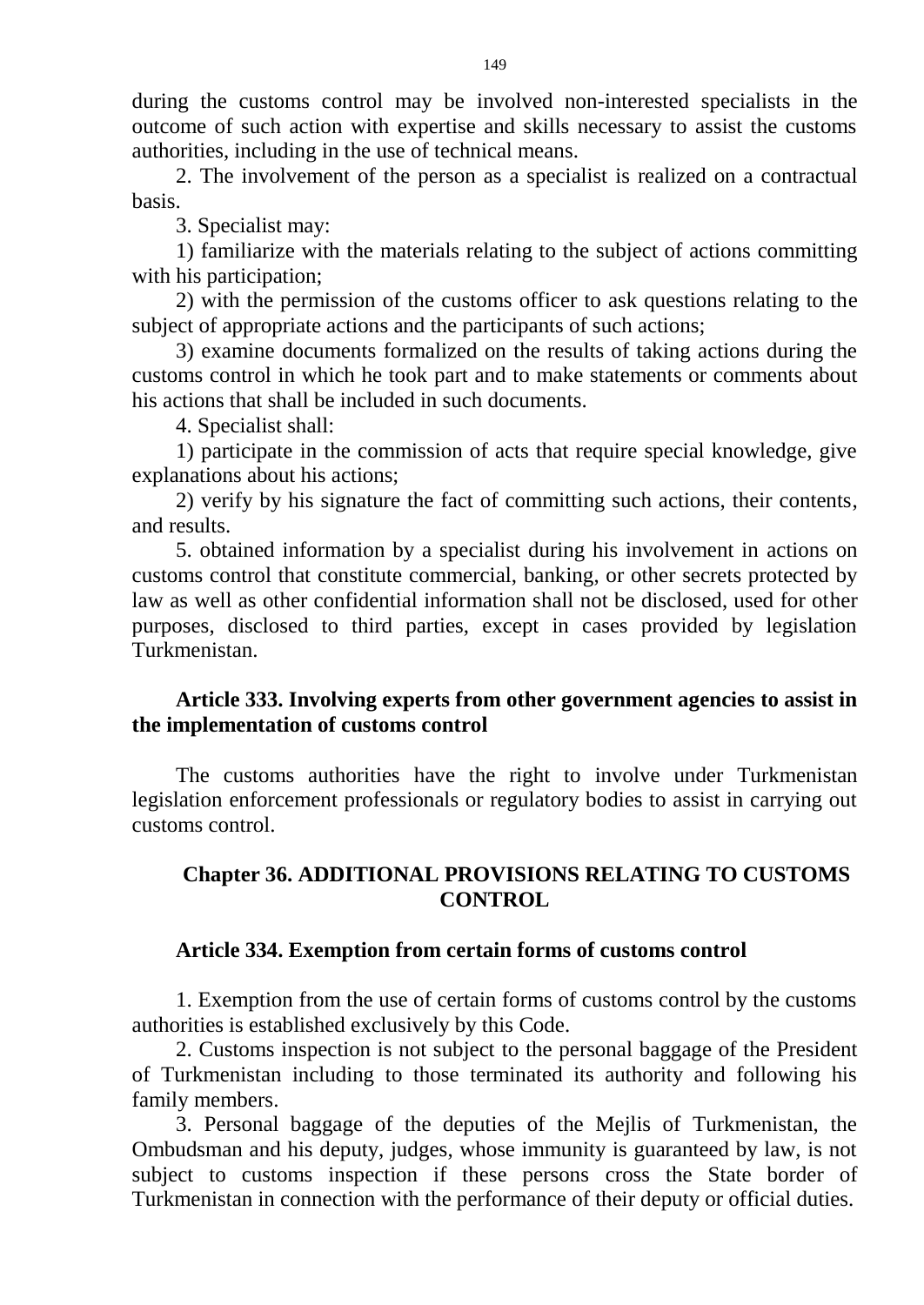during the customs control may be involved non-interested specialists in the outcome of such action with expertise and skills necessary to assist the customs authorities, including in the use of technical means.

2. The involvement of the person as a specialist is realized on a contractual basis.

3. Specialist may:

1) familiarize with the materials relating to the subject of actions committing with his participation;

2) with the permission of the customs officer to ask questions relating to the subject of appropriate actions and the participants of such actions;

3) examine documents formalized on the results of taking actions during the customs control in which he took part and to make statements or comments about his actions that shall be included in such documents.

4. Specialist shall:

1) participate in the commission of acts that require special knowledge, give explanations about his actions;

2) verify by his signature the fact of committing such actions, their contents, and results.

5. obtained information by a specialist during his involvement in actions on customs control that constitute commercial, banking, or other secrets protected by law as well as other confidential information shall not be disclosed, used for other purposes, disclosed to third parties, except in cases provided by legislation Turkmenistan.

### Article 333. Involving experts from other government agencies to assist in the implementation of customs control

The customs authorities have the right to involve under Turkmenistan legislation enforcement professionals or regulatory bodies to assist in carrying out customs control.

## Chapter 36. ADDITIONAL PROVISIONS RELATING TO CUSTOMS CONTROL

### Article 334. Exemption from certain forms of customs control

1. Exemption from the use of certain forms of customs control by the customs authorities is established exclusively by this Code.

2. Customs inspection is not subject to the personal baggage of the President of Turkmenistan including to those terminated its authority and following his family members.

3. Personal baggage of the deputies of the Mejlis of Turkmenistan, the Ombudsman and his deputy, judges, whose immunity is guaranteed by law, is not subject to customs inspection if these persons cross the State border of Turkmenistan in connection with the performance of their deputy or official duties.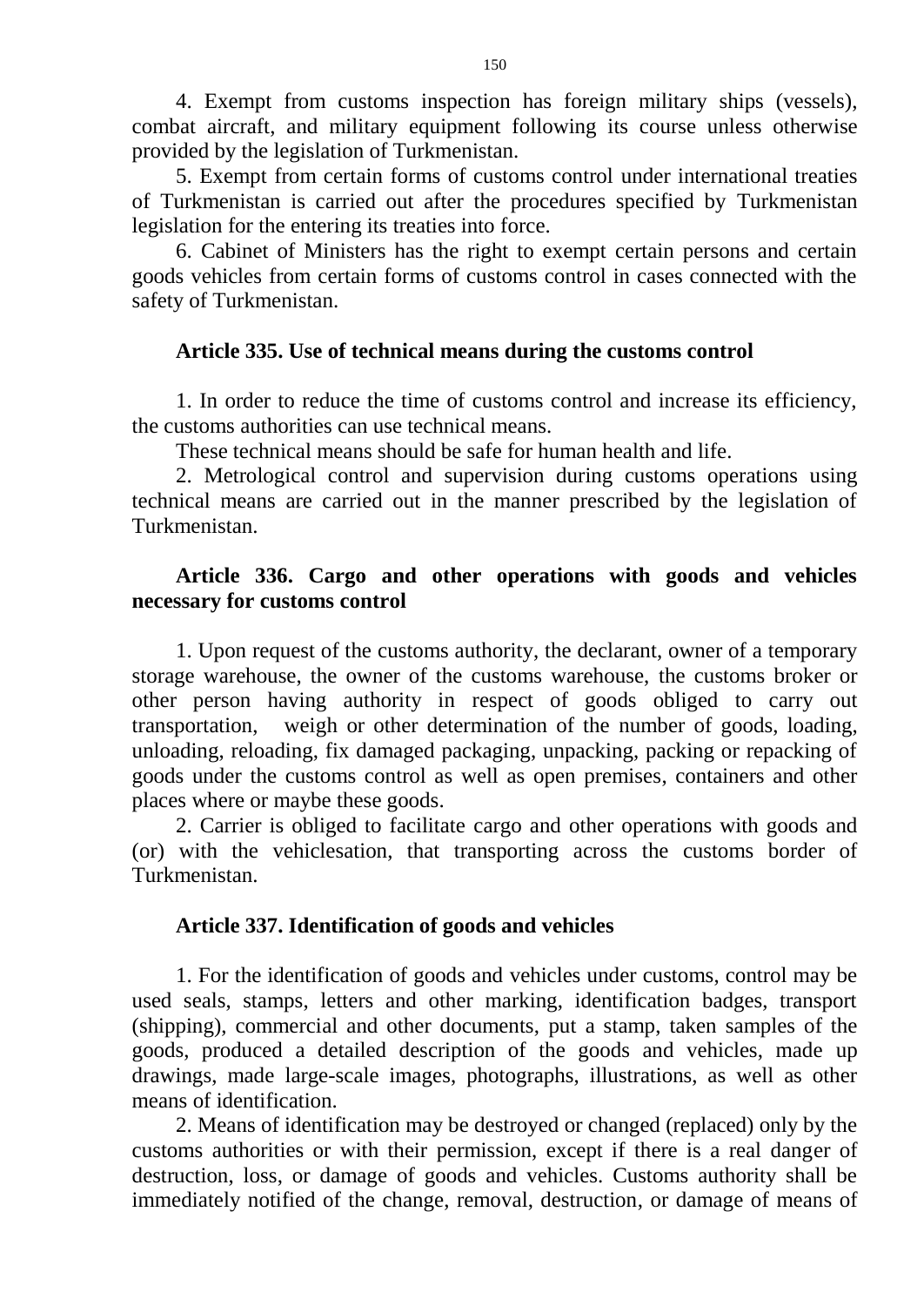4. Exempt from customs inspection has foreign military ships (vessels), combat aircraft, and military equipment following its course unless otherwise provided by the legislation of Turkmenistan.

5. Exempt from certain forms of customs control under international treaties of Turkmenistan is carried out after the procedures specified by Turkmenistan legislation for the entering its treaties into force.

6. Cabinet of Ministers has the right to exempt certain persons and certain goods vehicles from certain forms of customs control in cases connected with the safety of Turkmenistan.

**Article 335. Use of technical means during the customs control**

1. In order to reduce the time of customs control and increase its efficiency, the customs authorities can use technical means.

These technical means should be safe for human health and life.

2. Metrological control and supervision during customs operations using technical means are carried out in the manner prescribed by the legislation of Turkmenistan.

**Article 336. Cargo and other operations with goods and vehicles necessary for customs control**

1. Upon request of the customs authority, the declarant, owner of a temporary storage warehouse, the owner of the customs warehouse, the customs broker or other person having authority in respect of goods obliged to carry out transportation, weigh or other determination of the number of goods, loading, unloading, reloading, fix damaged packaging, unpacking, packing or repacking of goods under the customs control as well as open premises, containers and other places where or maybe these goods.

2. Carrier is obliged to facilitate cargo and other operations with goods and (or) with the vehiclesation, that transporting across the customs border of Turkmenistan.

**Article 337. Identification of goods and vehicles**

1. For the identification of goods and vehicles under customs, control may be used seals, stamps, letters and other marking, identification badges, transport (shipping), commercial and other documents, put a stamp, taken samples of the goods, produced a detailed description of the goods and vehicles, made up drawings, made large-scale images, photographs, illustrations, as well as other means of identification.

2. Means of identification may be destroyed or changed (replaced) only by the customs authorities or with their permission, except if there is a real danger of destruction, loss, or damage of goods and vehicles. Customs authority shall be immediately notified of the change, removal, destruction, or damage of means of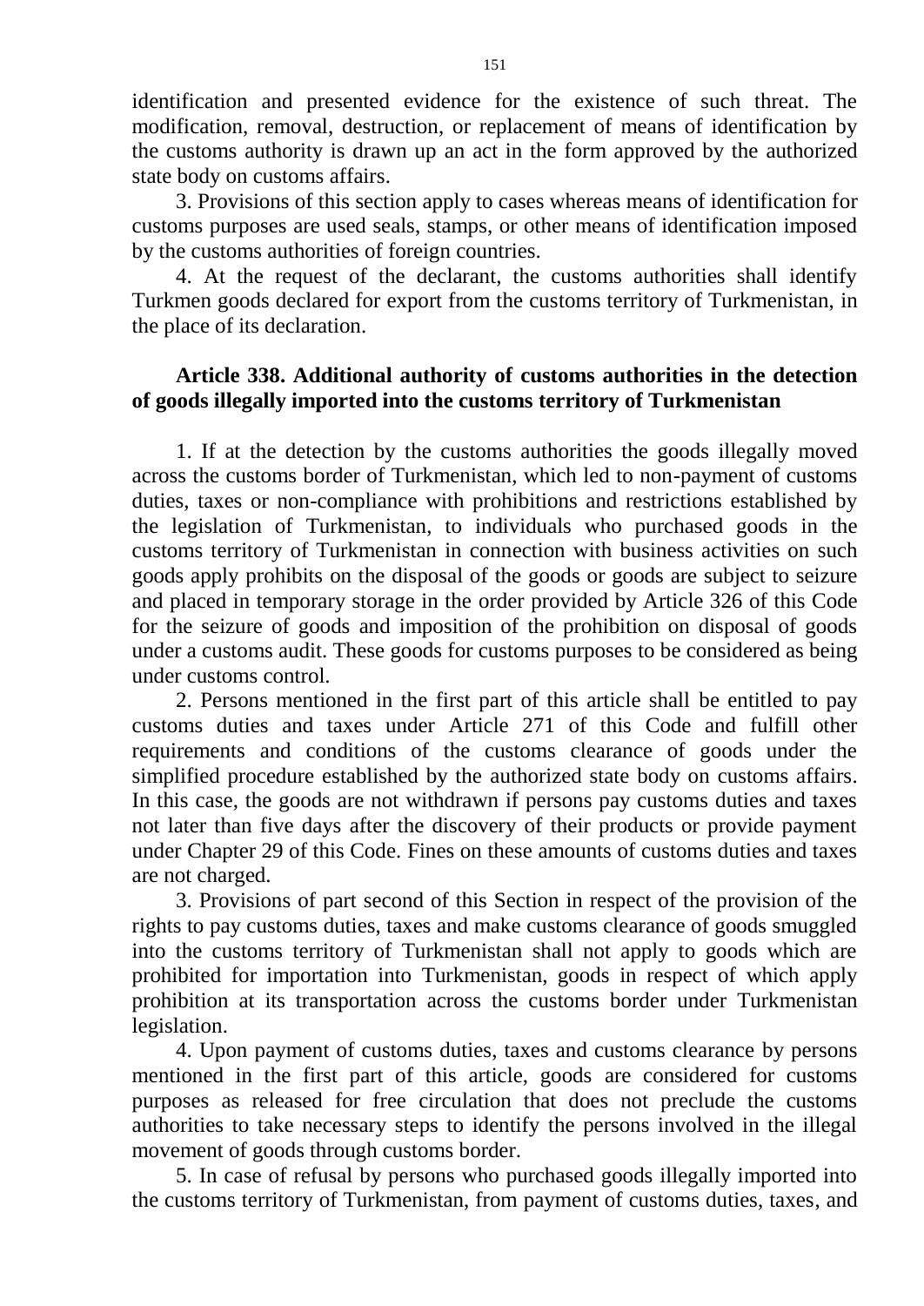identification and presented evidence for the existence of such threat. The modification, removal, destruction, or replacement of means of identification by the customs authority is drawn up an act in the form approved by the authorized state body on customs affairs.

3. Provisions of this section apply to cases whereas means of identification for customs purposes are used seals, stamps, or other means of identification imposed by the customs authorities of foreign countries.

4. At the request of the declarant, the customs authorities shall identify Turkmen goods declared for export from the customs territory of Turkmenistan, in the place of its declaration.

### Article 338. Additional authority of customs authorities in the detection of goods illegally imported into the customs territory of Turkmenistan

1. If at the detection by the customs authorities the goods illegally moved across the customs border of Turkmenistan, which led to non-payment of customs duties, taxes or non-compliance with prohibitions and restrictions established by the legislation of Turkmenistan, to individuals who purchased goods in the customs territory of Turkmenistan in connection with business activities on such goods apply prohibits on the disposal of the goods or goods are subject to seizure and placed in temporary storage in the order provided by Article 326 of this Code for the seizure of goods and imposition of the prohibition on disposal of goods under a customs audit. These goods for customs purposes to be considered as being under customs control.

2. Persons mentioned in the first part of this article shall be entitled to pay customs duties and taxes under Article 271 of this Code and fulfill other requirements and conditions of the customs clearance of goods under the simplified procedure established by the authorized state body on customs affairs. In this case, the goods are not withdrawn if persons pay customs duties and taxes not later than five days after the discovery of their products or provide payment under Chapter 29 of this Code. Fines on these amounts of customs duties and taxes are not charged.

3. Provisions of part second of this Section in respect of the provision of the rights to pay customs duties, taxes and make customs clearance of goods smuggled into the customs territory of Turkmenistan shall not apply to goods which are prohibited for importation into Turkmenistan, goods in respect of which apply prohibition at its transportation across the customs border under Turkmenistan legislation.

4. Upon payment of customs duties, taxes and customs clearance by persons mentioned in the first part of this article, goods are considered for customs purposes as released for free circulation that does not preclude the customs authorities to take necessary steps to identify the persons involved in the illegal movement of goods through customs border.

5. In case of refusal by persons who purchased goods illegally imported into the customs territory of Turkmenistan, from payment of customs duties, taxes, and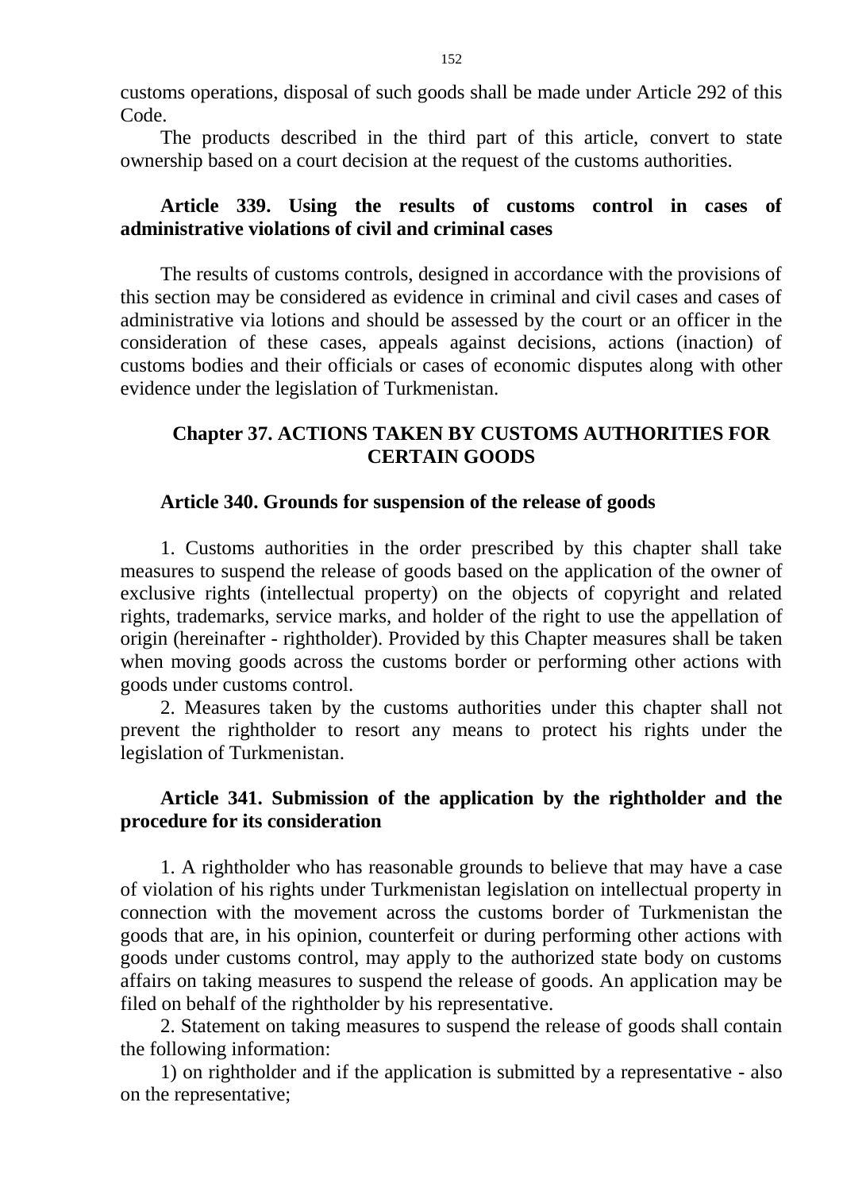customs operations, disposal of such goods shall be made under Article 292 of this Code.

The products described in the third part of this article, convert to state ownership based on a court decision at the request of the customs authorities.

### Article 339. Using the results of customs control in cases of administrative violations of civil and criminal cases

The results of customs controls, designed in accordance with the provisions of this section may be considered as evidence in criminal and civil cases and cases of administrative via lotions and should be assessed by the court or an officer in the consideration of these cases, appeals against decisions, actions (inaction) of customs bodies and their officials or cases of economic disputes along with other evidence under the legislation of Turkmenistan.

## Chapter 37. ACTIONS TAKEN BY CUSTOMS AUTHORITIES FOR CERTAIN GOODS

### Article 340. Grounds for suspension of the release of goods

1. Customs authorities in the order prescribed by this chapter shall take measures to suspend the release of goods based on the application of the owner of exclusive rights (intellectual property) on the objects of copyright and related rights, trademarks, service marks, and holder of the right to use the appellation of origin (hereinafter - rightholder). Provided by this Chapter measures shall be taken when moving goods across the customs border or performing other actions with goods under customs control.

2. Measures taken by the customs authorities under this chapter shall not prevent the rightholder to resort any means to protect his rights under the legislation of Turkmenistan.

### Article 341. Submission of the application by the rightholder and the procedure for its consideration

1. A rightholder who has reasonable grounds to believe that may have a case of violation of his rights under Turkmenistan legislation on intellectual property in connection with the movement across the customs border of Turkmenistan the goods that are, in his opinion, counterfeit or during performing other actions with goods under customs control, may apply to the authorized state body on customs affairs on taking measures to suspend the release of goods. An application may be filed on behalf of the rightholder by his representative.

2. Statement on taking measures to suspend the release of goods shall contain the following information:

1) on rightholder and if the application is submitted by a representative - also on the representative;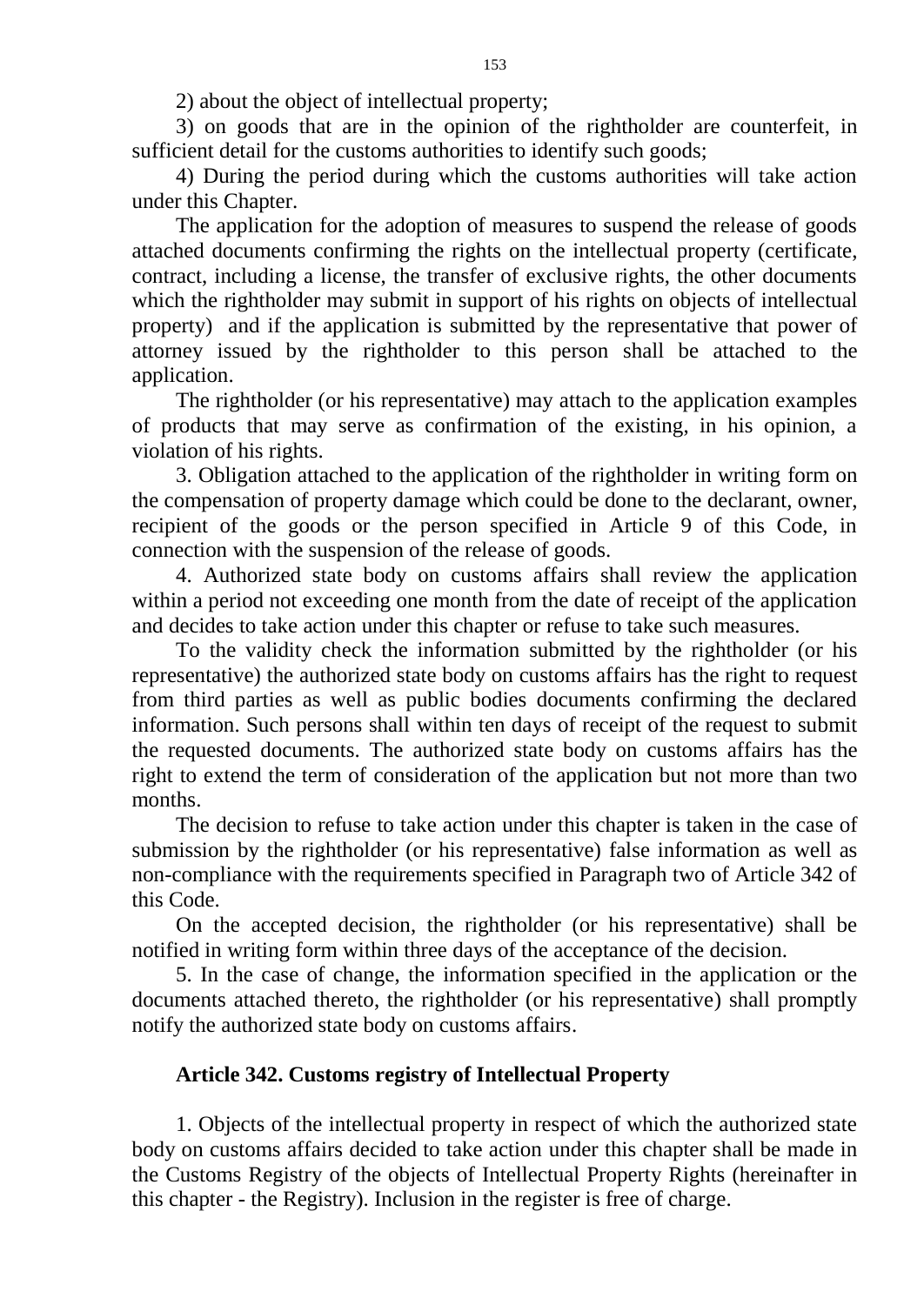2) about the object of intellectual property;

3) on goods that are in the opinion of the rightholder are counterfeit, in sufficient detail for the customs authorities to identify such goods;

4) During the period during which the customs authorities will take action under this Chapter.

The application for the adoption of measures to suspend the release of goods attached documents confirming the rights on the intellectual property (certificate, contract, including a license, the transfer of exclusive rights, the other documents which the rightholder may submit in support of his rights on objects of intellectual property) and if the application is submitted by the representative that power of attorney issued by the rightholder to this person shall be attached to the application.

The rightholder (or his representative) may attach to the application examples of products that may serve as confirmation of the existing, in his opinion, a violation of his rights.

3. Obligation attached to the application of the rightholder in writing form on the compensation of property damage which could be done to the declarant, owner, recipient of the goods or the person specified in Article 9 of this Code, in connection with the suspension of the release of goods.

4. Authorized state body on customs affairs shall review the application within a period not exceeding one month from the date of receipt of the application and decides to take action under this chapter or refuse to take such measures.

To the validity check the information submitted by the rightholder (or his representative) the authorized state body on customs affairs has the right to request from third parties as well as public bodies documents confirming the declared information. Such persons shall within ten days of receipt of the request to submit the requested documents. The authorized state body on customs affairs has the right to extend the term of consideration of the application but not more than two months.

The decision to refuse to take action under this chapter is taken in the case of submission by the rightholder (or his representative) false information as well as non-compliance with the requirements specified in Paragraph two of Article 342 of this Code.

On the accepted decision, the rightholder (or his representative) shall be notified in writing form within three days of the acceptance of the decision.

5. In the case of change, the information specified in the application or the documents attached thereto, the rightholder (or his representative) shall promptly notify the authorized state body on customs affairs.

### Article 342. Customs registry of Intellectual Property

1. Objects of the intellectual property in respect of which the authorized state body on customs affairs decided to take action under this chapter shall be made in the Customs Registry of the objects of Intellectual Property Rights (hereinafter in this chapter - the Registry). Inclusion in the register is free of charge.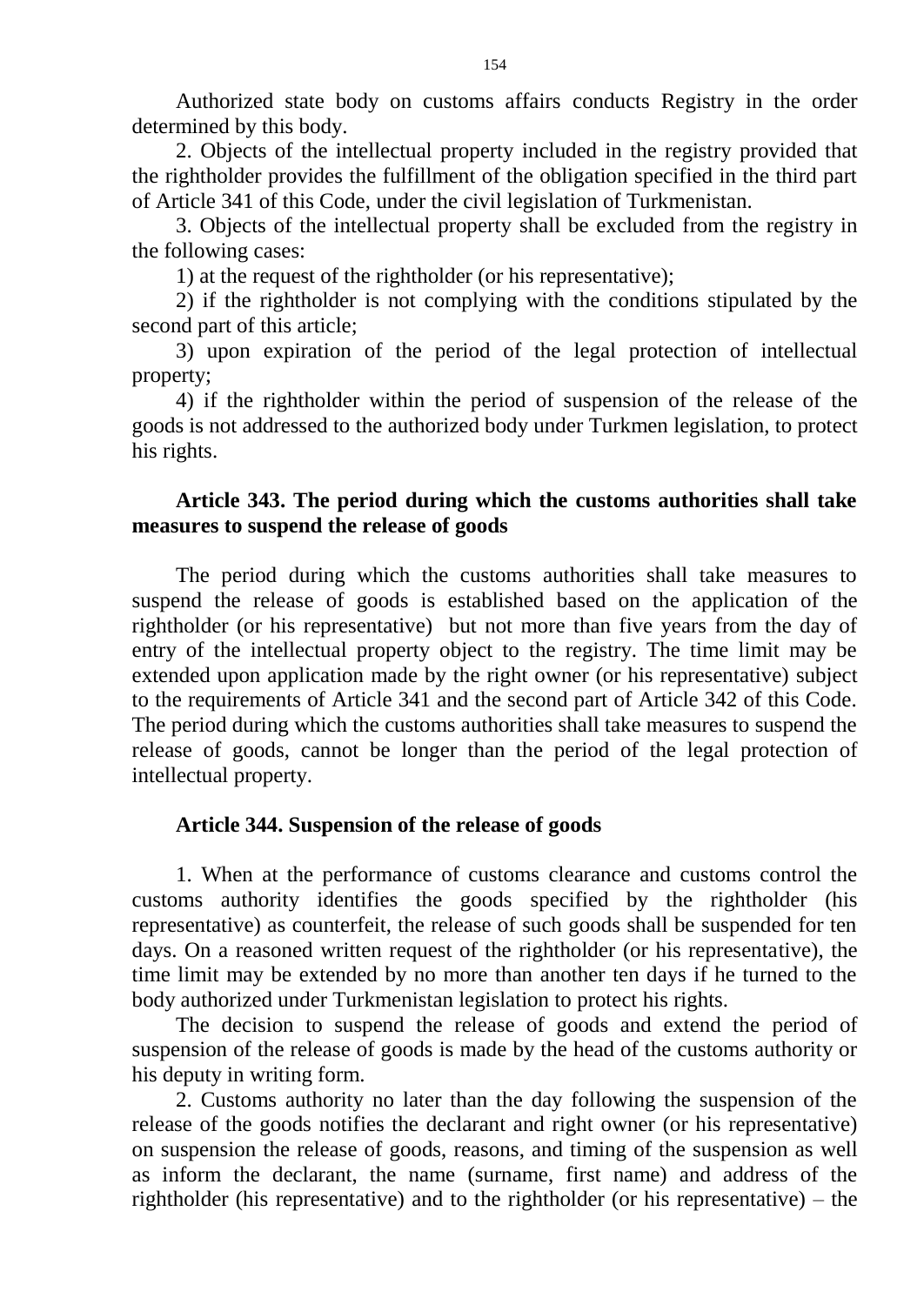Authorized state body on customs affairs conducts Registry in the order determined by this body.

2. Objects of the intellectual property included in the registry provided that the rightholder provides the fulfillment of the obligation specified in the third part of Article 341 of this Code, under the civil legislation of Turkmenistan.

3. Objects of the intellectual property shall be excluded from the registry in the following cases:

1) at the request of the rightholder (or his representative);

2) if the rightholder is not complying with the conditions stipulated by the second part of this article;

3) upon expiration of the period of the legal protection of intellectual property;

4) if the rightholder within the period of suspension of the release of the goods is not addressed to the authorized body under Turkmen legislation, to protect his rights.

### Article 343. The period during which the customs authorities shall take measures to suspend the release of goods

The period during which the customs authorities shall take measures to suspend the release of goods is established based on the application of the rightholder (or his representative) but not more than five years from the day of entry of the intellectual property object to the registry. The time limit may be extended upon application made by the right owner (or his representative) subject to the requirements of Article 341 and the second part of Article 342 of this Code. The period during which the customs authorities shall take measures to suspend the release of goods, cannot be longer than the period of the legal protection of intellectual property.

### Article 344. Suspension of the release of goods

1. When at the performance of customs clearance and customs control the customs authority identifies the goods specified by the rightholder (his representative) as counterfeit, the release of such goods shall be suspended for ten days. On a reasoned written request of the rightholder (or his representative), the time limit may be extended by no more than another ten days if he turned to the body authorized under Turkmenistan legislation to protect his rights.

The decision to suspend the release of goods and extend the period of suspension of the release of goods is made by the head of the customs authority or his deputy in writing form.

2. Customs authority no later than the day following the suspension of the release of the goods notifies the declarant and right owner (or his representative) on suspension the release of goods, reasons, and timing of the suspension as well as inform the declarant, the name (surname, first name) and address of the rightholder (his representative) and to the rightholder (or his representative) – the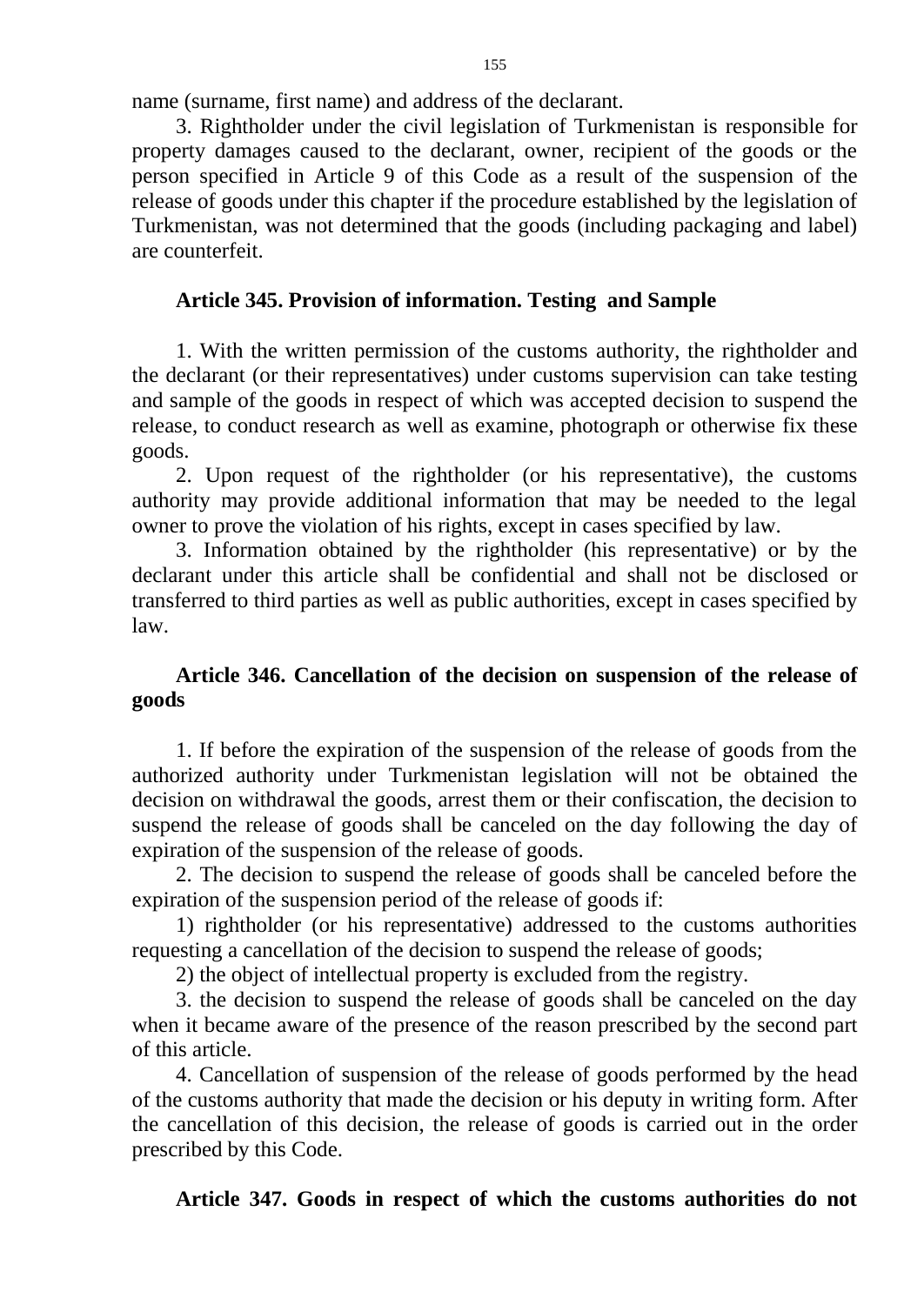name (surname, first name) and address of the declarant.

3. Rightholder under the civil legislation of Turkmenistan is responsible for property damages caused to the declarant, owner, recipient of the goods or the person specified in Article 9 of this Code as a result of the suspension of the release of goods under this chapter if the procedure established by the legislation of Turkmenistan, was not determined that the goods (including packaging and label) are counterfeit.

### Article 345. Provision of information. Testing and Sample

1. With the written permission of the customs authority, the rightholder and the declarant (or their representatives) under customs supervision can take testing and sample of the goods in respect of which was accepted decision to suspend the release, to conduct research as well as examine, photograph or otherwise fix these goods.

2. Upon request of the rightholder (or his representative), the customs authority may provide additional information that may be needed to the legal owner to prove the violation of his rights, except in cases specified by law.

3. Information obtained by the rightholder (his representative) or by the declarant under this article shall be confidential and shall not be disclosed or transferred to third parties as well as public authorities, except in cases specified by law.

### Article 346. Cancellation of the decision on suspension of the release of goods

1. If before the expiration of the suspension of the release of goods from the authorized authority under Turkmenistan legislation will not be obtained the decision on withdrawal the goods, arrest them or their confiscation, the decision to suspend the release of goods shall be canceled on the day following the day of expiration of the suspension of the release of goods.

2. The decision to suspend the release of goods shall be canceled before the expiration of the suspension period of the release of goods if:

1) rightholder (or his representative) addressed to the customs authorities requesting a cancellation of the decision to suspend the release of goods;

2) the object of intellectual property is excluded from the registry.

3. the decision to suspend the release of goods shall be canceled on the day when it became aware of the presence of the reason prescribed by the second part of this article.

4. Cancellation of suspension of the release of goods performed by the head of the customs authority that made the decision or his deputy in writing form. After the cancellation of this decision, the release of goods is carried out in the order prescribed by this Code.

### Article 347. Goods in respect of which the customs authorities do not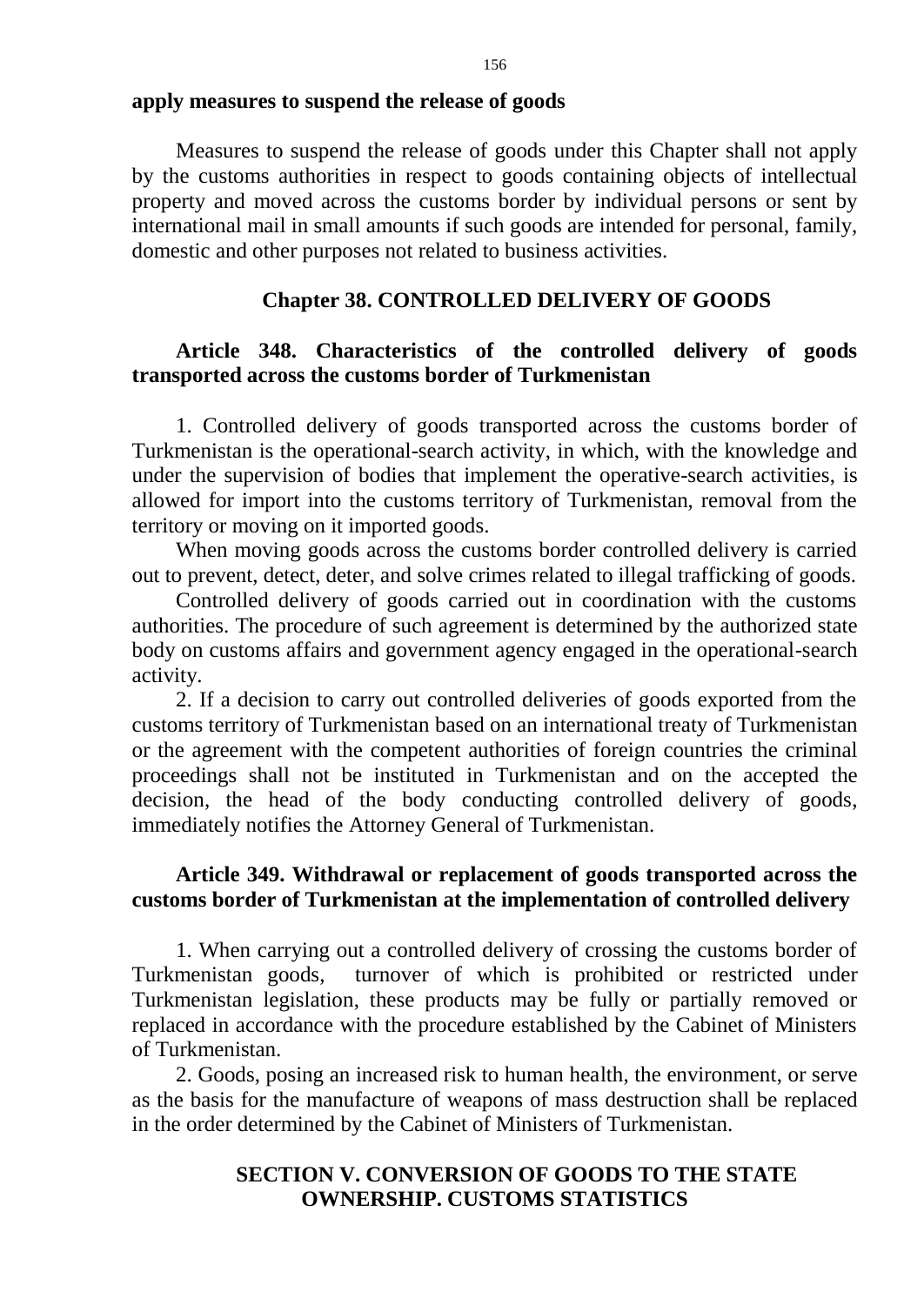**apply measures to suspend the release of goods**

Measures to suspend the release of goods under this Chapter shall not apply by the customs authorities in respect to goods containing objects of intellectual property and moved across the customs border by individual persons or sent by international mail in small amounts if such goods are intended for personal, family, domestic and other purposes not related to business activities.

## Chapter 38. CONTROLLED DELIVERY OF GOODS

### Article 348. Characteristics of the controlled delivery of goods transported across the customs border of Turkmenistan

1. Controlled delivery of goods transported across the customs border of Turkmenistan is the operational-search activity, in which, with the knowledge and under the supervision of bodies that implement the operative-search activities, is allowed for import into the customs territory of Turkmenistan, removal from the territory or moving on it imported goods.

When moving goods across the customs border controlled delivery is carried out to prevent, detect, deter, and solve crimes related to illegal trafficking of goods.

Controlled delivery of goods carried out in coordination with the customs authorities. The procedure of such agreement is determined by the authorized state body on customs affairs and government agency engaged in the operational-search activity.

2. If a decision to carry out controlled deliveries of goods exported from the customs territory of Turkmenistan based on an international treaty of Turkmenistan or the agreement with the competent authorities of foreign countries the criminal proceedings shall not be instituted in Turkmenistan and on the accepted the decision, the head of the body conducting controlled delivery of goods, immediately notifies the Attorney General of Turkmenistan.

### Article 349. Withdrawal or replacement of goods transported across the customs border of Turkmenistan at the implementation of controlled delivery

1. When carrying out a controlled delivery of crossing the customs border of Turkmenistan goods, turnover of which is prohibited or restricted under Turkmenistan legislation, these products may be fully or partially removed or replaced in accordance with the procedure established by the Cabinet of Ministers of Turkmenistan.

2. Goods, posing an increased risk to human health, the environment, or serve as the basis for the manufacture of weapons of mass destruction shall be replaced in the order determined by the Cabinet of Ministers of Turkmenistan.

# SECTION V. CONVERSION OF GOODS TO THE STATE OWNERSHIP. CUSTOMS STATISTICS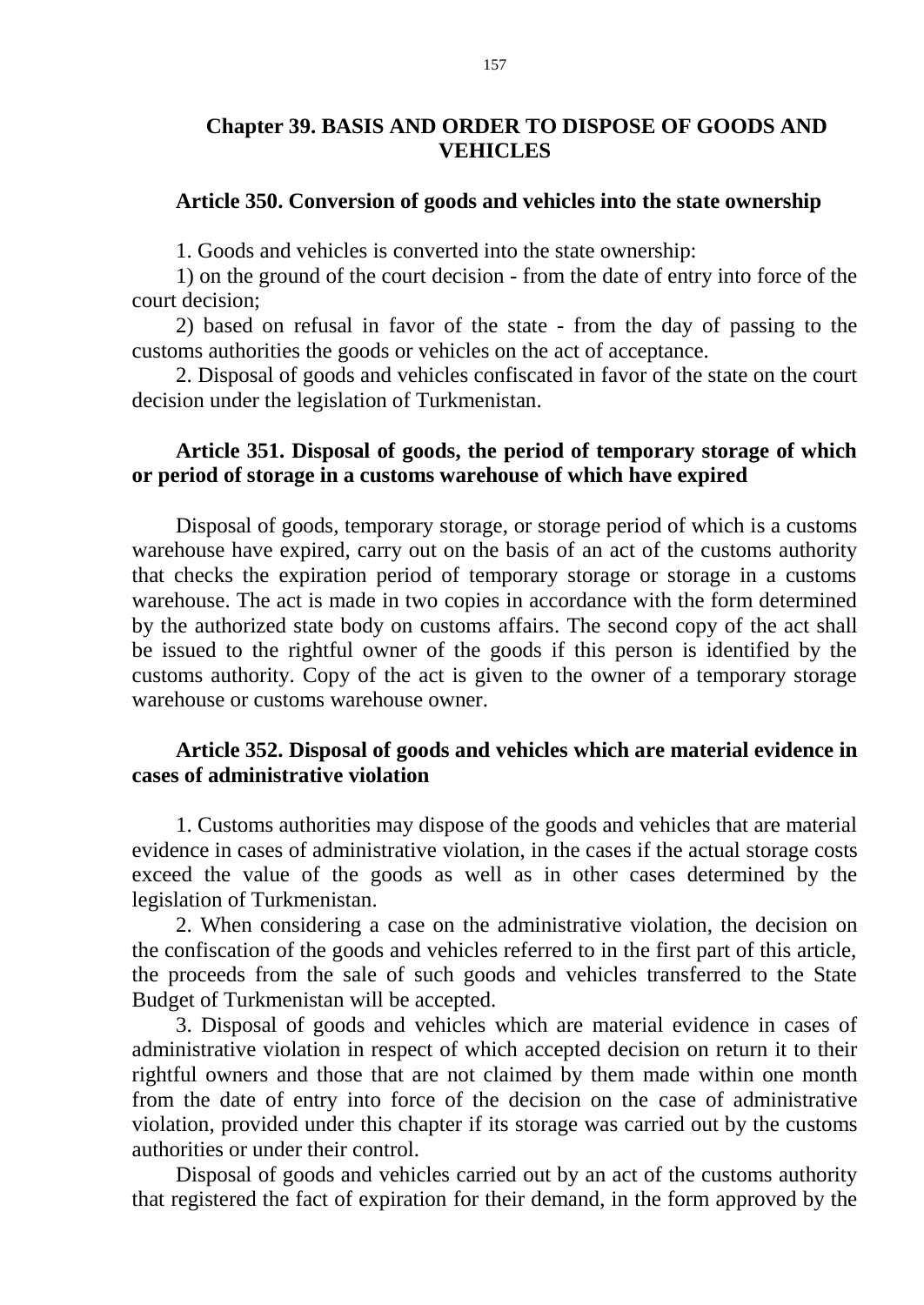## Chapter 39. BASIS AND ORDER TO DISPOSE OF GOODS AND VEHICLES

### Article 350. Conversion of goods and vehicles into the state ownership

1. Goods and vehicles is converted into the state ownership:

1) on the ground of the court decision - from the date of entry into force of the court decision;

2) based on refusal in favor of the state - from the day of passing to the customs authorities the goods or vehicles on the act of acceptance.

2. Disposal of goods and vehicles confiscated in favor of the state on the court decision under the legislation of Turkmenistan.

### Article 351. Disposal of goods, the period of temporary storage of which or period of storage in a customs warehouse of which have expired

Disposal of goods, temporary storage, or storage period of which is a customs warehouse have expired, carry out on the basis of an act of the customs authority that checks the expiration period of temporary storage or storage in a customs warehouse. The act is made in two copies in accordance with the form determined by the authorized state body on customs affairs. The second copy of the act shall be issued to the rightful owner of the goods if this person is identified by the customs authority. Copy of the act is given to the owner of a temporary storage warehouse or customs warehouse owner.

### Article 352. Disposal of goods and vehicles which are material evidence in cases of administrative violation

1. Customs authorities may dispose of the goods and vehicles that are material evidence in cases of administrative violation, in the cases if the actual storage costs exceed the value of the goods as well as in other cases determined by the legislation of Turkmenistan.

2. When considering a case on the administrative violation, the decision on the confiscation of the goods and vehicles referred to in the first part of this article, the proceeds from the sale of such goods and vehicles transferred to the State Budget of Turkmenistan will be accepted.

3. Disposal of goods and vehicles which are material evidence in cases of administrative violation in respect of which accepted decision on return it to their rightful owners and those that are not claimed by them made within one month from the date of entry into force of the decision on the case of administrative violation, provided under this chapter if its storage was carried out by the customs authorities or under their control.

Disposal of goods and vehicles carried out by an act of the customs authority that registered the fact of expiration for their demand, in the form approved by the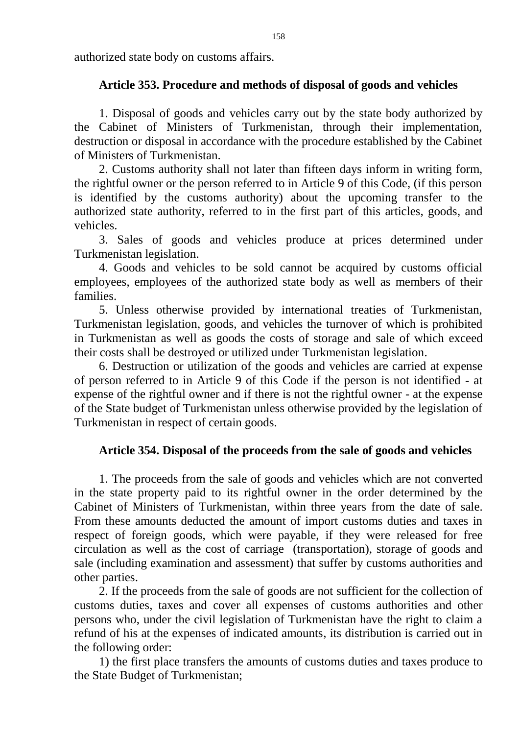authorized state body on customs affairs.

### Article 353. Procedure and methods of disposal of goods and vehicles

1. Disposal of goods and vehicles carry out by the state body authorized by the Cabinet of Ministers of Turkmenistan, through their implementation, destruction or disposal in accordance with the procedure established by the Cabinet of Ministers of Turkmenistan.

2. Customs authority shall not later than fifteen days inform in writing form, the rightful owner or the person referred to in Article 9 of this Code, (if this person is identified by the customs authority) about the upcoming transfer to the authorized state authority, referred to in the first part of this articles, goods, and vehicles.

3. Sales of goods and vehicles produce at prices determined under Turkmenistan legislation.

4. Goods and vehicles to be sold cannot be acquired by customs official employees, employees of the authorized state body as well as members of their families.

5. Unless otherwise provided by international treaties of Turkmenistan, Turkmenistan legislation, goods, and vehicles the turnover of which is prohibited in Turkmenistan as well as goods the costs of storage and sale of which exceed their costs shall be destroyed or utilized under Turkmenistan legislation.

6. Destruction or utilization of the goods and vehicles are carried at expense of person referred to in Article 9 of this Code if the person is not identified - at expense of the rightful owner and if there is not the rightful owner - at the expense of the State budget of Turkmenistan unless otherwise provided by the legislation of Turkmenistan in respect of certain goods.

### Article 354. Disposal of the proceeds from the sale of goods and vehicles

1. The proceeds from the sale of goods and vehicles which are not converted in the state property paid to its rightful owner in the order determined by the Cabinet of Ministers of Turkmenistan, within three years from the date of sale. From these amounts deducted the amount of import customs duties and taxes in respect of foreign goods, which were payable, if they were released for free circulation as well as the cost of carriage (transportation), storage of goods and sale (including examination and assessment) that suffer by customs authorities and other parties.

2. If the proceeds from the sale of goods are not sufficient for the collection of customs duties, taxes and cover all expenses of customs authorities and other persons who, under the civil legislation of Turkmenistan have the right to claim a refund of his at the expenses of indicated amounts, its distribution is carried out in the following order:

1) the first place transfers the amounts of customs duties and taxes produce to the State Budget of Turkmenistan;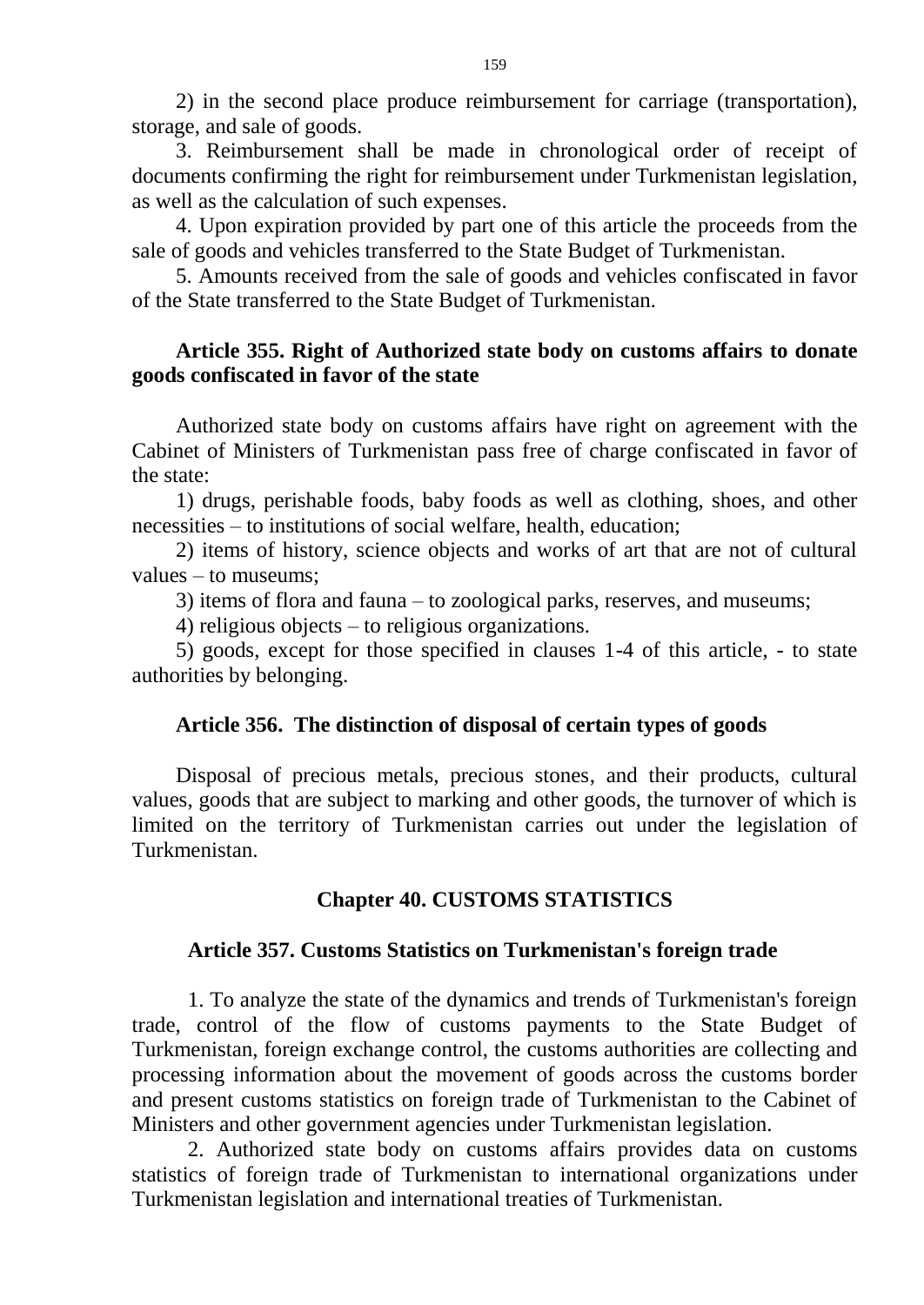2) in the second place produce reimbursement for carriage (transportation), storage, and sale of goods.

3. Reimbursement shall be made in chronological order of receipt of documents confirming the right for reimbursement under Turkmenistan legislation, as well as the calculation of such expenses.

4. Upon expiration provided by part one of this article the proceeds from the sale of goods and vehicles transferred to the State Budget of Turkmenistan.

5. Amounts received from the sale of goods and vehicles confiscated in favor of the State transferred to the State Budget of Turkmenistan.

### Article 355. Right of Authorized state body on customs affairs to donate goods confiscated in favor of the state

Authorized state body on customs affairs have right on agreement with the Cabinet of Ministers of Turkmenistan pass free of charge confiscated in favor of the state:

1) drugs, perishable foods, baby foods as well as clothing, shoes, and other necessities – to institutions of social welfare, health, education;

2) items of history, science objects and works of art that are not of cultural values – to museums;

3) items of flora and fauna – to zoological parks, reserves, and museums;

4) religious objects – to religious organizations.

5) goods, except for those specified in clauses 1-4 of this article, - to state authorities by belonging.

### Article 356. The distinction of disposal of certain types of goods

Disposal of precious metals, precious stones, and their products, cultural values, goods that are subject to marking and other goods, the turnover of which is limited on the territory of Turkmenistan carries out under the legislation of Turkmenistan.

## Chapter 40. CUSTOMS STATISTICS

### Article 357. Customs Statistics on Turkmenistan's foreign trade

1. To analyze the state of the dynamics and trends of Turkmenistan's foreign trade, control of the flow of customs payments to the State Budget of Turkmenistan, foreign exchange control, the customs authorities are collecting and processing information about the movement of goods across the customs border and present customs statistics on foreign trade of Turkmenistan to the Cabinet of Ministers and other government agencies under Turkmenistan legislation.

2. Authorized state body on customs affairs provides data on customs statistics of foreign trade of Turkmenistan to international organizations under Turkmenistan legislation and international treaties of Turkmenistan.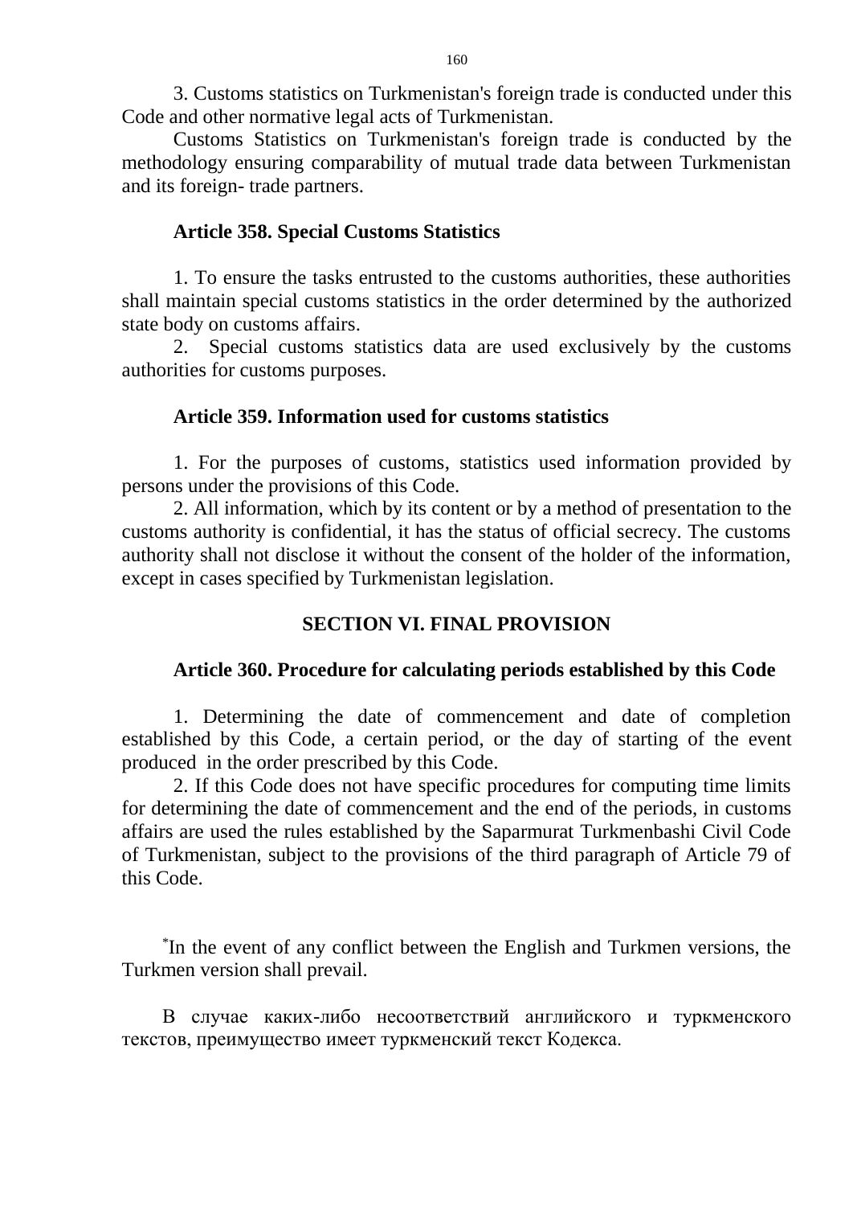3. Customs statistics on Turkmenistan's foreign trade is conducted under this Code and other normative legal acts of Turkmenistan.

Customs Statistics on Turkmenistan's foreign trade is conducted by the methodology ensuring comparability of mutual trade data between Turkmenistan and its foreign- trade partners.

### Article 358. Special Customs Statistics

1. To ensure the tasks entrusted to the customs authorities, these authorities shall maintain special customs statistics in the order determined by the authorized state body on customs affairs.

2. Special customs statistics data are used exclusively by the customs authorities for customs purposes.

### Article 359. Information used for customs statistics

1. For the purposes of customs, statistics used information provided by persons under the provisions of this Code.

2. All information, which by its content or by a method of presentation to the customs authority is confidential, it has the status of official secrecy. The customs authority shall not disclose it without the consent of the holder of the information, except in cases specified by Turkmenistan legislation.

## SECTION VI. FINAL PROVISION

### Article 360. Procedure for calculating periods established by this Code

1. Determining the date of commencement and date of completion established by this Code, a certain period, or the day of starting of the event produced in the order prescribed by this Code.

2. If this Code does not have specific procedures for computing time limits for determining the date of commencement and the end of the periods, in customs affairs are used the rules established by the Saparmurat Turkmenbashi Civil Code of Turkmenistan, subject to the provisions of the third paragraph of Article 79 of this Code.

*In the event of any conflict between the English and Turkmen versions, the Turkmen version shall prevail.

В случае каких-либо несоответствий английского и туркменского текстов, преимущество имеет туркменский текст Кодекса.